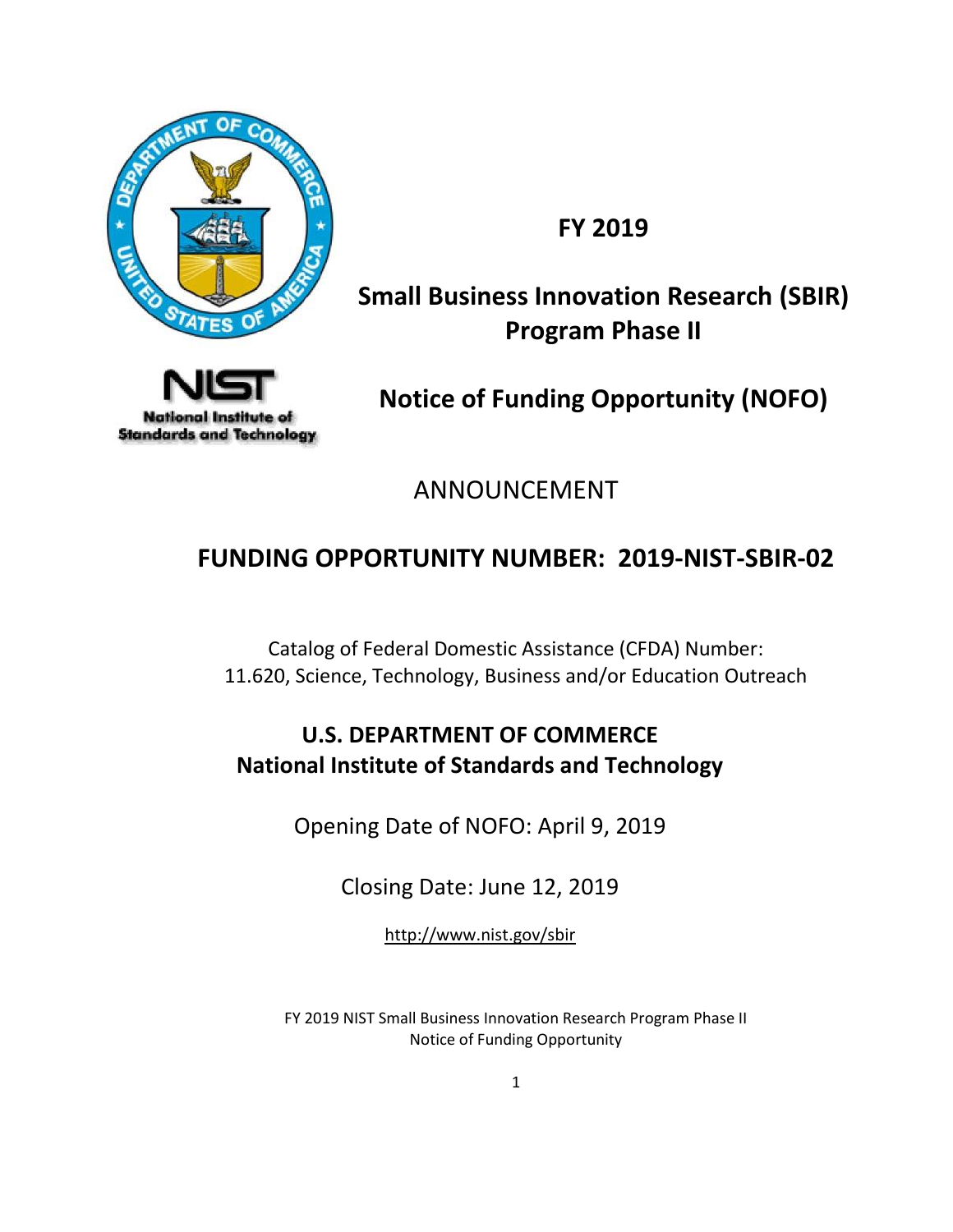# FY 2019

# Small Business Innovation Research (SBIR) Program Phase II

# Notice of Funding Opportunity (NOFO)

ANNOUNCEMENT

## FUNDING OPPORTUNITY NUMBER: 2019-NIST-SBIR-02

Catalog of Federal Domestic Assistance (CFDA) Number:
11.620, Science, Technology, Business and/or Education Outreach

**U.S. DEPARTMENT OF COMMERCE**
**National Institute of Standards and Technology**

Opening Date of NOFO: April 9, 2019

Closing Date: June 12, 2019

http://www.nist.gov/sbir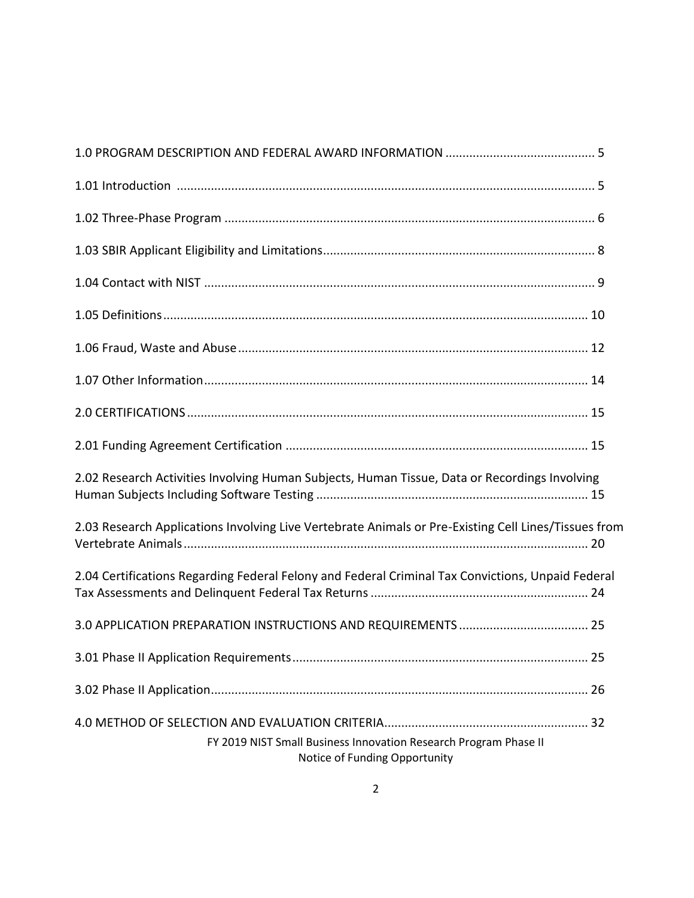1.0 PROGRAM DESCRIPTION AND FEDERAL AWARD INFORMATION ........................................... 5

1.01 Introduction ........................................................................................................... 5

1.02 Three-Phase Program ............................................................................................ 6

1.03 SBIR Applicant Eligibility and Limitations.............................................................. 8

1.04 Contact with NIST .................................................................................................. 9

1.05 Definitions............................................................................................................ 10

1.06 Fraud, Waste and Abuse...................................................................................... 12

1.07 Other Information................................................................................................ 14

2.0 CERTIFICATIONS.................................................................................................... 15

2.01 Funding Agreement Certification ........................................................................ 15

2.02 Research Activities Involving Human Subjects, Human Tissue, Data or Recordings Involving Human Subjects Including Software Testing ............................................................... 15

2.03 Research Applications Involving Live Vertebrate Animals or Pre-Existing Cell Lines/Tissues from Vertebrate Animals...................................................................................................... 20

2.04 Certifications Regarding Federal Felony and Federal Criminal Tax Convictions, Unpaid Federal Tax Assessments and Delinquent Federal Tax Returns ............................................................... 24

3.0 APPLICATION PREPARATION INSTRUCTIONS AND REQUIREMENTS ...................................... 25

3.01 Phase II Application Requirements...................................................................... 25

3.02 Phase II Application.............................................................................................. 26

4.0 METHOD OF SELECTION AND EVALUATION CRITERIA........................................................... 32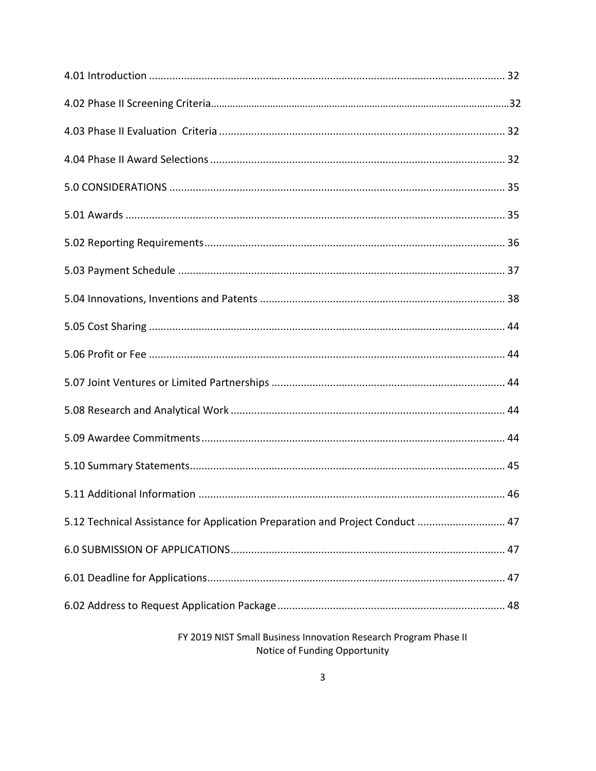4.01 Introduction ........................................................................................................ 32

4.02 Phase II Screening Criteria.........................................................................................32

4.03 Phase II Evaluation Criteria ................................................................................. 32

4.04 Phase II Award Selections .................................................................................... 32

5.0 CONSIDERATIONS ................................................................................................. 35

5.01 Awards ................................................................................................................. 35

5.02 Reporting Requirements...................................................................................... 36

5.03 Payment Schedule ............................................................................................... 37

5.04 Innovations, Inventions and Patents ................................................................... 38

5.05 Cost Sharing ......................................................................................................... 44

5.06 Profit or Fee ......................................................................................................... 44

5.07 Joint Ventures or Limited Partnerships ............................................................... 44

5.08 Research and Analytical Work ............................................................................. 44

5.09 Awardee Commitments....................................................................................... 44

5.10 Summary Statements........................................................................................... 45

5.11 Additional Information ........................................................................................ 46

5.12 Technical Assistance for Application Preparation and Project Conduct .............................. 47

6.0 SUBMISSION OF APPLICATIONS............................................................................. 47

6.01 Deadline for Applications..................................................................................... 47

6.02 Address to Request Application Package ............................................................. 48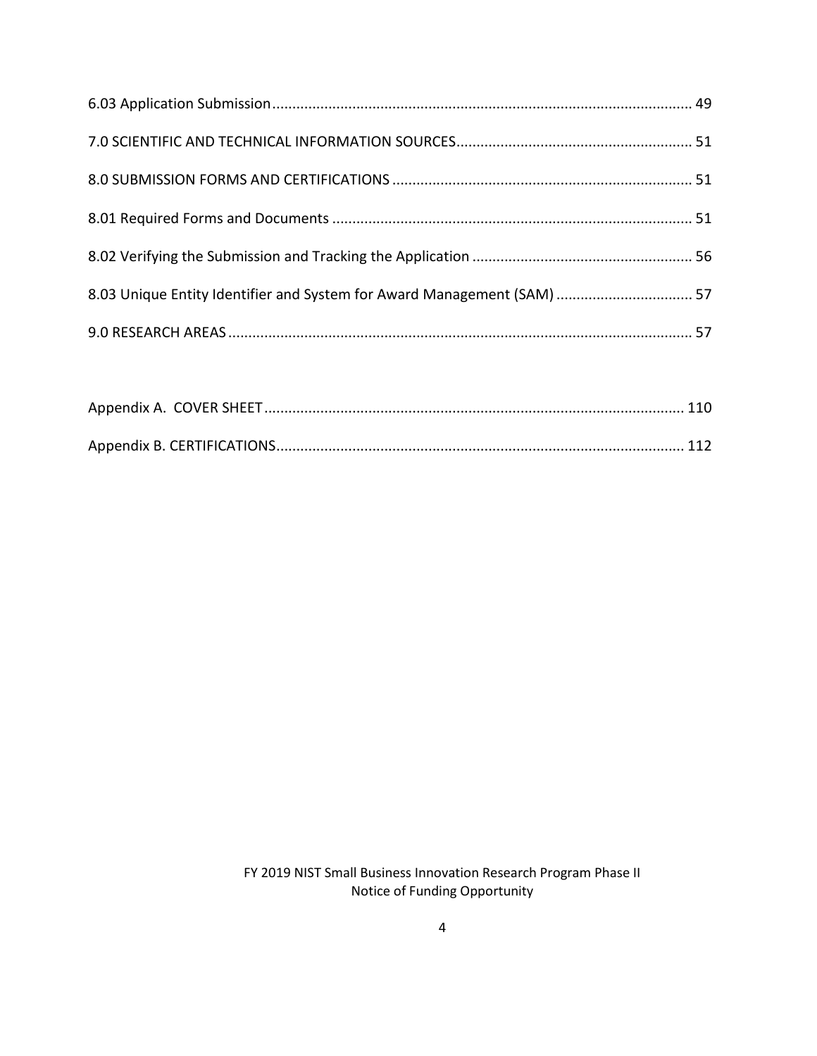6.03 Application Submission ........................................................................................................ 49

7.0 SCIENTIFIC AND TECHNICAL INFORMATION SOURCES .......................................................... 51

8.0 SUBMISSION FORMS AND CERTIFICATIONS .......................................................................... 51

8.01 Required Forms and Documents ......................................................................................... 51

8.02 Verifying the Submission and Tracking the Application ...................................................... 56

8.03 Unique Entity Identifier and System for Award Management (SAM) .................................. 57

9.0 RESEARCH AREAS ................................................................................................................... 57

Appendix A. COVER SHEET ........................................................................................................ 110

Appendix B. CERTIFICATIONS ..................................................................................................... 112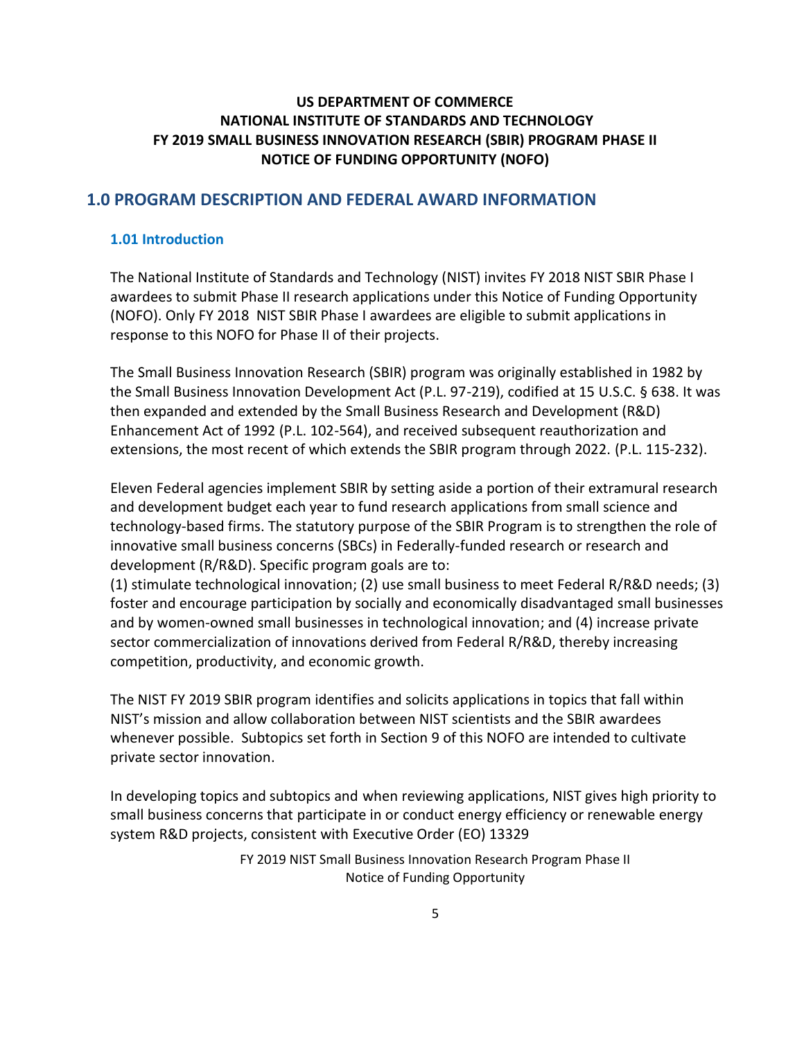**US DEPARTMENT OF COMMERCE**
**NATIONAL INSTITUTE OF STANDARDS AND TECHNOLOGY**
**FY 2019 SMALL BUSINESS INNOVATION RESEARCH (SBIR) PROGRAM PHASE II**
**NOTICE OF FUNDING OPPORTUNITY (NOFO)**

# 1.0 PROGRAM DESCRIPTION AND FEDERAL AWARD INFORMATION

## 1.01 Introduction

The National Institute of Standards and Technology (NIST) invites FY 2018 NIST SBIR Phase I awardees to submit Phase II research applications under this Notice of Funding Opportunity (NOFO). Only FY 2018 NIST SBIR Phase I awardees are eligible to submit applications in response to this NOFO for Phase II of their projects.

The Small Business Innovation Research (SBIR) program was originally established in 1982 by the Small Business Innovation Development Act (P.L. 97-219), codified at 15 U.S.C. § 638. It was then expanded and extended by the Small Business Research and Development (R&D) Enhancement Act of 1992 (P.L. 102-564), and received subsequent reauthorization and extensions, the most recent of which extends the SBIR program through 2022. (P.L. 115-232).

Eleven Federal agencies implement SBIR by setting aside a portion of their extramural research and development budget each year to fund research applications from small science and technology-based firms. The statutory purpose of the SBIR Program is to strengthen the role of innovative small business concerns (SBCs) in Federally-funded research or research and development (R/R&D). Specific program goals are to:
(1) stimulate technological innovation; (2) use small business to meet Federal R/R&D needs; (3) foster and encourage participation by socially and economically disadvantaged small businesses and by women-owned small businesses in technological innovation; and (4) increase private sector commercialization of innovations derived from Federal R/R&D, thereby increasing competition, productivity, and economic growth.

The NIST FY 2019 SBIR program identifies and solicits applications in topics that fall within NIST's mission and allow collaboration between NIST scientists and the SBIR awardees whenever possible. Subtopics set forth in Section 9 of this NOFO are intended to cultivate private sector innovation.

In developing topics and subtopics and when reviewing applications, NIST gives high priority to small business concerns that participate in or conduct energy efficiency or renewable energy system R&D projects, consistent with Executive Order (EO) 13329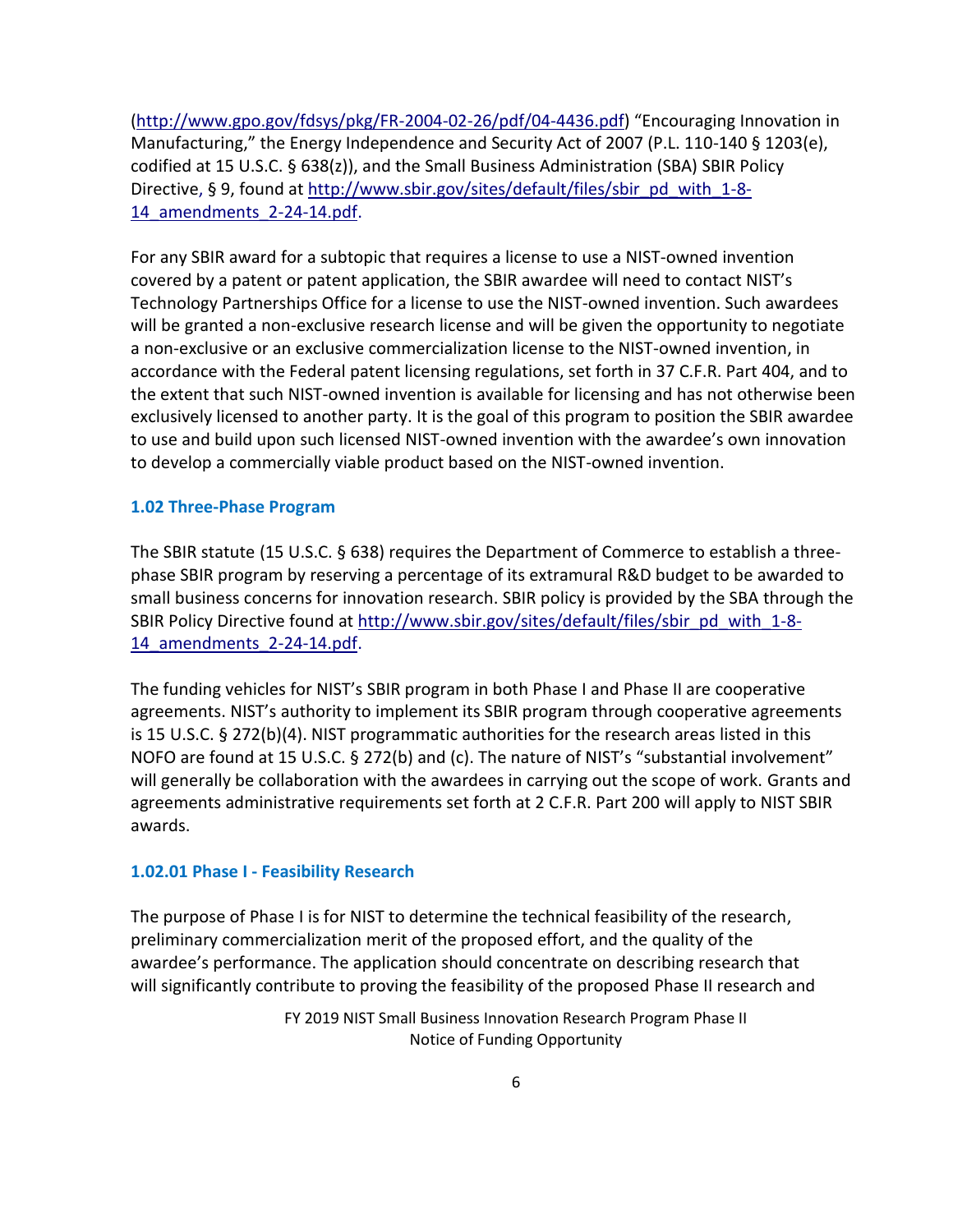(http://www.gpo.gov/fdsys/pkg/FR-2004-02-26/pdf/04-4436.pdf) "Encouraging Innovation in Manufacturing," the Energy Independence and Security Act of 2007 (P.L. 110-140 § 1203(e), codified at 15 U.S.C. § 638(z)), and the Small Business Administration (SBA) SBIR Policy Directive, § 9, found at http://www.sbir.gov/sites/default/files/sbir_pd_with_1-8-14_amendments_2-24-14.pdf.

For any SBIR award for a subtopic that requires a license to use a NIST-owned invention covered by a patent or patent application, the SBIR awardee will need to contact NIST's Technology Partnerships Office for a license to use the NIST-owned invention. Such awardees will be granted a non-exclusive research license and will be given the opportunity to negotiate a non-exclusive or an exclusive commercialization license to the NIST-owned invention, in accordance with the Federal patent licensing regulations, set forth in 37 C.F.R. Part 404, and to the extent that such NIST-owned invention is available for licensing and has not otherwise been exclusively licensed to another party. It is the goal of this program to position the SBIR awardee to use and build upon such licensed NIST-owned invention with the awardee's own innovation to develop a commercially viable product based on the NIST-owned invention.

### 1.02 Three-Phase Program

The SBIR statute (15 U.S.C. § 638) requires the Department of Commerce to establish a three-phase SBIR program by reserving a percentage of its extramural R&D budget to be awarded to small business concerns for innovation research. SBIR policy is provided by the SBA through the SBIR Policy Directive found at http://www.sbir.gov/sites/default/files/sbir_pd_with_1-8-14_amendments_2-24-14.pdf.

The funding vehicles for NIST's SBIR program in both Phase I and Phase II are cooperative agreements. NIST's authority to implement its SBIR program through cooperative agreements is 15 U.S.C. § 272(b)(4). NIST programmatic authorities for the research areas listed in this NOFO are found at 15 U.S.C. § 272(b) and (c). The nature of NIST's "substantial involvement" will generally be collaboration with the awardees in carrying out the scope of work. Grants and agreements administrative requirements set forth at 2 C.F.R. Part 200 will apply to NIST SBIR awards.

#### 1.02.01 Phase I - Feasibility Research

The purpose of Phase I is for NIST to determine the technical feasibility of the research, preliminary commercialization merit of the proposed effort, and the quality of the awardee's performance. The application should concentrate on describing research that will significantly contribute to proving the feasibility of the proposed Phase II research and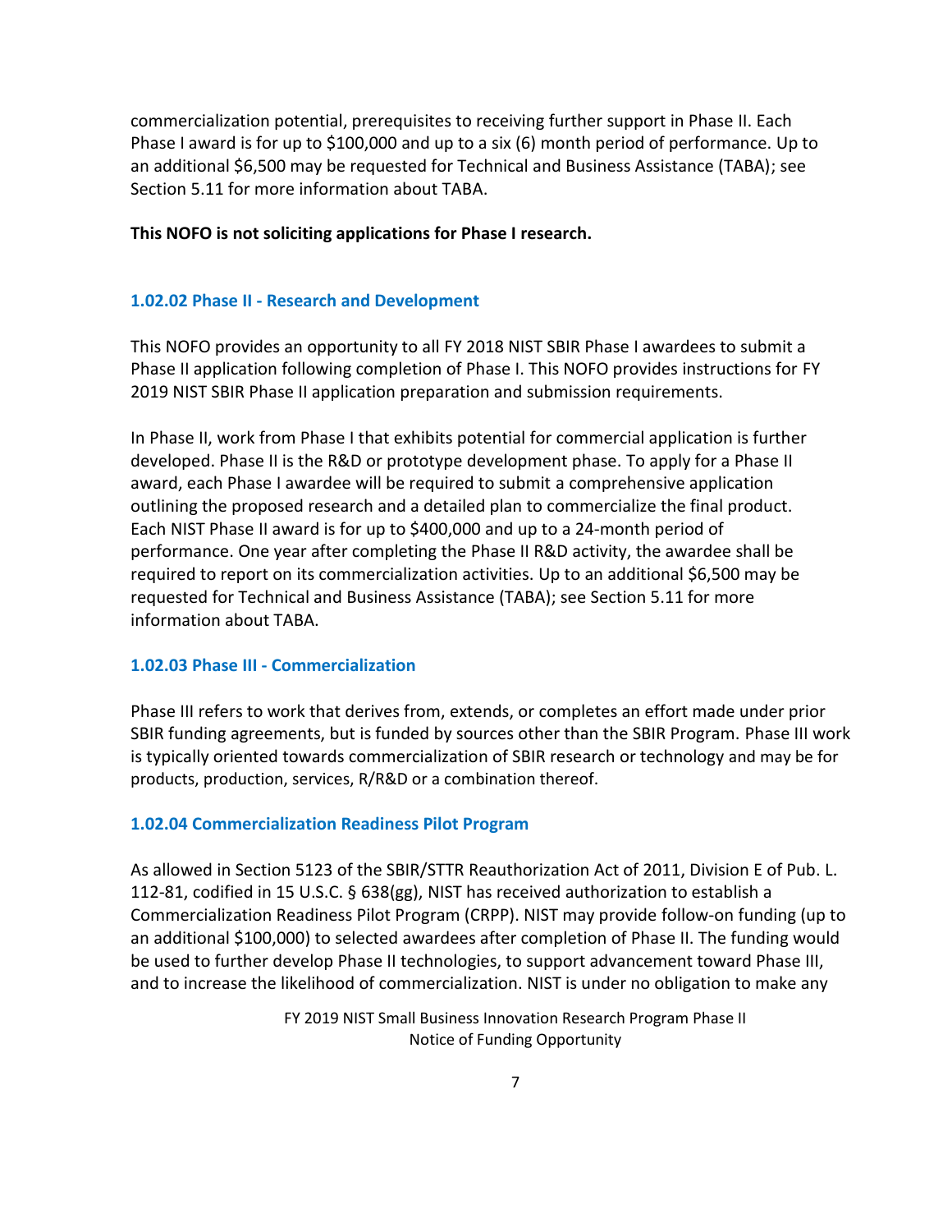commercialization potential, prerequisites to receiving further support in Phase II. Each Phase I award is for up to $100,000 and up to a six (6) month period of performance. Up to an additional $6,500 may be requested for Technical and Business Assistance (TABA); see Section 5.11 for more information about TABA.

**This NOFO is not soliciting applications for Phase I research.**

### 1.02.02 Phase II - Research and Development

This NOFO provides an opportunity to all FY 2018 NIST SBIR Phase I awardees to submit a Phase II application following completion of Phase I. This NOFO provides instructions for FY 2019 NIST SBIR Phase II application preparation and submission requirements.

In Phase II, work from Phase I that exhibits potential for commercial application is further developed. Phase II is the R&D or prototype development phase. To apply for a Phase II award, each Phase I awardee will be required to submit a comprehensive application outlining the proposed research and a detailed plan to commercialize the final product. Each NIST Phase II award is for up to $400,000 and up to a 24-month period of performance. One year after completing the Phase II R&D activity, the awardee shall be required to report on its commercialization activities. Up to an additional $6,500 may be requested for Technical and Business Assistance (TABA); see Section 5.11 for more information about TABA.

### 1.02.03 Phase III - Commercialization

Phase III refers to work that derives from, extends, or completes an effort made under prior SBIR funding agreements, but is funded by sources other than the SBIR Program. Phase III work is typically oriented towards commercialization of SBIR research or technology and may be for products, production, services, R/R&D or a combination thereof.

### 1.02.04 Commercialization Readiness Pilot Program

As allowed in Section 5123 of the SBIR/STTR Reauthorization Act of 2011, Division E of Pub. L. 112-81, codified in 15 U.S.C. § 638(gg), NIST has received authorization to establish a Commercialization Readiness Pilot Program (CRPP). NIST may provide follow-on funding (up to an additional $100,000) to selected awardees after completion of Phase II. The funding would be used to further develop Phase II technologies, to support advancement toward Phase III, and to increase the likelihood of commercialization. NIST is under no obligation to make any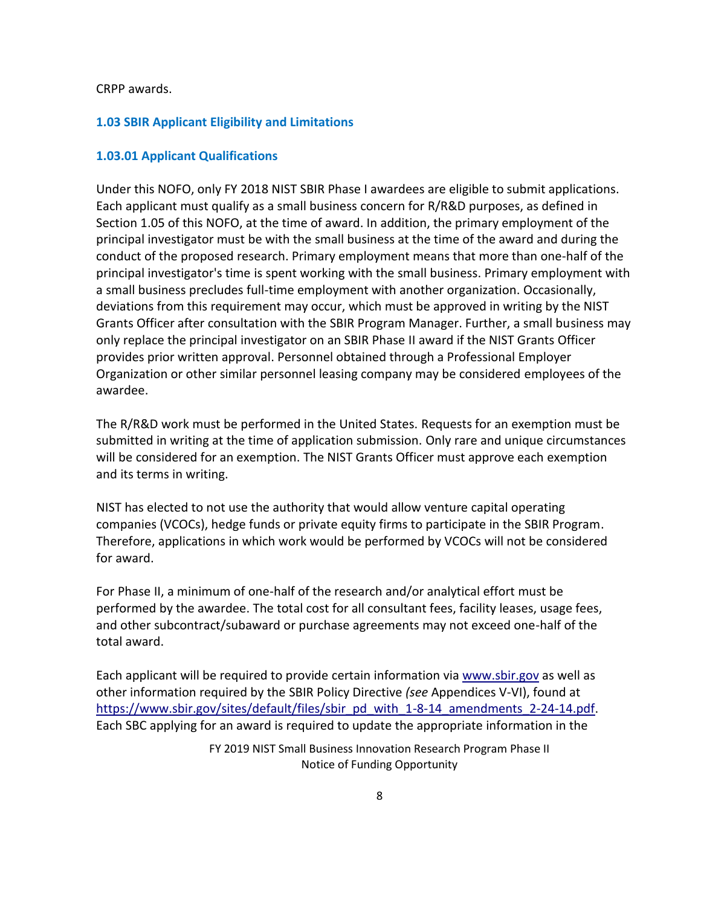CRPP awards.

### 1.03 SBIR Applicant Eligibility and Limitations

#### 1.03.01 Applicant Qualifications

Under this NOFO, only FY 2018 NIST SBIR Phase I awardees are eligible to submit applications. Each applicant must qualify as a small business concern for R/R&D purposes, as defined in Section 1.05 of this NOFO, at the time of award. In addition, the primary employment of the principal investigator must be with the small business at the time of the award and during the conduct of the proposed research. Primary employment means that more than one-half of the principal investigator's time is spent working with the small business. Primary employment with a small business precludes full-time employment with another organization. Occasionally, deviations from this requirement may occur, which must be approved in writing by the NIST Grants Officer after consultation with the SBIR Program Manager. Further, a small business may only replace the principal investigator on an SBIR Phase II award if the NIST Grants Officer provides prior written approval. Personnel obtained through a Professional Employer Organization or other similar personnel leasing company may be considered employees of the awardee.

The R/R&D work must be performed in the United States. Requests for an exemption must be submitted in writing at the time of application submission. Only rare and unique circumstances will be considered for an exemption. The NIST Grants Officer must approve each exemption and its terms in writing.

NIST has elected to not use the authority that would allow venture capital operating companies (VCOCs), hedge funds or private equity firms to participate in the SBIR Program. Therefore, applications in which work would be performed by VCOCs will not be considered for award.

For Phase II, a minimum of one-half of the research and/or analytical effort must be performed by the awardee. The total cost for all consultant fees, facility leases, usage fees, and other subcontract/subaward or purchase agreements may not exceed one-half of the total award.

Each applicant will be required to provide certain information via [www.sbir.gov](www.sbir.gov) as well as other information required by the SBIR Policy Directive *(see* Appendices V-VI), found at [https://www.sbir.gov/sites/default/files/sbir_pd_with_1-8-14_amendments_2-24-14.pdf](https://www.sbir.gov/sites/default/files/sbir_pd_with_1-8-14_amendments_2-24-14.pdf). Each SBC applying for an award is required to update the appropriate information in the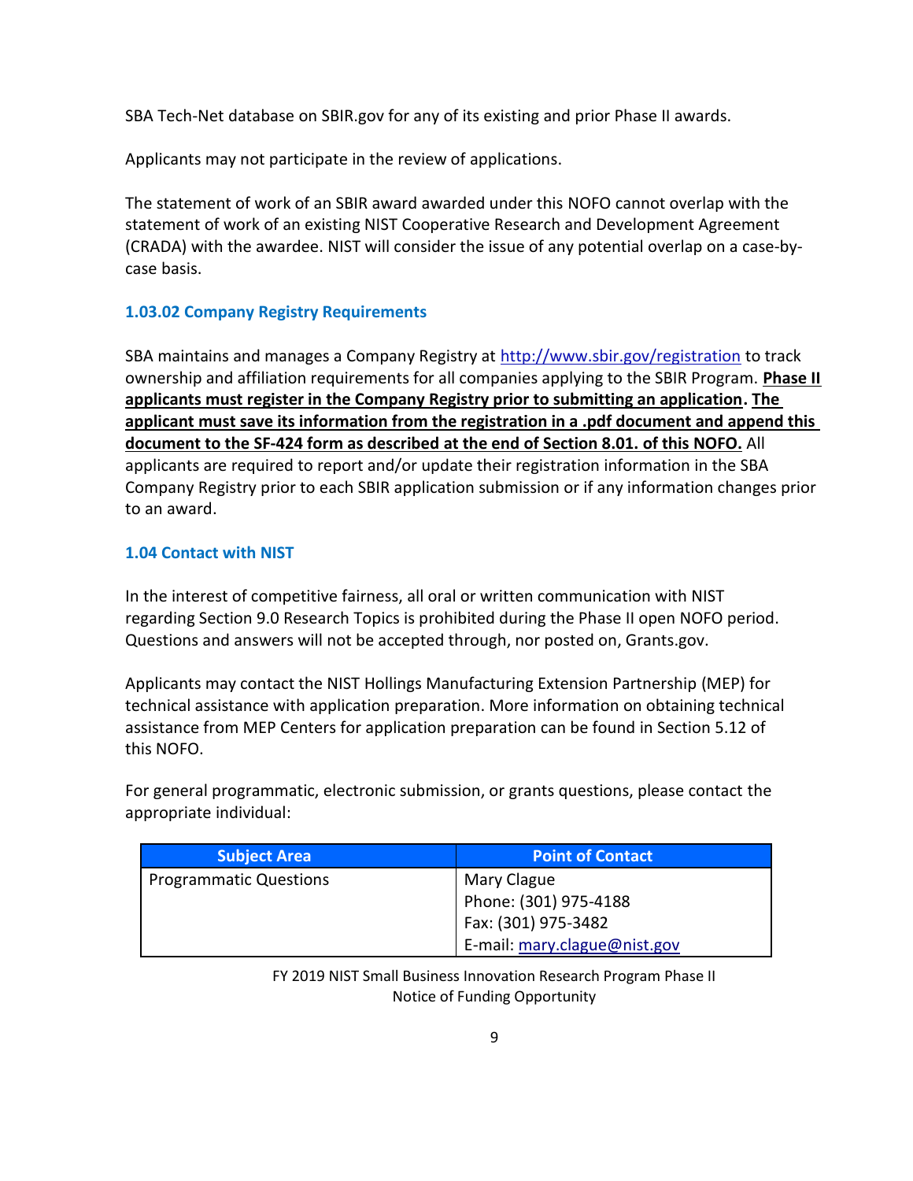SBA Tech-Net database on SBIR.gov for any of its existing and prior Phase II awards.

Applicants may not participate in the review of applications.

The statement of work of an SBIR award awarded under this NOFO cannot overlap with the statement of work of an existing NIST Cooperative Research and Development Agreement (CRADA) with the awardee. NIST will consider the issue of any potential overlap on a case-by-case basis.

### 1.03.02 Company Registry Requirements

SBA maintains and manages a Company Registry at http://www.sbir.gov/registration to track ownership and affiliation requirements for all companies applying to the SBIR Program. **Phase II applicants must register in the Company Registry prior to submitting an application. The applicant must save its information from the registration in a .pdf document and append this document to the SF-424 form as described at the end of Section 8.01. of this NOFO.** All applicants are required to report and/or update their registration information in the SBA Company Registry prior to each SBIR application submission or if any information changes prior to an award.

### 1.04 Contact with NIST

In the interest of competitive fairness, all oral or written communication with NIST regarding Section 9.0 Research Topics is prohibited during the Phase II open NOFO period. Questions and answers will not be accepted through, nor posted on, Grants.gov.

Applicants may contact the NIST Hollings Manufacturing Extension Partnership (MEP) for technical assistance with application preparation. More information on obtaining technical assistance from MEP Centers for application preparation can be found in Section 5.12 of this NOFO.

For general programmatic, electronic submission, or grants questions, please contact the appropriate individual:

| Subject Area | Point of Contact |
|---|---|
| Programmatic Questions | Mary Clague<br>Phone: (301) 975-4188<br>Fax: (301) 975-3482<br>E-mail: mary.clague@nist.gov |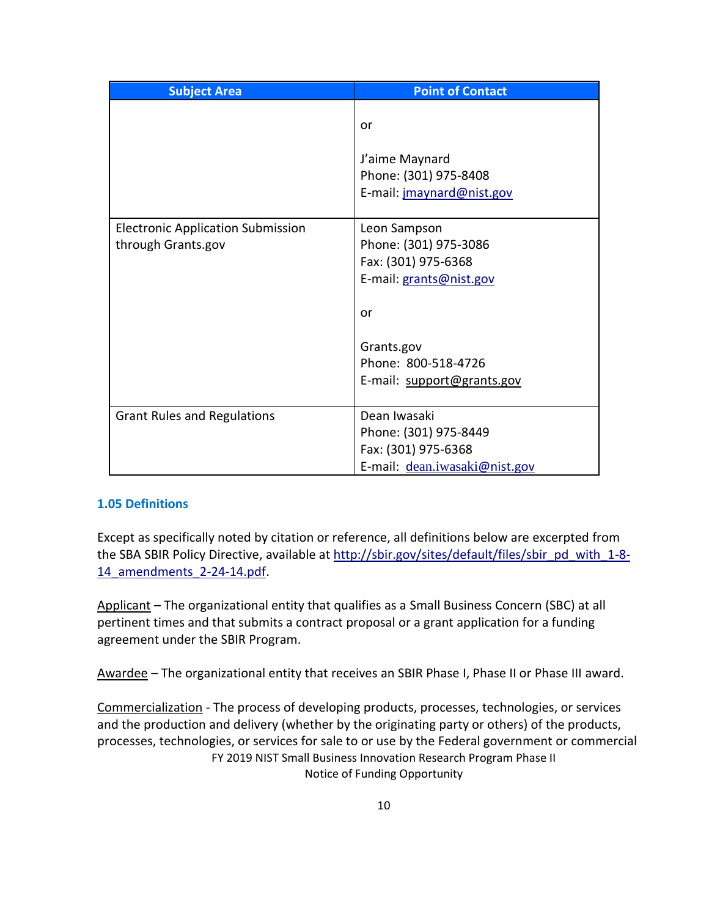| Subject Area | Point of Contact |
| --- | --- |
| | or<br><br>J'aime Maynard<br>Phone: (301) 975-8408<br>E-mail: jmaynard@nist.gov |
| Electronic Application Submission through Grants.gov | Leon Sampson<br>Phone: (301) 975-3086<br>Fax: (301) 975-6368<br>E-mail: grants@nist.gov<br><br>or<br><br>Grants.gov<br>Phone: 800-518-4726<br>E-mail: support@grants.gov |
| Grant Rules and Regulations | Dean Iwasaki<br>Phone: (301) 975-8449<br>Fax: (301) 975-6368<br>E-mail: dean.iwasaki@nist.gov |

### 1.05 Definitions

Except as specifically noted by citation or reference, all definitions below are excerpted from the SBA SBIR Policy Directive, available at http://sbir.gov/sites/default/files/sbir_pd_with_1-8-14_amendments_2-24-14.pdf.

Applicant – The organizational entity that qualifies as a Small Business Concern (SBC) at all pertinent times and that submits a contract proposal or a grant application for a funding agreement under the SBIR Program.

Awardee – The organizational entity that receives an SBIR Phase I, Phase II or Phase III award.

Commercialization - The process of developing products, processes, technologies, or services and the production and delivery (whether by the originating party or others) of the products, processes, technologies, or services for sale to or use by the Federal government or commercial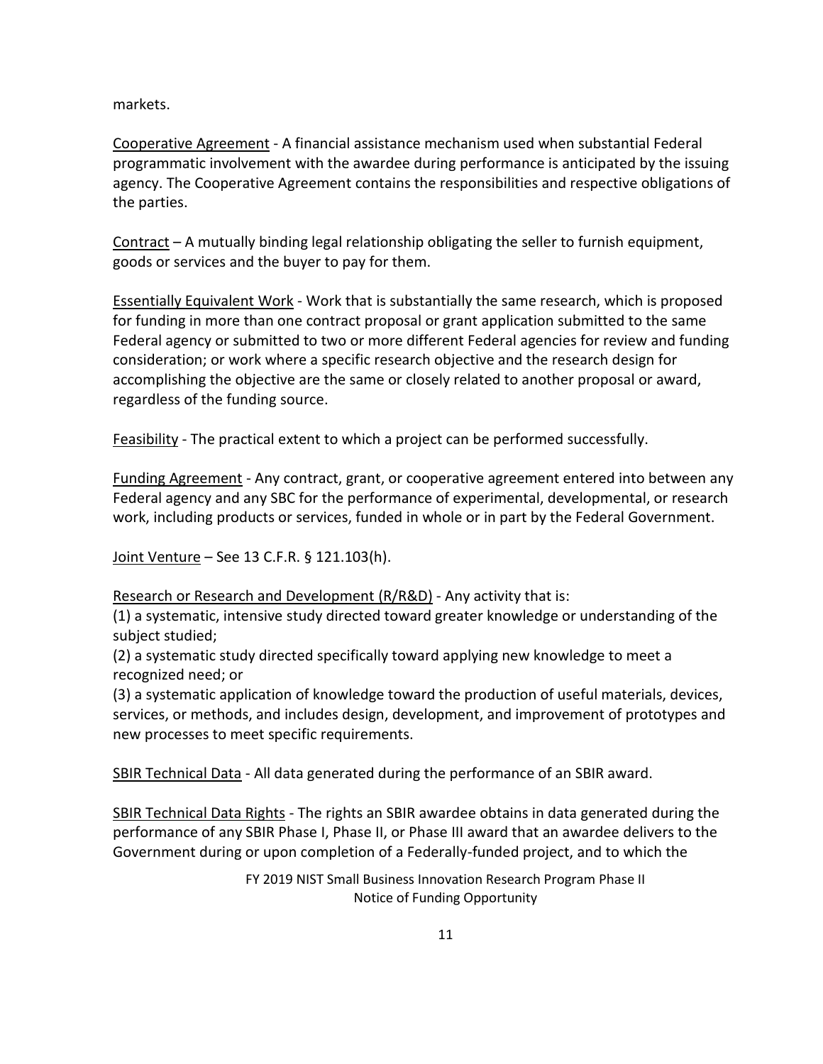markets.

Cooperative Agreement - A financial assistance mechanism used when substantial Federal programmatic involvement with the awardee during performance is anticipated by the issuing agency. The Cooperative Agreement contains the responsibilities and respective obligations of the parties.

Contract – A mutually binding legal relationship obligating the seller to furnish equipment, goods or services and the buyer to pay for them.

Essentially Equivalent Work - Work that is substantially the same research, which is proposed for funding in more than one contract proposal or grant application submitted to the same Federal agency or submitted to two or more different Federal agencies for review and funding consideration; or work where a specific research objective and the research design for accomplishing the objective are the same or closely related to another proposal or award, regardless of the funding source.

Feasibility - The practical extent to which a project can be performed successfully.

Funding Agreement - Any contract, grant, or cooperative agreement entered into between any Federal agency and any SBC for the performance of experimental, developmental, or research work, including products or services, funded in whole or in part by the Federal Government.

Joint Venture – See 13 C.F.R. § 121.103(h).

Research or Research and Development (R/R&D) - Any activity that is:
(1) a systematic, intensive study directed toward greater knowledge or understanding of the subject studied;
(2) a systematic study directed specifically toward applying new knowledge to meet a recognized need; or
(3) a systematic application of knowledge toward the production of useful materials, devices, services, or methods, and includes design, development, and improvement of prototypes and new processes to meet specific requirements.

SBIR Technical Data - All data generated during the performance of an SBIR award.

SBIR Technical Data Rights - The rights an SBIR awardee obtains in data generated during the performance of any SBIR Phase I, Phase II, or Phase III award that an awardee delivers to the Government during or upon completion of a Federally-funded project, and to which the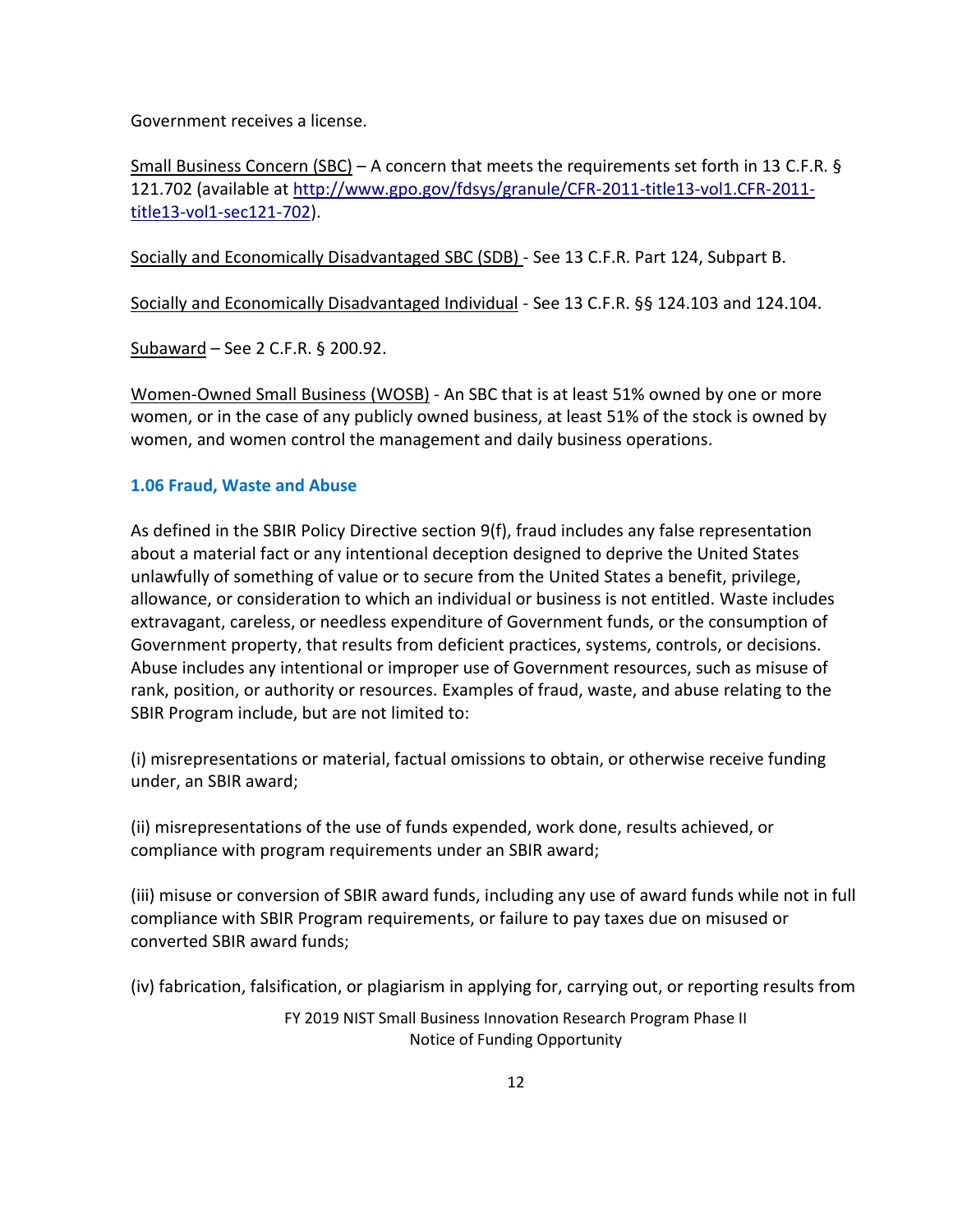Government receives a license.

Small Business Concern (SBC) – A concern that meets the requirements set forth in 13 C.F.R. § 121.702 (available at http://www.gpo.gov/fdsys/granule/CFR-2011-title13-vol1.CFR-2011-title13-vol1-sec121-702).

Socially and Economically Disadvantaged SBC (SDB) - See 13 C.F.R. Part 124, Subpart B.

Socially and Economically Disadvantaged Individual - See 13 C.F.R. §§ 124.103 and 124.104.

Subaward – See 2 C.F.R. § 200.92.

Women-Owned Small Business (WOSB) - An SBC that is at least 51% owned by one or more women, or in the case of any publicly owned business, at least 51% of the stock is owned by women, and women control the management and daily business operations.

### 1.06 Fraud, Waste and Abuse

As defined in the SBIR Policy Directive section 9(f), fraud includes any false representation about a material fact or any intentional deception designed to deprive the United States unlawfully of something of value or to secure from the United States a benefit, privilege, allowance, or consideration to which an individual or business is not entitled. Waste includes extravagant, careless, or needless expenditure of Government funds, or the consumption of Government property, that results from deficient practices, systems, controls, or decisions. Abuse includes any intentional or improper use of Government resources, such as misuse of rank, position, or authority or resources. Examples of fraud, waste, and abuse relating to the SBIR Program include, but are not limited to:

(i) misrepresentations or material, factual omissions to obtain, or otherwise receive funding under, an SBIR award;

(ii) misrepresentations of the use of funds expended, work done, results achieved, or compliance with program requirements under an SBIR award;

(iii) misuse or conversion of SBIR award funds, including any use of award funds while not in full compliance with SBIR Program requirements, or failure to pay taxes due on misused or converted SBIR award funds;

(iv) fabrication, falsification, or plagiarism in applying for, carrying out, or reporting results from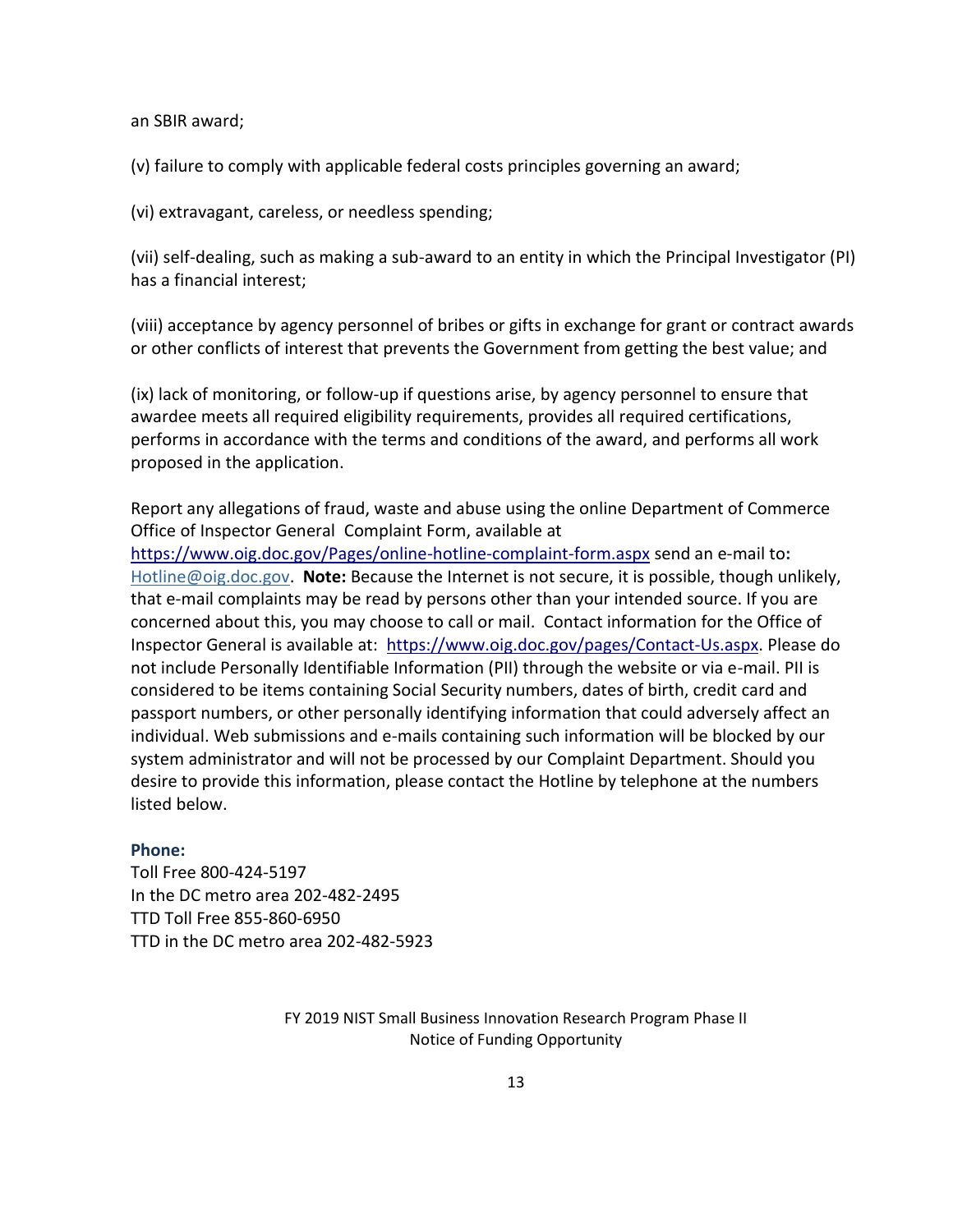an SBIR award;

(v) failure to comply with applicable federal costs principles governing an award;

(vi) extravagant, careless, or needless spending;

(vii) self-dealing, such as making a sub-award to an entity in which the Principal Investigator (PI) has a financial interest;

(viii) acceptance by agency personnel of bribes or gifts in exchange for grant or contract awards or other conflicts of interest that prevents the Government from getting the best value; and

(ix) lack of monitoring, or follow-up if questions arise, by agency personnel to ensure that awardee meets all required eligibility requirements, provides all required certifications, performs in accordance with the terms and conditions of the award, and performs all work proposed in the application.

Report any allegations of fraud, waste and abuse using the online Department of Commerce Office of Inspector General Complaint Form, available at https://www.oig.doc.gov/Pages/online-hotline-complaint-form.aspx send an e-mail to**:** Hotline@oig.doc.gov. **Note:** Because the Internet is not secure, it is possible, though unlikely, that e-mail complaints may be read by persons other than your intended source. If you are concerned about this, you may choose to call or mail. Contact information for the Office of Inspector General is available at: https://www.oig.doc.gov/pages/Contact-Us.aspx. Please do not include Personally Identifiable Information (PII) through the website or via e-mail. PII is considered to be items containing Social Security numbers, dates of birth, credit card and passport numbers, or other personally identifying information that could adversely affect an individual. Web submissions and e-mails containing such information will be blocked by our system administrator and will not be processed by our Complaint Department. Should you desire to provide this information, please contact the Hotline by telephone at the numbers listed below.

**Phone:**
Toll Free 800-424-5197
In the DC metro area 202-482-2495
TTD Toll Free 855-860-6950
TTD in the DC metro area 202-482-5923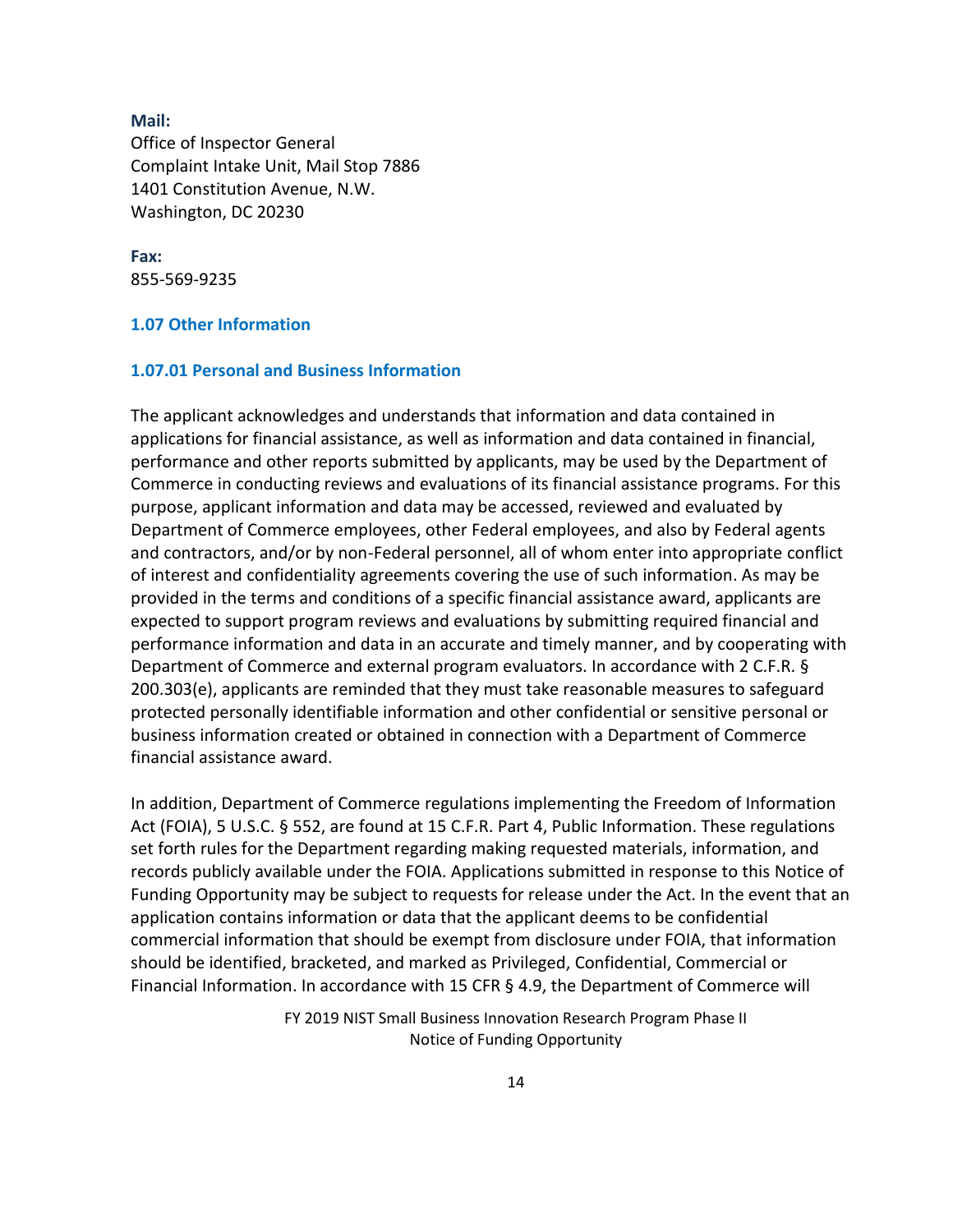**Mail:**
Office of Inspector General
Complaint Intake Unit, Mail Stop 7886
1401 Constitution Avenue, N.W.
Washington, DC 20230

**Fax:**
855-569-9235

### 1.07 Other Information

#### 1.07.01 Personal and Business Information

The applicant acknowledges and understands that information and data contained in applications for financial assistance, as well as information and data contained in financial, performance and other reports submitted by applicants, may be used by the Department of Commerce in conducting reviews and evaluations of its financial assistance programs. For this purpose, applicant information and data may be accessed, reviewed and evaluated by Department of Commerce employees, other Federal employees, and also by Federal agents and contractors, and/or by non-Federal personnel, all of whom enter into appropriate conflict of interest and confidentiality agreements covering the use of such information. As may be provided in the terms and conditions of a specific financial assistance award, applicants are expected to support program reviews and evaluations by submitting required financial and performance information and data in an accurate and timely manner, and by cooperating with Department of Commerce and external program evaluators. In accordance with 2 C.F.R. § 200.303(e), applicants are reminded that they must take reasonable measures to safeguard protected personally identifiable information and other confidential or sensitive personal or business information created or obtained in connection with a Department of Commerce financial assistance award.

In addition, Department of Commerce regulations implementing the Freedom of Information Act (FOIA), 5 U.S.C. § 552, are found at 15 C.F.R. Part 4, Public Information. These regulations set forth rules for the Department regarding making requested materials, information, and records publicly available under the FOIA. Applications submitted in response to this Notice of Funding Opportunity may be subject to requests for release under the Act. In the event that an application contains information or data that the applicant deems to be confidential commercial information that should be exempt from disclosure under FOIA, that information should be identified, bracketed, and marked as Privileged, Confidential, Commercial or Financial Information. In accordance with 15 CFR § 4.9, the Department of Commerce will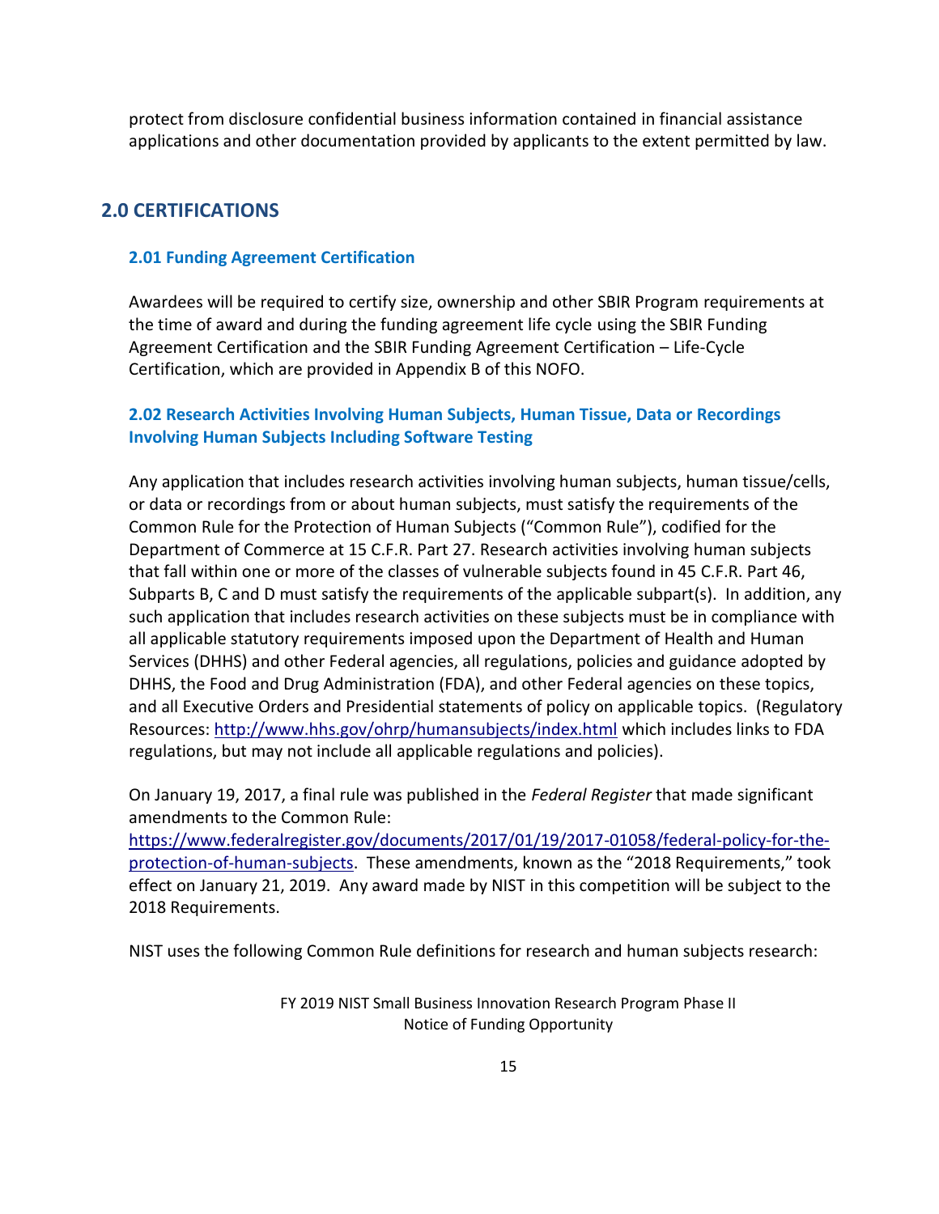protect from disclosure confidential business information contained in financial assistance applications and other documentation provided by applicants to the extent permitted by law.

## 2.0 CERTIFICATIONS

### 2.01 Funding Agreement Certification

Awardees will be required to certify size, ownership and other SBIR Program requirements at the time of award and during the funding agreement life cycle using the SBIR Funding Agreement Certification and the SBIR Funding Agreement Certification – Life-Cycle Certification, which are provided in Appendix B of this NOFO.

### 2.02 Research Activities Involving Human Subjects, Human Tissue, Data or Recordings Involving Human Subjects Including Software Testing

Any application that includes research activities involving human subjects, human tissue/cells, or data or recordings from or about human subjects, must satisfy the requirements of the Common Rule for the Protection of Human Subjects ("Common Rule"), codified for the Department of Commerce at 15 C.F.R. Part 27. Research activities involving human subjects that fall within one or more of the classes of vulnerable subjects found in 45 C.F.R. Part 46, Subparts B, C and D must satisfy the requirements of the applicable subpart(s). In addition, any such application that includes research activities on these subjects must be in compliance with all applicable statutory requirements imposed upon the Department of Health and Human Services (DHHS) and other Federal agencies, all regulations, policies and guidance adopted by DHHS, the Food and Drug Administration (FDA), and other Federal agencies on these topics, and all Executive Orders and Presidential statements of policy on applicable topics. (Regulatory Resources: http://www.hhs.gov/ohrp/humansubjects/index.html which includes links to FDA regulations, but may not include all applicable regulations and policies).

On January 19, 2017, a final rule was published in the *Federal Register* that made significant amendments to the Common Rule: https://www.federalregister.gov/documents/2017/01/19/2017-01058/federal-policy-for-the-protection-of-human-subjects. These amendments, known as the "2018 Requirements," took effect on January 21, 2019. Any award made by NIST in this competition will be subject to the 2018 Requirements.

NIST uses the following Common Rule definitions for research and human subjects research: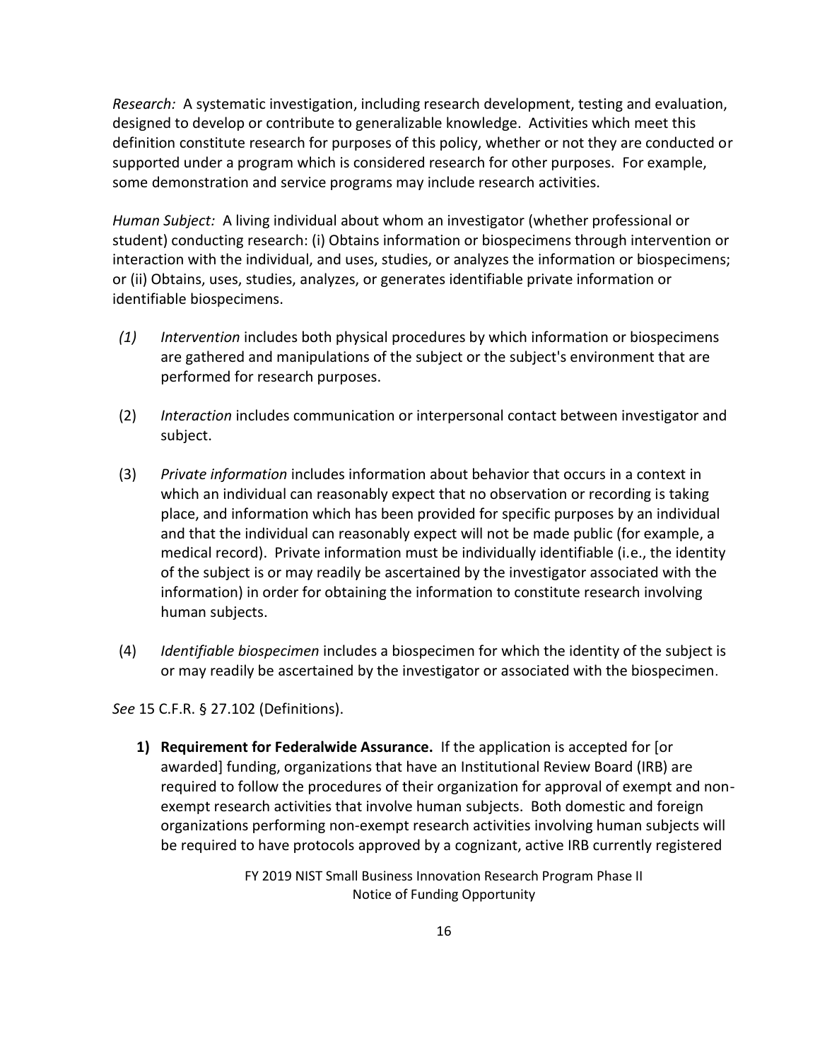*Research:* A systematic investigation, including research development, testing and evaluation, designed to develop or contribute to generalizable knowledge. Activities which meet this definition constitute research for purposes of this policy, whether or not they are conducted or supported under a program which is considered research for other purposes. For example, some demonstration and service programs may include research activities.

*Human Subject:* A living individual about whom an investigator (whether professional or student) conducting research: (i) Obtains information or biospecimens through intervention or interaction with the individual, and uses, studies, or analyzes the information or biospecimens; or (ii) Obtains, uses, studies, analyzes, or generates identifiable private information or identifiable biospecimens.

*(1)* *Intervention* includes both physical procedures by which information or biospecimens are gathered and manipulations of the subject or the subject's environment that are performed for research purposes.

(2) *Interaction* includes communication or interpersonal contact between investigator and subject.

(3) *Private information* includes information about behavior that occurs in a context in which an individual can reasonably expect that no observation or recording is taking place, and information which has been provided for specific purposes by an individual and that the individual can reasonably expect will not be made public (for example, a medical record). Private information must be individually identifiable (i.e., the identity of the subject is or may readily be ascertained by the investigator associated with the information) in order for obtaining the information to constitute research involving human subjects.

(4) *Identifiable biospecimen* includes a biospecimen for which the identity of the subject is or may readily be ascertained by the investigator or associated with the biospecimen.

*See* 15 C.F.R. § 27.102 (Definitions).

1) **Requirement for Federalwide Assurance.** If the application is accepted for [or awarded] funding, organizations that have an Institutional Review Board (IRB) are required to follow the procedures of their organization for approval of exempt and non-exempt research activities that involve human subjects. Both domestic and foreign organizations performing non-exempt research activities involving human subjects will be required to have protocols approved by a cognizant, active IRB currently registered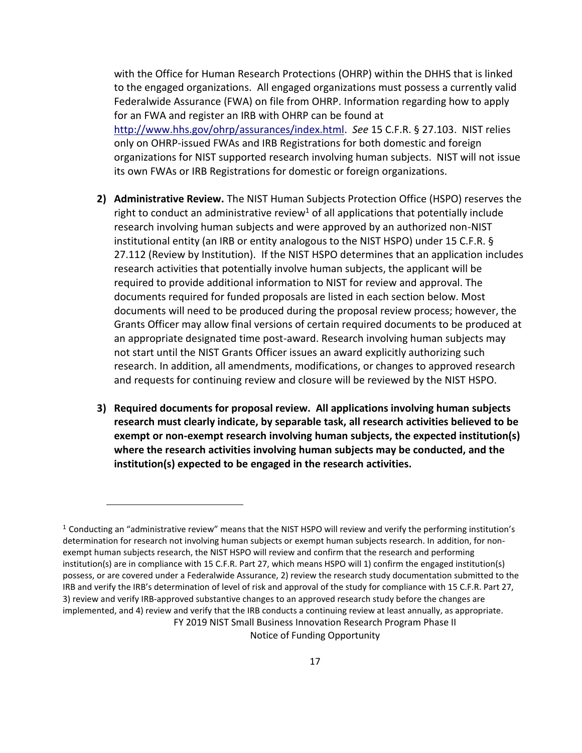with the Office for Human Research Protections (OHRP) within the DHHS that is linked to the engaged organizations. All engaged organizations must possess a currently valid Federalwide Assurance (FWA) on file from OHRP. Information regarding how to apply for an FWA and register an IRB with OHRP can be found at [http://www.hhs.gov/ohrp/assurances/index.html](http://www.hhs.gov/ohrp/assurances/index.html). *See* 15 C.F.R. § 27.103. NIST relies only on OHRP-issued FWAs and IRB Registrations for both domestic and foreign organizations for NIST supported research involving human subjects. NIST will not issue its own FWAs or IRB Registrations for domestic or foreign organizations.

2) **Administrative Review.** The NIST Human Subjects Protection Office (HSPO) reserves the right to conduct an administrative review[1] of all applications that potentially include research involving human subjects and were approved by an authorized non-NIST institutional entity (an IRB or entity analogous to the NIST HSPO) under 15 C.F.R. § 27.112 (Review by Institution). If the NIST HSPO determines that an application includes research activities that potentially involve human subjects, the applicant will be required to provide additional information to NIST for review and approval. The documents required for funded proposals are listed in each section below. Most documents will need to be produced during the proposal review process; however, the Grants Officer may allow final versions of certain required documents to be produced at an appropriate designated time post-award. Research involving human subjects may not start until the NIST Grants Officer issues an award explicitly authorizing such research. In addition, all amendments, modifications, or changes to approved research and requests for continuing review and closure will be reviewed by the NIST HSPO.

3) **Required documents for proposal review. All applications involving human subjects research must clearly indicate, by separable task, all research activities believed to be exempt or non-exempt research involving human subjects, the expected institution(s) where the research activities involving human subjects may be conducted, and the institution(s) expected to be engaged in the research activities.**

---

[1] Conducting an "administrative review" means that the NIST HSPO will review and verify the performing institution's determination for research not involving human subjects or exempt human subjects research. In addition, for non-exempt human subjects research, the NIST HSPO will review and confirm that the research and performing institution(s) are in compliance with 15 C.F.R. Part 27, which means HSPO will 1) confirm the engaged institution(s) possess, or are covered under a Federalwide Assurance, 2) review the research study documentation submitted to the IRB and verify the IRB's determination of level of risk and approval of the study for compliance with 15 C.F.R. Part 27, 3) review and verify IRB-approved substantive changes to an approved research study before the changes are implemented, and 4) review and verify that the IRB conducts a continuing review at least annually, as appropriate.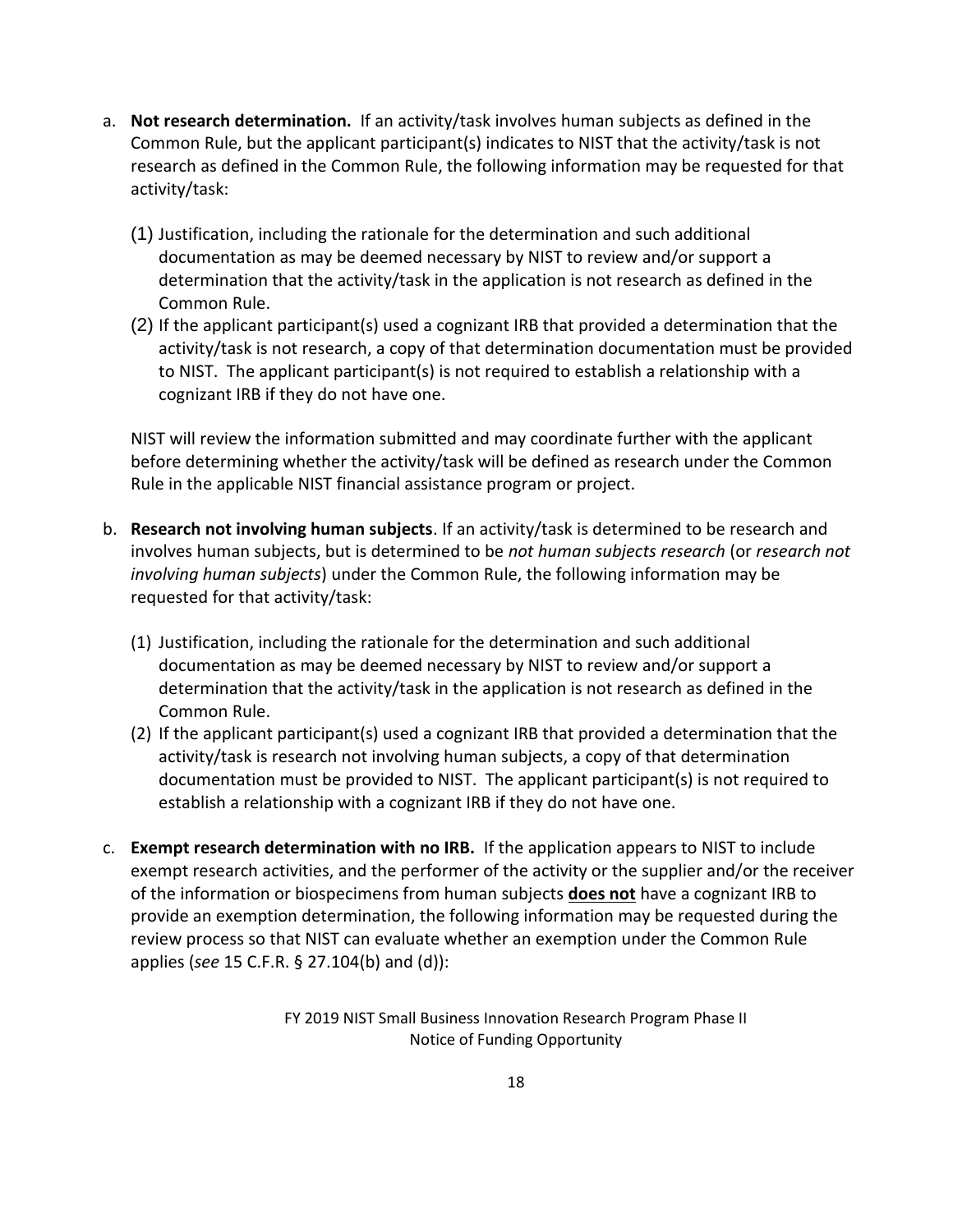a. **Not research determination.** If an activity/task involves human subjects as defined in the Common Rule, but the applicant participant(s) indicates to NIST that the activity/task is not research as defined in the Common Rule, the following information may be requested for that activity/task:

   (1) Justification, including the rationale for the determination and such additional documentation as may be deemed necessary by NIST to review and/or support a determination that the activity/task in the application is not research as defined in the Common Rule.

   (2) If the applicant participant(s) used a cognizant IRB that provided a determination that the activity/task is not research, a copy of that determination documentation must be provided to NIST. The applicant participant(s) is not required to establish a relationship with a cognizant IRB if they do not have one.

   NIST will review the information submitted and may coordinate further with the applicant before determining whether the activity/task will be defined as research under the Common Rule in the applicable NIST financial assistance program or project.

b. **Research not involving human subjects**. If an activity/task is determined to be research and involves human subjects, but is determined to be *not human subjects research* (or *research not involving human subjects*) under the Common Rule, the following information may be requested for that activity/task:

   (1) Justification, including the rationale for the determination and such additional documentation as may be deemed necessary by NIST to review and/or support a determination that the activity/task in the application is not research as defined in the Common Rule.

   (2) If the applicant participant(s) used a cognizant IRB that provided a determination that the activity/task is research not involving human subjects, a copy of that determination documentation must be provided to NIST. The applicant participant(s) is not required to establish a relationship with a cognizant IRB if they do not have one.

c. **Exempt research determination with no IRB.** If the application appears to NIST to include exempt research activities, and the performer of the activity or the supplier and/or the receiver of the information or biospecimens from human subjects **does not** have a cognizant IRB to provide an exemption determination, the following information may be requested during the review process so that NIST can evaluate whether an exemption under the Common Rule applies (*see* 15 C.F.R. § 27.104(b) and (d)):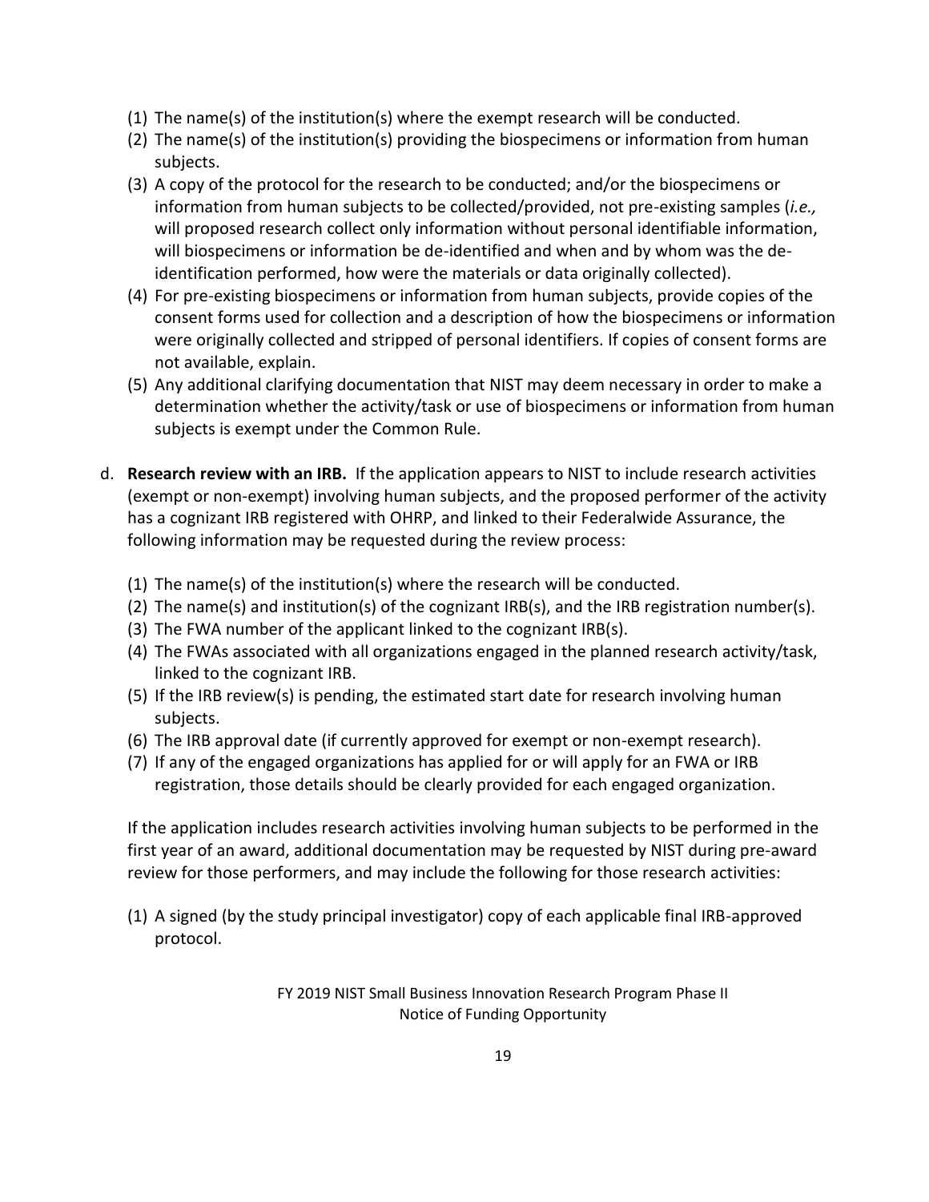(1) The name(s) of the institution(s) where the exempt research will be conducted.
(2) The name(s) of the institution(s) providing the biospecimens or information from human subjects.
(3) A copy of the protocol for the research to be conducted; and/or the biospecimens or information from human subjects to be collected/provided, not pre-existing samples (*i.e.,* will proposed research collect only information without personal identifiable information, will biospecimens or information be de-identified and when and by whom was the de-identification performed, how were the materials or data originally collected).
(4) For pre-existing biospecimens or information from human subjects, provide copies of the consent forms used for collection and a description of how the biospecimens or information were originally collected and stripped of personal identifiers. If copies of consent forms are not available, explain.
(5) Any additional clarifying documentation that NIST may deem necessary in order to make a determination whether the activity/task or use of biospecimens or information from human subjects is exempt under the Common Rule.

d. **Research review with an IRB.** If the application appears to NIST to include research activities (exempt or non-exempt) involving human subjects, and the proposed performer of the activity has a cognizant IRB registered with OHRP, and linked to their Federalwide Assurance, the following information may be requested during the review process:

(1) The name(s) of the institution(s) where the research will be conducted.
(2) The name(s) and institution(s) of the cognizant IRB(s), and the IRB registration number(s).
(3) The FWA number of the applicant linked to the cognizant IRB(s).
(4) The FWAs associated with all organizations engaged in the planned research activity/task, linked to the cognizant IRB.
(5) If the IRB review(s) is pending, the estimated start date for research involving human subjects.
(6) The IRB approval date (if currently approved for exempt or non-exempt research).
(7) If any of the engaged organizations has applied for or will apply for an FWA or IRB registration, those details should be clearly provided for each engaged organization.

If the application includes research activities involving human subjects to be performed in the first year of an award, additional documentation may be requested by NIST during pre-award review for those performers, and may include the following for those research activities:

(1) A signed (by the study principal investigator) copy of each applicable final IRB-approved protocol.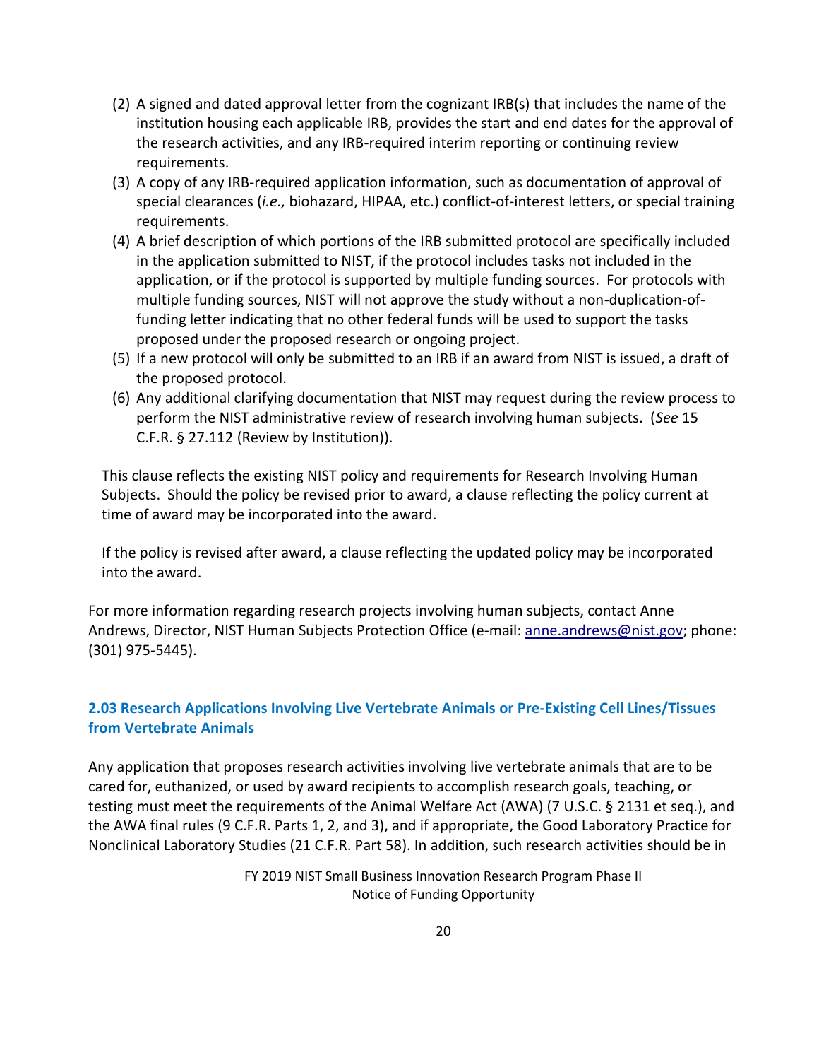(2) A signed and dated approval letter from the cognizant IRB(s) that includes the name of the institution housing each applicable IRB, provides the start and end dates for the approval of the research activities, and any IRB-required interim reporting or continuing review requirements.

(3) A copy of any IRB-required application information, such as documentation of approval of special clearances (*i.e.,* biohazard, HIPAA, etc.) conflict-of-interest letters, or special training requirements.

(4) A brief description of which portions of the IRB submitted protocol are specifically included in the application submitted to NIST, if the protocol includes tasks not included in the application, or if the protocol is supported by multiple funding sources. For protocols with multiple funding sources, NIST will not approve the study without a non-duplication-of-funding letter indicating that no other federal funds will be used to support the tasks proposed under the proposed research or ongoing project.

(5) If a new protocol will only be submitted to an IRB if an award from NIST is issued, a draft of the proposed protocol.

(6) Any additional clarifying documentation that NIST may request during the review process to perform the NIST administrative review of research involving human subjects. (*See* 15 C.F.R. § 27.112 (Review by Institution)).

This clause reflects the existing NIST policy and requirements for Research Involving Human Subjects. Should the policy be revised prior to award, a clause reflecting the policy current at time of award may be incorporated into the award.

If the policy is revised after award, a clause reflecting the updated policy may be incorporated into the award.

For more information regarding research projects involving human subjects, contact Anne Andrews, Director, NIST Human Subjects Protection Office (e-mail: anne.andrews@nist.gov; phone: (301) 975-5445).

### 2.03 Research Applications Involving Live Vertebrate Animals or Pre-Existing Cell Lines/Tissues from Vertebrate Animals

Any application that proposes research activities involving live vertebrate animals that are to be cared for, euthanized, or used by award recipients to accomplish research goals, teaching, or testing must meet the requirements of the Animal Welfare Act (AWA) (7 U.S.C. § 2131 et seq.), and the AWA final rules (9 C.F.R. Parts 1, 2, and 3), and if appropriate, the Good Laboratory Practice for Nonclinical Laboratory Studies (21 C.F.R. Part 58). In addition, such research activities should be in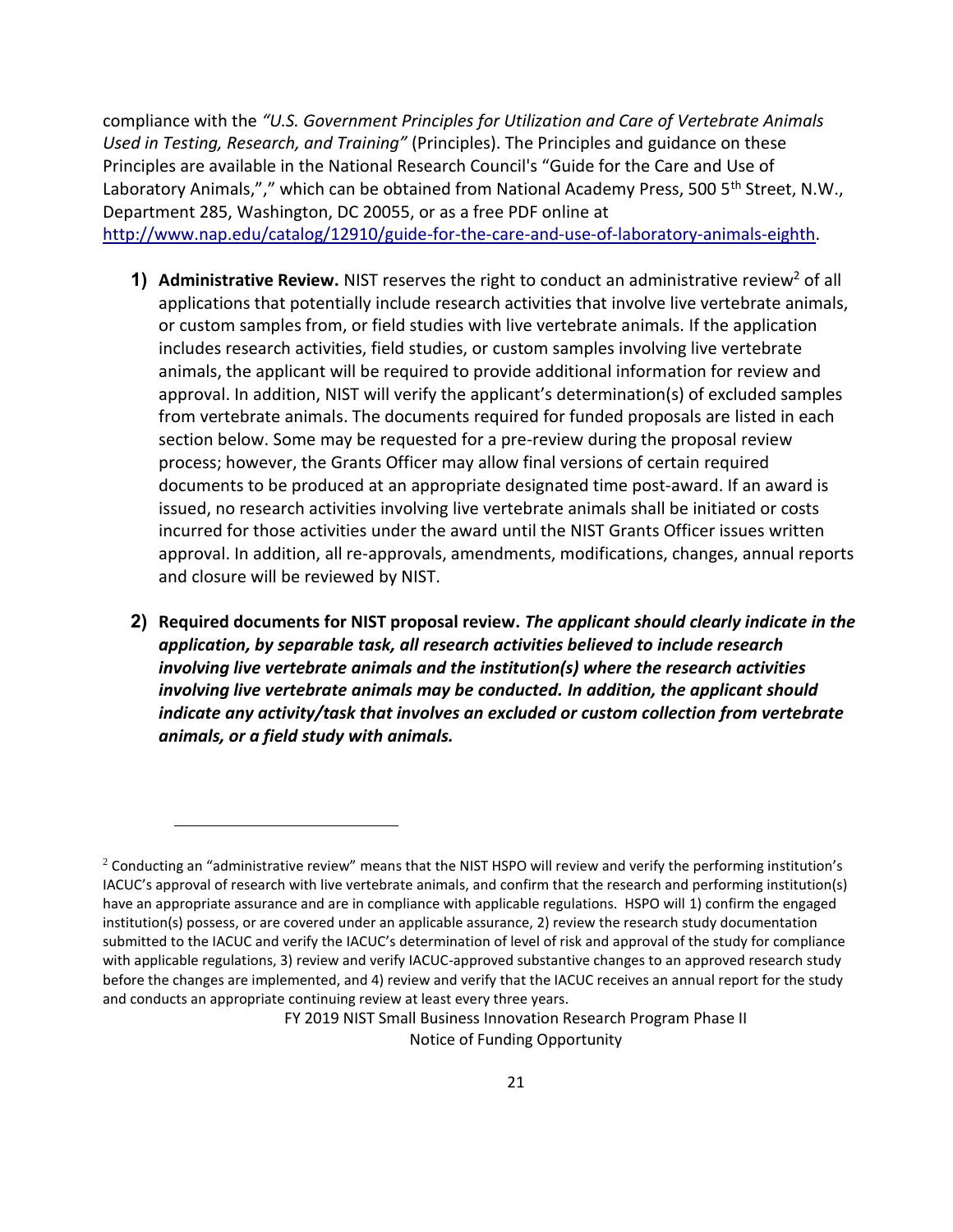compliance with the *"U.S. Government Principles for Utilization and Care of Vertebrate Animals Used in Testing, Research, and Training"* (Principles). The Principles and guidance on these Principles are available in the National Research Council's "Guide for the Care and Use of Laboratory Animals,"," which can be obtained from National Academy Press, 500 5th Street, N.W., Department 285, Washington, DC 20055, or as a free PDF online at http://www.nap.edu/catalog/12910/guide-for-the-care-and-use-of-laboratory-animals-eighth.

1) **Administrative Review.** NIST reserves the right to conduct an administrative review[2] of all applications that potentially include research activities that involve live vertebrate animals, or custom samples from, or field studies with live vertebrate animals. If the application includes research activities, field studies, or custom samples involving live vertebrate animals, the applicant will be required to provide additional information for review and approval. In addition, NIST will verify the applicant's determination(s) of excluded samples from vertebrate animals. The documents required for funded proposals are listed in each section below. Some may be requested for a pre-review during the proposal review process; however, the Grants Officer may allow final versions of certain required documents to be produced at an appropriate designated time post-award. If an award is issued, no research activities involving live vertebrate animals shall be initiated or costs incurred for those activities under the award until the NIST Grants Officer issues written approval. In addition, all re-approvals, amendments, modifications, changes, annual reports and closure will be reviewed by NIST.

2) **Required documents for NIST proposal review.** ***The applicant should clearly indicate in the application, by separable task, all research activities believed to include research involving live vertebrate animals and the institution(s) where the research activities involving live vertebrate animals may be conducted. In addition, the applicant should indicate any activity/task that involves an excluded or custom collection from vertebrate animals, or a field study with animals.***

---

[2] Conducting an "administrative review" means that the NIST HSPO will review and verify the performing institution's IACUC's approval of research with live vertebrate animals, and confirm that the research and performing institution(s) have an appropriate assurance and are in compliance with applicable regulations. HSPO will 1) confirm the engaged institution(s) possess, or are covered under an applicable assurance, 2) review the research study documentation submitted to the IACUC and verify the IACUC's determination of level of risk and approval of the study for compliance with applicable regulations, 3) review and verify IACUC-approved substantive changes to an approved research study before the changes are implemented, and 4) review and verify that the IACUC receives an annual report for the study and conducts an appropriate continuing review at least every three years.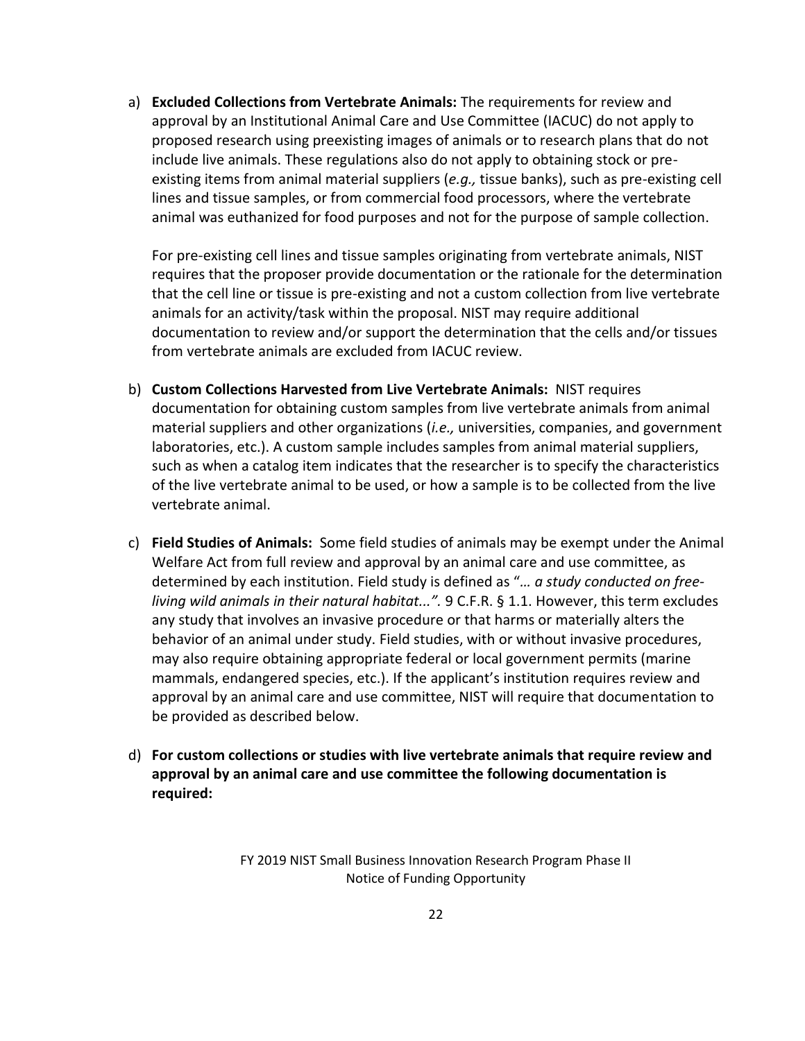a) **Excluded Collections from Vertebrate Animals:** The requirements for review and approval by an Institutional Animal Care and Use Committee (IACUC) do not apply to proposed research using preexisting images of animals or to research plans that do not include live animals. These regulations also do not apply to obtaining stock or pre-existing items from animal material suppliers (*e.g.,* tissue banks), such as pre-existing cell lines and tissue samples, or from commercial food processors, where the vertebrate animal was euthanized for food purposes and not for the purpose of sample collection.

   For pre-existing cell lines and tissue samples originating from vertebrate animals, NIST requires that the proposer provide documentation or the rationale for the determination that the cell line or tissue is pre-existing and not a custom collection from live vertebrate animals for an activity/task within the proposal. NIST may require additional documentation to review and/or support the determination that the cells and/or tissues from vertebrate animals are excluded from IACUC review.

b) **Custom Collections Harvested from Live Vertebrate Animals:** NIST requires documentation for obtaining custom samples from live vertebrate animals from animal material suppliers and other organizations (*i.e.,* universities, companies, and government laboratories, etc.). A custom sample includes samples from animal material suppliers, such as when a catalog item indicates that the researcher is to specify the characteristics of the live vertebrate animal to be used, or how a sample is to be collected from the live vertebrate animal.

c) **Field Studies of Animals:** Some field studies of animals may be exempt under the Animal Welfare Act from full review and approval by an animal care and use committee, as determined by each institution. Field study is defined as "*… a study conducted on free-living wild animals in their natural habitat...".* 9 C.F.R. § 1.1. However, this term excludes any study that involves an invasive procedure or that harms or materially alters the behavior of an animal under study. Field studies, with or without invasive procedures, may also require obtaining appropriate federal or local government permits (marine mammals, endangered species, etc.). If the applicant's institution requires review and approval by an animal care and use committee, NIST will require that documentation to be provided as described below.

d) **For custom collections or studies with live vertebrate animals that require review and approval by an animal care and use committee the following documentation is required:**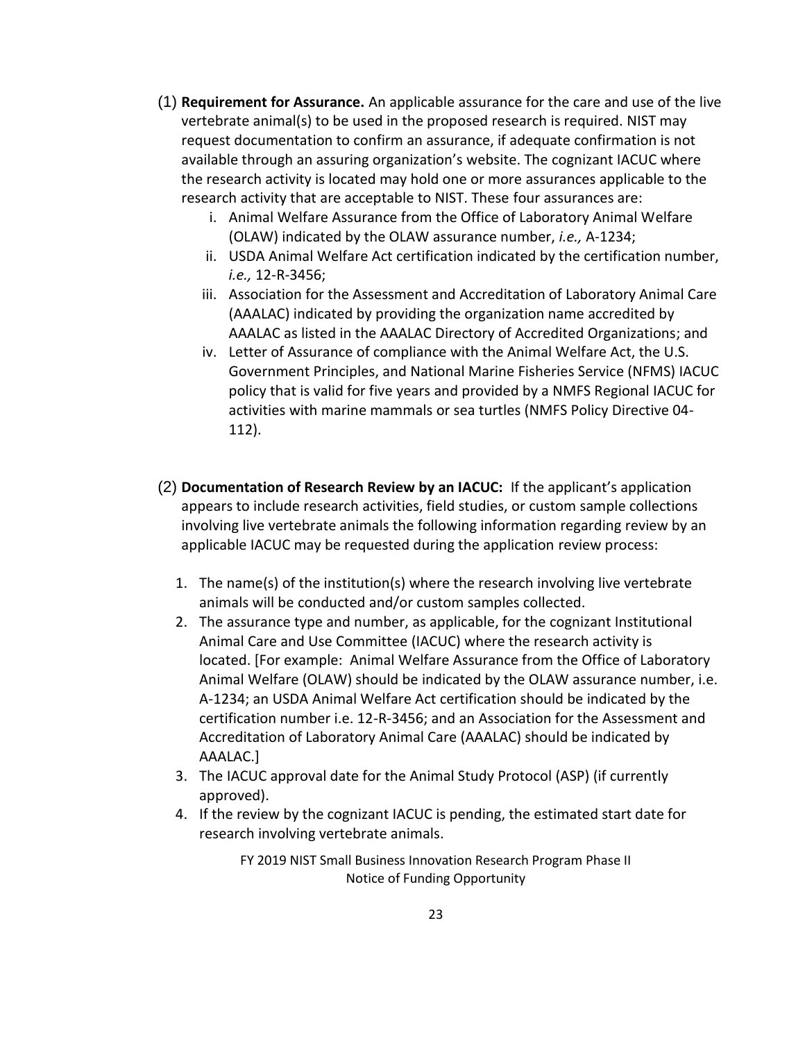(1) **Requirement for Assurance.** An applicable assurance for the care and use of the live vertebrate animal(s) to be used in the proposed research is required. NIST may request documentation to confirm an assurance, if adequate confirmation is not available through an assuring organization's website. The cognizant IACUC where the research activity is located may hold one or more assurances applicable to the research activity that are acceptable to NIST. These four assurances are:

  i. Animal Welfare Assurance from the Office of Laboratory Animal Welfare (OLAW) indicated by the OLAW assurance number, *i.e.,* A-1234;
  ii. USDA Animal Welfare Act certification indicated by the certification number, *i.e.,* 12-R-3456;
  iii. Association for the Assessment and Accreditation of Laboratory Animal Care (AAALAC) indicated by providing the organization name accredited by AAALAC as listed in the AAALAC Directory of Accredited Organizations; and
  iv. Letter of Assurance of compliance with the Animal Welfare Act, the U.S. Government Principles, and National Marine Fisheries Service (NFMS) IACUC policy that is valid for five years and provided by a NMFS Regional IACUC for activities with marine mammals or sea turtles (NMFS Policy Directive 04-112).

(2) **Documentation of Research Review by an IACUC:** If the applicant's application appears to include research activities, field studies, or custom sample collections involving live vertebrate animals the following information regarding review by an applicable IACUC may be requested during the application review process:

1. The name(s) of the institution(s) where the research involving live vertebrate animals will be conducted and/or custom samples collected.
2. The assurance type and number, as applicable, for the cognizant Institutional Animal Care and Use Committee (IACUC) where the research activity is located. [For example: Animal Welfare Assurance from the Office of Laboratory Animal Welfare (OLAW) should be indicated by the OLAW assurance number, i.e. A-1234; an USDA Animal Welfare Act certification should be indicated by the certification number i.e. 12-R-3456; and an Association for the Assessment and Accreditation of Laboratory Animal Care (AAALAC) should be indicated by AAALAC.]
3. The IACUC approval date for the Animal Study Protocol (ASP) (if currently approved).
4. If the review by the cognizant IACUC is pending, the estimated start date for research involving vertebrate animals.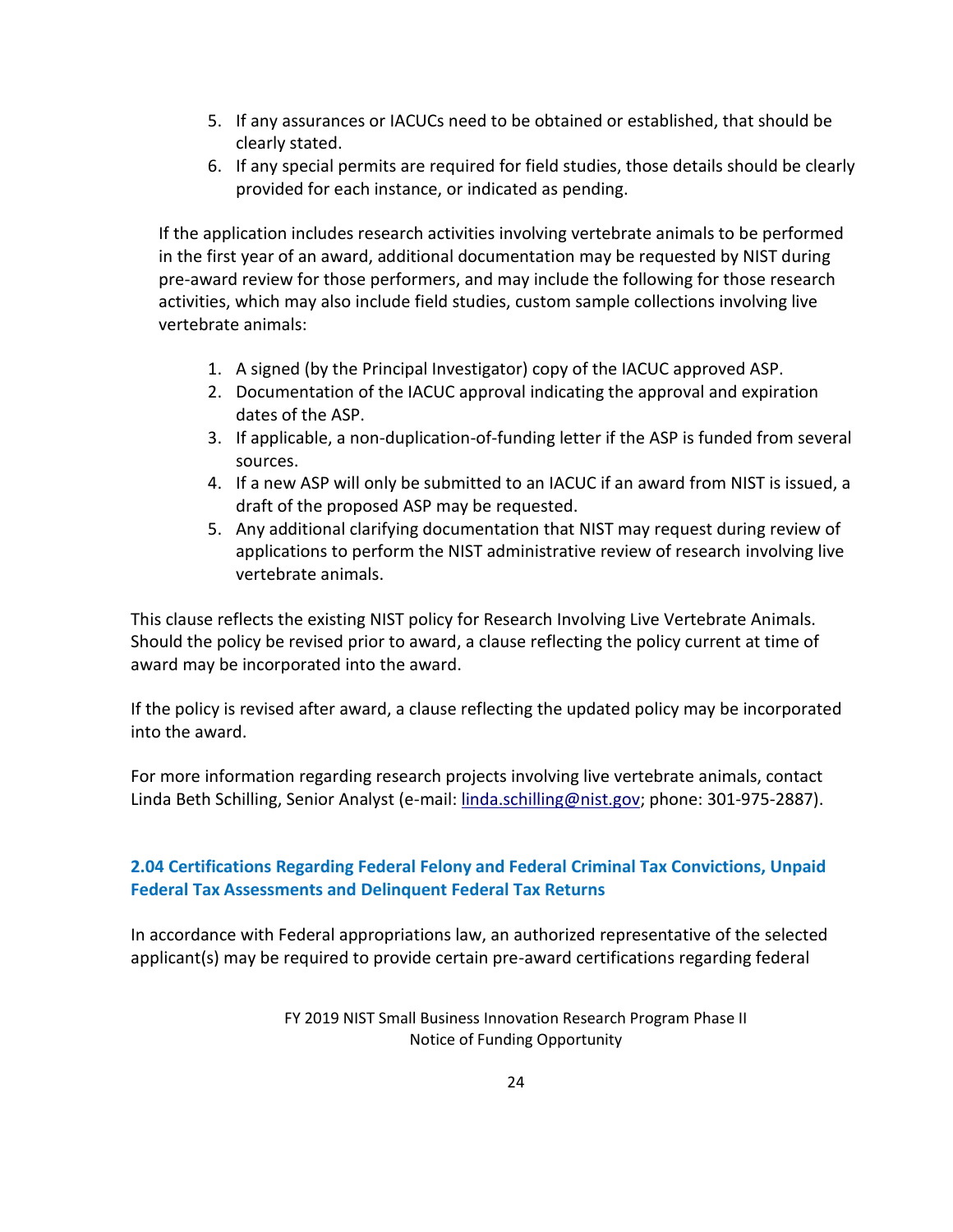5. If any assurances or IACUCs need to be obtained or established, that should be clearly stated.
6. If any special permits are required for field studies, those details should be clearly provided for each instance, or indicated as pending.

If the application includes research activities involving vertebrate animals to be performed in the first year of an award, additional documentation may be requested by NIST during pre-award review for those performers, and may include the following for those research activities, which may also include field studies, custom sample collections involving live vertebrate animals:

1. A signed (by the Principal Investigator) copy of the IACUC approved ASP.
2. Documentation of the IACUC approval indicating the approval and expiration dates of the ASP.
3. If applicable, a non-duplication-of-funding letter if the ASP is funded from several sources.
4. If a new ASP will only be submitted to an IACUC if an award from NIST is issued, a draft of the proposed ASP may be requested.
5. Any additional clarifying documentation that NIST may request during review of applications to perform the NIST administrative review of research involving live vertebrate animals.

This clause reflects the existing NIST policy for Research Involving Live Vertebrate Animals. Should the policy be revised prior to award, a clause reflecting the policy current at time of award may be incorporated into the award.

If the policy is revised after award, a clause reflecting the updated policy may be incorporated into the award.

For more information regarding research projects involving live vertebrate animals, contact Linda Beth Schilling, Senior Analyst (e-mail: linda.schilling@nist.gov; phone: 301-975-2887).

### 2.04 Certifications Regarding Federal Felony and Federal Criminal Tax Convictions, Unpaid Federal Tax Assessments and Delinquent Federal Tax Returns

In accordance with Federal appropriations law, an authorized representative of the selected applicant(s) may be required to provide certain pre-award certifications regarding federal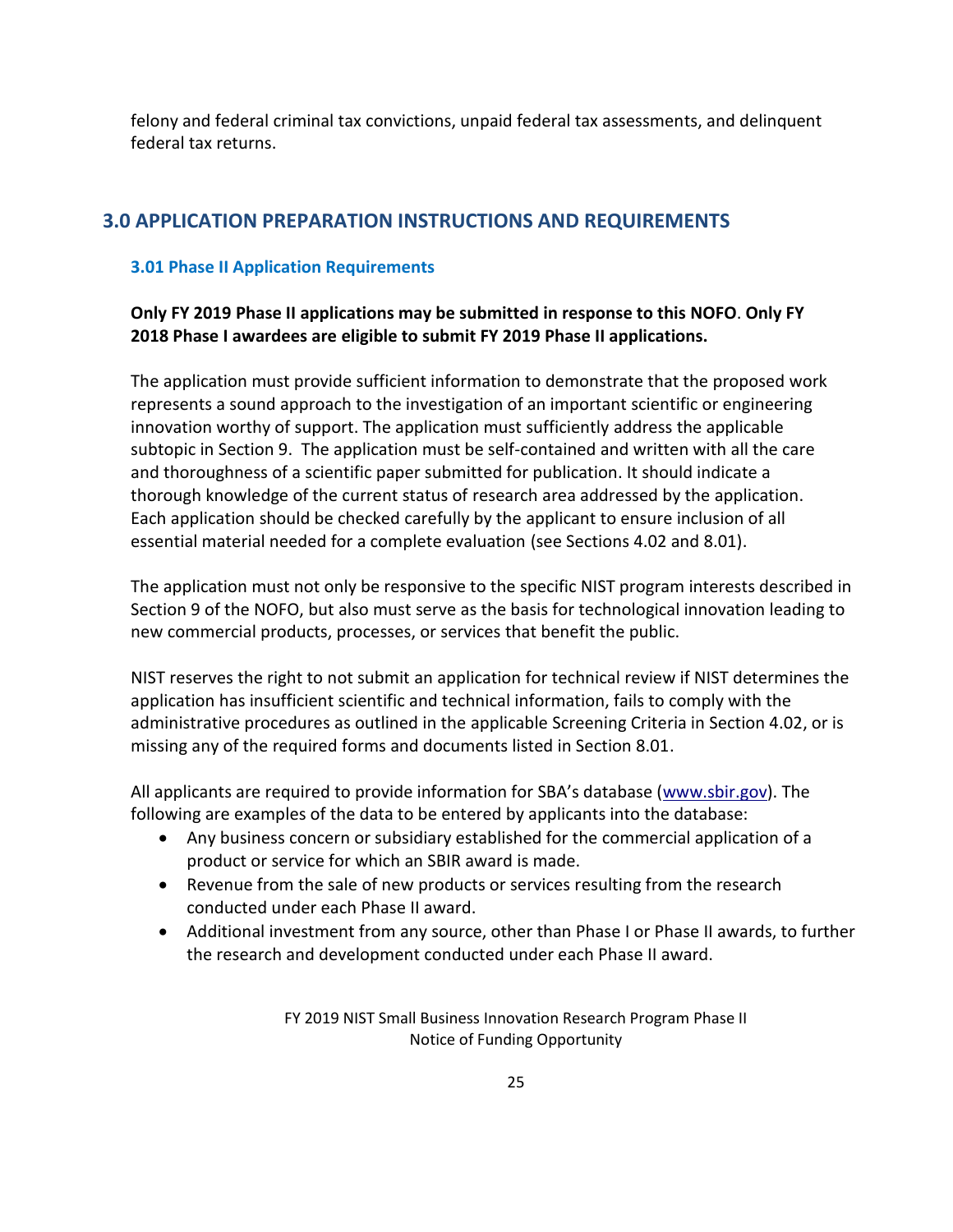felony and federal criminal tax convictions, unpaid federal tax assessments, and delinquent federal tax returns.

## 3.0 APPLICATION PREPARATION INSTRUCTIONS AND REQUIREMENTS

### 3.01 Phase II Application Requirements

**Only FY 2019 Phase II applications may be submitted in response to this NOFO**. **Only FY 2018 Phase I awardees are eligible to submit FY 2019 Phase II applications.**

The application must provide sufficient information to demonstrate that the proposed work represents a sound approach to the investigation of an important scientific or engineering innovation worthy of support. The application must sufficiently address the applicable subtopic in Section 9. The application must be self-contained and written with all the care and thoroughness of a scientific paper submitted for publication. It should indicate a thorough knowledge of the current status of research area addressed by the application. Each application should be checked carefully by the applicant to ensure inclusion of all essential material needed for a complete evaluation (see Sections 4.02 and 8.01).

The application must not only be responsive to the specific NIST program interests described in Section 9 of the NOFO, but also must serve as the basis for technological innovation leading to new commercial products, processes, or services that benefit the public.

NIST reserves the right to not submit an application for technical review if NIST determines the application has insufficient scientific and technical information, fails to comply with the administrative procedures as outlined in the applicable Screening Criteria in Section 4.02, or is missing any of the required forms and documents listed in Section 8.01.

All applicants are required to provide information for SBA's database (www.sbir.gov). The following are examples of the data to be entered by applicants into the database:

- Any business concern or subsidiary established for the commercial application of a product or service for which an SBIR award is made.
- Revenue from the sale of new products or services resulting from the research conducted under each Phase II award.
- Additional investment from any source, other than Phase I or Phase II awards, to further the research and development conducted under each Phase II award.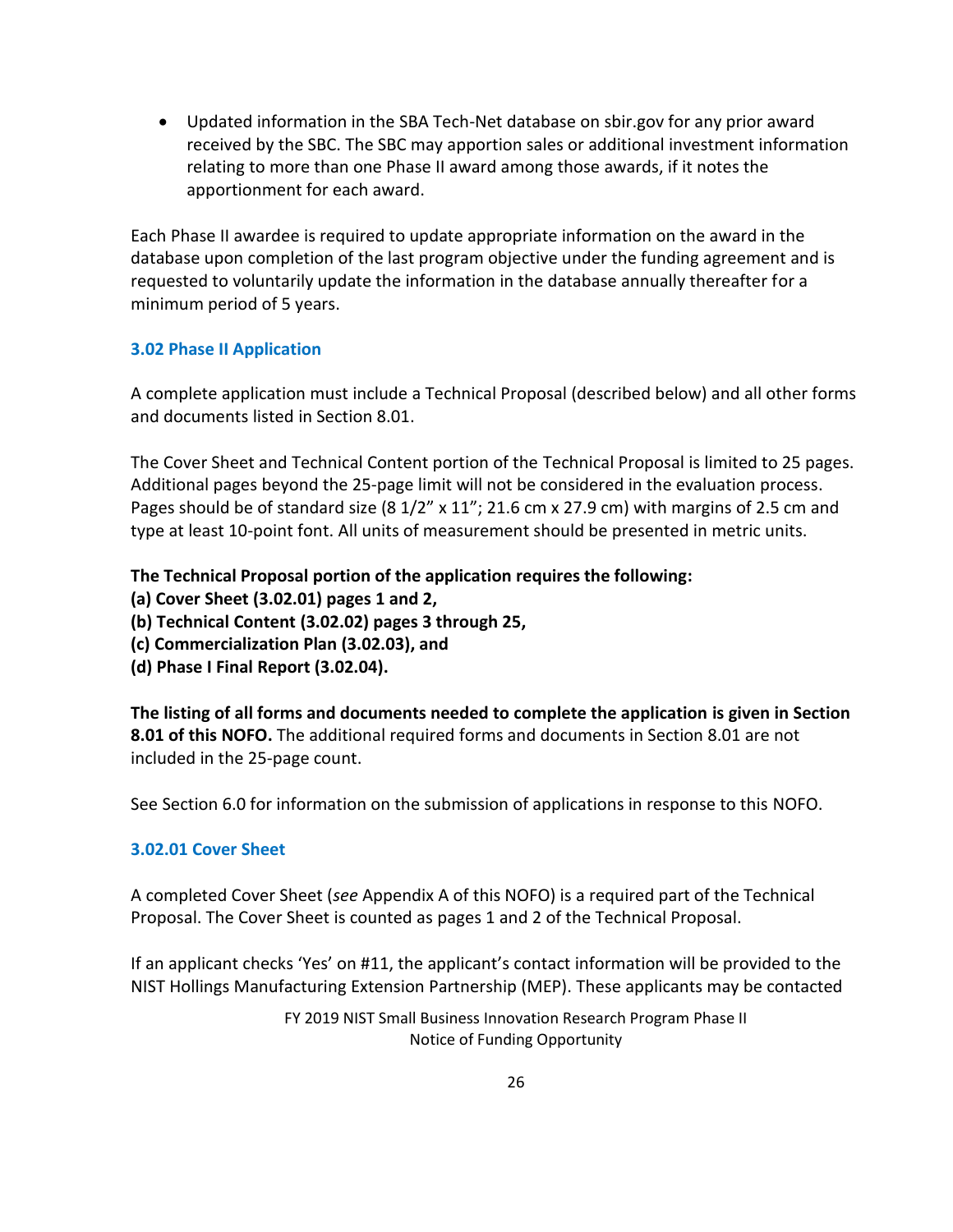- Updated information in the SBA Tech-Net database on sbir.gov for any prior award received by the SBC. The SBC may apportion sales or additional investment information relating to more than one Phase II award among those awards, if it notes the apportionment for each award.

Each Phase II awardee is required to update appropriate information on the award in the database upon completion of the last program objective under the funding agreement and is requested to voluntarily update the information in the database annually thereafter for a minimum period of 5 years.

### 3.02 Phase II Application

A complete application must include a Technical Proposal (described below) and all other forms and documents listed in Section 8.01.

The Cover Sheet and Technical Content portion of the Technical Proposal is limited to 25 pages. Additional pages beyond the 25-page limit will not be considered in the evaluation process. Pages should be of standard size (8 1/2" x 11"; 21.6 cm x 27.9 cm) with margins of 2.5 cm and type at least 10-point font. All units of measurement should be presented in metric units.

**The Technical Proposal portion of the application requires the following:**
**(a) Cover Sheet (3.02.01) pages 1 and 2,**
**(b) Technical Content (3.02.02) pages 3 through 25,**
**(c) Commercialization Plan (3.02.03), and**
**(d) Phase I Final Report (3.02.04).**

**The listing of all forms and documents needed to complete the application is given in Section 8.01 of this NOFO.** The additional required forms and documents in Section 8.01 are not included in the 25-page count.

See Section 6.0 for information on the submission of applications in response to this NOFO.

#### 3.02.01 Cover Sheet

A completed Cover Sheet (*see* Appendix A of this NOFO) is a required part of the Technical Proposal. The Cover Sheet is counted as pages 1 and 2 of the Technical Proposal.

If an applicant checks 'Yes' on #11, the applicant's contact information will be provided to the NIST Hollings Manufacturing Extension Partnership (MEP). These applicants may be contacted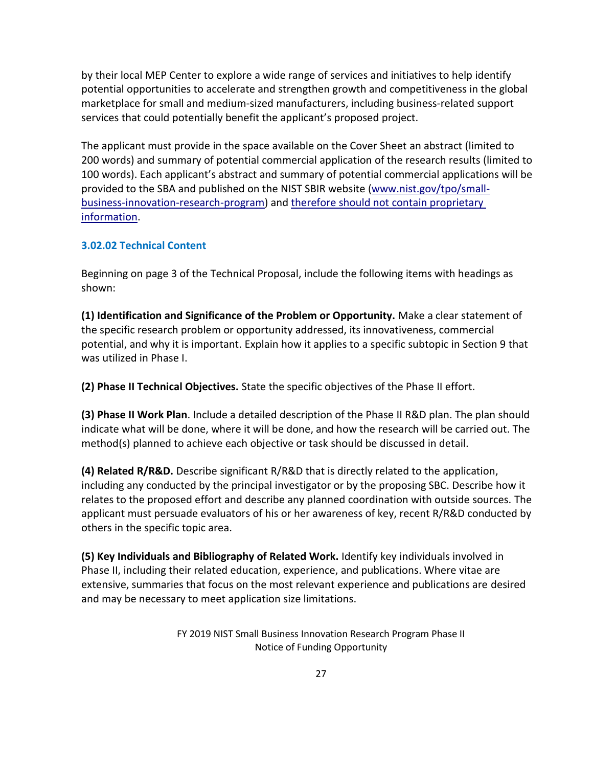by their local MEP Center to explore a wide range of services and initiatives to help identify potential opportunities to accelerate and strengthen growth and competitiveness in the global marketplace for small and medium-sized manufacturers, including business-related support services that could potentially benefit the applicant's proposed project.

The applicant must provide in the space available on the Cover Sheet an abstract (limited to 200 words) and summary of potential commercial application of the research results (limited to 100 words). Each applicant's abstract and summary of potential commercial applications will be provided to the SBA and published on the NIST SBIR website ([www.nist.gov/tpo/small-business-innovation-research-program](www.nist.gov/tpo/small-business-innovation-research-program)) and <u>therefore should not contain proprietary information</u>.

### 3.02.02 Technical Content

Beginning on page 3 of the Technical Proposal, include the following items with headings as shown:

**(1) Identification and Significance of the Problem or Opportunity.** Make a clear statement of the specific research problem or opportunity addressed, its innovativeness, commercial potential, and why it is important. Explain how it applies to a specific subtopic in Section 9 that was utilized in Phase I.

**(2) Phase II Technical Objectives.** State the specific objectives of the Phase II effort.

**(3) Phase II Work Plan**. Include a detailed description of the Phase II R&D plan. The plan should indicate what will be done, where it will be done, and how the research will be carried out. The method(s) planned to achieve each objective or task should be discussed in detail.

**(4) Related R/R&D.** Describe significant R/R&D that is directly related to the application, including any conducted by the principal investigator or by the proposing SBC. Describe how it relates to the proposed effort and describe any planned coordination with outside sources. The applicant must persuade evaluators of his or her awareness of key, recent R/R&D conducted by others in the specific topic area.

**(5) Key Individuals and Bibliography of Related Work.** Identify key individuals involved in Phase II, including their related education, experience, and publications. Where vitae are extensive, summaries that focus on the most relevant experience and publications are desired and may be necessary to meet application size limitations.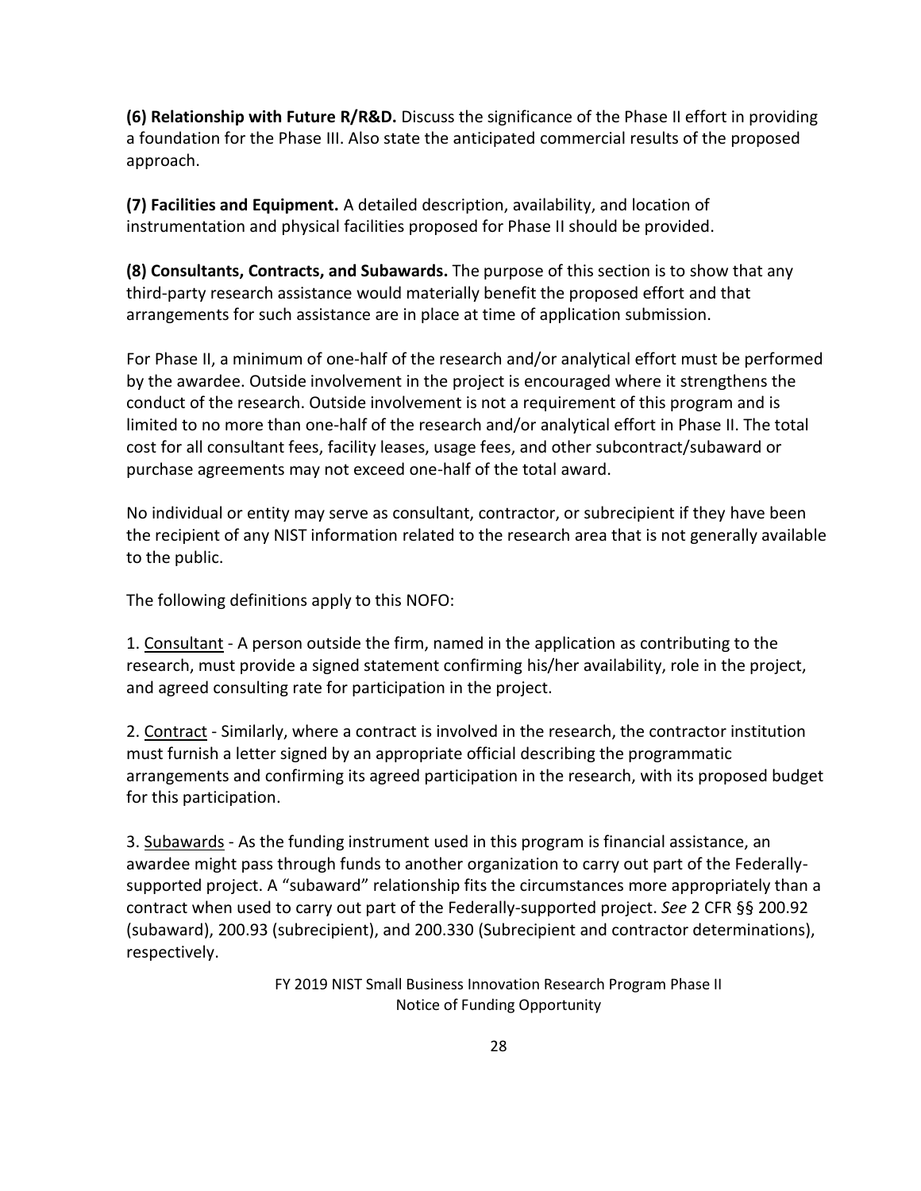**(6) Relationship with Future R/R&D.** Discuss the significance of the Phase II effort in providing a foundation for the Phase III. Also state the anticipated commercial results of the proposed approach.

**(7) Facilities and Equipment.** A detailed description, availability, and location of instrumentation and physical facilities proposed for Phase II should be provided.

**(8) Consultants, Contracts, and Subawards.** The purpose of this section is to show that any third-party research assistance would materially benefit the proposed effort and that arrangements for such assistance are in place at time of application submission.

For Phase II, a minimum of one-half of the research and/or analytical effort must be performed by the awardee. Outside involvement in the project is encouraged where it strengthens the conduct of the research. Outside involvement is not a requirement of this program and is limited to no more than one-half of the research and/or analytical effort in Phase II. The total cost for all consultant fees, facility leases, usage fees, and other subcontract/subaward or purchase agreements may not exceed one-half of the total award.

No individual or entity may serve as consultant, contractor, or subrecipient if they have been the recipient of any NIST information related to the research area that is not generally available to the public.

The following definitions apply to this NOFO:

1. Consultant - A person outside the firm, named in the application as contributing to the research, must provide a signed statement confirming his/her availability, role in the project, and agreed consulting rate for participation in the project.

2. Contract - Similarly, where a contract is involved in the research, the contractor institution must furnish a letter signed by an appropriate official describing the programmatic arrangements and confirming its agreed participation in the research, with its proposed budget for this participation.

3. Subawards - As the funding instrument used in this program is financial assistance, an awardee might pass through funds to another organization to carry out part of the Federally-supported project. A "subaward" relationship fits the circumstances more appropriately than a contract when used to carry out part of the Federally-supported project. *See* 2 CFR §§ 200.92 (subaward), 200.93 (subrecipient), and 200.330 (Subrecipient and contractor determinations), respectively.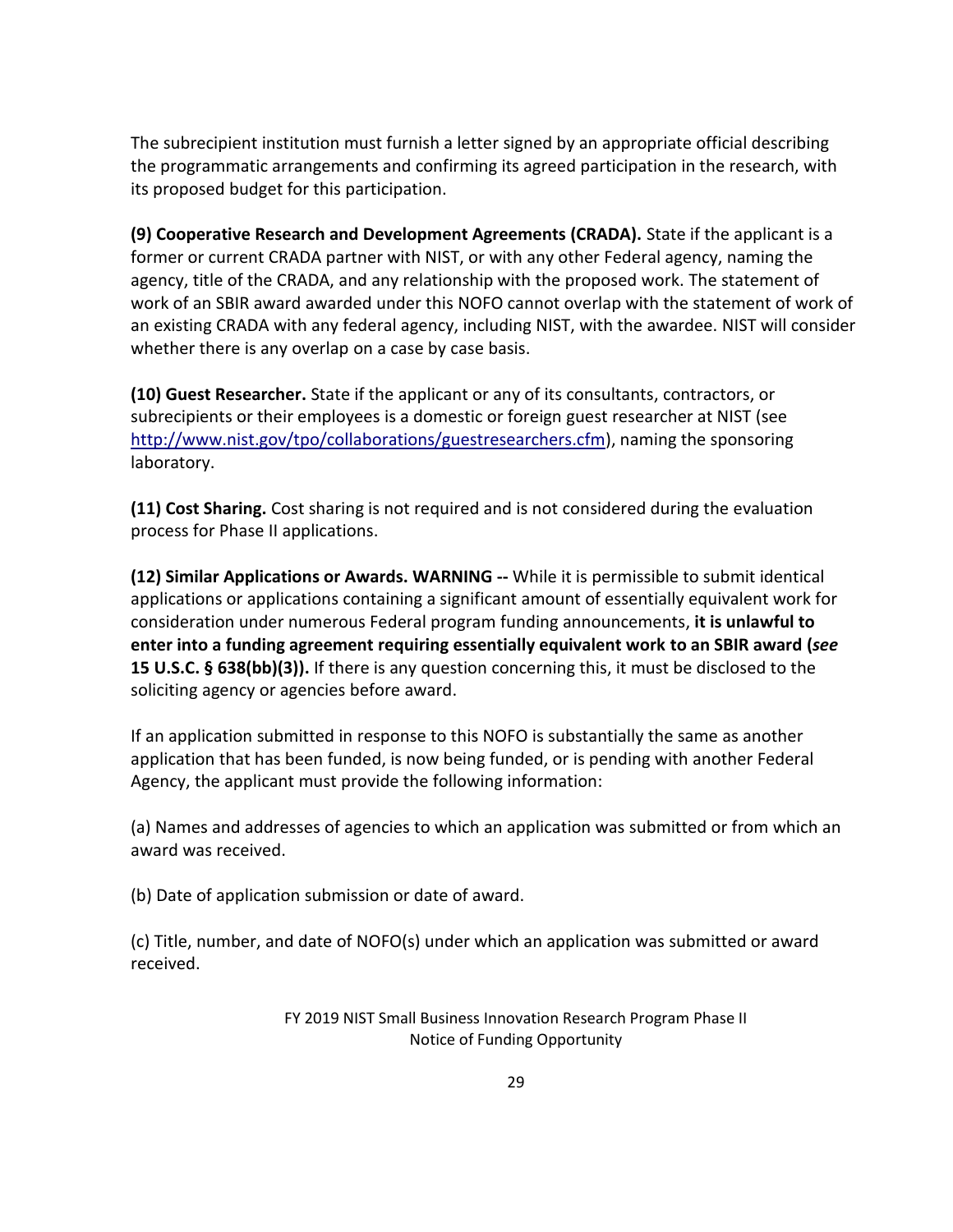The subrecipient institution must furnish a letter signed by an appropriate official describing the programmatic arrangements and confirming its agreed participation in the research, with its proposed budget for this participation.

**(9) Cooperative Research and Development Agreements (CRADA).** State if the applicant is a former or current CRADA partner with NIST, or with any other Federal agency, naming the agency, title of the CRADA, and any relationship with the proposed work. The statement of work of an SBIR award awarded under this NOFO cannot overlap with the statement of work of an existing CRADA with any federal agency, including NIST, with the awardee. NIST will consider whether there is any overlap on a case by case basis.

**(10) Guest Researcher.** State if the applicant or any of its consultants, contractors, or subrecipients or their employees is a domestic or foreign guest researcher at NIST (see http://www.nist.gov/tpo/collaborations/guestresearchers.cfm), naming the sponsoring laboratory.

**(11) Cost Sharing.** Cost sharing is not required and is not considered during the evaluation process for Phase II applications.

**(12) Similar Applications or Awards. WARNING --** While it is permissible to submit identical applications or applications containing a significant amount of essentially equivalent work for consideration under numerous Federal program funding announcements, **it is unlawful to enter into a funding agreement requiring essentially equivalent work to an SBIR award (*see* 15 U.S.C. § 638(bb)(3)).** If there is any question concerning this, it must be disclosed to the soliciting agency or agencies before award.

If an application submitted in response to this NOFO is substantially the same as another application that has been funded, is now being funded, or is pending with another Federal Agency, the applicant must provide the following information:

(a) Names and addresses of agencies to which an application was submitted or from which an award was received.

(b) Date of application submission or date of award.

(c) Title, number, and date of NOFO(s) under which an application was submitted or award received.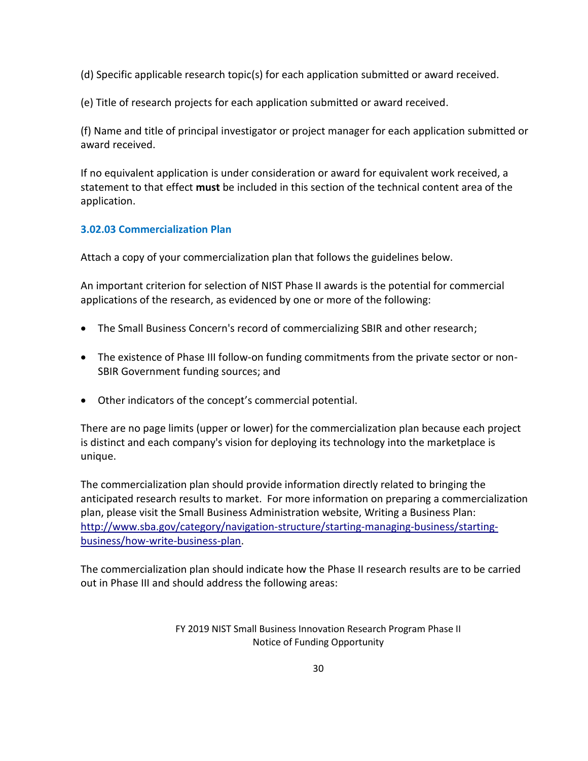(d) Specific applicable research topic(s) for each application submitted or award received.

(e) Title of research projects for each application submitted or award received.

(f) Name and title of principal investigator or project manager for each application submitted or award received.

If no equivalent application is under consideration or award for equivalent work received, a statement to that effect **must** be included in this section of the technical content area of the application.

### 3.02.03 Commercialization Plan

Attach a copy of your commercialization plan that follows the guidelines below.

An important criterion for selection of NIST Phase II awards is the potential for commercial applications of the research, as evidenced by one or more of the following:

- The Small Business Concern's record of commercializing SBIR and other research;
- The existence of Phase III follow-on funding commitments from the private sector or non-SBIR Government funding sources; and
- Other indicators of the concept's commercial potential.

There are no page limits (upper or lower) for the commercialization plan because each project is distinct and each company's vision for deploying its technology into the marketplace is unique.

The commercialization plan should provide information directly related to bringing the anticipated research results to market. For more information on preparing a commercialization plan, please visit the Small Business Administration website, Writing a Business Plan: [http://www.sba.gov/category/navigation-structure/starting-managing-business/starting-business/how-write-business-plan](http://www.sba.gov/category/navigation-structure/starting-managing-business/starting-business/how-write-business-plan).

The commercialization plan should indicate how the Phase II research results are to be carried out in Phase III and should address the following areas: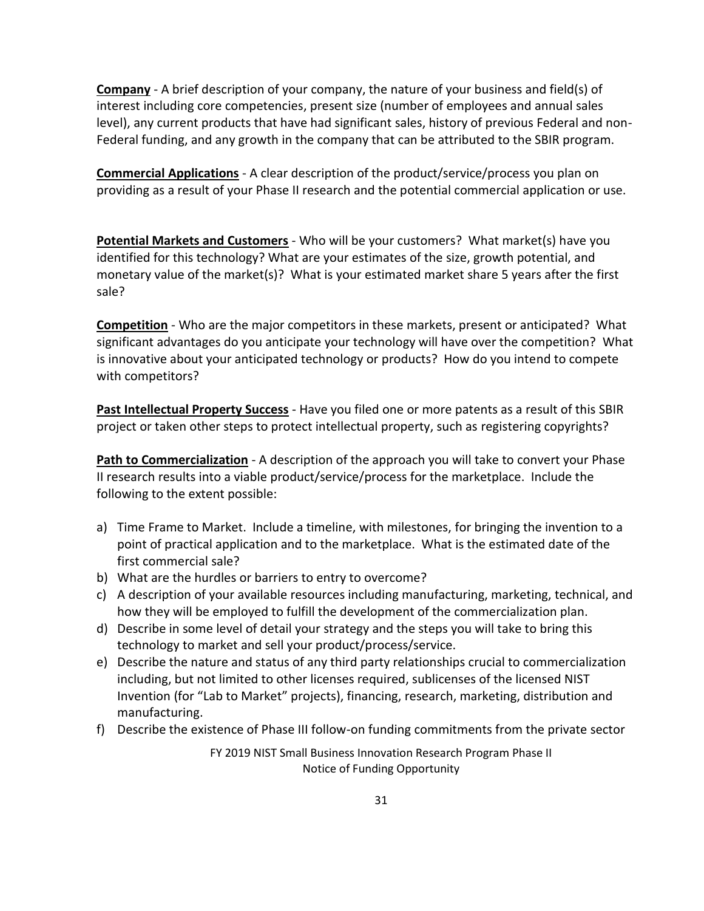**Company** - A brief description of your company, the nature of your business and field(s) of interest including core competencies, present size (number of employees and annual sales level), any current products that have had significant sales, history of previous Federal and non-Federal funding, and any growth in the company that can be attributed to the SBIR program.

**Commercial Applications** - A clear description of the product/service/process you plan on providing as a result of your Phase II research and the potential commercial application or use.

**Potential Markets and Customers** - Who will be your customers? What market(s) have you identified for this technology? What are your estimates of the size, growth potential, and monetary value of the market(s)? What is your estimated market share 5 years after the first sale?

**Competition** - Who are the major competitors in these markets, present or anticipated? What significant advantages do you anticipate your technology will have over the competition? What is innovative about your anticipated technology or products? How do you intend to compete with competitors?

**Past Intellectual Property Success** - Have you filed one or more patents as a result of this SBIR project or taken other steps to protect intellectual property, such as registering copyrights?

**Path to Commercialization** - A description of the approach you will take to convert your Phase II research results into a viable product/service/process for the marketplace. Include the following to the extent possible:

a) Time Frame to Market. Include a timeline, with milestones, for bringing the invention to a point of practical application and to the marketplace. What is the estimated date of the first commercial sale?
b) What are the hurdles or barriers to entry to overcome?
c) A description of your available resources including manufacturing, marketing, technical, and how they will be employed to fulfill the development of the commercialization plan.
d) Describe in some level of detail your strategy and the steps you will take to bring this technology to market and sell your product/process/service.
e) Describe the nature and status of any third party relationships crucial to commercialization including, but not limited to other licenses required, sublicenses of the licensed NIST Invention (for "Lab to Market" projects), financing, research, marketing, distribution and manufacturing.
f) Describe the existence of Phase III follow-on funding commitments from the private sector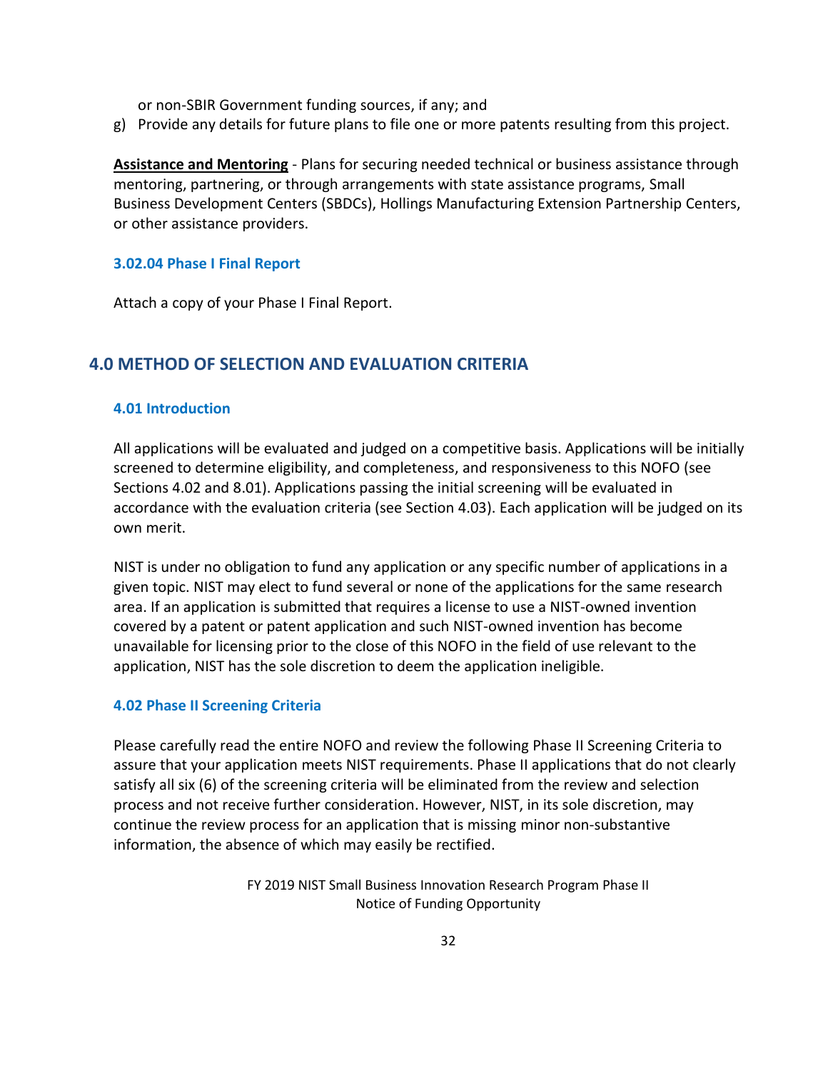or non-SBIR Government funding sources, if any; and

g) Provide any details for future plans to file one or more patents resulting from this project.

**Assistance and Mentoring** - Plans for securing needed technical or business assistance through mentoring, partnering, or through arrangements with state assistance programs, Small Business Development Centers (SBDCs), Hollings Manufacturing Extension Partnership Centers, or other assistance providers.

### 3.02.04 Phase I Final Report

Attach a copy of your Phase I Final Report.

## 4.0 METHOD OF SELECTION AND EVALUATION CRITERIA

### 4.01 Introduction

All applications will be evaluated and judged on a competitive basis. Applications will be initially screened to determine eligibility, and completeness, and responsiveness to this NOFO (see Sections 4.02 and 8.01). Applications passing the initial screening will be evaluated in accordance with the evaluation criteria (see Section 4.03). Each application will be judged on its own merit.

NIST is under no obligation to fund any application or any specific number of applications in a given topic. NIST may elect to fund several or none of the applications for the same research area. If an application is submitted that requires a license to use a NIST-owned invention covered by a patent or patent application and such NIST-owned invention has become unavailable for licensing prior to the close of this NOFO in the field of use relevant to the application, NIST has the sole discretion to deem the application ineligible.

### 4.02 Phase II Screening Criteria

Please carefully read the entire NOFO and review the following Phase II Screening Criteria to assure that your application meets NIST requirements. Phase II applications that do not clearly satisfy all six (6) of the screening criteria will be eliminated from the review and selection process and not receive further consideration. However, NIST, in its sole discretion, may continue the review process for an application that is missing minor non-substantive information, the absence of which may easily be rectified.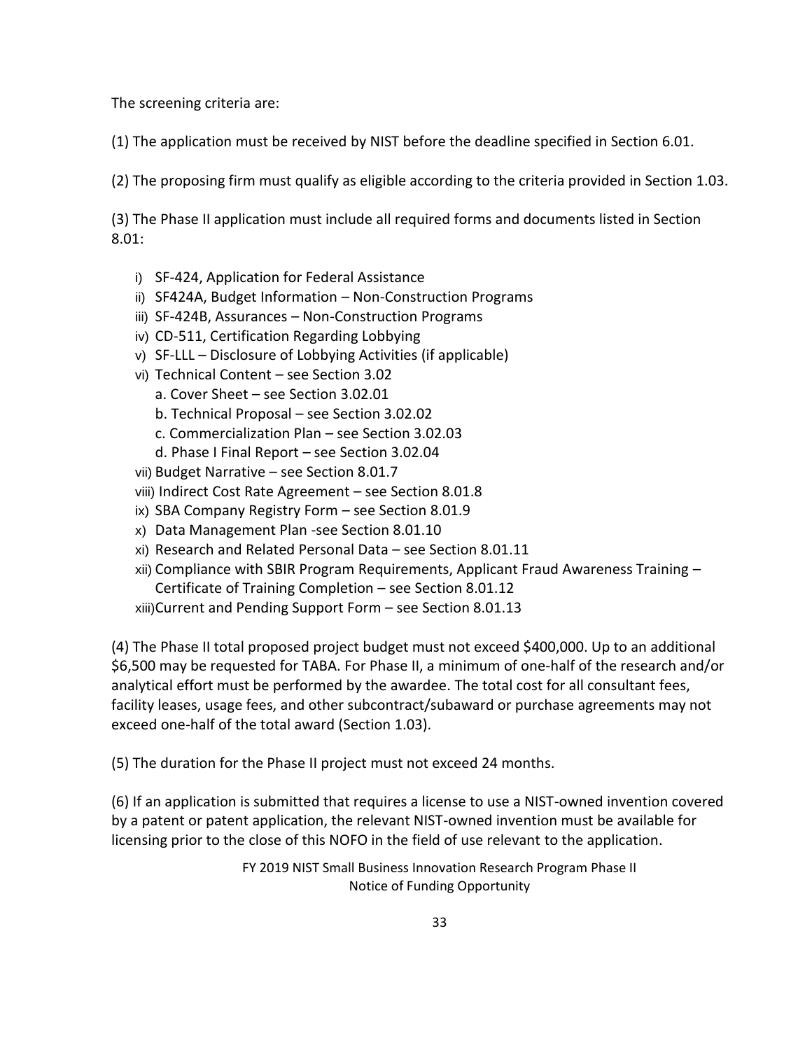The screening criteria are:

(1) The application must be received by NIST before the deadline specified in Section 6.01.

(2) The proposing firm must qualify as eligible according to the criteria provided in Section 1.03.

(3) The Phase II application must include all required forms and documents listed in Section 8.01:

i) SF-424, Application for Federal Assistance
ii) SF424A, Budget Information – Non-Construction Programs
iii) SF-424B, Assurances – Non-Construction Programs
iv) CD-511, Certification Regarding Lobbying
v) SF-LLL – Disclosure of Lobbying Activities (if applicable)
vi) Technical Content – see Section 3.02
   a. Cover Sheet – see Section 3.02.01
   b. Technical Proposal – see Section 3.02.02
   c. Commercialization Plan – see Section 3.02.03
   d. Phase I Final Report – see Section 3.02.04
vii) Budget Narrative – see Section 8.01.7
viii) Indirect Cost Rate Agreement – see Section 8.01.8
ix) SBA Company Registry Form – see Section 8.01.9
x) Data Management Plan -see Section 8.01.10
xi) Research and Related Personal Data – see Section 8.01.11
xii) Compliance with SBIR Program Requirements, Applicant Fraud Awareness Training – Certificate of Training Completion – see Section 8.01.12
xiii)Current and Pending Support Form – see Section 8.01.13

(4) The Phase II total proposed project budget must not exceed $400,000. Up to an additional $6,500 may be requested for TABA. For Phase II, a minimum of one-half of the research and/or analytical effort must be performed by the awardee. The total cost for all consultant fees, facility leases, usage fees, and other subcontract/subaward or purchase agreements may not exceed one-half of the total award (Section 1.03).

(5) The duration for the Phase II project must not exceed 24 months.

(6) If an application is submitted that requires a license to use a NIST-owned invention covered by a patent or patent application, the relevant NIST-owned invention must be available for licensing prior to the close of this NOFO in the field of use relevant to the application.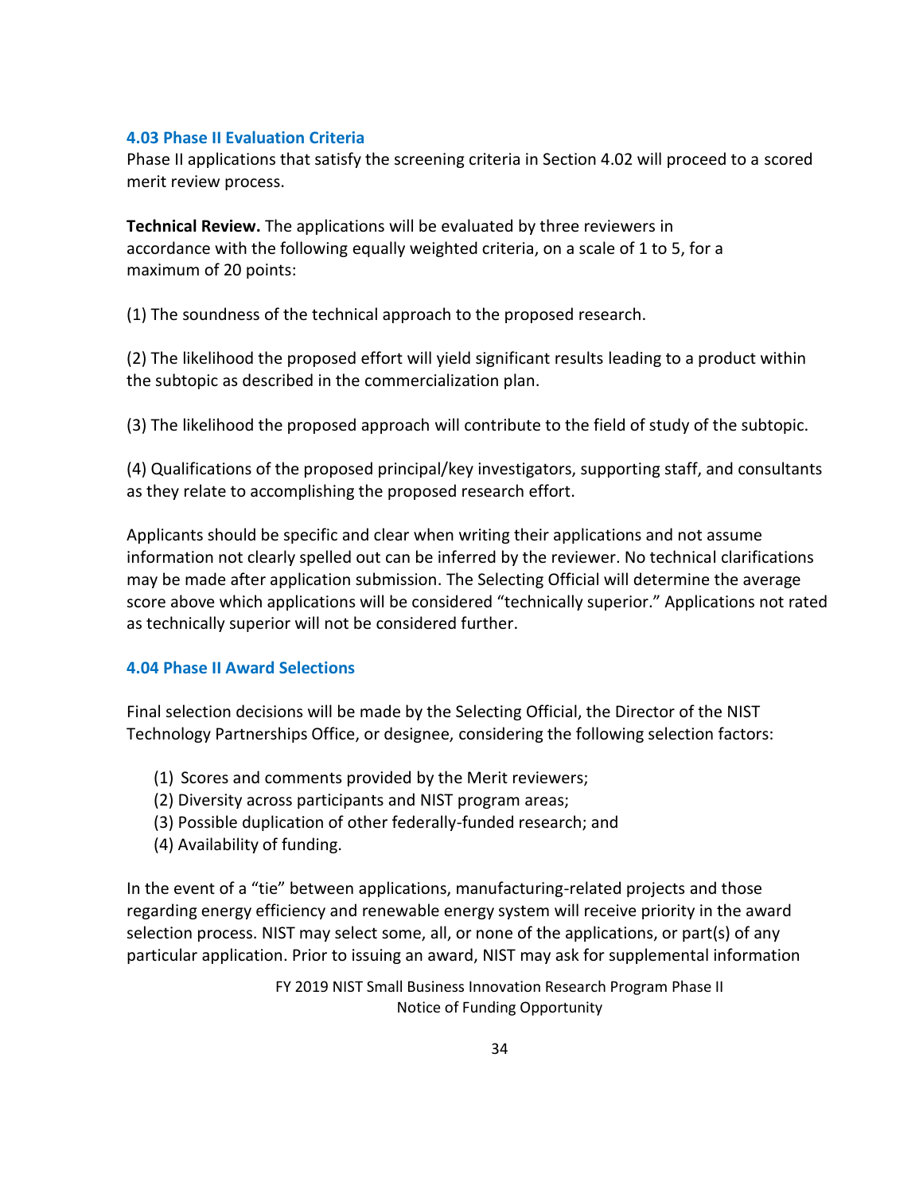### 4.03 Phase II Evaluation Criteria

Phase II applications that satisfy the screening criteria in Section 4.02 will proceed to a scored merit review process.

**Technical Review.** The applications will be evaluated by three reviewers in accordance with the following equally weighted criteria, on a scale of 1 to 5, for a maximum of 20 points:

(1) The soundness of the technical approach to the proposed research.

(2) The likelihood the proposed effort will yield significant results leading to a product within the subtopic as described in the commercialization plan.

(3) The likelihood the proposed approach will contribute to the field of study of the subtopic.

(4) Qualifications of the proposed principal/key investigators, supporting staff, and consultants as they relate to accomplishing the proposed research effort.

Applicants should be specific and clear when writing their applications and not assume information not clearly spelled out can be inferred by the reviewer. No technical clarifications may be made after application submission. The Selecting Official will determine the average score above which applications will be considered "technically superior." Applications not rated as technically superior will not be considered further.

### 4.04 Phase II Award Selections

Final selection decisions will be made by the Selecting Official, the Director of the NIST Technology Partnerships Office, or designee, considering the following selection factors:

(1) Scores and comments provided by the Merit reviewers;
(2) Diversity across participants and NIST program areas;
(3) Possible duplication of other federally-funded research; and
(4) Availability of funding.

In the event of a "tie" between applications, manufacturing-related projects and those regarding energy efficiency and renewable energy system will receive priority in the award selection process. NIST may select some, all, or none of the applications, or part(s) of any particular application. Prior to issuing an award, NIST may ask for supplemental information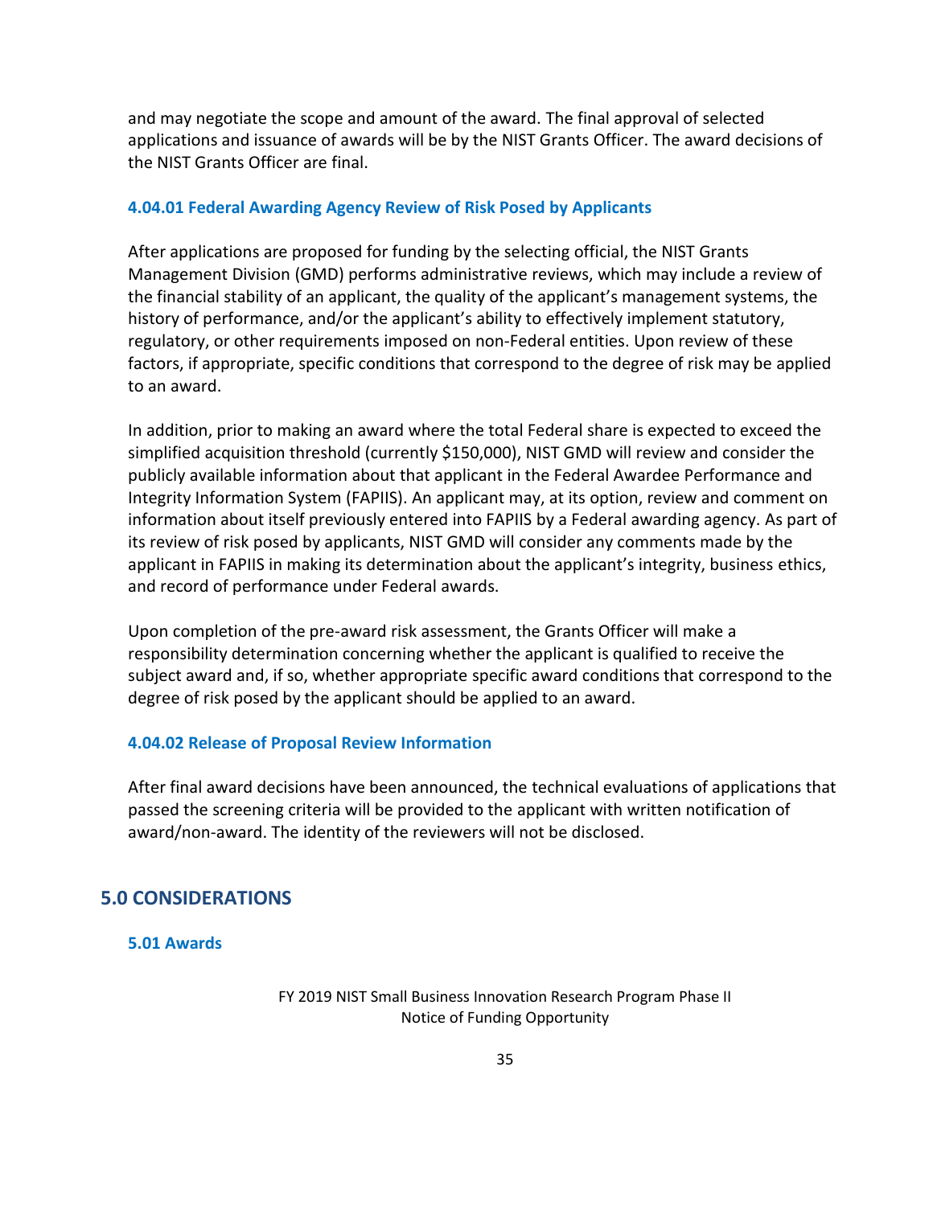and may negotiate the scope and amount of the award. The final approval of selected applications and issuance of awards will be by the NIST Grants Officer. The award decisions of the NIST Grants Officer are final.

### 4.04.01 Federal Awarding Agency Review of Risk Posed by Applicants

After applications are proposed for funding by the selecting official, the NIST Grants Management Division (GMD) performs administrative reviews, which may include a review of the financial stability of an applicant, the quality of the applicant's management systems, the history of performance, and/or the applicant's ability to effectively implement statutory, regulatory, or other requirements imposed on non-Federal entities. Upon review of these factors, if appropriate, specific conditions that correspond to the degree of risk may be applied to an award.

In addition, prior to making an award where the total Federal share is expected to exceed the simplified acquisition threshold (currently $150,000), NIST GMD will review and consider the publicly available information about that applicant in the Federal Awardee Performance and Integrity Information System (FAPIIS). An applicant may, at its option, review and comment on information about itself previously entered into FAPIIS by a Federal awarding agency. As part of its review of risk posed by applicants, NIST GMD will consider any comments made by the applicant in FAPIIS in making its determination about the applicant's integrity, business ethics, and record of performance under Federal awards.

Upon completion of the pre-award risk assessment, the Grants Officer will make a responsibility determination concerning whether the applicant is qualified to receive the subject award and, if so, whether appropriate specific award conditions that correspond to the degree of risk posed by the applicant should be applied to an award.

### 4.04.02 Release of Proposal Review Information

After final award decisions have been announced, the technical evaluations of applications that passed the screening criteria will be provided to the applicant with written notification of award/non-award. The identity of the reviewers will not be disclosed.

## 5.0 CONSIDERATIONS

### 5.01 Awards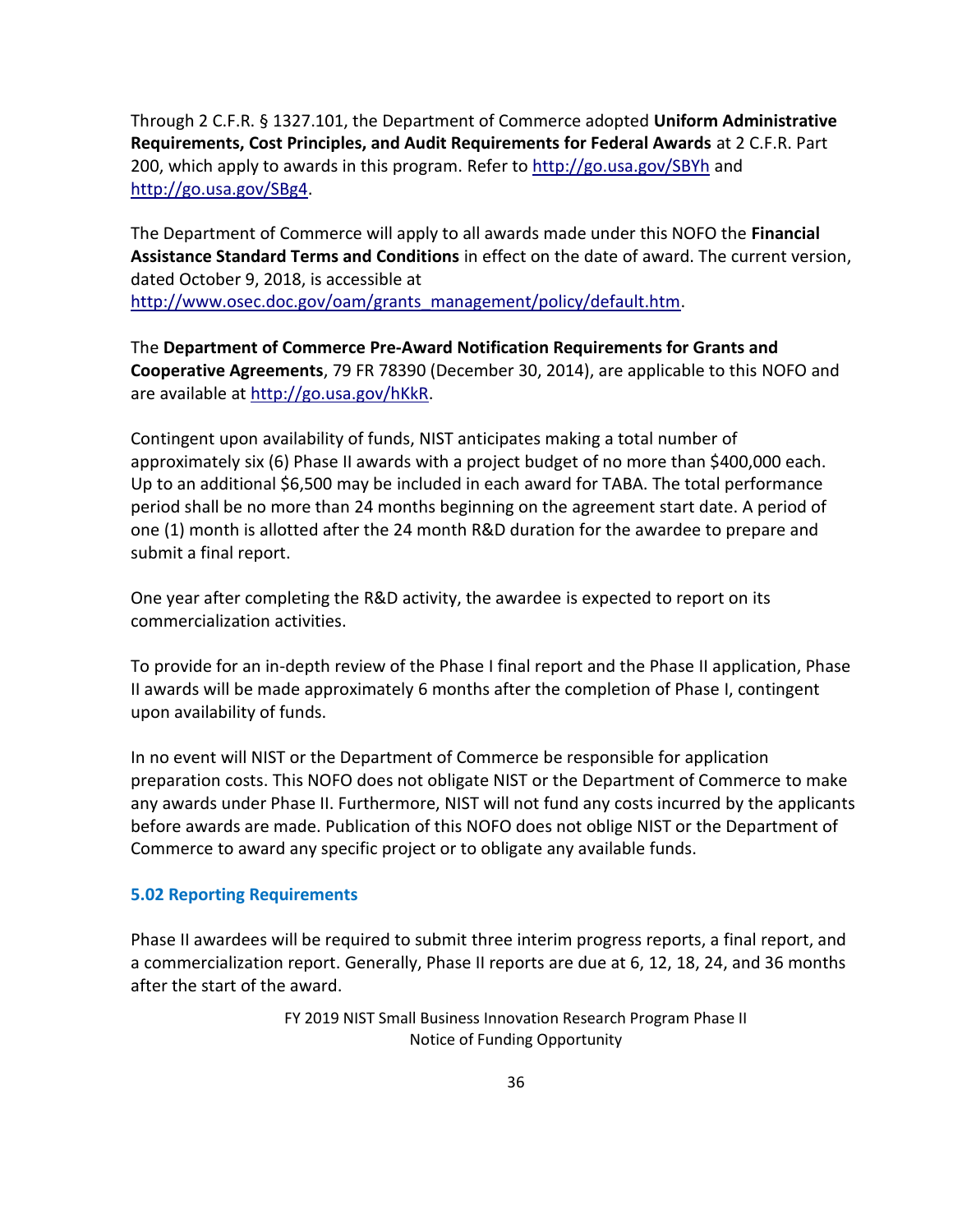Through 2 C.F.R. § 1327.101, the Department of Commerce adopted **Uniform Administrative Requirements, Cost Principles, and Audit Requirements for Federal Awards** at 2 C.F.R. Part 200, which apply to awards in this program. Refer to http://go.usa.gov/SBYh and http://go.usa.gov/SBg4.

The Department of Commerce will apply to all awards made under this NOFO the **Financial Assistance Standard Terms and Conditions** in effect on the date of award. The current version, dated October 9, 2018, is accessible at http://www.osec.doc.gov/oam/grants_management/policy/default.htm.

The **Department of Commerce Pre-Award Notification Requirements for Grants and Cooperative Agreements**, 79 FR 78390 (December 30, 2014), are applicable to this NOFO and are available at http://go.usa.gov/hKkR.

Contingent upon availability of funds, NIST anticipates making a total number of approximately six (6) Phase II awards with a project budget of no more than $400,000 each. Up to an additional $6,500 may be included in each award for TABA. The total performance period shall be no more than 24 months beginning on the agreement start date. A period of one (1) month is allotted after the 24 month R&D duration for the awardee to prepare and submit a final report.

One year after completing the R&D activity, the awardee is expected to report on its commercialization activities.

To provide for an in-depth review of the Phase I final report and the Phase II application, Phase II awards will be made approximately 6 months after the completion of Phase I, contingent upon availability of funds.

In no event will NIST or the Department of Commerce be responsible for application preparation costs. This NOFO does not obligate NIST or the Department of Commerce to make any awards under Phase II. Furthermore, NIST will not fund any costs incurred by the applicants before awards are made. Publication of this NOFO does not oblige NIST or the Department of Commerce to award any specific project or to obligate any available funds.

### 5.02 Reporting Requirements

Phase II awardees will be required to submit three interim progress reports, a final report, and a commercialization report. Generally, Phase II reports are due at 6, 12, 18, 24, and 36 months after the start of the award.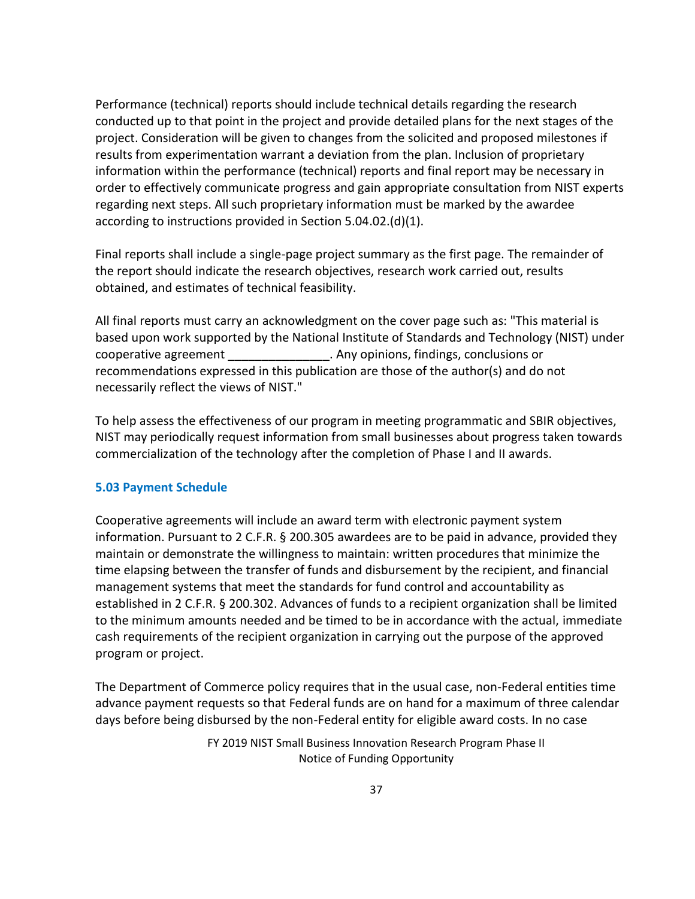Performance (technical) reports should include technical details regarding the research conducted up to that point in the project and provide detailed plans for the next stages of the project. Consideration will be given to changes from the solicited and proposed milestones if results from experimentation warrant a deviation from the plan. Inclusion of proprietary information within the performance (technical) reports and final report may be necessary in order to effectively communicate progress and gain appropriate consultation from NIST experts regarding next steps. All such proprietary information must be marked by the awardee according to instructions provided in Section 5.04.02.(d)(1).

Final reports shall include a single-page project summary as the first page. The remainder of the report should indicate the research objectives, research work carried out, results obtained, and estimates of technical feasibility.

All final reports must carry an acknowledgment on the cover page such as: "This material is based upon work supported by the National Institute of Standards and Technology (NIST) under cooperative agreement _______________. Any opinions, findings, conclusions or recommendations expressed in this publication are those of the author(s) and do not necessarily reflect the views of NIST."

To help assess the effectiveness of our program in meeting programmatic and SBIR objectives, NIST may periodically request information from small businesses about progress taken towards commercialization of the technology after the completion of Phase I and II awards.

### 5.03 Payment Schedule

Cooperative agreements will include an award term with electronic payment system information. Pursuant to 2 C.F.R. § 200.305 awardees are to be paid in advance, provided they maintain or demonstrate the willingness to maintain: written procedures that minimize the time elapsing between the transfer of funds and disbursement by the recipient, and financial management systems that meet the standards for fund control and accountability as established in 2 C.F.R. § 200.302. Advances of funds to a recipient organization shall be limited to the minimum amounts needed and be timed to be in accordance with the actual, immediate cash requirements of the recipient organization in carrying out the purpose of the approved program or project.

The Department of Commerce policy requires that in the usual case, non-Federal entities time advance payment requests so that Federal funds are on hand for a maximum of three calendar days before being disbursed by the non-Federal entity for eligible award costs. In no case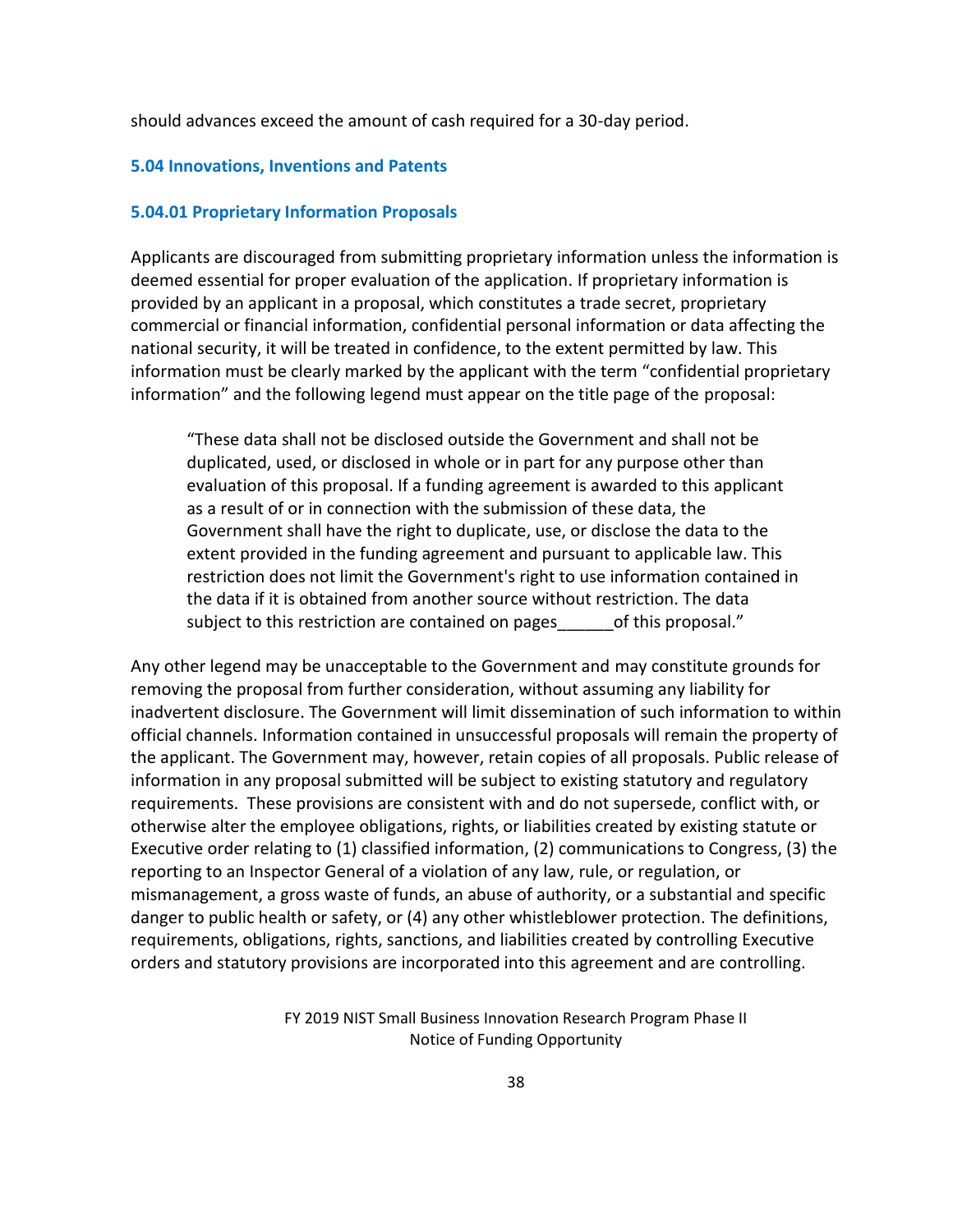should advances exceed the amount of cash required for a 30-day period.

### 5.04 Innovations, Inventions and Patents

#### 5.04.01 Proprietary Information Proposals

Applicants are discouraged from submitting proprietary information unless the information is deemed essential for proper evaluation of the application. If proprietary information is provided by an applicant in a proposal, which constitutes a trade secret, proprietary commercial or financial information, confidential personal information or data affecting the national security, it will be treated in confidence, to the extent permitted by law. This information must be clearly marked by the applicant with the term “confidential proprietary information” and the following legend must appear on the title page of the proposal:

> “These data shall not be disclosed outside the Government and shall not be duplicated, used, or disclosed in whole or in part for any purpose other than evaluation of this proposal. If a funding agreement is awarded to this applicant as a result of or in connection with the submission of these data, the Government shall have the right to duplicate, use, or disclose the data to the extent provided in the funding agreement and pursuant to applicable law. This restriction does not limit the Government's right to use information contained in the data if it is obtained from another source without restriction. The data subject to this restriction are contained on pages______of this proposal.”

Any other legend may be unacceptable to the Government and may constitute grounds for removing the proposal from further consideration, without assuming any liability for inadvertent disclosure. The Government will limit dissemination of such information to within official channels. Information contained in unsuccessful proposals will remain the property of the applicant. The Government may, however, retain copies of all proposals. Public release of information in any proposal submitted will be subject to existing statutory and regulatory requirements. These provisions are consistent with and do not supersede, conflict with, or otherwise alter the employee obligations, rights, or liabilities created by existing statute or Executive order relating to (1) classified information, (2) communications to Congress, (3) the reporting to an Inspector General of a violation of any law, rule, or regulation, or mismanagement, a gross waste of funds, an abuse of authority, or a substantial and specific danger to public health or safety, or (4) any other whistleblower protection. The definitions, requirements, obligations, rights, sanctions, and liabilities created by controlling Executive orders and statutory provisions are incorporated into this agreement and are controlling.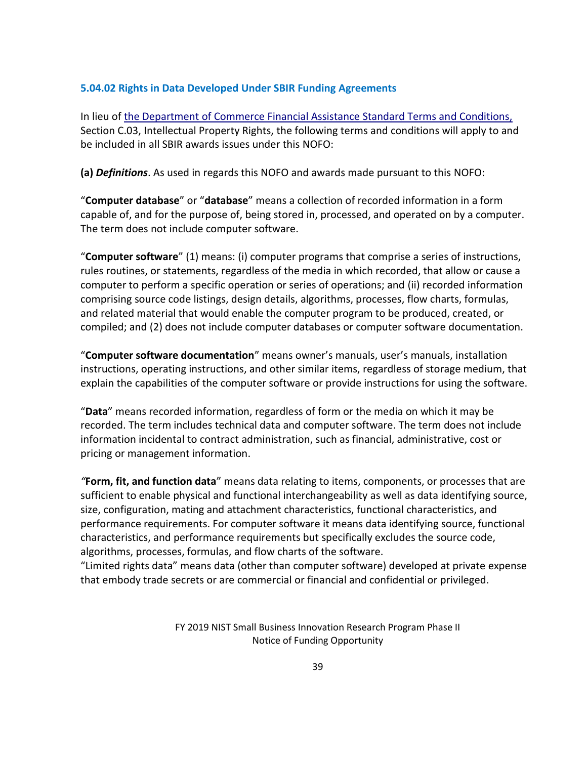### 5.04.02 Rights in Data Developed Under SBIR Funding Agreements

In lieu of [the Department of Commerce Financial Assistance Standard Terms and Conditions,](#) Section C.03, Intellectual Property Rights, the following terms and conditions will apply to and be included in all SBIR awards issues under this NOFO:

**(a)** ***Definitions***. As used in regards this NOFO and awards made pursuant to this NOFO:

"**Computer database**" or "**database**" means a collection of recorded information in a form capable of, and for the purpose of, being stored in, processed, and operated on by a computer. The term does not include computer software.

"**Computer software**" (1) means: (i) computer programs that comprise a series of instructions, rules routines, or statements, regardless of the media in which recorded, that allow or cause a computer to perform a specific operation or series of operations; and (ii) recorded information comprising source code listings, design details, algorithms, processes, flow charts, formulas, and related material that would enable the computer program to be produced, created, or compiled; and (2) does not include computer databases or computer software documentation.

"**Computer software documentation**" means owner's manuals, user's manuals, installation instructions, operating instructions, and other similar items, regardless of storage medium, that explain the capabilities of the computer software or provide instructions for using the software.

"**Data**" means recorded information, regardless of form or the media on which it may be recorded. The term includes technical data and computer software. The term does not include information incidental to contract administration, such as financial, administrative, cost or pricing or management information.

*"***Form, fit, and function data**" means data relating to items, components, or processes that are sufficient to enable physical and functional interchangeability as well as data identifying source, size, configuration, mating and attachment characteristics, functional characteristics, and performance requirements. For computer software it means data identifying source, functional characteristics, and performance requirements but specifically excludes the source code, algorithms, processes, formulas, and flow charts of the software.
"Limited rights data" means data (other than computer software) developed at private expense that embody trade secrets or are commercial or financial and confidential or privileged.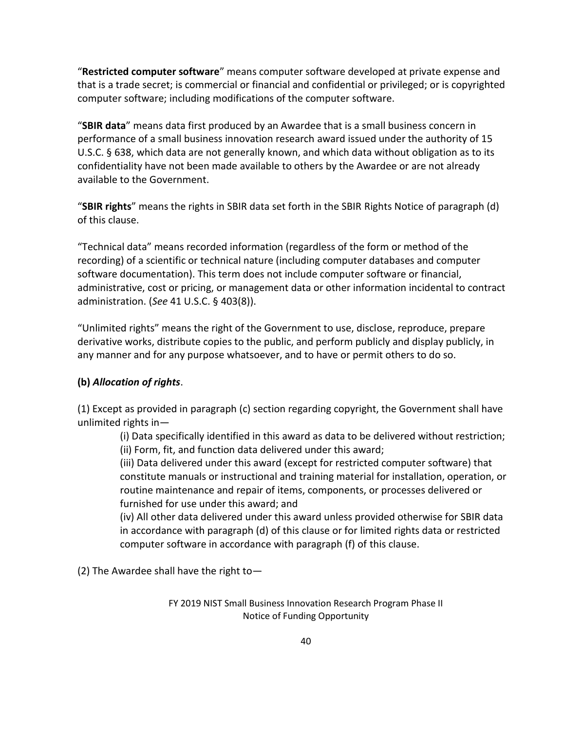"**Restricted computer software**" means computer software developed at private expense and that is a trade secret; is commercial or financial and confidential or privileged; or is copyrighted computer software; including modifications of the computer software.

"**SBIR data**" means data first produced by an Awardee that is a small business concern in performance of a small business innovation research award issued under the authority of 15 U.S.C. § 638, which data are not generally known, and which data without obligation as to its confidentiality have not been made available to others by the Awardee or are not already available to the Government.

"**SBIR rights**" means the rights in SBIR data set forth in the SBIR Rights Notice of paragraph (d) of this clause.

"Technical data" means recorded information (regardless of the form or method of the recording) of a scientific or technical nature (including computer databases and computer software documentation). This term does not include computer software or financial, administrative, cost or pricing, or management data or other information incidental to contract administration. (*See* 41 U.S.C. § 403(8)).

"Unlimited rights" means the right of the Government to use, disclose, reproduce, prepare derivative works, distribute copies to the public, and perform publicly and display publicly, in any manner and for any purpose whatsoever, and to have or permit others to do so.

**(b)** ***Allocation of rights***.

(1) Except as provided in paragraph (c) section regarding copyright, the Government shall have unlimited rights in—

> (i) Data specifically identified in this award as data to be delivered without restriction;
>
> (ii) Form, fit, and function data delivered under this award;
>
> (iii) Data delivered under this award (except for restricted computer software) that constitute manuals or instructional and training material for installation, operation, or routine maintenance and repair of items, components, or processes delivered or furnished for use under this award; and
>
> (iv) All other data delivered under this award unless provided otherwise for SBIR data in accordance with paragraph (d) of this clause or for limited rights data or restricted computer software in accordance with paragraph (f) of this clause.

(2) The Awardee shall have the right to—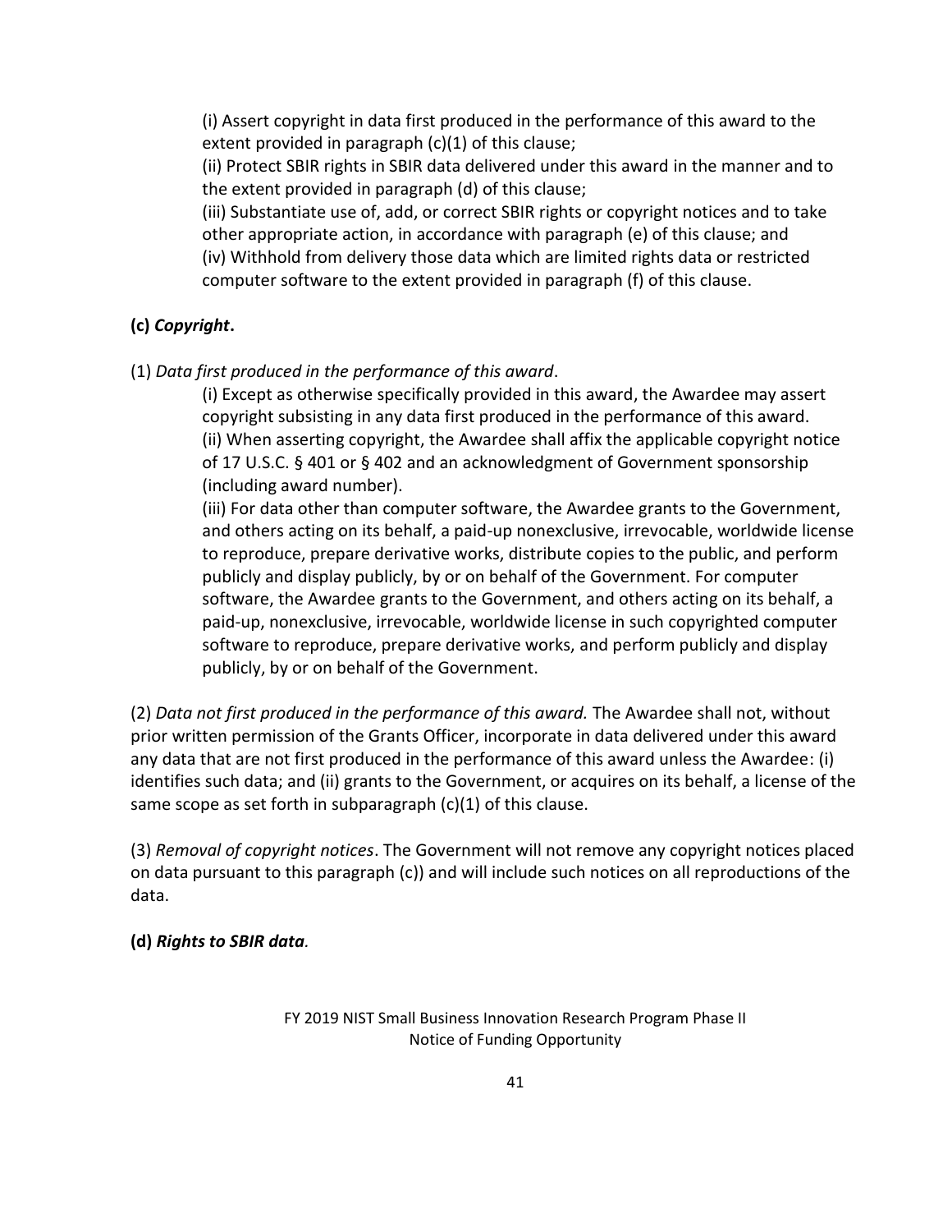(i) Assert copyright in data first produced in the performance of this award to the extent provided in paragraph (c)(1) of this clause;
(ii) Protect SBIR rights in SBIR data delivered under this award in the manner and to the extent provided in paragraph (d) of this clause;
(iii) Substantiate use of, add, or correct SBIR rights or copyright notices and to take other appropriate action, in accordance with paragraph (e) of this clause; and
(iv) Withhold from delivery those data which are limited rights data or restricted computer software to the extent provided in paragraph (f) of this clause.

**(c) *Copyright*.**

(1) *Data first produced in the performance of this award*.

(i) Except as otherwise specifically provided in this award, the Awardee may assert copyright subsisting in any data first produced in the performance of this award.
(ii) When asserting copyright, the Awardee shall affix the applicable copyright notice of 17 U.S.C. § 401 or § 402 and an acknowledgment of Government sponsorship (including award number).
(iii) For data other than computer software, the Awardee grants to the Government, and others acting on its behalf, a paid-up nonexclusive, irrevocable, worldwide license to reproduce, prepare derivative works, distribute copies to the public, and perform publicly and display publicly, by or on behalf of the Government. For computer software, the Awardee grants to the Government, and others acting on its behalf, a paid-up, nonexclusive, irrevocable, worldwide license in such copyrighted computer software to reproduce, prepare derivative works, and perform publicly and display publicly, by or on behalf of the Government.

(2) *Data not first produced in the performance of this award.* The Awardee shall not, without prior written permission of the Grants Officer, incorporate in data delivered under this award any data that are not first produced in the performance of this award unless the Awardee: (i) identifies such data; and (ii) grants to the Government, or acquires on its behalf, a license of the same scope as set forth in subparagraph (c)(1) of this clause.

(3) *Removal of copyright notices*. The Government will not remove any copyright notices placed on data pursuant to this paragraph (c)) and will include such notices on all reproductions of the data.

**(d) *Rights to SBIR data*.**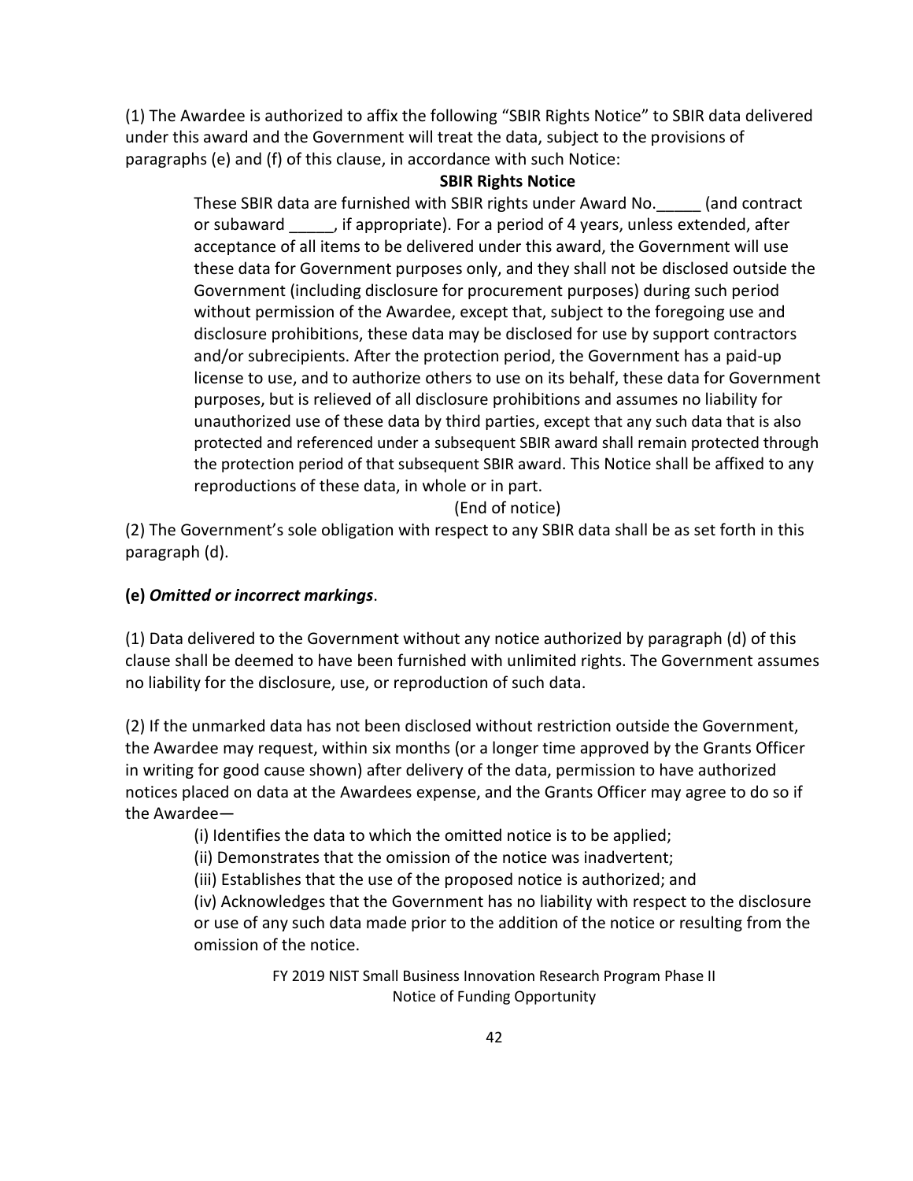(1) The Awardee is authorized to affix the following "SBIR Rights Notice" to SBIR data delivered under this award and the Government will treat the data, subject to the provisions of paragraphs (e) and (f) of this clause, in accordance with such Notice:

**SBIR Rights Notice**

> These SBIR data are furnished with SBIR rights under Award No.\_\_\_\_\_ (and contract or subaward \_\_\_\_\_, if appropriate). For a period of 4 years, unless extended, after acceptance of all items to be delivered under this award, the Government will use these data for Government purposes only, and they shall not be disclosed outside the Government (including disclosure for procurement purposes) during such period without permission of the Awardee, except that, subject to the foregoing use and disclosure prohibitions, these data may be disclosed for use by support contractors and/or subrecipients. After the protection period, the Government has a paid-up license to use, and to authorize others to use on its behalf, these data for Government purposes, but is relieved of all disclosure prohibitions and assumes no liability for unauthorized use of these data by third parties, except that any such data that is also protected and referenced under a subsequent SBIR award shall remain protected through the protection period of that subsequent SBIR award. This Notice shall be affixed to any reproductions of these data, in whole or in part.
>
> (End of notice)

(2) The Government's sole obligation with respect to any SBIR data shall be as set forth in this paragraph (d).

**(e)** ***Omitted or incorrect markings***.

(1) Data delivered to the Government without any notice authorized by paragraph (d) of this clause shall be deemed to have been furnished with unlimited rights. The Government assumes no liability for the disclosure, use, or reproduction of such data.

(2) If the unmarked data has not been disclosed without restriction outside the Government, the Awardee may request, within six months (or a longer time approved by the Grants Officer in writing for good cause shown) after delivery of the data, permission to have authorized notices placed on data at the Awardees expense, and the Grants Officer may agree to do so if the Awardee—

(i) Identifies the data to which the omitted notice is to be applied;

(ii) Demonstrates that the omission of the notice was inadvertent;

(iii) Establishes that the use of the proposed notice is authorized; and

(iv) Acknowledges that the Government has no liability with respect to the disclosure or use of any such data made prior to the addition of the notice or resulting from the omission of the notice.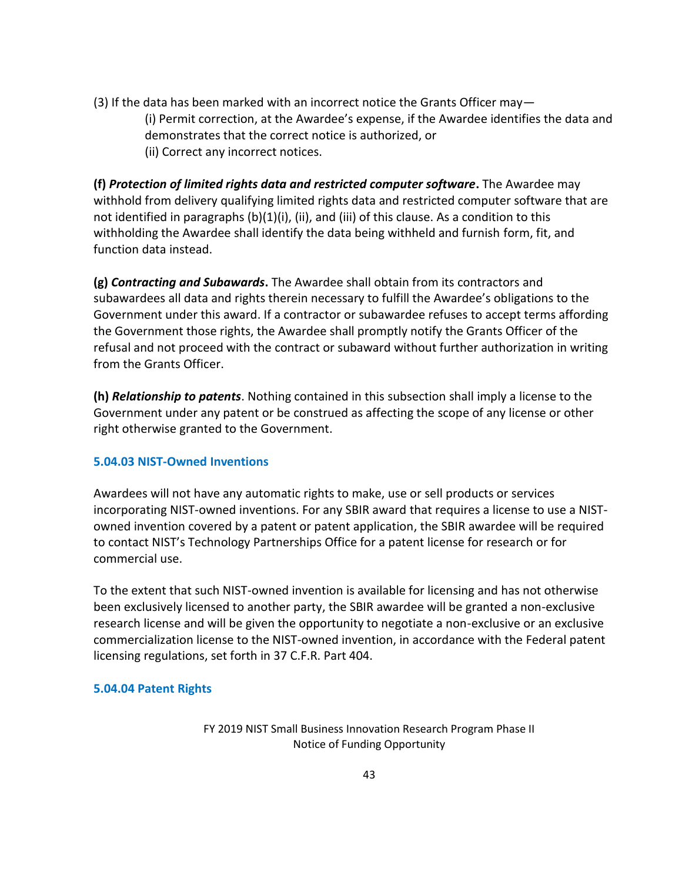(3) If the data has been marked with an incorrect notice the Grants Officer may—

(i) Permit correction, at the Awardee's expense, if the Awardee identifies the data and demonstrates that the correct notice is authorized, or

(ii) Correct any incorrect notices.

**(f)** ***Protection of limited rights data and restricted computer software*****.** The Awardee may withhold from delivery qualifying limited rights data and restricted computer software that are not identified in paragraphs (b)(1)(i), (ii), and (iii) of this clause. As a condition to this withholding the Awardee shall identify the data being withheld and furnish form, fit, and function data instead.

**(g)** ***Contracting and Subawards*****.** The Awardee shall obtain from its contractors and subawardees all data and rights therein necessary to fulfill the Awardee's obligations to the Government under this award. If a contractor or subawardee refuses to accept terms affording the Government those rights, the Awardee shall promptly notify the Grants Officer of the refusal and not proceed with the contract or subaward without further authorization in writing from the Grants Officer.

**(h)** ***Relationship to patents***. Nothing contained in this subsection shall imply a license to the Government under any patent or be construed as affecting the scope of any license or other right otherwise granted to the Government.

### 5.04.03 NIST-Owned Inventions

Awardees will not have any automatic rights to make, use or sell products or services incorporating NIST-owned inventions. For any SBIR award that requires a license to use a NIST-owned invention covered by a patent or patent application, the SBIR awardee will be required to contact NIST's Technology Partnerships Office for a patent license for research or for commercial use.

To the extent that such NIST-owned invention is available for licensing and has not otherwise been exclusively licensed to another party, the SBIR awardee will be granted a non-exclusive research license and will be given the opportunity to negotiate a non-exclusive or an exclusive commercialization license to the NIST-owned invention, in accordance with the Federal patent licensing regulations, set forth in 37 C.F.R. Part 404.

### 5.04.04 Patent Rights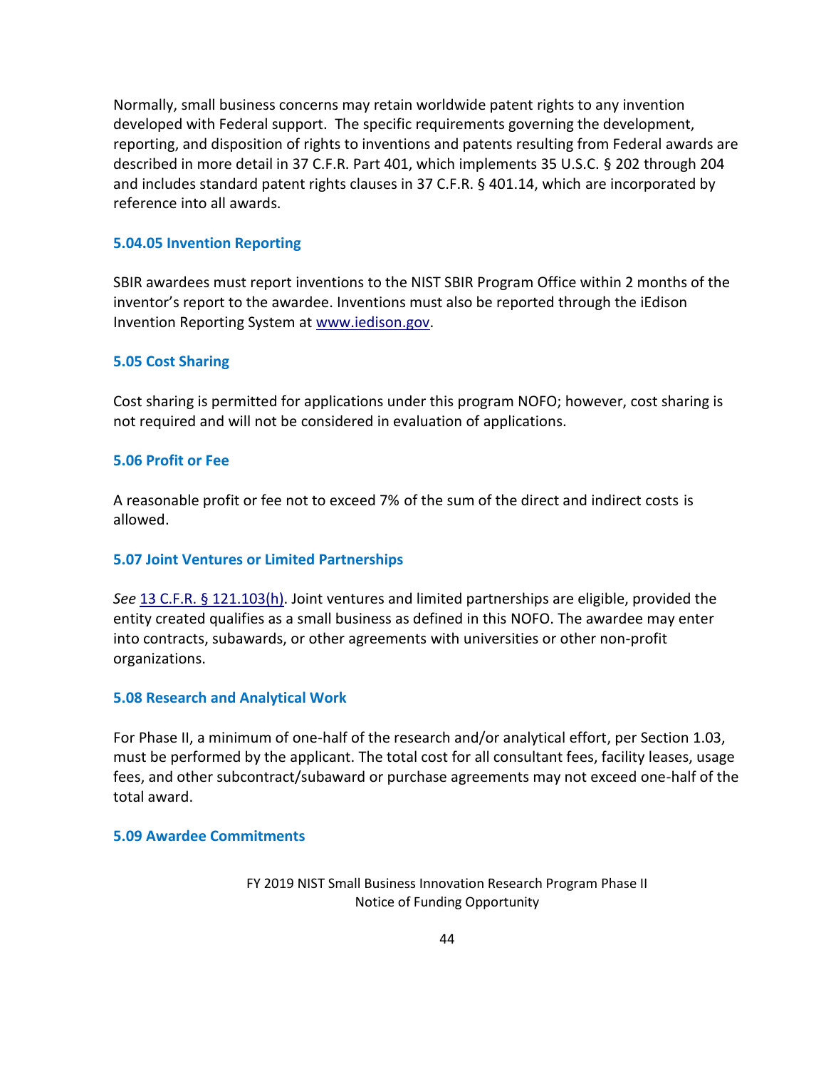Normally, small business concerns may retain worldwide patent rights to any invention developed with Federal support. The specific requirements governing the development, reporting, and disposition of rights to inventions and patents resulting from Federal awards are described in more detail in 37 C.F.R. Part 401, which implements 35 U.S.C. § 202 through 204 and includes standard patent rights clauses in 37 C.F.R. § 401.14, which are incorporated by reference into all awards.

#### 5.04.05 Invention Reporting

SBIR awardees must report inventions to the NIST SBIR Program Office within 2 months of the inventor's report to the awardee. Inventions must also be reported through the iEdison Invention Reporting System at [www.iedison.gov](http://www.iedison.gov).

### 5.05 Cost Sharing

Cost sharing is permitted for applications under this program NOFO; however, cost sharing is not required and will not be considered in evaluation of applications.

### 5.06 Profit or Fee

A reasonable profit or fee not to exceed 7% of the sum of the direct and indirect costs is allowed.

### 5.07 Joint Ventures or Limited Partnerships

*See* 13 C.F.R. § 121.103(h). Joint ventures and limited partnerships are eligible, provided the entity created qualifies as a small business as defined in this NOFO. The awardee may enter into contracts, subawards, or other agreements with universities or other non-profit organizations.

### 5.08 Research and Analytical Work

For Phase II, a minimum of one-half of the research and/or analytical effort, per Section 1.03, must be performed by the applicant. The total cost for all consultant fees, facility leases, usage fees, and other subcontract/subaward or purchase agreements may not exceed one-half of the total award.

### 5.09 Awardee Commitments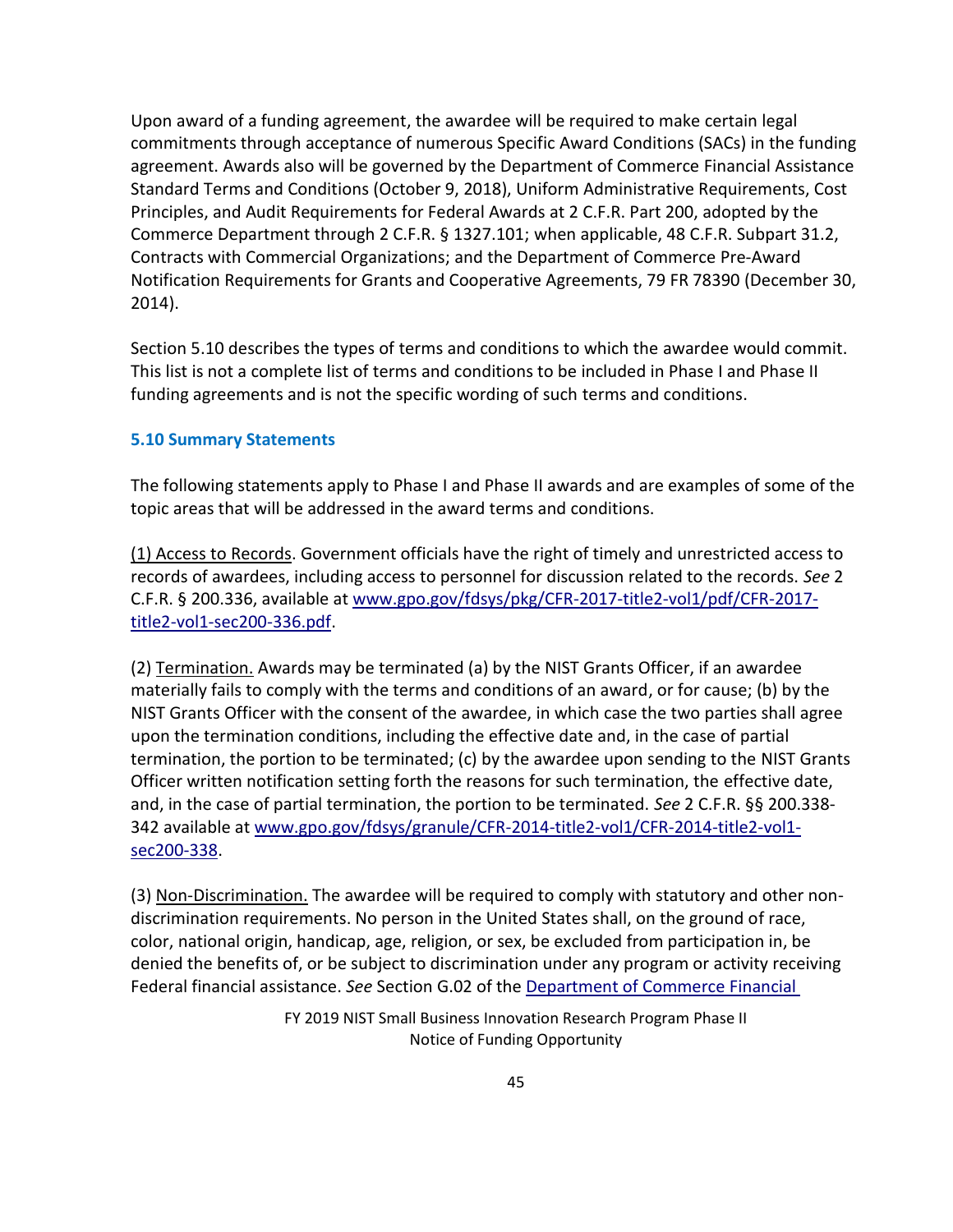Upon award of a funding agreement, the awardee will be required to make certain legal commitments through acceptance of numerous Specific Award Conditions (SACs) in the funding agreement. Awards also will be governed by the Department of Commerce Financial Assistance Standard Terms and Conditions (October 9, 2018), Uniform Administrative Requirements, Cost Principles, and Audit Requirements for Federal Awards at 2 C.F.R. Part 200, adopted by the Commerce Department through 2 C.F.R. § 1327.101; when applicable, 48 C.F.R. Subpart 31.2, Contracts with Commercial Organizations; and the Department of Commerce Pre-Award Notification Requirements for Grants and Cooperative Agreements, 79 FR 78390 (December 30, 2014).

Section 5.10 describes the types of terms and conditions to which the awardee would commit. This list is not a complete list of terms and conditions to be included in Phase I and Phase II funding agreements and is not the specific wording of such terms and conditions.

### 5.10 Summary Statements

The following statements apply to Phase I and Phase II awards and are examples of some of the topic areas that will be addressed in the award terms and conditions.

(1) Access to Records. Government officials have the right of timely and unrestricted access to records of awardees, including access to personnel for discussion related to the records. *See* 2 C.F.R. § 200.336, available at www.gpo.gov/fdsys/pkg/CFR-2017-title2-vol1/pdf/CFR-2017-title2-vol1-sec200-336.pdf.

(2) Termination. Awards may be terminated (a) by the NIST Grants Officer, if an awardee materially fails to comply with the terms and conditions of an award, or for cause; (b) by the NIST Grants Officer with the consent of the awardee, in which case the two parties shall agree upon the termination conditions, including the effective date and, in the case of partial termination, the portion to be terminated; (c) by the awardee upon sending to the NIST Grants Officer written notification setting forth the reasons for such termination, the effective date, and, in the case of partial termination, the portion to be terminated. *See* 2 C.F.R. §§ 200.338-342 available at www.gpo.gov/fdsys/granule/CFR-2014-title2-vol1/CFR-2014-title2-vol1-sec200-338.

(3) Non-Discrimination. The awardee will be required to comply with statutory and other non-discrimination requirements. No person in the United States shall, on the ground of race, color, national origin, handicap, age, religion, or sex, be excluded from participation in, be denied the benefits of, or be subject to discrimination under any program or activity receiving Federal financial assistance. *See* Section G.02 of the Department of Commerce Financial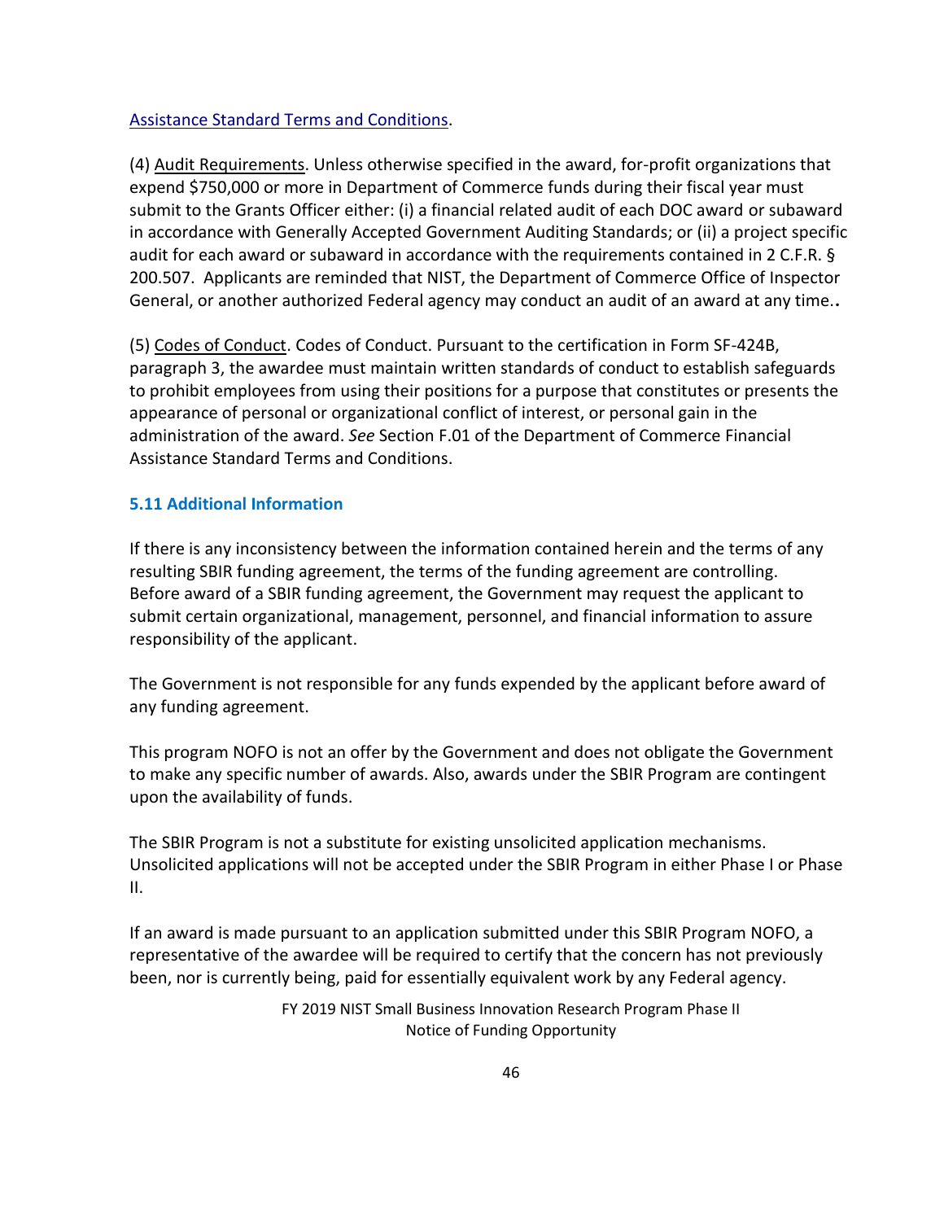[Assistance Standard Terms and Conditions](#).

(4) Audit Requirements. Unless otherwise specified in the award, for-profit organizations that expend $750,000 or more in Department of Commerce funds during their fiscal year must submit to the Grants Officer either: (i) a financial related audit of each DOC award or subaward in accordance with Generally Accepted Government Auditing Standards; or (ii) a project specific audit for each award or subaward in accordance with the requirements contained in 2 C.F.R. § 200.507. Applicants are reminded that NIST, the Department of Commerce Office of Inspector General, or another authorized Federal agency may conduct an audit of an award at any time..

(5) Codes of Conduct. Codes of Conduct. Pursuant to the certification in Form SF-424B, paragraph 3, the awardee must maintain written standards of conduct to establish safeguards to prohibit employees from using their positions for a purpose that constitutes or presents the appearance of personal or organizational conflict of interest, or personal gain in the administration of the award. *See* Section F.01 of the Department of Commerce Financial Assistance Standard Terms and Conditions.

### 5.11 Additional Information

If there is any inconsistency between the information contained herein and the terms of any resulting SBIR funding agreement, the terms of the funding agreement are controlling. Before award of a SBIR funding agreement, the Government may request the applicant to submit certain organizational, management, personnel, and financial information to assure responsibility of the applicant.

The Government is not responsible for any funds expended by the applicant before award of any funding agreement.

This program NOFO is not an offer by the Government and does not obligate the Government to make any specific number of awards. Also, awards under the SBIR Program are contingent upon the availability of funds.

The SBIR Program is not a substitute for existing unsolicited application mechanisms. Unsolicited applications will not be accepted under the SBIR Program in either Phase I or Phase II.

If an award is made pursuant to an application submitted under this SBIR Program NOFO, a representative of the awardee will be required to certify that the concern has not previously been, nor is currently being, paid for essentially equivalent work by any Federal agency.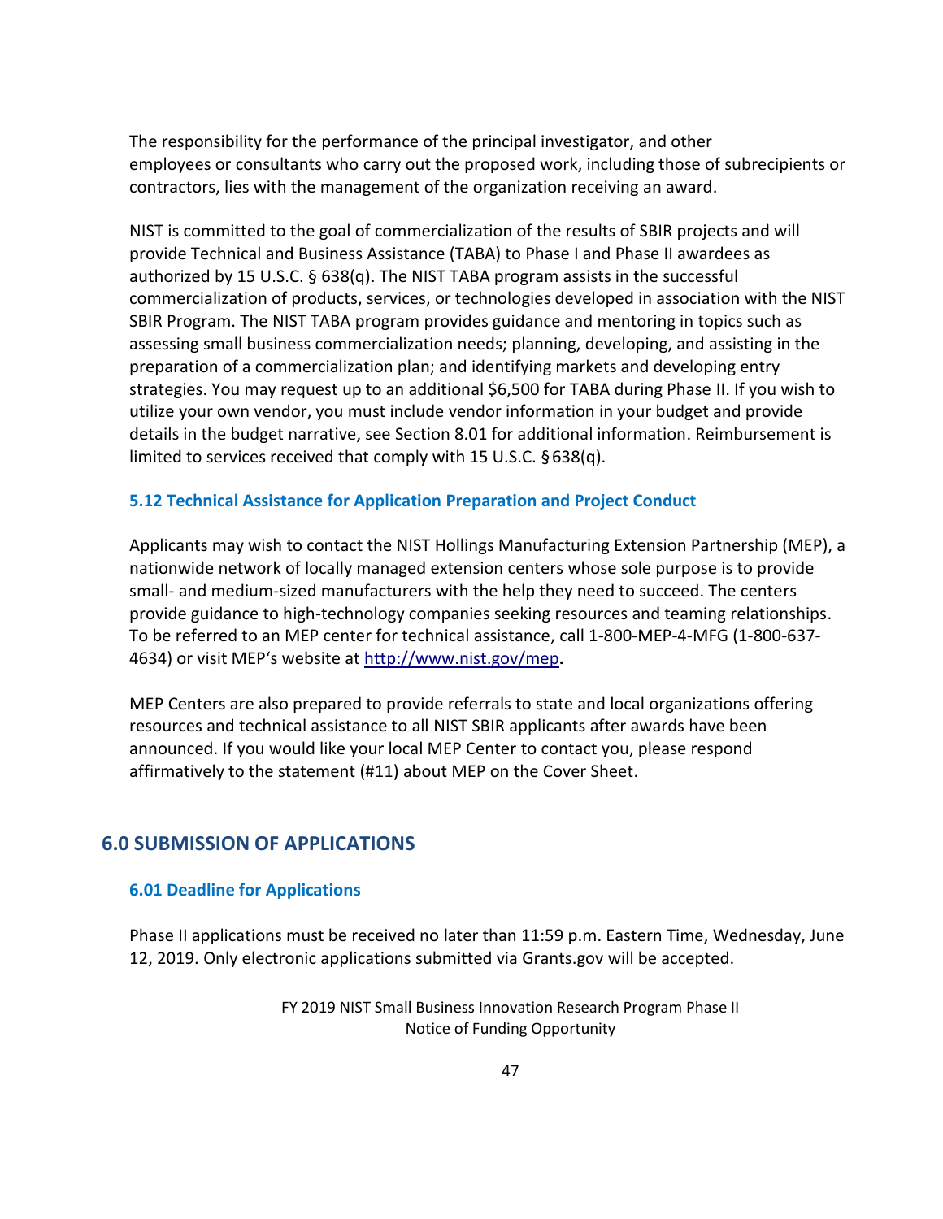The responsibility for the performance of the principal investigator, and other employees or consultants who carry out the proposed work, including those of subrecipients or contractors, lies with the management of the organization receiving an award.

NIST is committed to the goal of commercialization of the results of SBIR projects and will provide Technical and Business Assistance (TABA) to Phase I and Phase II awardees as authorized by 15 U.S.C. § 638(q). The NIST TABA program assists in the successful commercialization of products, services, or technologies developed in association with the NIST SBIR Program. The NIST TABA program provides guidance and mentoring in topics such as assessing small business commercialization needs; planning, developing, and assisting in the preparation of a commercialization plan; and identifying markets and developing entry strategies. You may request up to an additional $6,500 for TABA during Phase II. If you wish to utilize your own vendor, you must include vendor information in your budget and provide details in the budget narrative, see Section 8.01 for additional information. Reimbursement is limited to services received that comply with 15 U.S.C. § 638(q).

### 5.12 Technical Assistance for Application Preparation and Project Conduct

Applicants may wish to contact the NIST Hollings Manufacturing Extension Partnership (MEP), a nationwide network of locally managed extension centers whose sole purpose is to provide small- and medium-sized manufacturers with the help they need to succeed. The centers provide guidance to high-technology companies seeking resources and teaming relationships. To be referred to an MEP center for technical assistance, call 1-800-MEP-4-MFG (1-800-637-4634) or visit MEP's website at http://www.nist.gov/mep**.**

MEP Centers are also prepared to provide referrals to state and local organizations offering resources and technical assistance to all NIST SBIR applicants after awards have been announced. If you would like your local MEP Center to contact you, please respond affirmatively to the statement (#11) about MEP on the Cover Sheet.

## 6.0 SUBMISSION OF APPLICATIONS

### 6.01 Deadline for Applications

Phase II applications must be received no later than 11:59 p.m. Eastern Time, Wednesday, June 12, 2019. Only electronic applications submitted via Grants.gov will be accepted.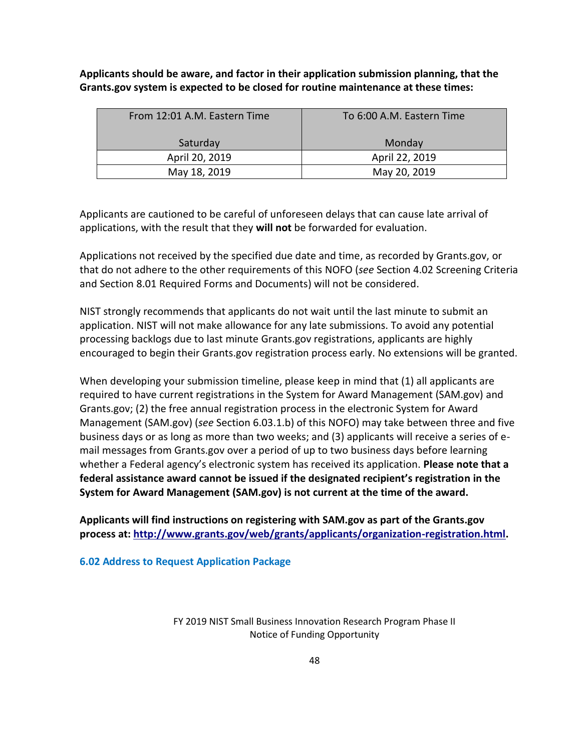**Applicants should be aware, and factor in their application submission planning, that the Grants.gov system is expected to be closed for routine maintenance at these times:**

| From 12:01 A.M. Eastern Time<br><br>Saturday | To 6:00 A.M. Eastern Time<br><br>Monday |
|---|---|
| April 20, 2019 | April 22, 2019 |
| May 18, 2019 | May 20, 2019 |

Applicants are cautioned to be careful of unforeseen delays that can cause late arrival of applications, with the result that they **will not** be forwarded for evaluation.

Applications not received by the specified due date and time, as recorded by Grants.gov, or that do not adhere to the other requirements of this NOFO (*see* Section 4.02 Screening Criteria and Section 8.01 Required Forms and Documents) will not be considered.

NIST strongly recommends that applicants do not wait until the last minute to submit an application. NIST will not make allowance for any late submissions. To avoid any potential processing backlogs due to last minute Grants.gov registrations, applicants are highly encouraged to begin their Grants.gov registration process early. No extensions will be granted.

When developing your submission timeline, please keep in mind that (1) all applicants are required to have current registrations in the System for Award Management (SAM.gov) and Grants.gov; (2) the free annual registration process in the electronic System for Award Management (SAM.gov) (*see* Section 6.03.1.b) of this NOFO) may take between three and five business days or as long as more than two weeks; and (3) applicants will receive a series of e-mail messages from Grants.gov over a period of up to two business days before learning whether a Federal agency's electronic system has received its application. **Please note that a federal assistance award cannot be issued if the designated recipient's registration in the System for Award Management (SAM.gov) is not current at the time of the award.**

**Applicants will find instructions on registering with SAM.gov as part of the Grants.gov process at: [http://www.grants.gov/web/grants/applicants/organization-registration.html](http://www.grants.gov/web/grants/applicants/organization-registration.html).**

### 6.02 Address to Request Application Package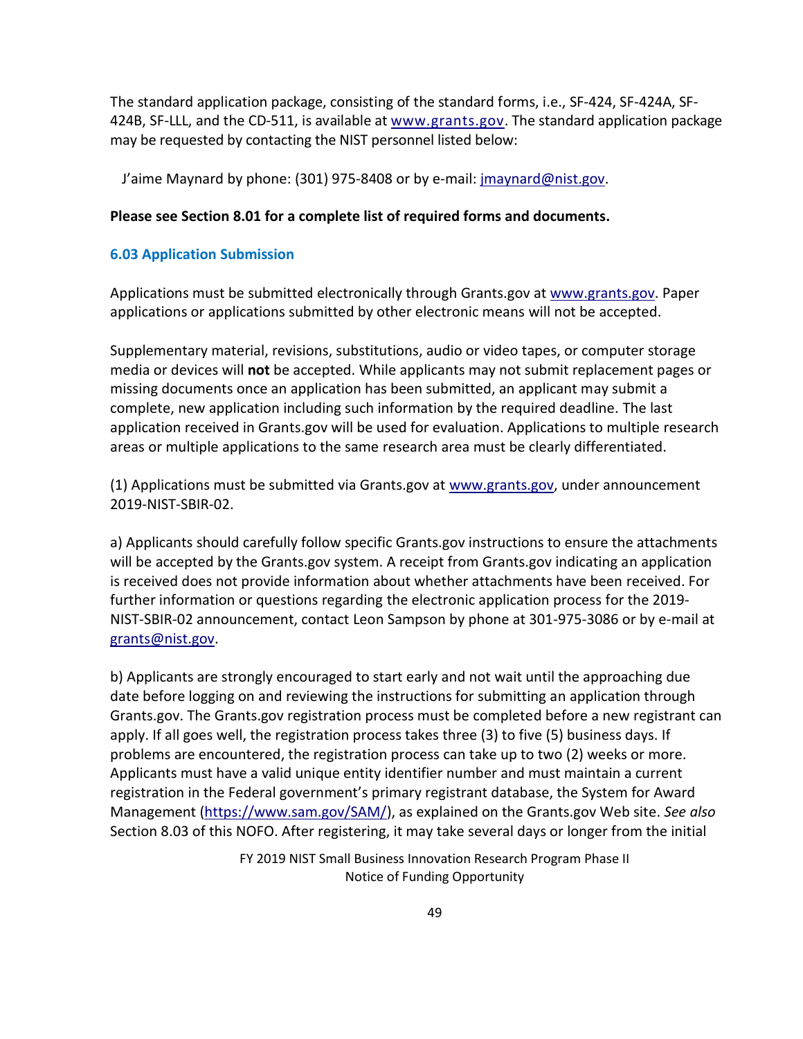The standard application package, consisting of the standard forms, i.e., SF-424, SF-424A, SF-424B, SF-LLL, and the CD-511, is available at www.grants.gov. The standard application package may be requested by contacting the NIST personnel listed below:

J'aime Maynard by phone: (301) 975-8408 or by e-mail: jmaynard@nist.gov.

**Please see Section 8.01 for a complete list of required forms and documents.**

### 6.03 Application Submission

Applications must be submitted electronically through Grants.gov at www.grants.gov. Paper applications or applications submitted by other electronic means will not be accepted.

Supplementary material, revisions, substitutions, audio or video tapes, or computer storage media or devices will **not** be accepted. While applicants may not submit replacement pages or missing documents once an application has been submitted, an applicant may submit a complete, new application including such information by the required deadline. The last application received in Grants.gov will be used for evaluation. Applications to multiple research areas or multiple applications to the same research area must be clearly differentiated.

(1) Applications must be submitted via Grants.gov at www.grants.gov, under announcement 2019-NIST-SBIR-02.

a) Applicants should carefully follow specific Grants.gov instructions to ensure the attachments will be accepted by the Grants.gov system. A receipt from Grants.gov indicating an application is received does not provide information about whether attachments have been received. For further information or questions regarding the electronic application process for the 2019-NIST-SBIR-02 announcement, contact Leon Sampson by phone at 301-975-3086 or by e-mail at grants@nist.gov.

b) Applicants are strongly encouraged to start early and not wait until the approaching due date before logging on and reviewing the instructions for submitting an application through Grants.gov. The Grants.gov registration process must be completed before a new registrant can apply. If all goes well, the registration process takes three (3) to five (5) business days. If problems are encountered, the registration process can take up to two (2) weeks or more. Applicants must have a valid unique entity identifier number and must maintain a current registration in the Federal government's primary registrant database, the System for Award Management (https://www.sam.gov/SAM/), as explained on the Grants.gov Web site. *See also* Section 8.03 of this NOFO. After registering, it may take several days or longer from the initial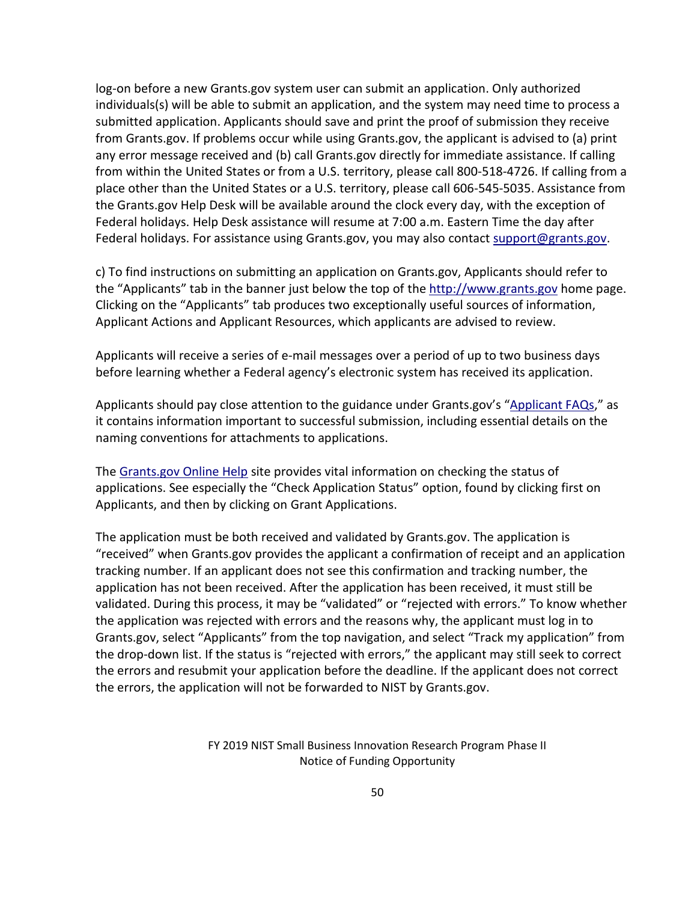log-on before a new Grants.gov system user can submit an application. Only authorized individuals(s) will be able to submit an application, and the system may need time to process a submitted application. Applicants should save and print the proof of submission they receive from Grants.gov. If problems occur while using Grants.gov, the applicant is advised to (a) print any error message received and (b) call Grants.gov directly for immediate assistance. If calling from within the United States or from a U.S. territory, please call 800-518-4726. If calling from a place other than the United States or a U.S. territory, please call 606-545-5035. Assistance from the Grants.gov Help Desk will be available around the clock every day, with the exception of Federal holidays. Help Desk assistance will resume at 7:00 a.m. Eastern Time the day after Federal holidays. For assistance using Grants.gov, you may also contact support@grants.gov.

c) To find instructions on submitting an application on Grants.gov, Applicants should refer to the "Applicants" tab in the banner just below the top of the http://www.grants.gov home page. Clicking on the "Applicants" tab produces two exceptionally useful sources of information, Applicant Actions and Applicant Resources, which applicants are advised to review.

Applicants will receive a series of e-mail messages over a period of up to two business days before learning whether a Federal agency's electronic system has received its application.

Applicants should pay close attention to the guidance under Grants.gov's "Applicant FAQs," as it contains information important to successful submission, including essential details on the naming conventions for attachments to applications.

The Grants.gov Online Help site provides vital information on checking the status of applications. See especially the "Check Application Status" option, found by clicking first on Applicants, and then by clicking on Grant Applications.

The application must be both received and validated by Grants.gov. The application is "received" when Grants.gov provides the applicant a confirmation of receipt and an application tracking number. If an applicant does not see this confirmation and tracking number, the application has not been received. After the application has been received, it must still be validated. During this process, it may be "validated" or "rejected with errors." To know whether the application was rejected with errors and the reasons why, the applicant must log in to Grants.gov, select "Applicants" from the top navigation, and select "Track my application" from the drop-down list. If the status is "rejected with errors," the applicant may still seek to correct the errors and resubmit your application before the deadline. If the applicant does not correct the errors, the application will not be forwarded to NIST by Grants.gov.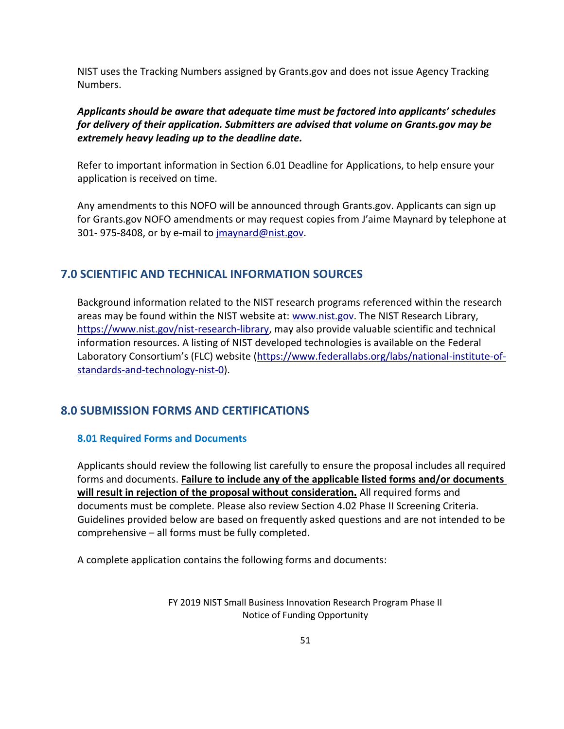NIST uses the Tracking Numbers assigned by Grants.gov and does not issue Agency Tracking Numbers.

***Applicants should be aware that adequate time must be factored into applicants' schedules for delivery of their application. Submitters are advised that volume on Grants.gov may be extremely heavy leading up to the deadline date.***

Refer to important information in Section 6.01 Deadline for Applications, to help ensure your application is received on time.

Any amendments to this NOFO will be announced through Grants.gov. Applicants can sign up for Grants.gov NOFO amendments or may request copies from J'aime Maynard by telephone at 301- 975-8408, or by e-mail to [jmaynard@nist.gov](mailto:jmaynard@nist.gov).

## 7.0 SCIENTIFIC AND TECHNICAL INFORMATION SOURCES

Background information related to the NIST research programs referenced within the research areas may be found within the NIST website at: [www.nist.gov](http://www.nist.gov). The NIST Research Library, [https://www.nist.gov/nist-research-library](https://www.nist.gov/nist-research-library), may also provide valuable scientific and technical information resources. A listing of NIST developed technologies is available on the Federal Laboratory Consortium's (FLC) website ([https://www.federallabs.org/labs/national-institute-of-standards-and-technology-nist-0](https://www.federallabs.org/labs/national-institute-of-standards-and-technology-nist-0)).

## 8.0 SUBMISSION FORMS AND CERTIFICATIONS

### 8.01 Required Forms and Documents

Applicants should review the following list carefully to ensure the proposal includes all required forms and documents. **Failure to include any of the applicable listed forms and/or documents will result in rejection of the proposal without consideration.** All required forms and documents must be complete. Please also review Section 4.02 Phase II Screening Criteria. Guidelines provided below are based on frequently asked questions and are not intended to be comprehensive – all forms must be fully completed.

A complete application contains the following forms and documents: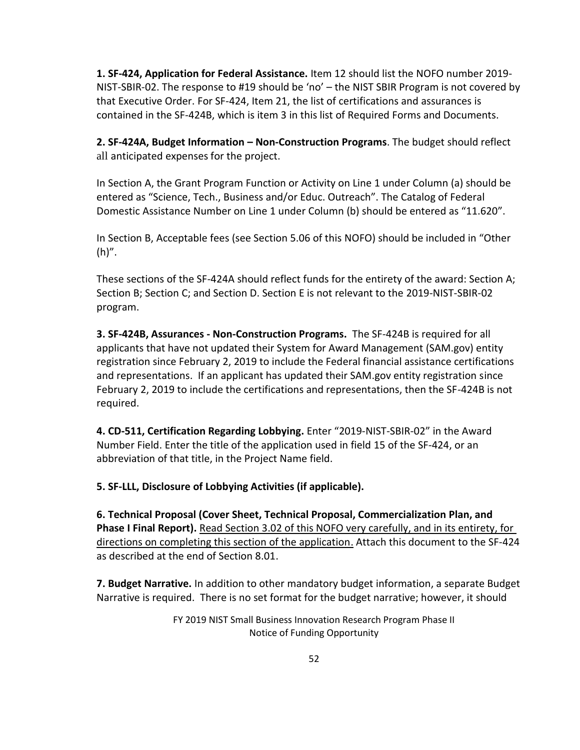**1. SF-424, Application for Federal Assistance.** Item 12 should list the NOFO number 2019-NIST-SBIR-02. The response to #19 should be 'no' – the NIST SBIR Program is not covered by that Executive Order. For SF-424, Item 21, the list of certifications and assurances is contained in the SF-424B, which is item 3 in this list of Required Forms and Documents.

**2. SF-424A, Budget Information – Non-Construction Programs**. The budget should reflect all anticipated expenses for the project.

In Section A, the Grant Program Function or Activity on Line 1 under Column (a) should be entered as "Science, Tech., Business and/or Educ. Outreach". The Catalog of Federal Domestic Assistance Number on Line 1 under Column (b) should be entered as "11.620".

In Section B, Acceptable fees (see Section 5.06 of this NOFO) should be included in "Other (h)".

These sections of the SF-424A should reflect funds for the entirety of the award: Section A; Section B; Section C; and Section D. Section E is not relevant to the 2019-NIST-SBIR-02 program.

**3. SF-424B, Assurances - Non-Construction Programs.** The SF-424B is required for all applicants that have not updated their System for Award Management (SAM.gov) entity registration since February 2, 2019 to include the Federal financial assistance certifications and representations. If an applicant has updated their SAM.gov entity registration since February 2, 2019 to include the certifications and representations, then the SF-424B is not required.

**4. CD-511, Certification Regarding Lobbying.** Enter "2019-NIST-SBIR-02" in the Award Number Field. Enter the title of the application used in field 15 of the SF-424, or an abbreviation of that title, in the Project Name field.

**5. SF-LLL, Disclosure of Lobbying Activities (if applicable).**

**6. Technical Proposal (Cover Sheet, Technical Proposal, Commercialization Plan, and Phase I Final Report).** Read Section 3.02 of this NOFO very carefully, and in its entirety, for directions on completing this section of the application. Attach this document to the SF-424 as described at the end of Section 8.01.

**7. Budget Narrative.** In addition to other mandatory budget information, a separate Budget Narrative is required. There is no set format for the budget narrative; however, it should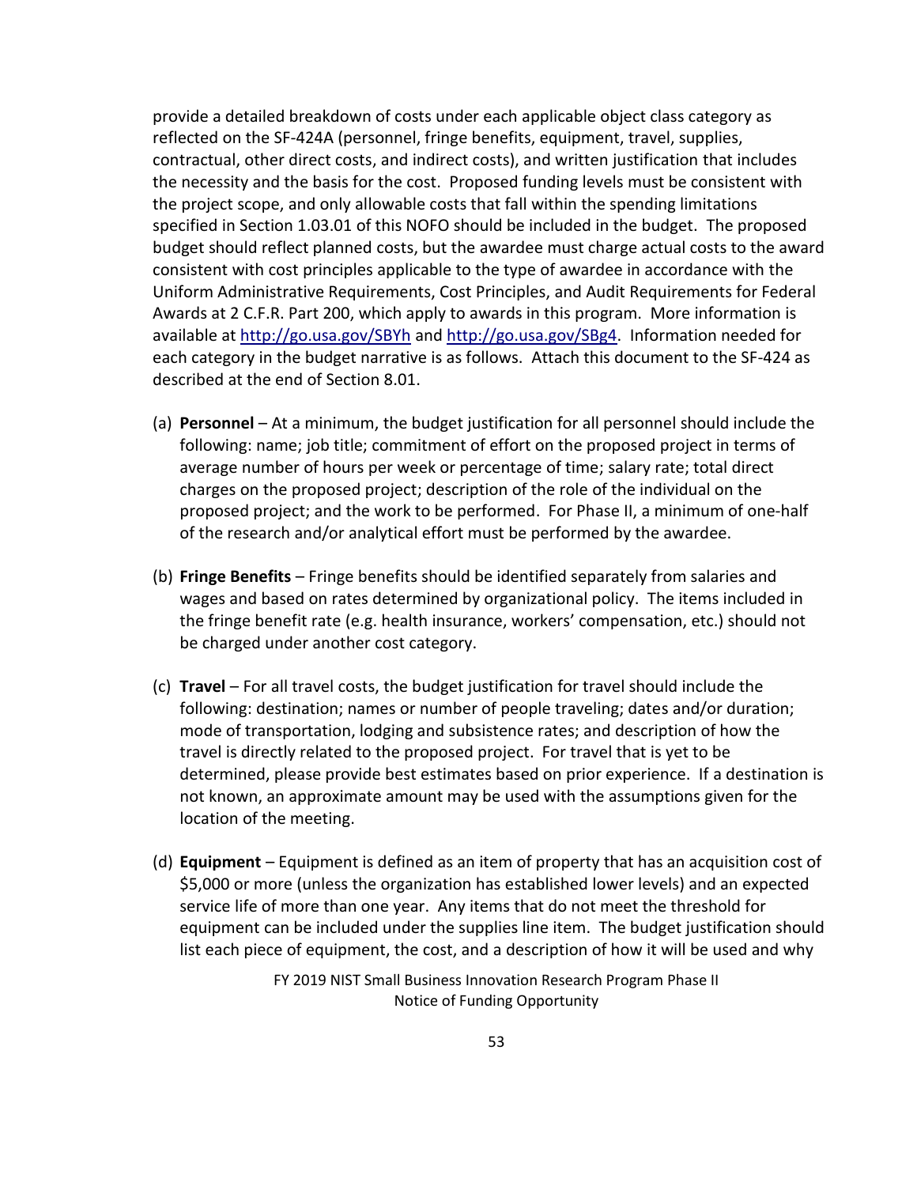provide a detailed breakdown of costs under each applicable object class category as reflected on the SF-424A (personnel, fringe benefits, equipment, travel, supplies, contractual, other direct costs, and indirect costs), and written justification that includes the necessity and the basis for the cost. Proposed funding levels must be consistent with the project scope, and only allowable costs that fall within the spending limitations specified in Section 1.03.01 of this NOFO should be included in the budget. The proposed budget should reflect planned costs, but the awardee must charge actual costs to the award consistent with cost principles applicable to the type of awardee in accordance with the Uniform Administrative Requirements, Cost Principles, and Audit Requirements for Federal Awards at 2 C.F.R. Part 200, which apply to awards in this program. More information is available at http://go.usa.gov/SBYh and http://go.usa.gov/SBg4. Information needed for each category in the budget narrative is as follows. Attach this document to the SF-424 as described at the end of Section 8.01.

(a) **Personnel** – At a minimum, the budget justification for all personnel should include the following: name; job title; commitment of effort on the proposed project in terms of average number of hours per week or percentage of time; salary rate; total direct charges on the proposed project; description of the role of the individual on the proposed project; and the work to be performed. For Phase II, a minimum of one-half of the research and/or analytical effort must be performed by the awardee.

(b) **Fringe Benefits** – Fringe benefits should be identified separately from salaries and wages and based on rates determined by organizational policy. The items included in the fringe benefit rate (e.g. health insurance, workers' compensation, etc.) should not be charged under another cost category.

(c) **Travel** – For all travel costs, the budget justification for travel should include the following: destination; names or number of people traveling; dates and/or duration; mode of transportation, lodging and subsistence rates; and description of how the travel is directly related to the proposed project. For travel that is yet to be determined, please provide best estimates based on prior experience. If a destination is not known, an approximate amount may be used with the assumptions given for the location of the meeting.

(d) **Equipment** – Equipment is defined as an item of property that has an acquisition cost of $5,000 or more (unless the organization has established lower levels) and an expected service life of more than one year. Any items that do not meet the threshold for equipment can be included under the supplies line item. The budget justification should list each piece of equipment, the cost, and a description of how it will be used and why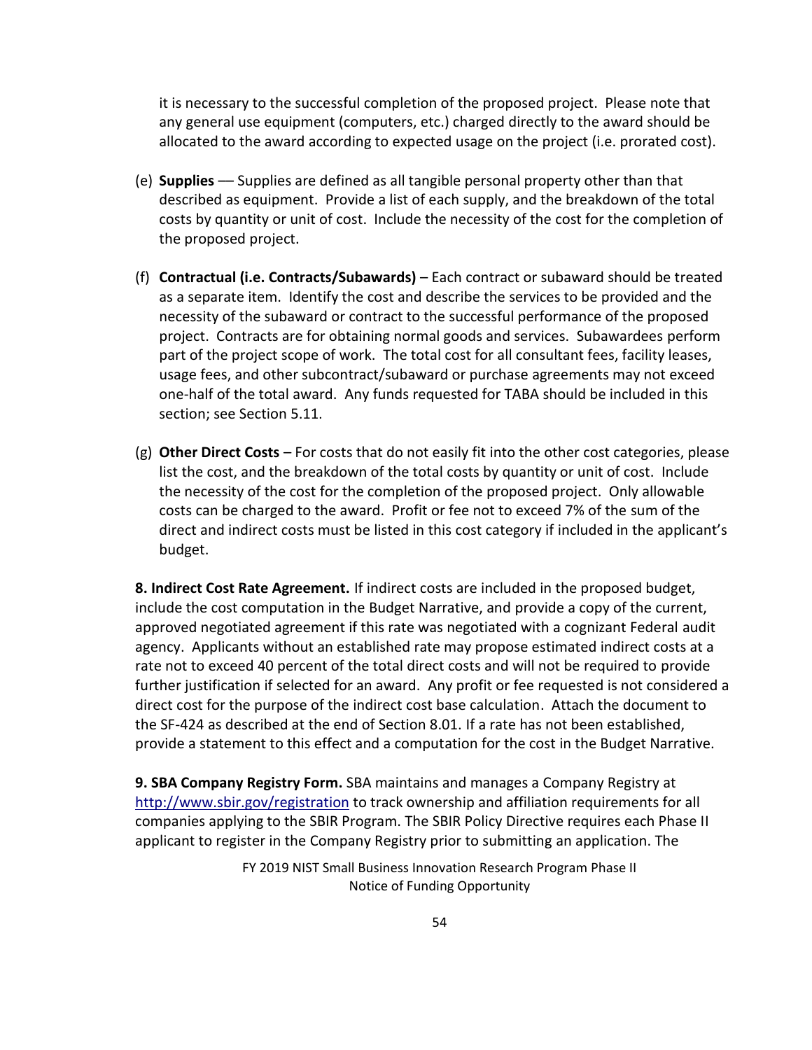it is necessary to the successful completion of the proposed project. Please note that any general use equipment (computers, etc.) charged directly to the award should be allocated to the award according to expected usage on the project (i.e. prorated cost).

(e) **Supplies** — Supplies are defined as all tangible personal property other than that described as equipment. Provide a list of each supply, and the breakdown of the total costs by quantity or unit of cost. Include the necessity of the cost for the completion of the proposed project.

(f) **Contractual (i.e. Contracts/Subawards)** – Each contract or subaward should be treated as a separate item. Identify the cost and describe the services to be provided and the necessity of the subaward or contract to the successful performance of the proposed project. Contracts are for obtaining normal goods and services. Subawardees perform part of the project scope of work. The total cost for all consultant fees, facility leases, usage fees, and other subcontract/subaward or purchase agreements may not exceed one-half of the total award. Any funds requested for TABA should be included in this section; see Section 5.11.

(g) **Other Direct Costs** – For costs that do not easily fit into the other cost categories, please list the cost, and the breakdown of the total costs by quantity or unit of cost. Include the necessity of the cost for the completion of the proposed project. Only allowable costs can be charged to the award. Profit or fee not to exceed 7% of the sum of the direct and indirect costs must be listed in this cost category if included in the applicant's budget.

**8. Indirect Cost Rate Agreement.** If indirect costs are included in the proposed budget, include the cost computation in the Budget Narrative, and provide a copy of the current, approved negotiated agreement if this rate was negotiated with a cognizant Federal audit agency. Applicants without an established rate may propose estimated indirect costs at a rate not to exceed 40 percent of the total direct costs and will not be required to provide further justification if selected for an award. Any profit or fee requested is not considered a direct cost for the purpose of the indirect cost base calculation. Attach the document to the SF-424 as described at the end of Section 8.01. If a rate has not been established, provide a statement to this effect and a computation for the cost in the Budget Narrative.

**9. SBA Company Registry Form.** SBA maintains and manages a Company Registry at http://www.sbir.gov/registration to track ownership and affiliation requirements for all companies applying to the SBIR Program. The SBIR Policy Directive requires each Phase II applicant to register in the Company Registry prior to submitting an application. The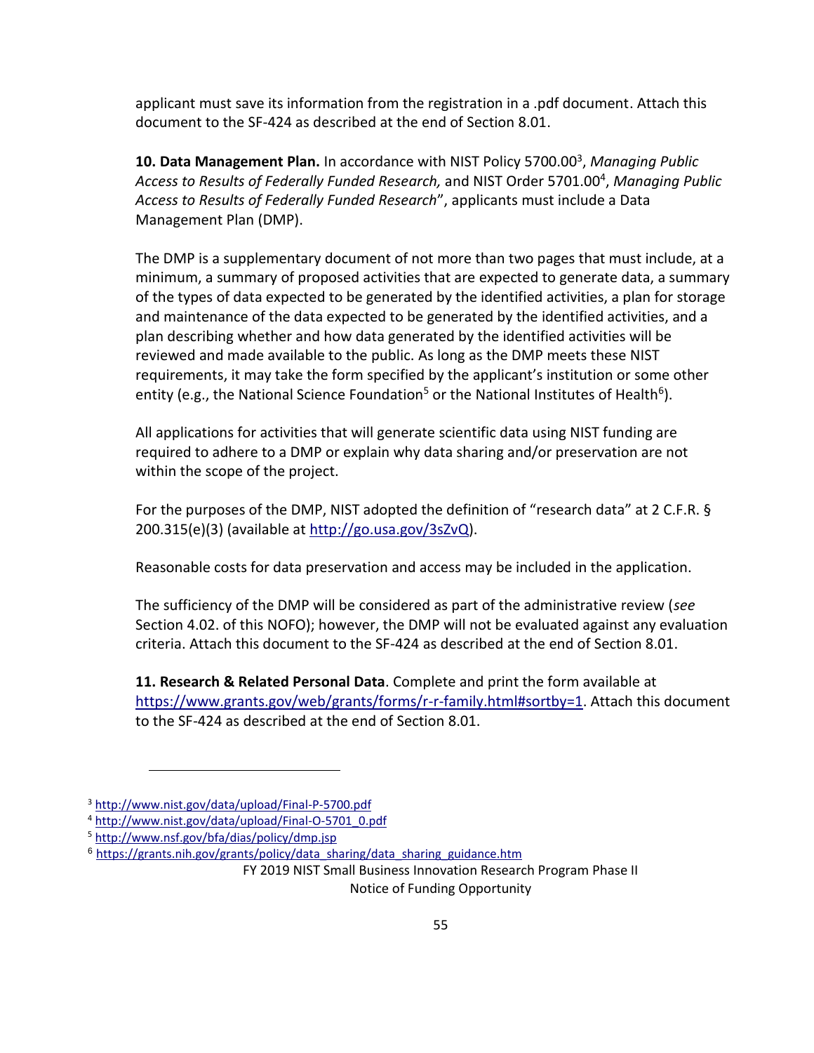applicant must save its information from the registration in a .pdf document. Attach this document to the SF-424 as described at the end of Section 8.01.

**10. Data Management Plan.** In accordance with NIST Policy 5700.00[3], *Managing Public Access to Results of Federally Funded Research,* and NIST Order 5701.00[4], *Managing Public Access to Results of Federally Funded Research*", applicants must include a Data Management Plan (DMP).

The DMP is a supplementary document of not more than two pages that must include, at a minimum, a summary of proposed activities that are expected to generate data, a summary of the types of data expected to be generated by the identified activities, a plan for storage and maintenance of the data expected to be generated by the identified activities, and a plan describing whether and how data generated by the identified activities will be reviewed and made available to the public. As long as the DMP meets these NIST requirements, it may take the form specified by the applicant's institution or some other entity (e.g., the National Science Foundation[5] or the National Institutes of Health[6]).

All applications for activities that will generate scientific data using NIST funding are required to adhere to a DMP or explain why data sharing and/or preservation are not within the scope of the project.

For the purposes of the DMP, NIST adopted the definition of "research data" at 2 C.F.R. § 200.315(e)(3) (available at http://go.usa.gov/3sZvQ).

Reasonable costs for data preservation and access may be included in the application.

The sufficiency of the DMP will be considered as part of the administrative review (*see* Section 4.02. of this NOFO); however, the DMP will not be evaluated against any evaluation criteria. Attach this document to the SF-424 as described at the end of Section 8.01.

**11. Research & Related Personal Data**. Complete and print the form available at https://www.grants.gov/web/grants/forms/r-r-family.html#sortby=1. Attach this document to the SF-424 as described at the end of Section 8.01.

---

[3] http://www.nist.gov/data/upload/Final-P-5700.pdf
[4] http://www.nist.gov/data/upload/Final-O-5701_0.pdf
[5] http://www.nsf.gov/bfa/dias/policy/dmp.jsp
[6] https://grants.nih.gov/grants/policy/data_sharing/data_sharing_guidance.htm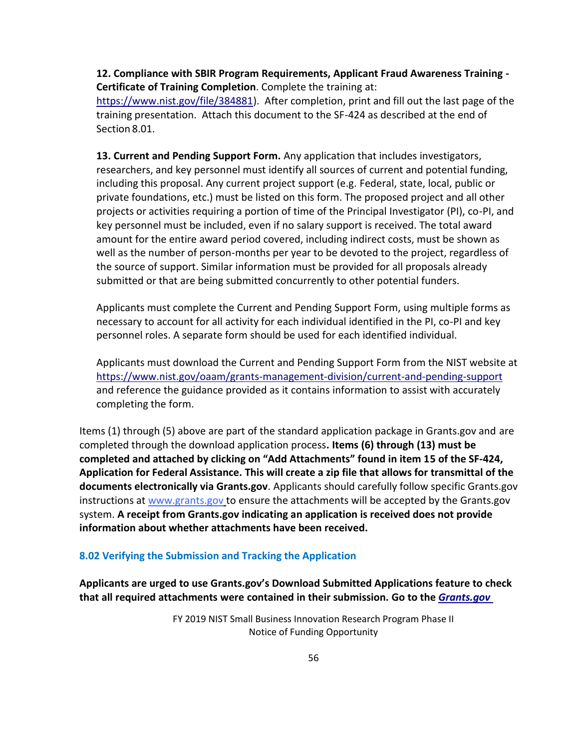**12. Compliance with SBIR Program Requirements, Applicant Fraud Awareness Training - Certificate of Training Completion**. Complete the training at: https://www.nist.gov/file/384881). After completion, print and fill out the last page of the training presentation. Attach this document to the SF-424 as described at the end of Section 8.01.

**13. Current and Pending Support Form.** Any application that includes investigators, researchers, and key personnel must identify all sources of current and potential funding, including this proposal. Any current project support (e.g. Federal, state, local, public or private foundations, etc.) must be listed on this form. The proposed project and all other projects or activities requiring a portion of time of the Principal Investigator (PI), co-PI, and key personnel must be included, even if no salary support is received. The total award amount for the entire award period covered, including indirect costs, must be shown as well as the number of person-months per year to be devoted to the project, regardless of the source of support. Similar information must be provided for all proposals already submitted or that are being submitted concurrently to other potential funders.

Applicants must complete the Current and Pending Support Form, using multiple forms as necessary to account for all activity for each individual identified in the PI, co-PI and key personnel roles. A separate form should be used for each identified individual.

Applicants must download the Current and Pending Support Form from the NIST website at https://www.nist.gov/oaam/grants-management-division/current-and-pending-support and reference the guidance provided as it contains information to assist with accurately completing the form.

Items (1) through (5) above are part of the standard application package in Grants.gov and are completed through the download application process**. Items (6) through (13) must be completed and attached by clicking on "Add Attachments" found in item 15 of the SF-424, Application for Federal Assistance. This will create a zip file that allows for transmittal of the documents electronically via Grants.gov**. Applicants should carefully follow specific Grants.gov instructions at www.grants.gov to ensure the attachments will be accepted by the Grants.gov system. **A receipt from Grants.gov indicating an application is received does not provide information about whether attachments have been received.**

### 8.02 Verifying the Submission and Tracking the Application

**Applicants are urged to use Grants.gov's Download Submitted Applications feature to check that all required attachments were contained in their submission. Go to the *Grants.gov***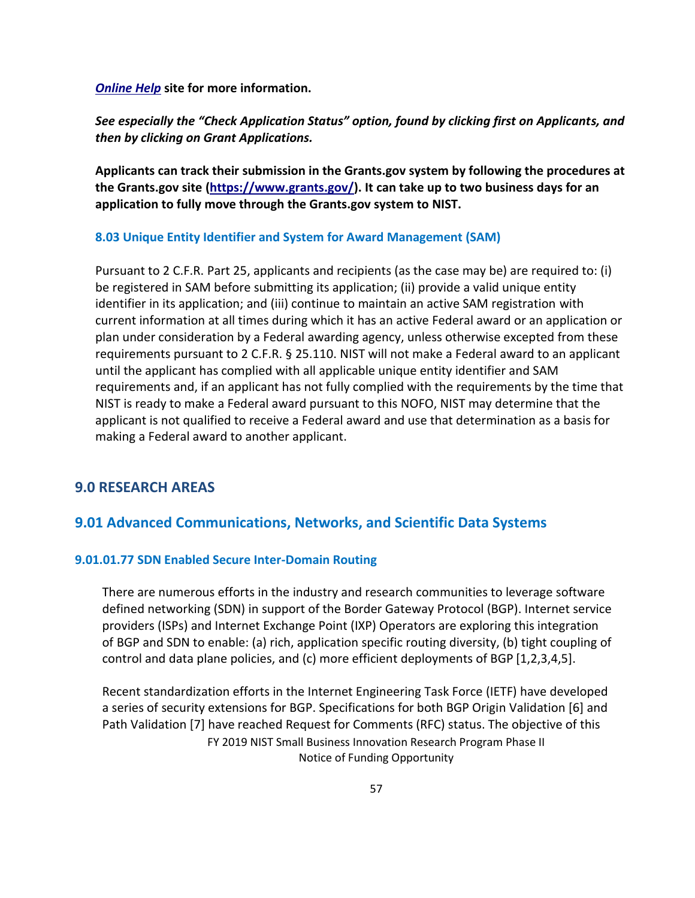***Online Help*** **site for more information.**

***See especially the "Check Application Status" option, found by clicking first on Applicants, and then by clicking on Grant Applications.***

**Applicants can track their submission in the Grants.gov system by following the procedures at the Grants.gov site (https://www.grants.gov/). It can take up to two business days for an application to fully move through the Grants.gov system to NIST.**

### 8.03 Unique Entity Identifier and System for Award Management (SAM)

Pursuant to 2 C.F.R. Part 25, applicants and recipients (as the case may be) are required to: (i) be registered in SAM before submitting its application; (ii) provide a valid unique entity identifier in its application; and (iii) continue to maintain an active SAM registration with current information at all times during which it has an active Federal award or an application or plan under consideration by a Federal awarding agency, unless otherwise excepted from these requirements pursuant to 2 C.F.R. § 25.110. NIST will not make a Federal award to an applicant until the applicant has complied with all applicable unique entity identifier and SAM requirements and, if an applicant has not fully complied with the requirements by the time that NIST is ready to make a Federal award pursuant to this NOFO, NIST may determine that the applicant is not qualified to receive a Federal award and use that determination as a basis for making a Federal award to another applicant.

# 9.0 RESEARCH AREAS

## 9.01 Advanced Communications, Networks, and Scientific Data Systems

### 9.01.01.77 SDN Enabled Secure Inter-Domain Routing

There are numerous efforts in the industry and research communities to leverage software defined networking (SDN) in support of the Border Gateway Protocol (BGP). Internet service providers (ISPs) and Internet Exchange Point (IXP) Operators are exploring this integration of BGP and SDN to enable: (a) rich, application specific routing diversity, (b) tight coupling of control and data plane policies, and (c) more efficient deployments of BGP [1,2,3,4,5].

Recent standardization efforts in the Internet Engineering Task Force (IETF) have developed a series of security extensions for BGP. Specifications for both BGP Origin Validation [6] and Path Validation [7] have reached Request for Comments (RFC) status. The objective of this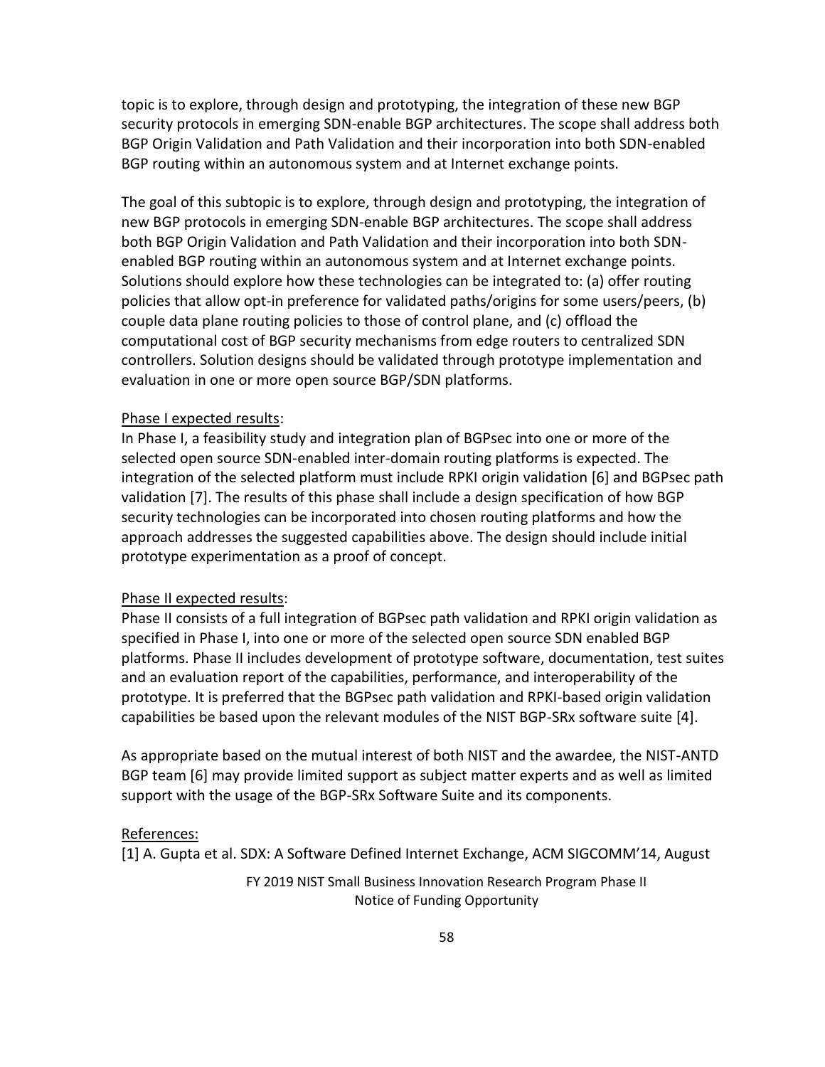topic is to explore, through design and prototyping, the integration of these new BGP security protocols in emerging SDN-enable BGP architectures. The scope shall address both BGP Origin Validation and Path Validation and their incorporation into both SDN-enabled BGP routing within an autonomous system and at Internet exchange points.

The goal of this subtopic is to explore, through design and prototyping, the integration of new BGP protocols in emerging SDN-enable BGP architectures. The scope shall address both BGP Origin Validation and Path Validation and their incorporation into both SDN-enabled BGP routing within an autonomous system and at Internet exchange points. Solutions should explore how these technologies can be integrated to: (a) offer routing policies that allow opt-in preference for validated paths/origins for some users/peers, (b) couple data plane routing policies to those of control plane, and (c) offload the computational cost of BGP security mechanisms from edge routers to centralized SDN controllers. Solution designs should be validated through prototype implementation and evaluation in one or more open source BGP/SDN platforms.

Phase I expected results:

In Phase I, a feasibility study and integration plan of BGPsec into one or more of the selected open source SDN-enabled inter-domain routing platforms is expected. The integration of the selected platform must include RPKI origin validation [6] and BGPsec path validation [7]. The results of this phase shall include a design specification of how BGP security technologies can be incorporated into chosen routing platforms and how the approach addresses the suggested capabilities above. The design should include initial prototype experimentation as a proof of concept.

Phase II expected results:

Phase II consists of a full integration of BGPsec path validation and RPKI origin validation as specified in Phase I, into one or more of the selected open source SDN enabled BGP platforms. Phase II includes development of prototype software, documentation, test suites and an evaluation report of the capabilities, performance, and interoperability of the prototype. It is preferred that the BGPsec path validation and RPKI-based origin validation capabilities be based upon the relevant modules of the NIST BGP-SRx software suite [4].

As appropriate based on the mutual interest of both NIST and the awardee, the NIST-ANTD BGP team [6] may provide limited support as subject matter experts and as well as limited support with the usage of the BGP-SRx Software Suite and its components.

References:

[1] A. Gupta et al. SDX: A Software Defined Internet Exchange, ACM SIGCOMM'14, August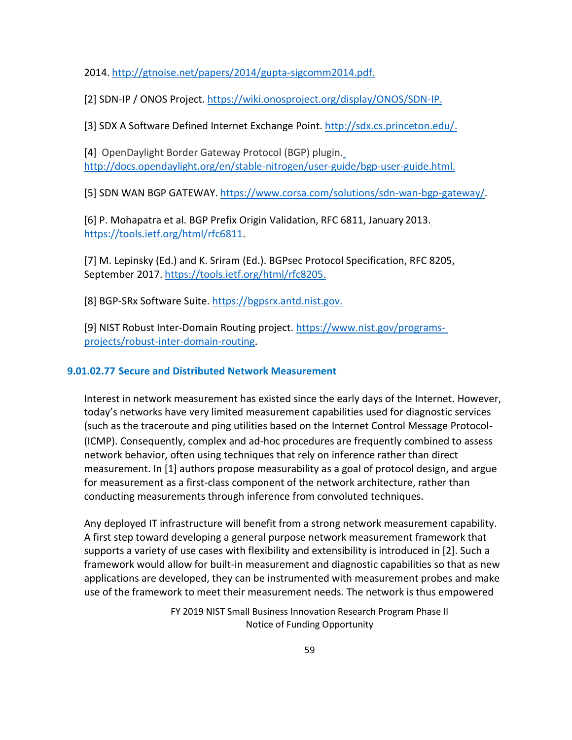2014. http://gtnoise.net/papers/2014/gupta-sigcomm2014.pdf.

[2] SDN-IP / ONOS Project. https://wiki.onosproject.org/display/ONOS/SDN-IP.

[3] SDX A Software Defined Internet Exchange Point. http://sdx.cs.princeton.edu/.

[4] OpenDaylight Border Gateway Protocol (BGP) plugin. http://docs.opendaylight.org/en/stable-nitrogen/user-guide/bgp-user-guide.html.

[5] SDN WAN BGP GATEWAY. https://www.corsa.com/solutions/sdn-wan-bgp-gateway/.

[6] P. Mohapatra et al. BGP Prefix Origin Validation, RFC 6811, January 2013. https://tools.ietf.org/html/rfc6811.

[7] M. Lepinsky (Ed.) and K. Sriram (Ed.). BGPsec Protocol Specification, RFC 8205, September 2017. https://tools.ietf.org/html/rfc8205.

[8] BGP-SRx Software Suite. https://bgpsrx.antd.nist.gov.

[9] NIST Robust Inter-Domain Routing project. https://www.nist.gov/programs-projects/robust-inter-domain-routing.

### 9.01.02.77 Secure and Distributed Network Measurement

Interest in network measurement has existed since the early days of the Internet. However, today's networks have very limited measurement capabilities used for diagnostic services (such as the traceroute and ping utilities based on the Internet Control Message Protocol-(ICMP). Consequently, complex and ad-hoc procedures are frequently combined to assess network behavior, often using techniques that rely on inference rather than direct measurement. In [1] authors propose measurability as a goal of protocol design, and argue for measurement as a first-class component of the network architecture, rather than conducting measurements through inference from convoluted techniques.

Any deployed IT infrastructure will benefit from a strong network measurement capability. A first step toward developing a general purpose network measurement framework that supports a variety of use cases with flexibility and extensibility is introduced in [2]. Such a framework would allow for built-in measurement and diagnostic capabilities so that as new applications are developed, they can be instrumented with measurement probes and make use of the framework to meet their measurement needs. The network is thus empowered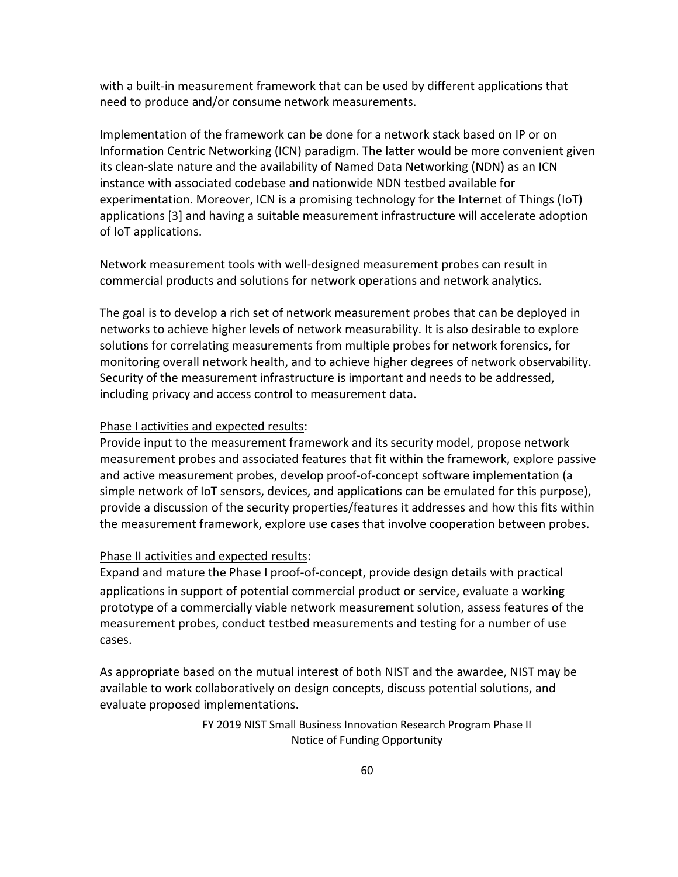with a built-in measurement framework that can be used by different applications that need to produce and/or consume network measurements.

Implementation of the framework can be done for a network stack based on IP or on Information Centric Networking (ICN) paradigm. The latter would be more convenient given its clean-slate nature and the availability of Named Data Networking (NDN) as an ICN instance with associated codebase and nationwide NDN testbed available for experimentation. Moreover, ICN is a promising technology for the Internet of Things (IoT) applications [3] and having a suitable measurement infrastructure will accelerate adoption of IoT applications.

Network measurement tools with well-designed measurement probes can result in commercial products and solutions for network operations and network analytics.

The goal is to develop a rich set of network measurement probes that can be deployed in networks to achieve higher levels of network measurability. It is also desirable to explore solutions for correlating measurements from multiple probes for network forensics, for monitoring overall network health, and to achieve higher degrees of network observability. Security of the measurement infrastructure is important and needs to be addressed, including privacy and access control to measurement data.

Phase I activities and expected results:
Provide input to the measurement framework and its security model, propose network measurement probes and associated features that fit within the framework, explore passive and active measurement probes, develop proof-of-concept software implementation (a simple network of IoT sensors, devices, and applications can be emulated for this purpose), provide a discussion of the security properties/features it addresses and how this fits within the measurement framework, explore use cases that involve cooperation between probes.

Phase II activities and expected results:
Expand and mature the Phase I proof-of-concept, provide design details with practical applications in support of potential commercial product or service, evaluate a working prototype of a commercially viable network measurement solution, assess features of the measurement probes, conduct testbed measurements and testing for a number of use cases.

As appropriate based on the mutual interest of both NIST and the awardee, NIST may be available to work collaboratively on design concepts, discuss potential solutions, and evaluate proposed implementations.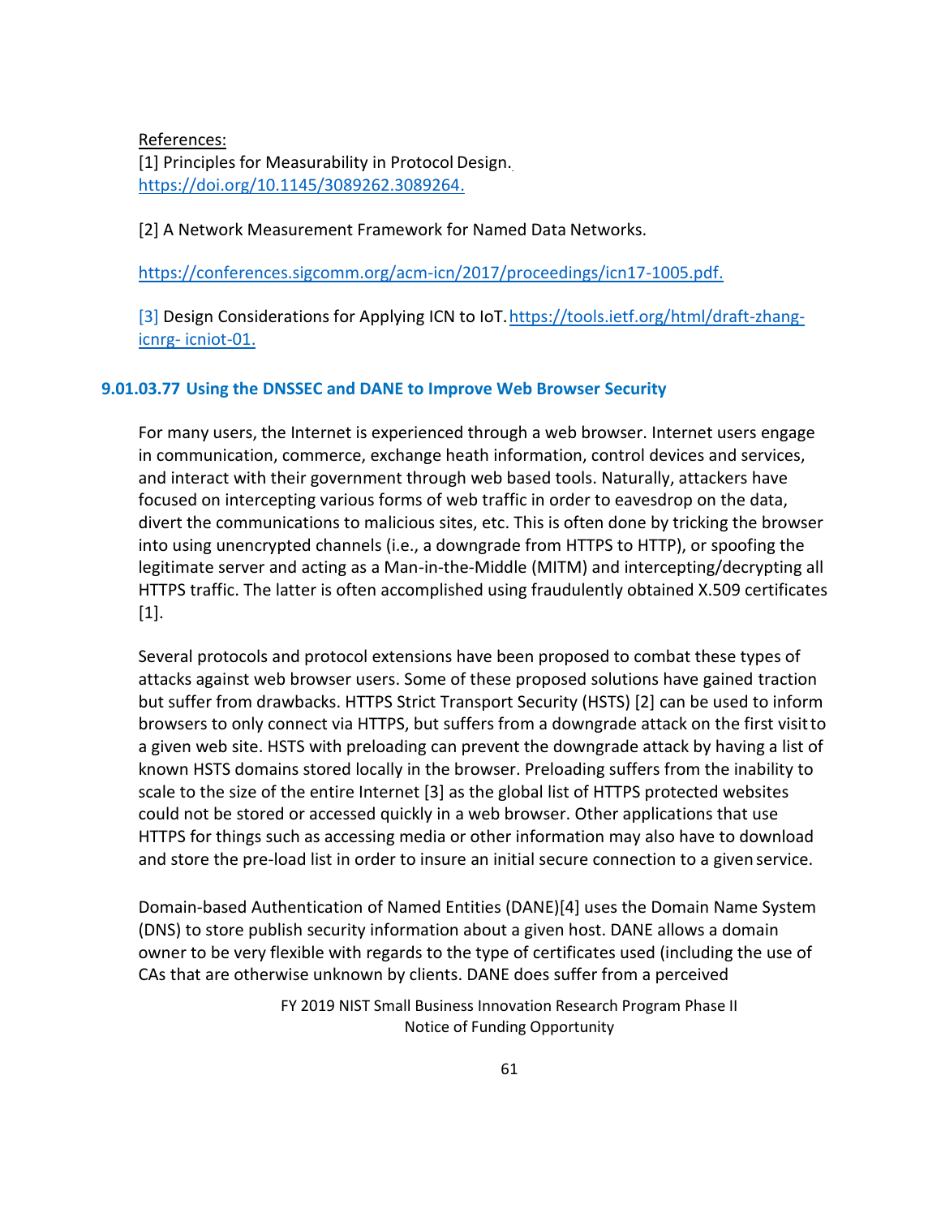References:
[1] Principles for Measurability in Protocol Design. https://doi.org/10.1145/3089262.3089264.

[2] A Network Measurement Framework for Named Data Networks.

https://conferences.sigcomm.org/acm-icn/2017/proceedings/icn17-1005.pdf.

[3] Design Considerations for Applying ICN to IoT. https://tools.ietf.org/html/draft-zhang-icnrg- icniot-01.

### 9.01.03.77 Using the DNSSEC and DANE to Improve Web Browser Security

For many users, the Internet is experienced through a web browser. Internet users engage in communication, commerce, exchange heath information, control devices and services, and interact with their government through web based tools. Naturally, attackers have focused on intercepting various forms of web traffic in order to eavesdrop on the data, divert the communications to malicious sites, etc. This is often done by tricking the browser into using unencrypted channels (i.e., a downgrade from HTTPS to HTTP), or spoofing the legitimate server and acting as a Man-in-the-Middle (MITM) and intercepting/decrypting all HTTPS traffic. The latter is often accomplished using fraudulently obtained X.509 certificates [1].

Several protocols and protocol extensions have been proposed to combat these types of attacks against web browser users. Some of these proposed solutions have gained traction but suffer from drawbacks. HTTPS Strict Transport Security (HSTS) [2] can be used to inform browsers to only connect via HTTPS, but suffers from a downgrade attack on the first visit to a given web site. HSTS with preloading can prevent the downgrade attack by having a list of known HSTS domains stored locally in the browser. Preloading suffers from the inability to scale to the size of the entire Internet [3] as the global list of HTTPS protected websites could not be stored or accessed quickly in a web browser. Other applications that use HTTPS for things such as accessing media or other information may also have to download and store the pre-load list in order to insure an initial secure connection to a given service.

Domain-based Authentication of Named Entities (DANE)[4] uses the Domain Name System (DNS) to store publish security information about a given host. DANE allows a domain owner to be very flexible with regards to the type of certificates used (including the use of CAs that are otherwise unknown by clients. DANE does suffer from a perceived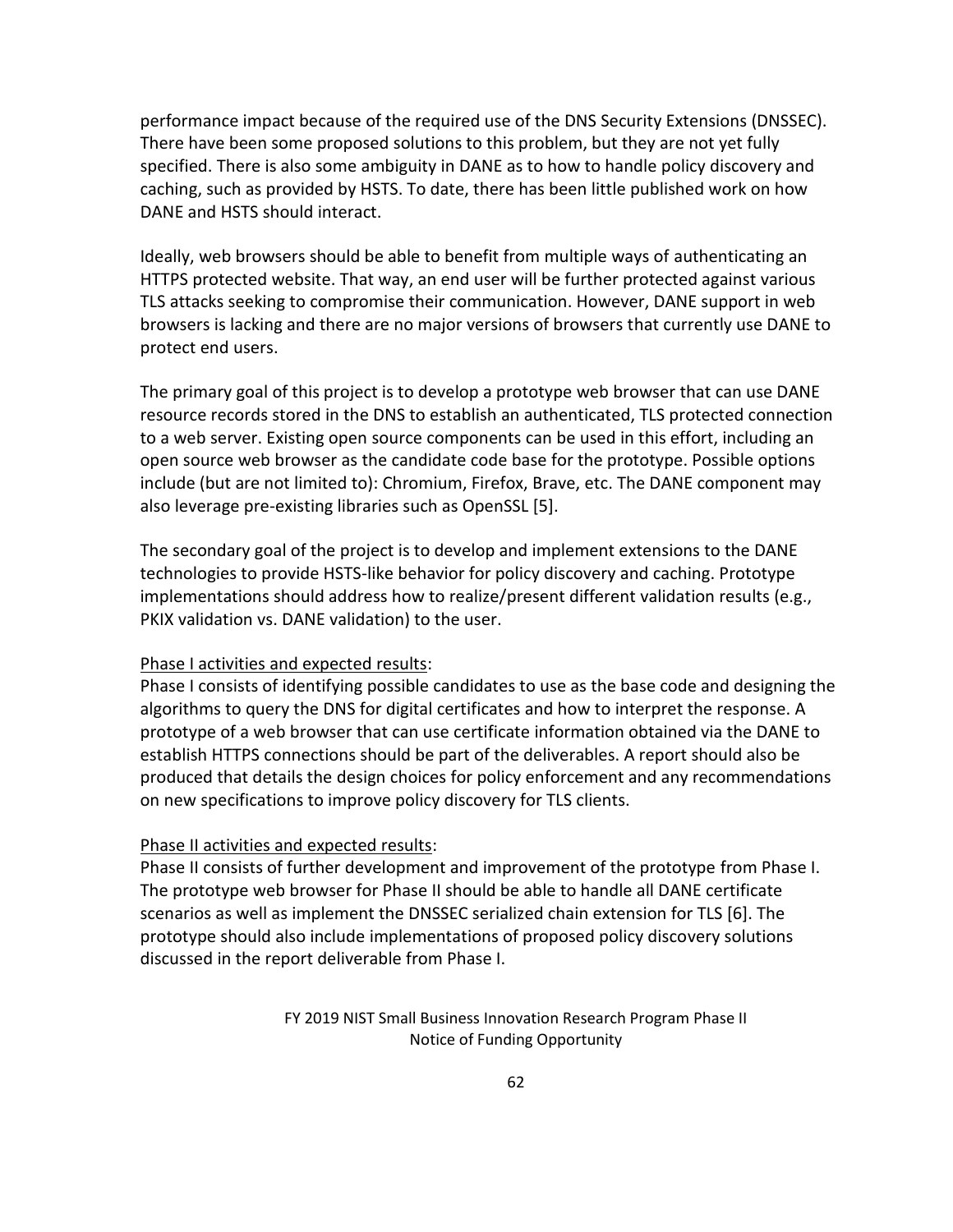performance impact because of the required use of the DNS Security Extensions (DNSSEC). There have been some proposed solutions to this problem, but they are not yet fully specified. There is also some ambiguity in DANE as to how to handle policy discovery and caching, such as provided by HSTS. To date, there has been little published work on how DANE and HSTS should interact.

Ideally, web browsers should be able to benefit from multiple ways of authenticating an HTTPS protected website. That way, an end user will be further protected against various TLS attacks seeking to compromise their communication. However, DANE support in web browsers is lacking and there are no major versions of browsers that currently use DANE to protect end users.

The primary goal of this project is to develop a prototype web browser that can use DANE resource records stored in the DNS to establish an authenticated, TLS protected connection to a web server. Existing open source components can be used in this effort, including an open source web browser as the candidate code base for the prototype. Possible options include (but are not limited to): Chromium, Firefox, Brave, etc. The DANE component may also leverage pre-existing libraries such as OpenSSL [5].

The secondary goal of the project is to develop and implement extensions to the DANE technologies to provide HSTS-like behavior for policy discovery and caching. Prototype implementations should address how to realize/present different validation results (e.g., PKIX validation vs. DANE validation) to the user.

Phase I activities and expected results:
Phase I consists of identifying possible candidates to use as the base code and designing the algorithms to query the DNS for digital certificates and how to interpret the response. A prototype of a web browser that can use certificate information obtained via the DANE to establish HTTPS connections should be part of the deliverables. A report should also be produced that details the design choices for policy enforcement and any recommendations on new specifications to improve policy discovery for TLS clients.

Phase II activities and expected results:
Phase II consists of further development and improvement of the prototype from Phase I. The prototype web browser for Phase II should be able to handle all DANE certificate scenarios as well as implement the DNSSEC serialized chain extension for TLS [6]. The prototype should also include implementations of proposed policy discovery solutions discussed in the report deliverable from Phase I.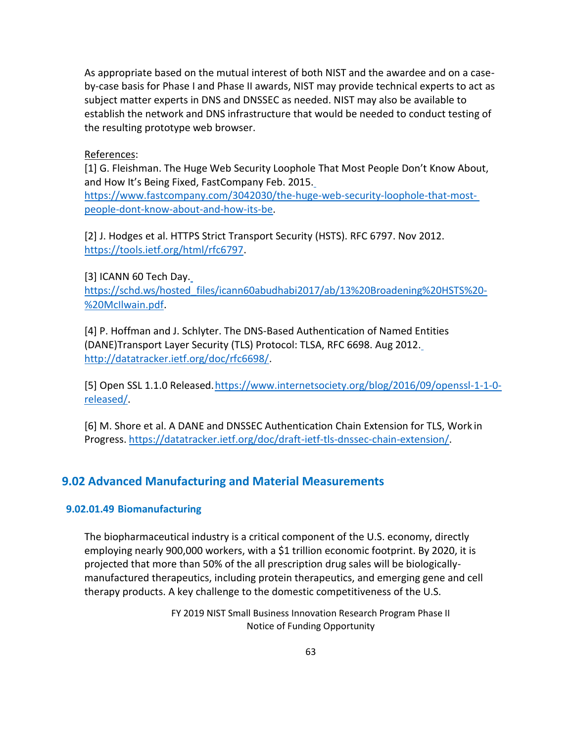As appropriate based on the mutual interest of both NIST and the awardee and on a case-by-case basis for Phase I and Phase II awards, NIST may provide technical experts to act as subject matter experts in DNS and DNSSEC as needed. NIST may also be available to establish the network and DNS infrastructure that would be needed to conduct testing of the resulting prototype web browser.

References:

[1] G. Fleishman. The Huge Web Security Loophole That Most People Don't Know About, and How It's Being Fixed, FastCompany Feb. 2015. https://www.fastcompany.com/3042030/the-huge-web-security-loophole-that-most-people-dont-know-about-and-how-its-be.

[2] J. Hodges et al. HTTPS Strict Transport Security (HSTS). RFC 6797. Nov 2012. https://tools.ietf.org/html/rfc6797.

[3] ICANN 60 Tech Day. https://schd.ws/hosted_files/icann60abudhabi2017/ab/13%20Broadening%20HSTS%20-%20McIlwain.pdf.

[4] P. Hoffman and J. Schlyter. The DNS-Based Authentication of Named Entities (DANE)Transport Layer Security (TLS) Protocol: TLSA, RFC 6698. Aug 2012. http://datatracker.ietf.org/doc/rfc6698/.

[5] Open SSL 1.1.0 Released. https://www.internetsociety.org/blog/2016/09/openssl-1-1-0-released/.

[6] M. Shore et al. A DANE and DNSSEC Authentication Chain Extension for TLS, Work in Progress. https://datatracker.ietf.org/doc/draft-ietf-tls-dnssec-chain-extension/.

## 9.02 Advanced Manufacturing and Material Measurements

### 9.02.01.49 Biomanufacturing

The biopharmaceutical industry is a critical component of the U.S. economy, directly employing nearly 900,000 workers, with a $1 trillion economic footprint. By 2020, it is projected that more than 50% of the all prescription drug sales will be biologically-manufactured therapeutics, including protein therapeutics, and emerging gene and cell therapy products. A key challenge to the domestic competitiveness of the U.S.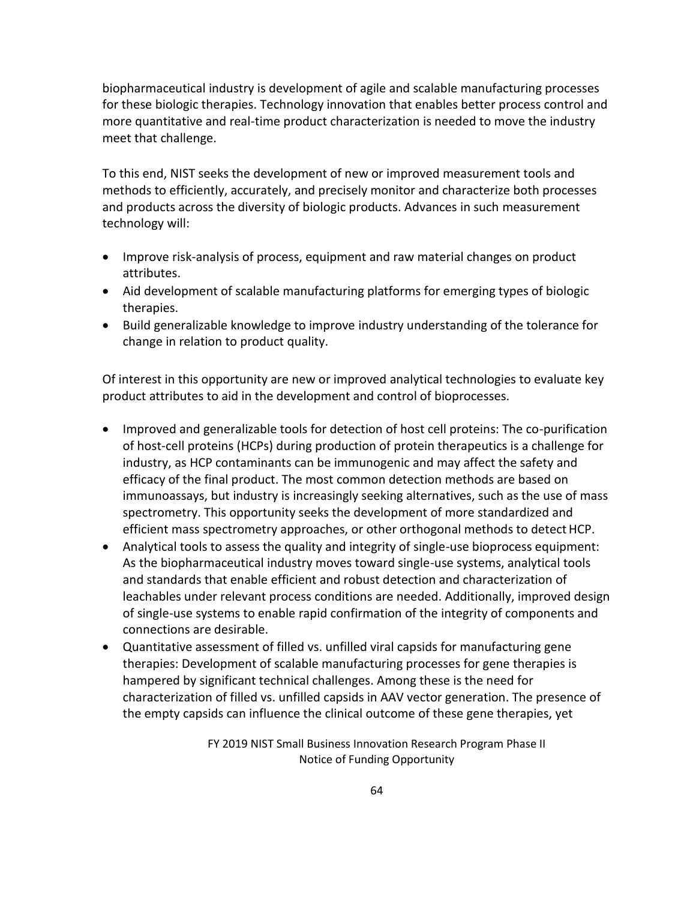biopharmaceutical industry is development of agile and scalable manufacturing processes for these biologic therapies. Technology innovation that enables better process control and more quantitative and real-time product characterization is needed to move the industry meet that challenge.

To this end, NIST seeks the development of new or improved measurement tools and methods to efficiently, accurately, and precisely monitor and characterize both processes and products across the diversity of biologic products. Advances in such measurement technology will:

- Improve risk-analysis of process, equipment and raw material changes on product attributes.
- Aid development of scalable manufacturing platforms for emerging types of biologic therapies.
- Build generalizable knowledge to improve industry understanding of the tolerance for change in relation to product quality.

Of interest in this opportunity are new or improved analytical technologies to evaluate key product attributes to aid in the development and control of bioprocesses.

- Improved and generalizable tools for detection of host cell proteins: The co-purification of host-cell proteins (HCPs) during production of protein therapeutics is a challenge for industry, as HCP contaminants can be immunogenic and may affect the safety and efficacy of the final product. The most common detection methods are based on immunoassays, but industry is increasingly seeking alternatives, such as the use of mass spectrometry. This opportunity seeks the development of more standardized and efficient mass spectrometry approaches, or other orthogonal methods to detect HCP.
- Analytical tools to assess the quality and integrity of single-use bioprocess equipment: As the biopharmaceutical industry moves toward single-use systems, analytical tools and standards that enable efficient and robust detection and characterization of leachables under relevant process conditions are needed. Additionally, improved design of single-use systems to enable rapid confirmation of the integrity of components and connections are desirable.
- Quantitative assessment of filled vs. unfilled viral capsids for manufacturing gene therapies: Development of scalable manufacturing processes for gene therapies is hampered by significant technical challenges. Among these is the need for characterization of filled vs. unfilled capsids in AAV vector generation. The presence of the empty capsids can influence the clinical outcome of these gene therapies, yet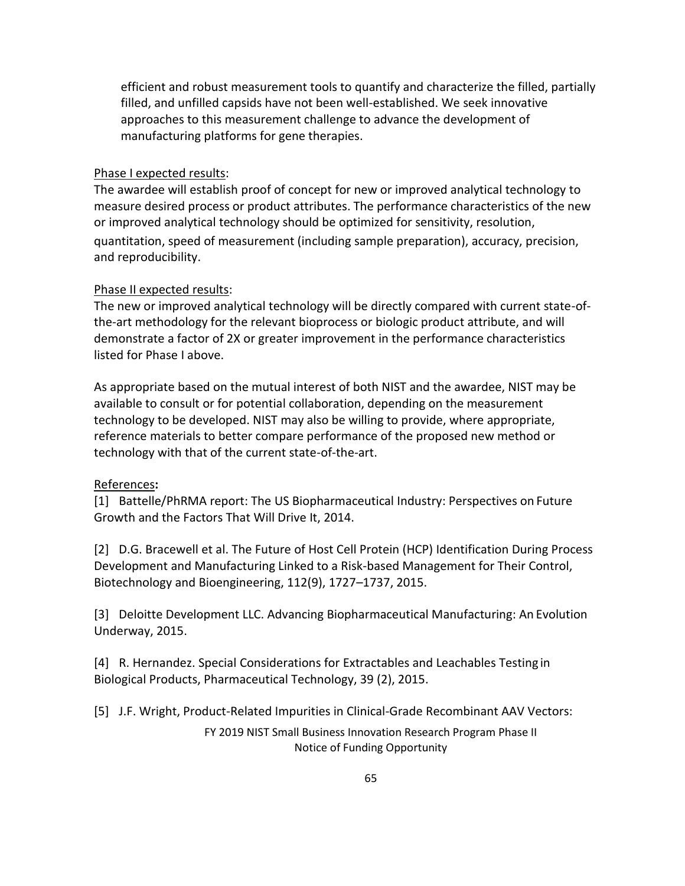efficient and robust measurement tools to quantify and characterize the filled, partially filled, and unfilled capsids have not been well-established. We seek innovative approaches to this measurement challenge to advance the development of manufacturing platforms for gene therapies.

Phase I expected results:

The awardee will establish proof of concept for new or improved analytical technology to measure desired process or product attributes. The performance characteristics of the new or improved analytical technology should be optimized for sensitivity, resolution, quantitation, speed of measurement (including sample preparation), accuracy, precision, and reproducibility.

Phase II expected results:

The new or improved analytical technology will be directly compared with current state-of-the-art methodology for the relevant bioprocess or biologic product attribute, and will demonstrate a factor of 2X or greater improvement in the performance characteristics listed for Phase I above.

As appropriate based on the mutual interest of both NIST and the awardee, NIST may be available to consult or for potential collaboration, depending on the measurement technology to be developed. NIST may also be willing to provide, where appropriate, reference materials to better compare performance of the proposed new method or technology with that of the current state-of-the-art.

References**:**

[1] Battelle/PhRMA report: The US Biopharmaceutical Industry: Perspectives on Future Growth and the Factors That Will Drive It, 2014.

[2] D.G. Bracewell et al. The Future of Host Cell Protein (HCP) Identification During Process Development and Manufacturing Linked to a Risk-based Management for Their Control, Biotechnology and Bioengineering, 112(9), 1727–1737, 2015.

[3] Deloitte Development LLC. Advancing Biopharmaceutical Manufacturing: An Evolution Underway, 2015.

[4] R. Hernandez. Special Considerations for Extractables and Leachables Testing in Biological Products, Pharmaceutical Technology, 39 (2), 2015.

[5] J.F. Wright, Product-Related Impurities in Clinical-Grade Recombinant AAV Vectors: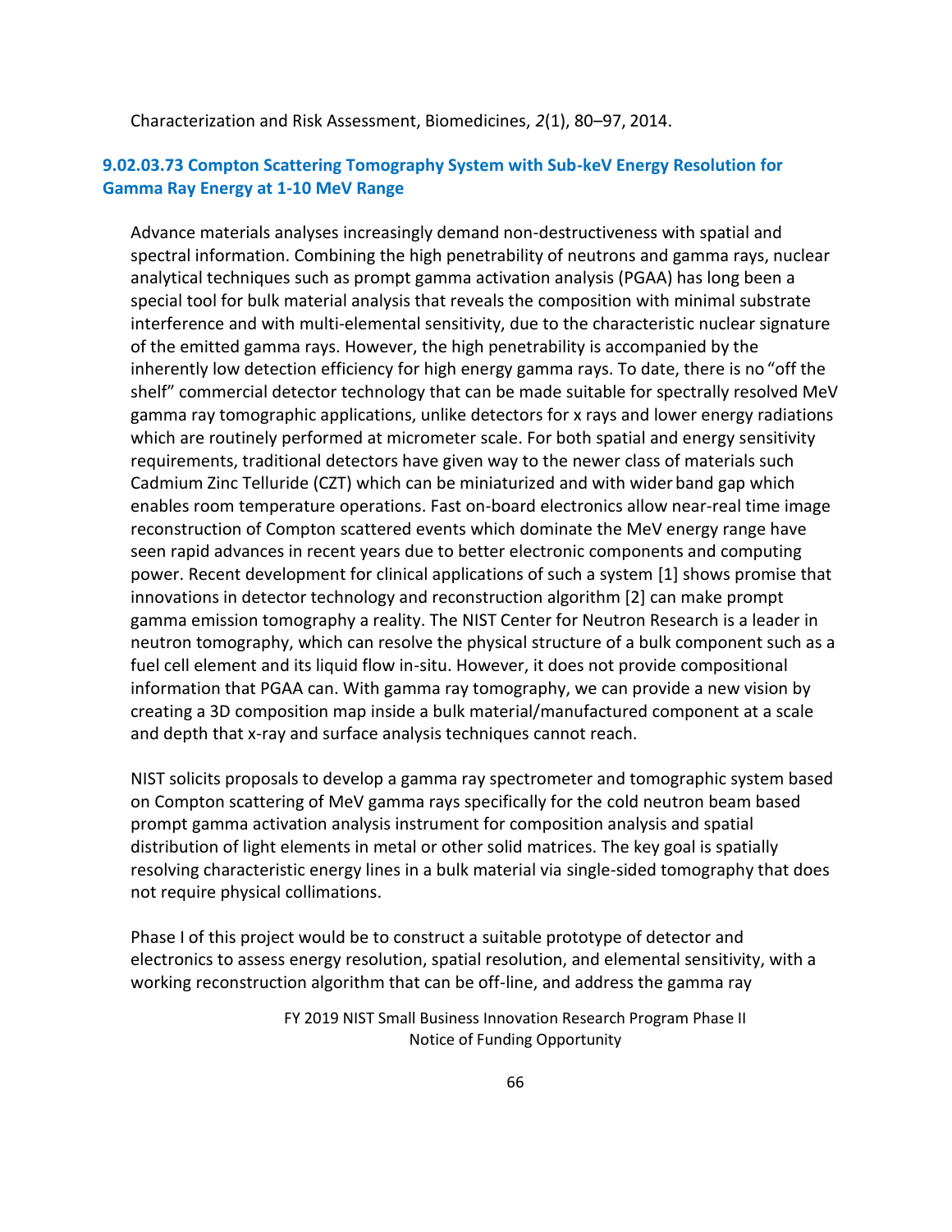Characterization and Risk Assessment, Biomedicines, *2*(1), 80–97, 2014.

### 9.02.03.73 Compton Scattering Tomography System with Sub-keV Energy Resolution for Gamma Ray Energy at 1-10 MeV Range

Advance materials analyses increasingly demand non-destructiveness with spatial and spectral information. Combining the high penetrability of neutrons and gamma rays, nuclear analytical techniques such as prompt gamma activation analysis (PGAA) has long been a special tool for bulk material analysis that reveals the composition with minimal substrate interference and with multi-elemental sensitivity, due to the characteristic nuclear signature of the emitted gamma rays. However, the high penetrability is accompanied by the inherently low detection efficiency for high energy gamma rays. To date, there is no "off the shelf" commercial detector technology that can be made suitable for spectrally resolved MeV gamma ray tomographic applications, unlike detectors for x rays and lower energy radiations which are routinely performed at micrometer scale. For both spatial and energy sensitivity requirements, traditional detectors have given way to the newer class of materials such Cadmium Zinc Telluride (CZT) which can be miniaturized and with wider band gap which enables room temperature operations. Fast on-board electronics allow near-real time image reconstruction of Compton scattered events which dominate the MeV energy range have seen rapid advances in recent years due to better electronic components and computing power. Recent development for clinical applications of such a system [1] shows promise that innovations in detector technology and reconstruction algorithm [2] can make prompt gamma emission tomography a reality. The NIST Center for Neutron Research is a leader in neutron tomography, which can resolve the physical structure of a bulk component such as a fuel cell element and its liquid flow in-situ. However, it does not provide compositional information that PGAA can. With gamma ray tomography, we can provide a new vision by creating a 3D composition map inside a bulk material/manufactured component at a scale and depth that x-ray and surface analysis techniques cannot reach.

NIST solicits proposals to develop a gamma ray spectrometer and tomographic system based on Compton scattering of MeV gamma rays specifically for the cold neutron beam based prompt gamma activation analysis instrument for composition analysis and spatial distribution of light elements in metal or other solid matrices. The key goal is spatially resolving characteristic energy lines in a bulk material via single-sided tomography that does not require physical collimations.

Phase I of this project would be to construct a suitable prototype of detector and electronics to assess energy resolution, spatial resolution, and elemental sensitivity, with a working reconstruction algorithm that can be off-line, and address the gamma ray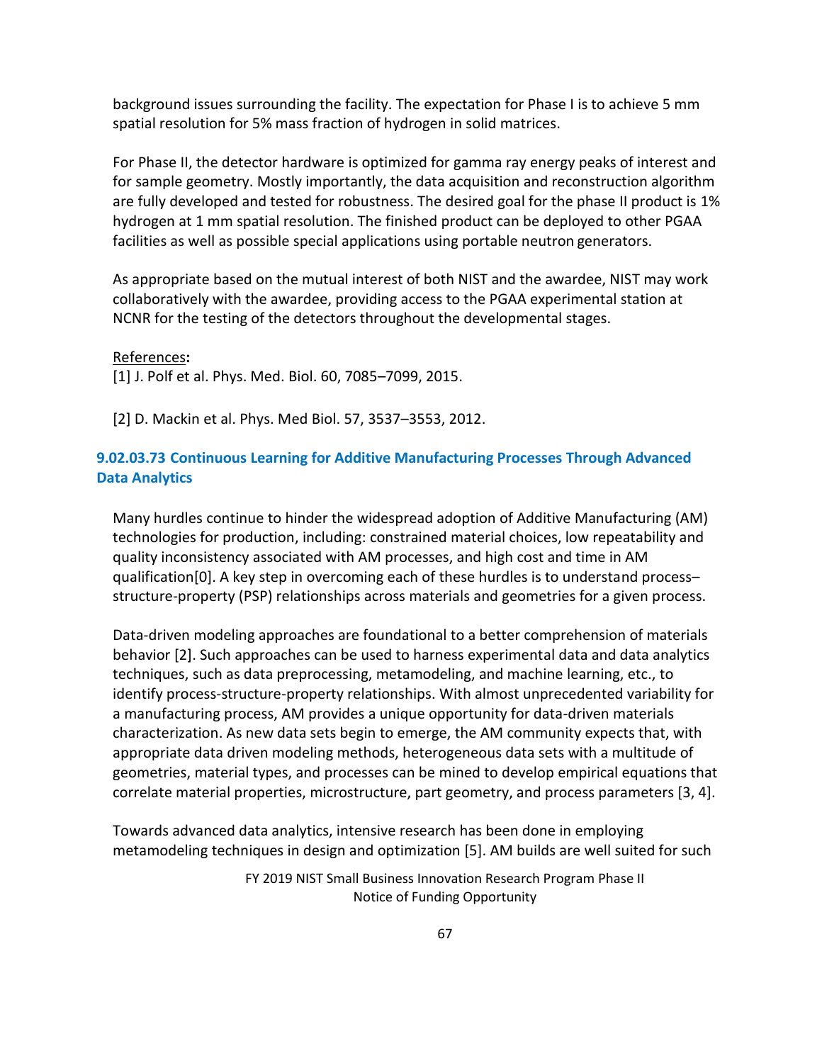background issues surrounding the facility. The expectation for Phase I is to achieve 5 mm spatial resolution for 5% mass fraction of hydrogen in solid matrices.

For Phase II, the detector hardware is optimized for gamma ray energy peaks of interest and for sample geometry. Mostly importantly, the data acquisition and reconstruction algorithm are fully developed and tested for robustness. The desired goal for the phase II product is 1% hydrogen at 1 mm spatial resolution. The finished product can be deployed to other PGAA facilities as well as possible special applications using portable neutron generators.

As appropriate based on the mutual interest of both NIST and the awardee, NIST may work collaboratively with the awardee, providing access to the PGAA experimental station at NCNR for the testing of the detectors throughout the developmental stages.

References**:**

[1] J. Polf et al. Phys. Med. Biol. 60, 7085–7099, 2015.

[2] D. Mackin et al. Phys. Med Biol. 57, 3537–3553, 2012.

### 9.02.03.73 Continuous Learning for Additive Manufacturing Processes Through Advanced Data Analytics

Many hurdles continue to hinder the widespread adoption of Additive Manufacturing (AM) technologies for production, including: constrained material choices, low repeatability and quality inconsistency associated with AM processes, and high cost and time in AM qualification[0]. A key step in overcoming each of these hurdles is to understand process–structure-property (PSP) relationships across materials and geometries for a given process.

Data-driven modeling approaches are foundational to a better comprehension of materials behavior [2]. Such approaches can be used to harness experimental data and data analytics techniques, such as data preprocessing, metamodeling, and machine learning, etc., to identify process-structure-property relationships. With almost unprecedented variability for a manufacturing process, AM provides a unique opportunity for data-driven materials characterization. As new data sets begin to emerge, the AM community expects that, with appropriate data driven modeling methods, heterogeneous data sets with a multitude of geometries, material types, and processes can be mined to develop empirical equations that correlate material properties, microstructure, part geometry, and process parameters [3, 4].

Towards advanced data analytics, intensive research has been done in employing metamodeling techniques in design and optimization [5]. AM builds are well suited for such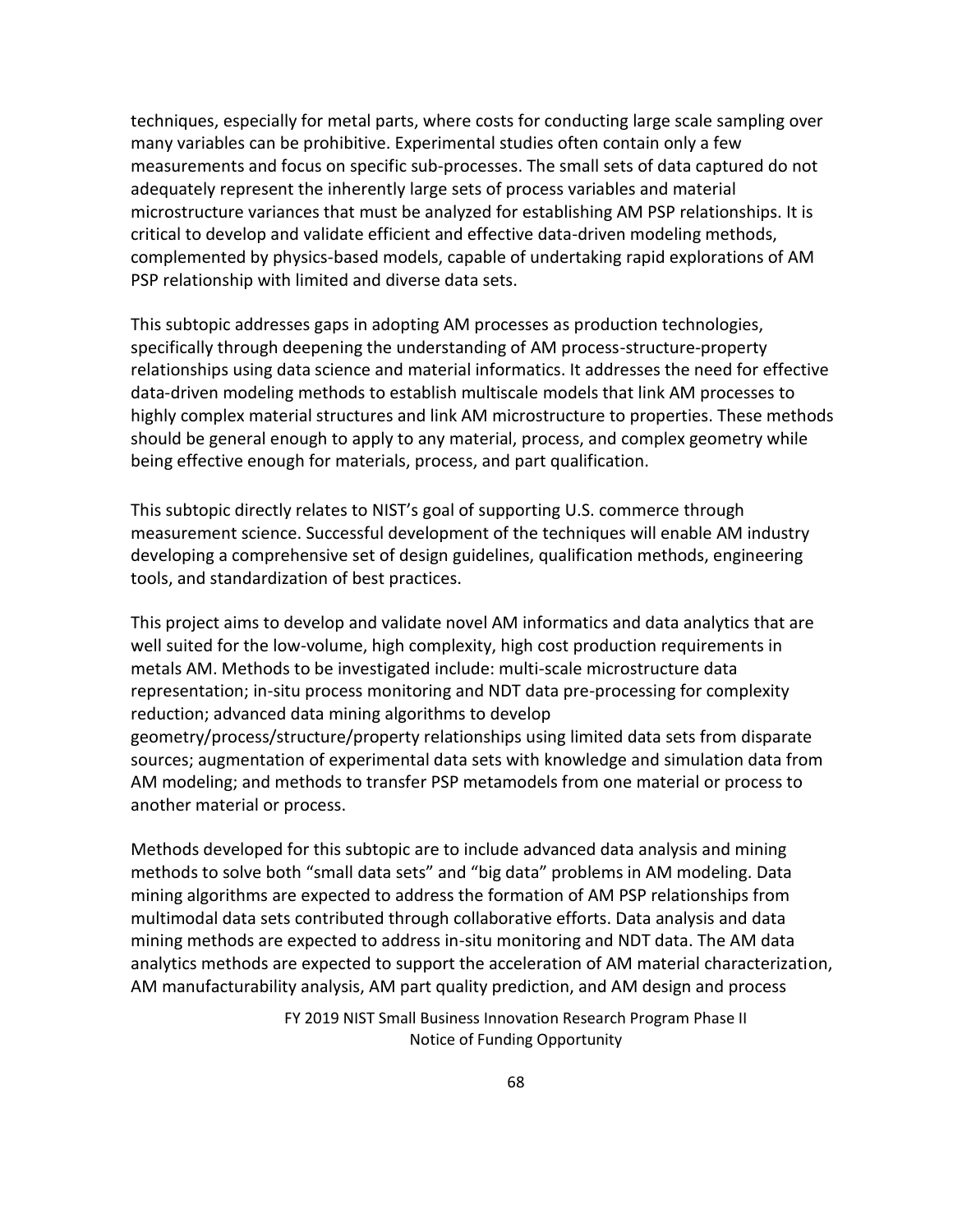techniques, especially for metal parts, where costs for conducting large scale sampling over many variables can be prohibitive. Experimental studies often contain only a few measurements and focus on specific sub-processes. The small sets of data captured do not adequately represent the inherently large sets of process variables and material microstructure variances that must be analyzed for establishing AM PSP relationships. It is critical to develop and validate efficient and effective data-driven modeling methods, complemented by physics-based models, capable of undertaking rapid explorations of AM PSP relationship with limited and diverse data sets.

This subtopic addresses gaps in adopting AM processes as production technologies, specifically through deepening the understanding of AM process-structure-property relationships using data science and material informatics. It addresses the need for effective data-driven modeling methods to establish multiscale models that link AM processes to highly complex material structures and link AM microstructure to properties. These methods should be general enough to apply to any material, process, and complex geometry while being effective enough for materials, process, and part qualification.

This subtopic directly relates to NIST's goal of supporting U.S. commerce through measurement science. Successful development of the techniques will enable AM industry developing a comprehensive set of design guidelines, qualification methods, engineering tools, and standardization of best practices.

This project aims to develop and validate novel AM informatics and data analytics that are well suited for the low-volume, high complexity, high cost production requirements in metals AM. Methods to be investigated include: multi-scale microstructure data representation; in-situ process monitoring and NDT data pre-processing for complexity reduction; advanced data mining algorithms to develop geometry/process/structure/property relationships using limited data sets from disparate sources; augmentation of experimental data sets with knowledge and simulation data from AM modeling; and methods to transfer PSP metamodels from one material or process to another material or process.

Methods developed for this subtopic are to include advanced data analysis and mining methods to solve both "small data sets" and "big data" problems in AM modeling. Data mining algorithms are expected to address the formation of AM PSP relationships from multimodal data sets contributed through collaborative efforts. Data analysis and data mining methods are expected to address in-situ monitoring and NDT data. The AM data analytics methods are expected to support the acceleration of AM material characterization, AM manufacturability analysis, AM part quality prediction, and AM design and process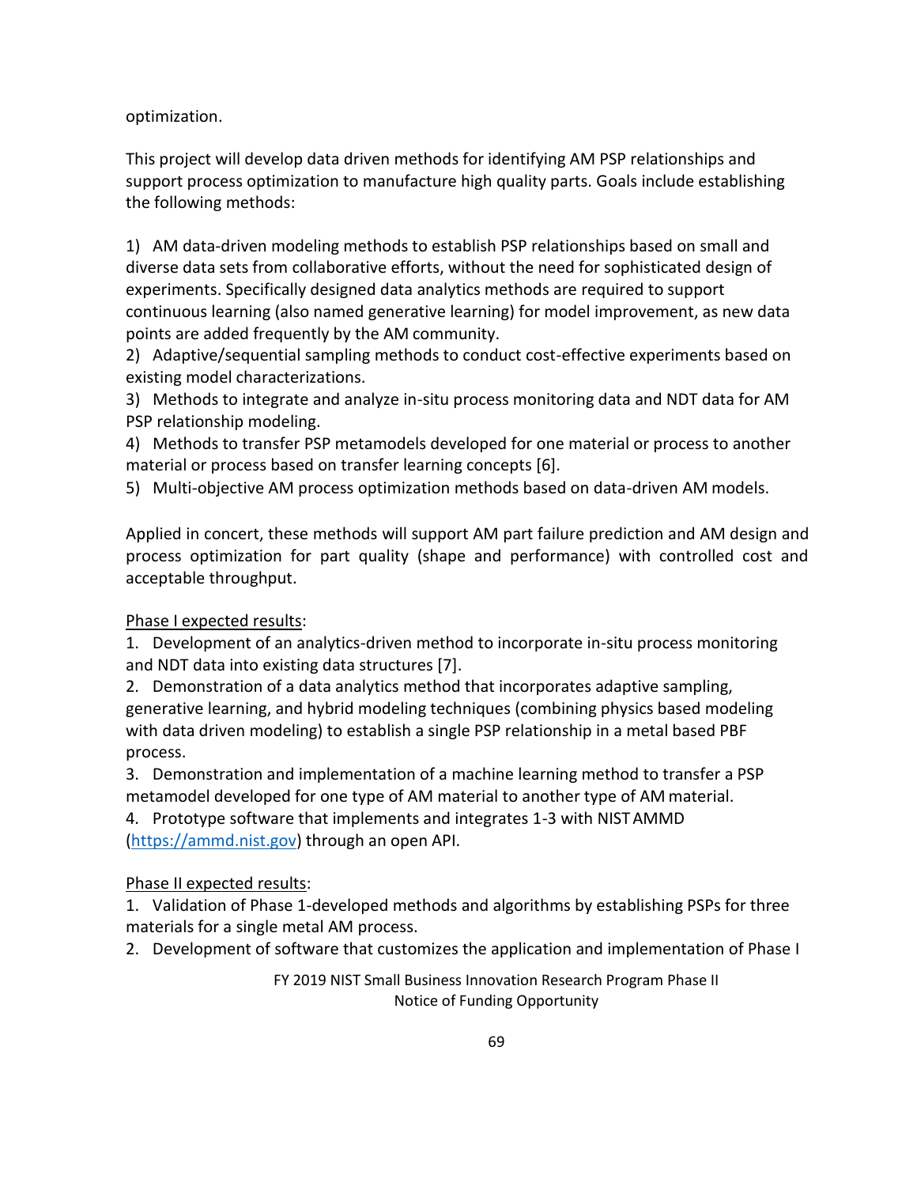optimization.

This project will develop data driven methods for identifying AM PSP relationships and support process optimization to manufacture high quality parts. Goals include establishing the following methods:

1) AM data-driven modeling methods to establish PSP relationships based on small and diverse data sets from collaborative efforts, without the need for sophisticated design of experiments. Specifically designed data analytics methods are required to support continuous learning (also named generative learning) for model improvement, as new data points are added frequently by the AM community.
2) Adaptive/sequential sampling methods to conduct cost-effective experiments based on existing model characterizations.
3) Methods to integrate and analyze in-situ process monitoring data and NDT data for AM PSP relationship modeling.
4) Methods to transfer PSP metamodels developed for one material or process to another material or process based on transfer learning concepts [6].
5) Multi-objective AM process optimization methods based on data-driven AM models.

Applied in concert, these methods will support AM part failure prediction and AM design and process optimization for part quality (shape and performance) with controlled cost and acceptable throughput.

<u>Phase I expected results</u>:

1. Development of an analytics-driven method to incorporate in-situ process monitoring and NDT data into existing data structures [7].
2. Demonstration of a data analytics method that incorporates adaptive sampling, generative learning, and hybrid modeling techniques (combining physics based modeling with data driven modeling) to establish a single PSP relationship in a metal based PBF process.
3. Demonstration and implementation of a machine learning method to transfer a PSP metamodel developed for one type of AM material to another type of AM material.
4. Prototype software that implements and integrates 1-3 with NIST AMMD (https://ammd.nist.gov) through an open API.

<u>Phase II expected results</u>:

1. Validation of Phase 1-developed methods and algorithms by establishing PSPs for three materials for a single metal AM process.
2. Development of software that customizes the application and implementation of Phase I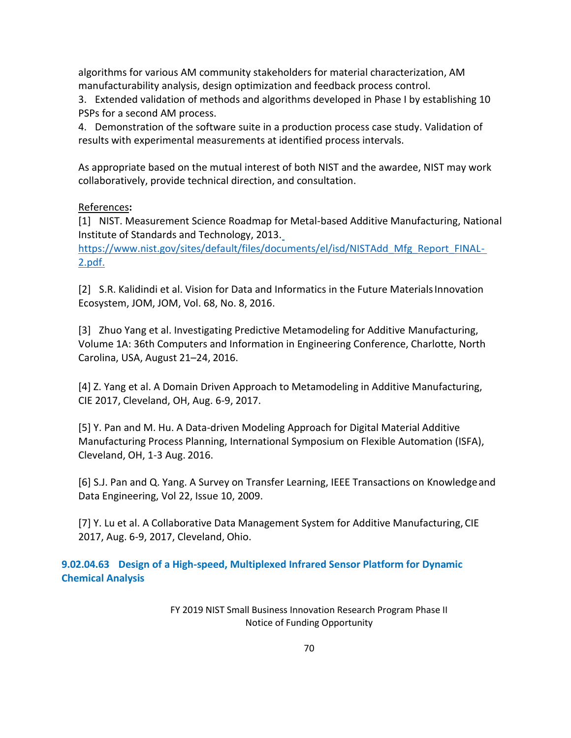algorithms for various AM community stakeholders for material characterization, AM manufacturability analysis, design optimization and feedback process control.

3. Extended validation of methods and algorithms developed in Phase I by establishing 10 PSPs for a second AM process.

4. Demonstration of the software suite in a production process case study. Validation of results with experimental measurements at identified process intervals.

As appropriate based on the mutual interest of both NIST and the awardee, NIST may work collaboratively, provide technical direction, and consultation.

References:

[1] NIST. Measurement Science Roadmap for Metal-based Additive Manufacturing, National Institute of Standards and Technology, 2013. https://www.nist.gov/sites/default/files/documents/el/isd/NISTAdd_Mfg_Report_FINAL-2.pdf.

[2] S.R. Kalidindi et al. Vision for Data and Informatics in the Future Materials Innovation Ecosystem, JOM, JOM, Vol. 68, No. 8, 2016.

[3] Zhuo Yang et al. Investigating Predictive Metamodeling for Additive Manufacturing, Volume 1A: 36th Computers and Information in Engineering Conference, Charlotte, North Carolina, USA, August 21–24, 2016.

[4] Z. Yang et al. A Domain Driven Approach to Metamodeling in Additive Manufacturing, CIE 2017, Cleveland, OH, Aug. 6-9, 2017.

[5] Y. Pan and M. Hu. A Data-driven Modeling Approach for Digital Material Additive Manufacturing Process Planning, International Symposium on Flexible Automation (ISFA), Cleveland, OH, 1-3 Aug. 2016.

[6] S.J. Pan and Q. Yang. A Survey on Transfer Learning, IEEE Transactions on Knowledge and Data Engineering, Vol 22, Issue 10, 2009.

[7] Y. Lu et al. A Collaborative Data Management System for Additive Manufacturing, CIE 2017, Aug. 6-9, 2017, Cleveland, Ohio.

### 9.02.04.63 Design of a High-speed, Multiplexed Infrared Sensor Platform for Dynamic Chemical Analysis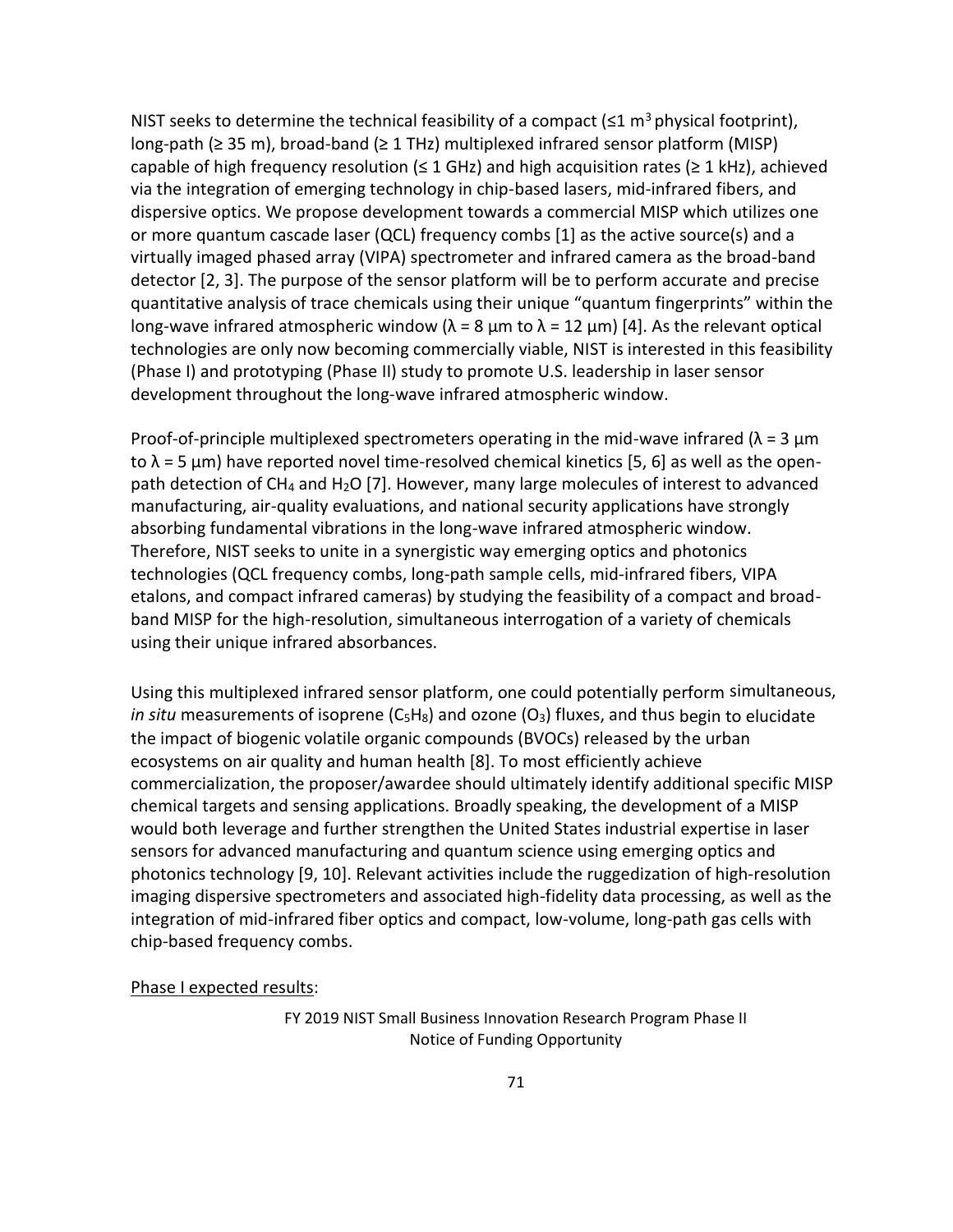NIST seeks to determine the technical feasibility of a compact (≤1 $m^3$ physical footprint), long-path (≥ 35 m), broad-band (≥ 1 THz) multiplexed infrared sensor platform (MISP) capable of high frequency resolution (≤ 1 GHz) and high acquisition rates (≥ 1 kHz), achieved via the integration of emerging technology in chip-based lasers, mid-infrared fibers, and dispersive optics. We propose development towards a commercial MISP which utilizes one or more quantum cascade laser (QCL) frequency combs [1] as the active source(s) and a virtually imaged phased array (VIPA) spectrometer and infrared camera as the broad-band detector [2, 3]. The purpose of the sensor platform will be to perform accurate and precise quantitative analysis of trace chemicals using their unique "quantum fingerprints" within the long-wave infrared atmospheric window ($\lambda$ = 8 µm to $\lambda$ = 12 µm) [4]. As the relevant optical technologies are only now becoming commercially viable, NIST is interested in this feasibility (Phase I) and prototyping (Phase II) study to promote U.S. leadership in laser sensor development throughout the long-wave infrared atmospheric window.

Proof-of-principle multiplexed spectrometers operating in the mid-wave infrared ($\lambda$ = 3 µm to $\lambda$ = 5 µm) have reported novel time-resolved chemical kinetics [5, 6] as well as the open-path detection of $CH_4$ and $H_2O$ [7]. However, many large molecules of interest to advanced manufacturing, air-quality evaluations, and national security applications have strongly absorbing fundamental vibrations in the long-wave infrared atmospheric window. Therefore, NIST seeks to unite in a synergistic way emerging optics and photonics technologies (QCL frequency combs, long-path sample cells, mid-infrared fibers, VIPA etalons, and compact infrared cameras) by studying the feasibility of a compact and broad-band MISP for the high-resolution, simultaneous interrogation of a variety of chemicals using their unique infrared absorbances.

Using this multiplexed infrared sensor platform, one could potentially perform simultaneous, *in situ* measurements of isoprene ($C_5H_8$) and ozone ($O_3$) fluxes, and thus begin to elucidate the impact of biogenic volatile organic compounds (BVOCs) released by the urban ecosystems on air quality and human health [8]. To most efficiently achieve commercialization, the proposer/awardee should ultimately identify additional specific MISP chemical targets and sensing applications. Broadly speaking, the development of a MISP would both leverage and further strengthen the United States industrial expertise in laser sensors for advanced manufacturing and quantum science using emerging optics and photonics technology [9, 10]. Relevant activities include the ruggedization of high-resolution imaging dispersive spectrometers and associated high-fidelity data processing, as well as the integration of mid-infrared fiber optics and compact, low-volume, long-path gas cells with chip-based frequency combs.

Phase I expected results: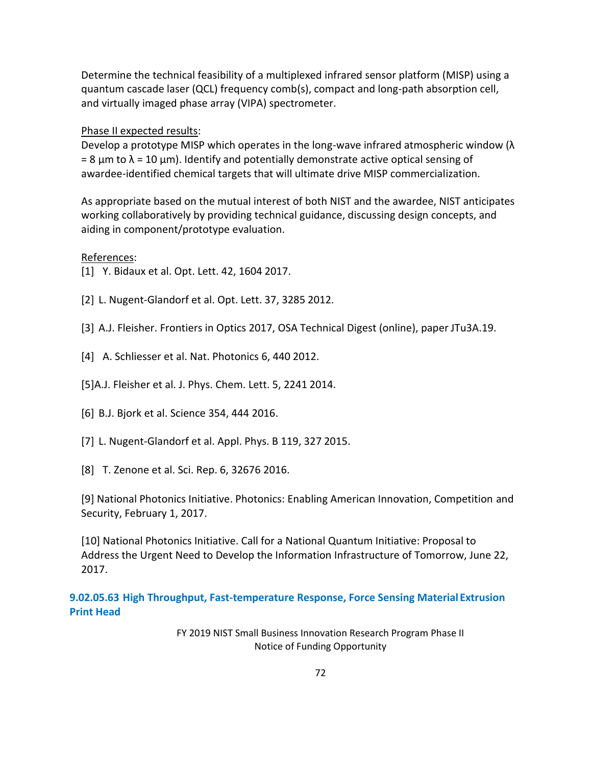Determine the technical feasibility of a multiplexed infrared sensor platform (MISP) using a quantum cascade laser (QCL) frequency comb(s), compact and long-path absorption cell, and virtually imaged phase array (VIPA) spectrometer.

Phase II expected results:

Develop a prototype MISP which operates in the long-wave infrared atmospheric window ($\lambda$ = 8 µm to $\lambda$ = 10 µm). Identify and potentially demonstrate active optical sensing of awardee-identified chemical targets that will ultimate drive MISP commercialization.

As appropriate based on the mutual interest of both NIST and the awardee, NIST anticipates working collaboratively by providing technical guidance, discussing design concepts, and aiding in component/prototype evaluation.

References:

[1] Y. Bidaux et al. Opt. Lett. 42, 1604 2017.

[2] L. Nugent-Glandorf et al. Opt. Lett. 37, 3285 2012.

[3] A.J. Fleisher. Frontiers in Optics 2017, OSA Technical Digest (online), paper JTu3A.19.

[4] A. Schliesser et al. Nat. Photonics 6, 440 2012.

[5] A.J. Fleisher et al. J. Phys. Chem. Lett. 5, 2241 2014.

[6] B.J. Bjork et al. Science 354, 444 2016.

[7] L. Nugent-Glandorf et al. Appl. Phys. B 119, 327 2015.

[8] T. Zenone et al. Sci. Rep. 6, 32676 2016.

[9] National Photonics Initiative. Photonics: Enabling American Innovation, Competition and Security, February 1, 2017.

[10] National Photonics Initiative. Call for a National Quantum Initiative: Proposal to Address the Urgent Need to Develop the Information Infrastructure of Tomorrow, June 22, 2017.

### 9.02.05.63 High Throughput, Fast-temperature Response, Force Sensing Material Extrusion Print Head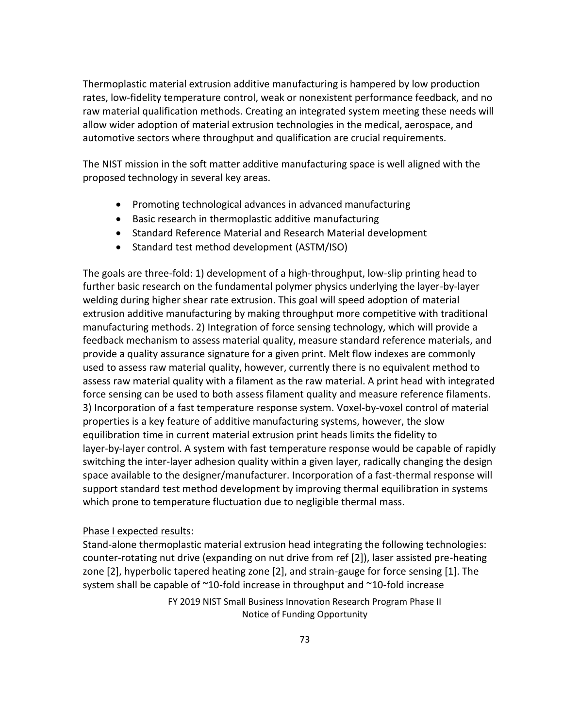Thermoplastic material extrusion additive manufacturing is hampered by low production rates, low-fidelity temperature control, weak or nonexistent performance feedback, and no raw material qualification methods. Creating an integrated system meeting these needs will allow wider adoption of material extrusion technologies in the medical, aerospace, and automotive sectors where throughput and qualification are crucial requirements.

The NIST mission in the soft matter additive manufacturing space is well aligned with the proposed technology in several key areas.

- Promoting technological advances in advanced manufacturing
- Basic research in thermoplastic additive manufacturing
- Standard Reference Material and Research Material development
- Standard test method development (ASTM/ISO)

The goals are three-fold: 1) development of a high-throughput, low-slip printing head to further basic research on the fundamental polymer physics underlying the layer-by-layer welding during higher shear rate extrusion. This goal will speed adoption of material extrusion additive manufacturing by making throughput more competitive with traditional manufacturing methods. 2) Integration of force sensing technology, which will provide a feedback mechanism to assess material quality, measure standard reference materials, and provide a quality assurance signature for a given print. Melt flow indexes are commonly used to assess raw material quality, however, currently there is no equivalent method to assess raw material quality with a filament as the raw material. A print head with integrated force sensing can be used to both assess filament quality and measure reference filaments. 3) Incorporation of a fast temperature response system. Voxel-by-voxel control of material properties is a key feature of additive manufacturing systems, however, the slow equilibration time in current material extrusion print heads limits the fidelity to layer-by-layer control. A system with fast temperature response would be capable of rapidly switching the inter-layer adhesion quality within a given layer, radically changing the design space available to the designer/manufacturer. Incorporation of a fast-thermal response will support standard test method development by improving thermal equilibration in systems which prone to temperature fluctuation due to negligible thermal mass.

<u>Phase I expected results</u>:
Stand-alone thermoplastic material extrusion head integrating the following technologies: counter-rotating nut drive (expanding on nut drive from ref [2]), laser assisted pre-heating zone [2], hyperbolic tapered heating zone [2], and strain-gauge for force sensing [1]. The system shall be capable of ~10-fold increase in throughput and ~10-fold increase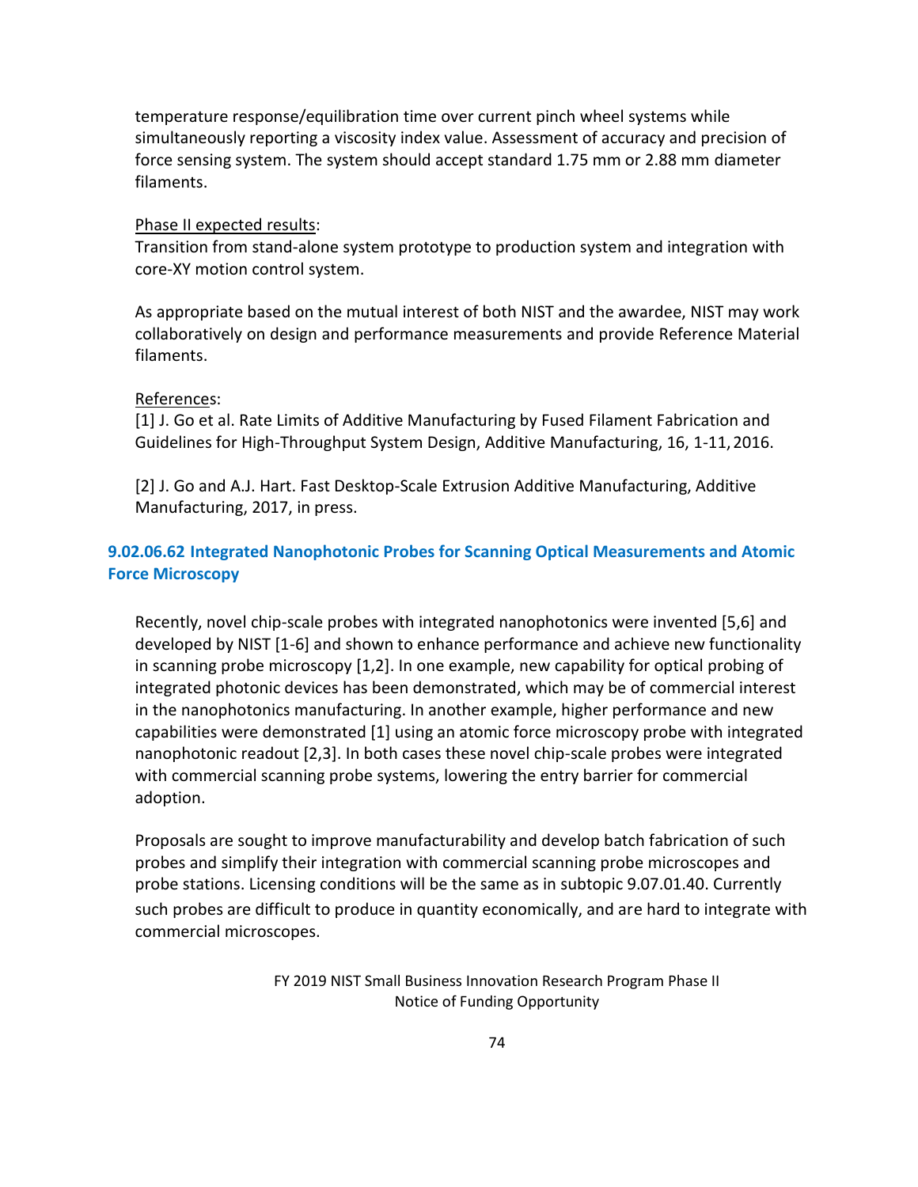temperature response/equilibration time over current pinch wheel systems while simultaneously reporting a viscosity index value. Assessment of accuracy and precision of force sensing system. The system should accept standard 1.75 mm or 2.88 mm diameter filaments.

Phase II expected results:

Transition from stand-alone system prototype to production system and integration with core-XY motion control system.

As appropriate based on the mutual interest of both NIST and the awardee, NIST may work collaboratively on design and performance measurements and provide Reference Material filaments.

References:

[1] J. Go et al. Rate Limits of Additive Manufacturing by Fused Filament Fabrication and Guidelines for High-Throughput System Design, Additive Manufacturing, 16, 1-11, 2016.

[2] J. Go and A.J. Hart. Fast Desktop-Scale Extrusion Additive Manufacturing, Additive Manufacturing, 2017, in press.

### 9.02.06.62 Integrated Nanophotonic Probes for Scanning Optical Measurements and Atomic Force Microscopy

Recently, novel chip-scale probes with integrated nanophotonics were invented [5,6] and developed by NIST [1-6] and shown to enhance performance and achieve new functionality in scanning probe microscopy [1,2]. In one example, new capability for optical probing of integrated photonic devices has been demonstrated, which may be of commercial interest in the nanophotonics manufacturing. In another example, higher performance and new capabilities were demonstrated [1] using an atomic force microscopy probe with integrated nanophotonic readout [2,3]. In both cases these novel chip-scale probes were integrated with commercial scanning probe systems, lowering the entry barrier for commercial adoption.

Proposals are sought to improve manufacturability and develop batch fabrication of such probes and simplify their integration with commercial scanning probe microscopes and probe stations. Licensing conditions will be the same as in subtopic 9.07.01.40. Currently such probes are difficult to produce in quantity economically, and are hard to integrate with commercial microscopes.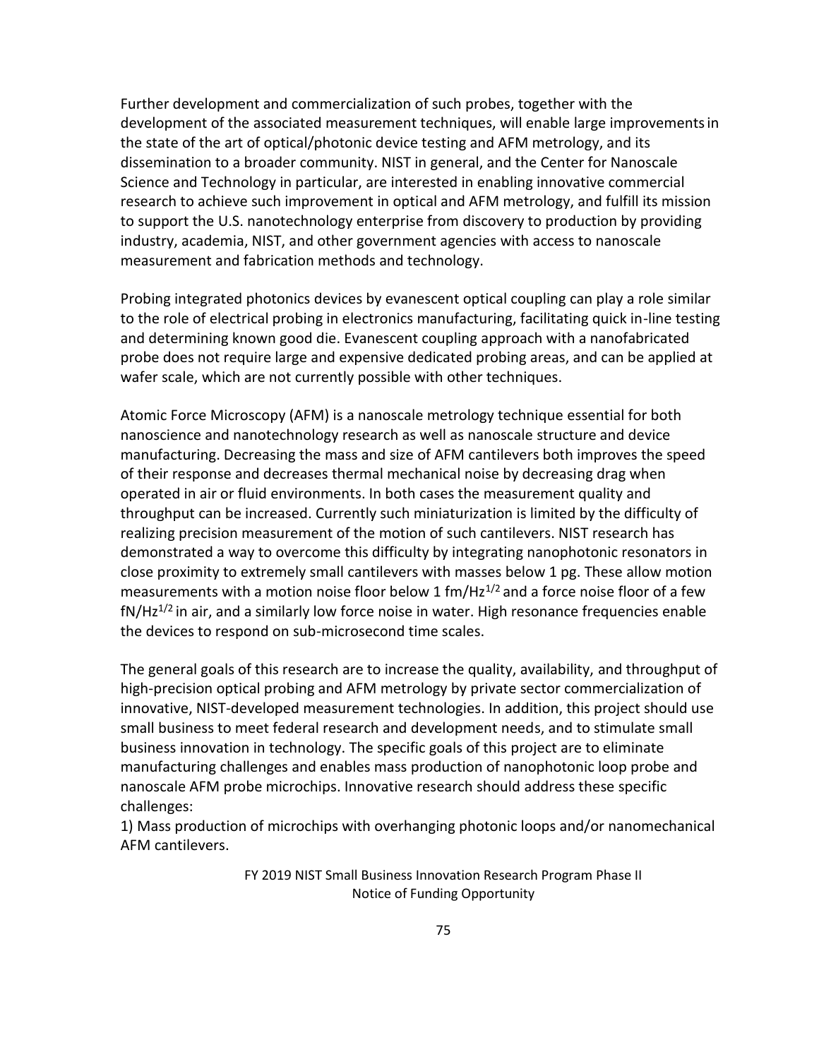Further development and commercialization of such probes, together with the development of the associated measurement techniques, will enable large improvements in the state of the art of optical/photonic device testing and AFM metrology, and its dissemination to a broader community. NIST in general, and the Center for Nanoscale Science and Technology in particular, are interested in enabling innovative commercial research to achieve such improvement in optical and AFM metrology, and fulfill its mission to support the U.S. nanotechnology enterprise from discovery to production by providing industry, academia, NIST, and other government agencies with access to nanoscale measurement and fabrication methods and technology.

Probing integrated photonics devices by evanescent optical coupling can play a role similar to the role of electrical probing in electronics manufacturing, facilitating quick in-line testing and determining known good die. Evanescent coupling approach with a nanofabricated probe does not require large and expensive dedicated probing areas, and can be applied at wafer scale, which are not currently possible with other techniques.

Atomic Force Microscopy (AFM) is a nanoscale metrology technique essential for both nanoscience and nanotechnology research as well as nanoscale structure and device manufacturing. Decreasing the mass and size of AFM cantilevers both improves the speed of their response and decreases thermal mechanical noise by decreasing drag when operated in air or fluid environments. In both cases the measurement quality and throughput can be increased. Currently such miniaturization is limited by the difficulty of realizing precision measurement of the motion of such cantilevers. NIST research has demonstrated a way to overcome this difficulty by integrating nanophotonic resonators in close proximity to extremely small cantilevers with masses below 1 pg. These allow motion measurements with a motion noise floor below 1 fm/Hz$^{1/2}$ and a force noise floor of a few fN/Hz$^{1/2}$ in air, and a similarly low force noise in water. High resonance frequencies enable the devices to respond on sub-microsecond time scales.

The general goals of this research are to increase the quality, availability, and throughput of high-precision optical probing and AFM metrology by private sector commercialization of innovative, NIST-developed measurement technologies. In addition, this project should use small business to meet federal research and development needs, and to stimulate small business innovation in technology. The specific goals of this project are to eliminate manufacturing challenges and enables mass production of nanophotonic loop probe and nanoscale AFM probe microchips. Innovative research should address these specific challenges:

1) Mass production of microchips with overhanging photonic loops and/or nanomechanical AFM cantilevers.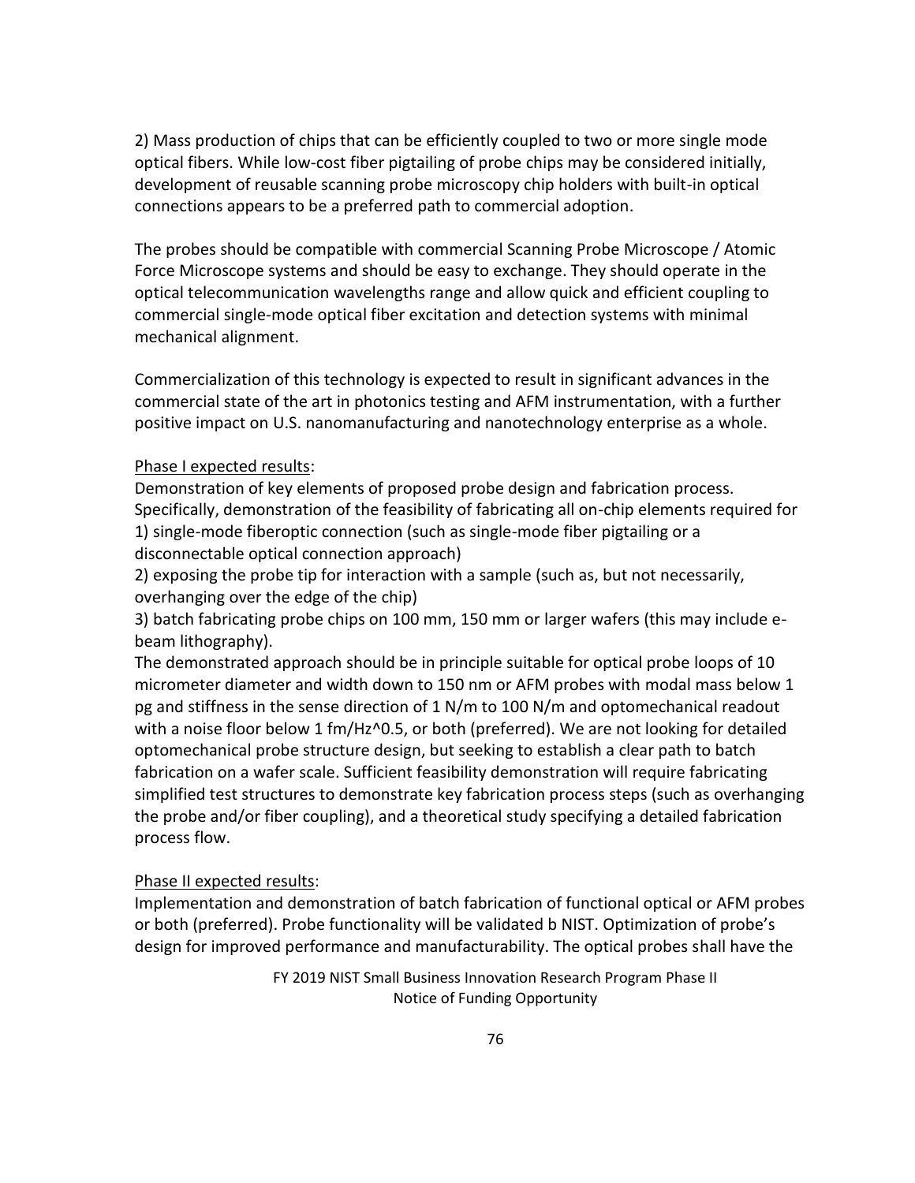2) Mass production of chips that can be efficiently coupled to two or more single mode optical fibers. While low-cost fiber pigtailing of probe chips may be considered initially, development of reusable scanning probe microscopy chip holders with built-in optical connections appears to be a preferred path to commercial adoption.

The probes should be compatible with commercial Scanning Probe Microscope / Atomic Force Microscope systems and should be easy to exchange. They should operate in the optical telecommunication wavelengths range and allow quick and efficient coupling to commercial single-mode optical fiber excitation and detection systems with minimal mechanical alignment.

Commercialization of this technology is expected to result in significant advances in the commercial state of the art in photonics testing and AFM instrumentation, with a further positive impact on U.S. nanomanufacturing and nanotechnology enterprise as a whole.

Phase I expected results:
Demonstration of key elements of proposed probe design and fabrication process. Specifically, demonstration of the feasibility of fabricating all on-chip elements required for
1) single-mode fiberoptic connection (such as single-mode fiber pigtailing or a disconnectable optical connection approach)
2) exposing the probe tip for interaction with a sample (such as, but not necessarily, overhanging over the edge of the chip)
3) batch fabricating probe chips on 100 mm, 150 mm or larger wafers (this may include e-beam lithography).
The demonstrated approach should be in principle suitable for optical probe loops of 10 micrometer diameter and width down to 150 nm or AFM probes with modal mass below 1 pg and stiffness in the sense direction of 1 N/m to 100 N/m and optomechanical readout with a noise floor below 1 fm/Hz^0.5, or both (preferred). We are not looking for detailed optomechanical probe structure design, but seeking to establish a clear path to batch fabrication on a wafer scale. Sufficient feasibility demonstration will require fabricating simplified test structures to demonstrate key fabrication process steps (such as overhanging the probe and/or fiber coupling), and a theoretical study specifying a detailed fabrication process flow.

Phase II expected results:
Implementation and demonstration of batch fabrication of functional optical or AFM probes or both (preferred). Probe functionality will be validated b NIST. Optimization of probe's design for improved performance and manufacturability. The optical probes shall have the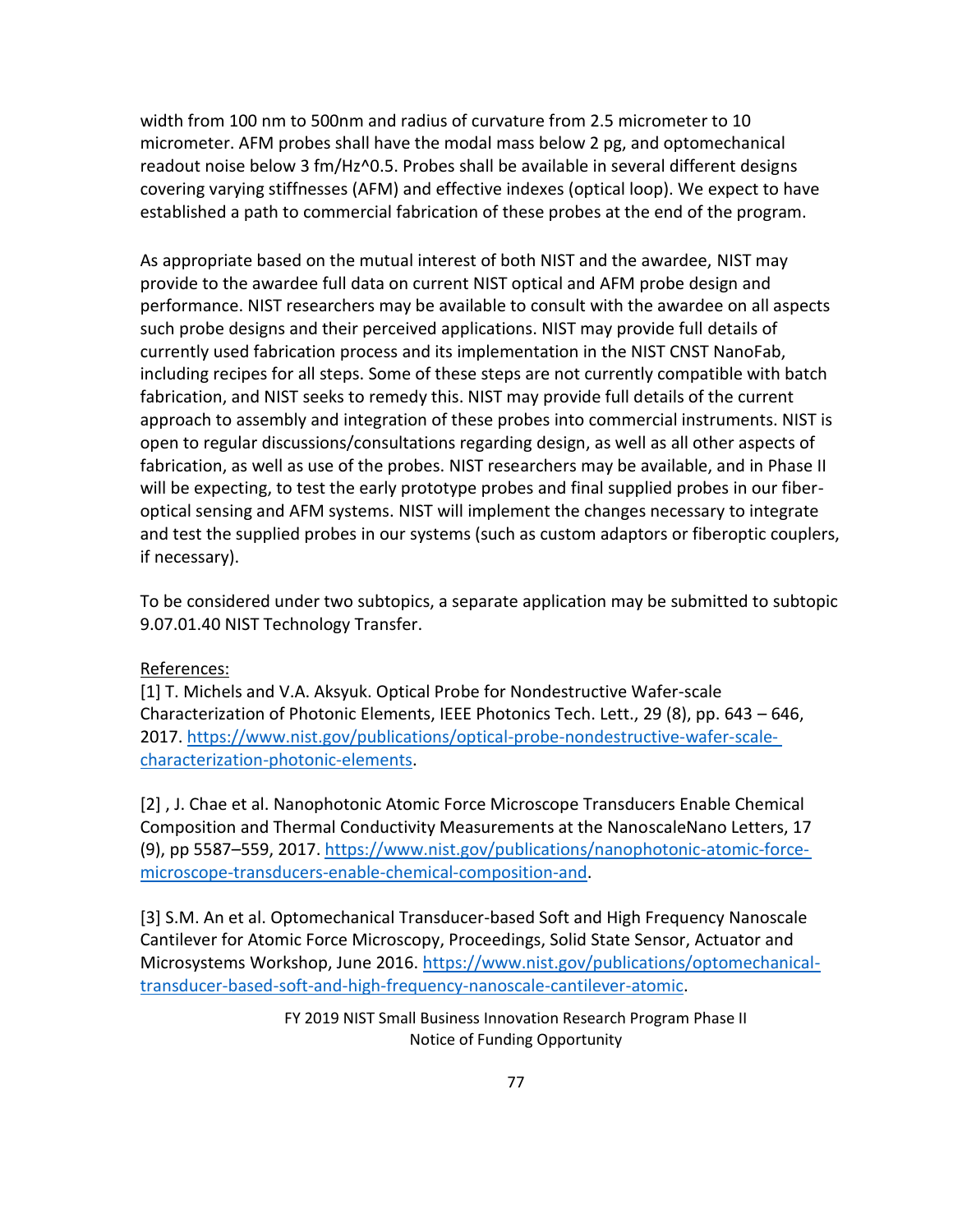width from 100 nm to 500nm and radius of curvature from 2.5 micrometer to 10 micrometer. AFM probes shall have the modal mass below 2 pg, and optomechanical readout noise below 3 fm/Hz^0.5. Probes shall be available in several different designs covering varying stiffnesses (AFM) and effective indexes (optical loop). We expect to have established a path to commercial fabrication of these probes at the end of the program.

As appropriate based on the mutual interest of both NIST and the awardee, NIST may provide to the awardee full data on current NIST optical and AFM probe design and performance. NIST researchers may be available to consult with the awardee on all aspects such probe designs and their perceived applications. NIST may provide full details of currently used fabrication process and its implementation in the NIST CNST NanoFab, including recipes for all steps. Some of these steps are not currently compatible with batch fabrication, and NIST seeks to remedy this. NIST may provide full details of the current approach to assembly and integration of these probes into commercial instruments. NIST is open to regular discussions/consultations regarding design, as well as all other aspects of fabrication, as well as use of the probes. NIST researchers may be available, and in Phase II will be expecting, to test the early prototype probes and final supplied probes in our fiber-optical sensing and AFM systems. NIST will implement the changes necessary to integrate and test the supplied probes in our systems (such as custom adaptors or fiberoptic couplers, if necessary).

To be considered under two subtopics, a separate application may be submitted to subtopic 9.07.01.40 NIST Technology Transfer.

References:

[1] T. Michels and V.A. Aksyuk. Optical Probe for Nondestructive Wafer-scale Characterization of Photonic Elements, IEEE Photonics Tech. Lett., 29 (8), pp. 643 – 646, 2017. https://www.nist.gov/publications/optical-probe-nondestructive-wafer-scale-characterization-photonic-elements.

[2] , J. Chae et al. Nanophotonic Atomic Force Microscope Transducers Enable Chemical Composition and Thermal Conductivity Measurements at the NanoscaleNano Letters, 17 (9), pp 5587–559, 2017. https://www.nist.gov/publications/nanophotonic-atomic-force-microscope-transducers-enable-chemical-composition-and.

[3] S.M. An et al. Optomechanical Transducer-based Soft and High Frequency Nanoscale Cantilever for Atomic Force Microscopy, Proceedings, Solid State Sensor, Actuator and Microsystems Workshop, June 2016. https://www.nist.gov/publications/optomechanical-transducer-based-soft-and-high-frequency-nanoscale-cantilever-atomic.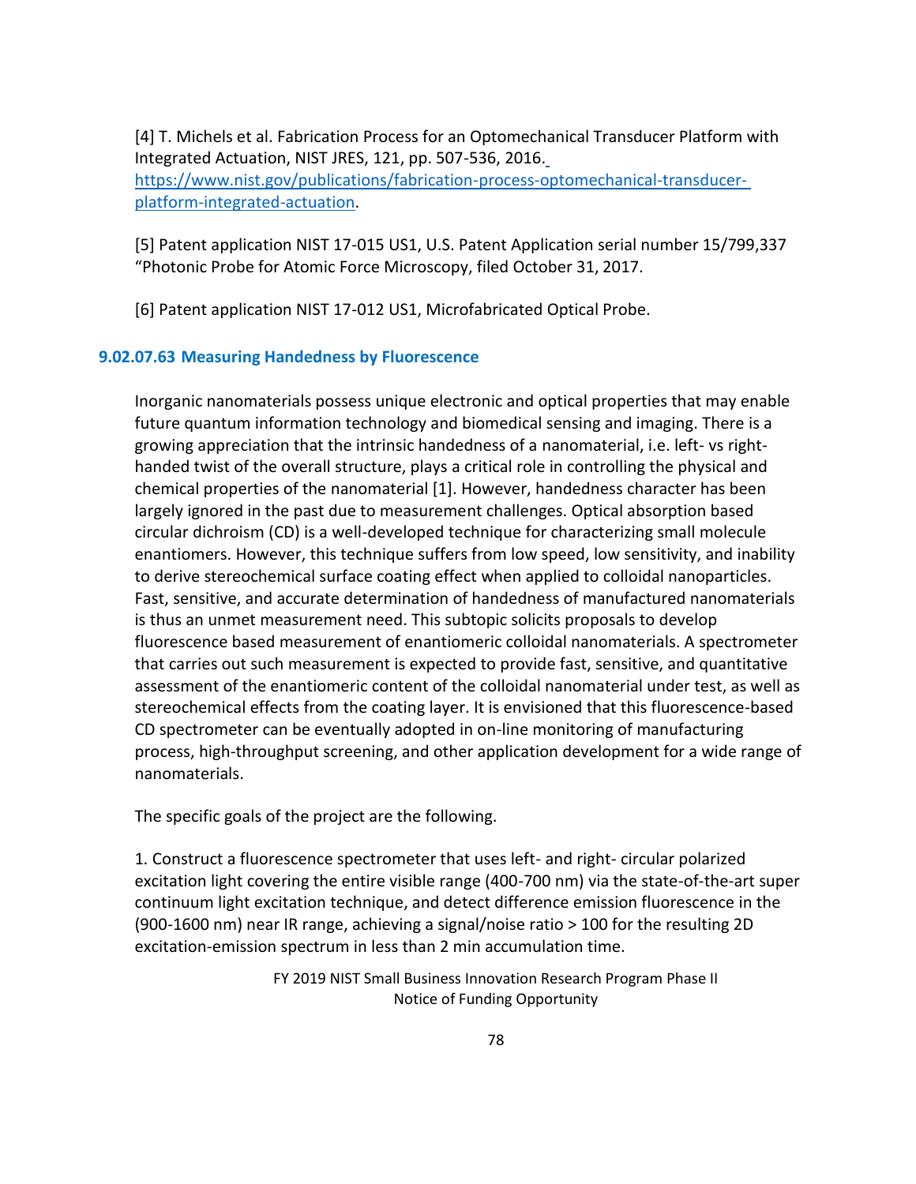[4] T. Michels et al. Fabrication Process for an Optomechanical Transducer Platform with Integrated Actuation, NIST JRES, 121, pp. 507-536, 2016. https://www.nist.gov/publications/fabrication-process-optomechanical-transducer-platform-integrated-actuation.

[5] Patent application NIST 17-015 US1, U.S. Patent Application serial number 15/799,337 "Photonic Probe for Atomic Force Microscopy, filed October 31, 2017.

[6] Patent application NIST 17-012 US1, Microfabricated Optical Probe.

### 9.02.07.63 Measuring Handedness by Fluorescence

Inorganic nanomaterials possess unique electronic and optical properties that may enable future quantum information technology and biomedical sensing and imaging. There is a growing appreciation that the intrinsic handedness of a nanomaterial, i.e. left- vs right-handed twist of the overall structure, plays a critical role in controlling the physical and chemical properties of the nanomaterial [1]. However, handedness character has been largely ignored in the past due to measurement challenges. Optical absorption based circular dichroism (CD) is a well-developed technique for characterizing small molecule enantiomers. However, this technique suffers from low speed, low sensitivity, and inability to derive stereochemical surface coating effect when applied to colloidal nanoparticles. Fast, sensitive, and accurate determination of handedness of manufactured nanomaterials is thus an unmet measurement need. This subtopic solicits proposals to develop fluorescence based measurement of enantiomeric colloidal nanomaterials. A spectrometer that carries out such measurement is expected to provide fast, sensitive, and quantitative assessment of the enantiomeric content of the colloidal nanomaterial under test, as well as stereochemical effects from the coating layer. It is envisioned that this fluorescence-based CD spectrometer can be eventually adopted in on-line monitoring of manufacturing process, high-throughput screening, and other application development for a wide range of nanomaterials.

The specific goals of the project are the following.

1. Construct a fluorescence spectrometer that uses left- and right- circular polarized excitation light covering the entire visible range (400-700 nm) via the state-of-the-art super continuum light excitation technique, and detect difference emission fluorescence in the (900-1600 nm) near IR range, achieving a signal/noise ratio > 100 for the resulting 2D excitation-emission spectrum in less than 2 min accumulation time.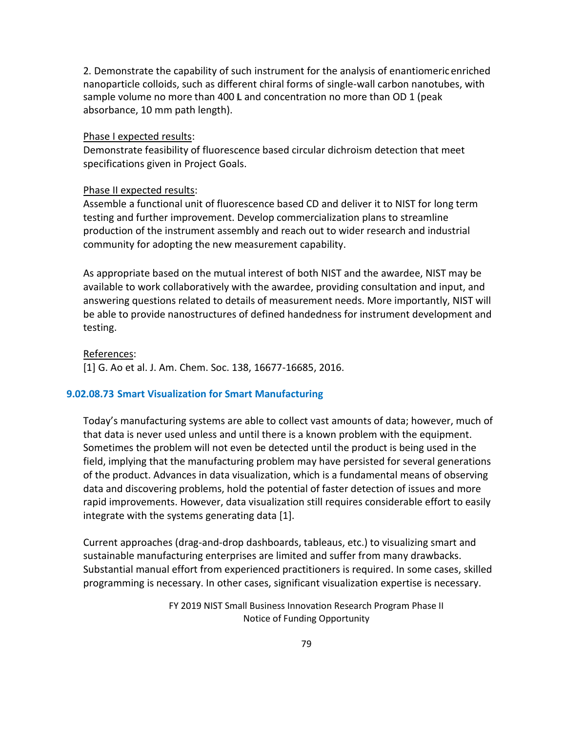2. Demonstrate the capability of such instrument for the analysis of enantiomeric enriched nanoparticle colloids, such as different chiral forms of single-wall carbon nanotubes, with sample volume no more than 400 µL and concentration no more than OD 1 (peak absorbance, 10 mm path length).

Phase I expected results:
Demonstrate feasibility of fluorescence based circular dichroism detection that meet specifications given in Project Goals.

Phase II expected results:
Assemble a functional unit of fluorescence based CD and deliver it to NIST for long term testing and further improvement. Develop commercialization plans to streamline production of the instrument assembly and reach out to wider research and industrial community for adopting the new measurement capability.

As appropriate based on the mutual interest of both NIST and the awardee, NIST may be available to work collaboratively with the awardee, providing consultation and input, and answering questions related to details of measurement needs. More importantly, NIST will be able to provide nanostructures of defined handedness for instrument development and testing.

References:
[1] G. Ao et al. J. Am. Chem. Soc. 138, 16677-16685, 2016.

### 9.02.08.73 Smart Visualization for Smart Manufacturing

Today's manufacturing systems are able to collect vast amounts of data; however, much of that data is never used unless and until there is a known problem with the equipment. Sometimes the problem will not even be detected until the product is being used in the field, implying that the manufacturing problem may have persisted for several generations of the product. Advances in data visualization, which is a fundamental means of observing data and discovering problems, hold the potential of faster detection of issues and more rapid improvements. However, data visualization still requires considerable effort to easily integrate with the systems generating data [1].

Current approaches (drag-and-drop dashboards, tableaus, etc.) to visualizing smart and sustainable manufacturing enterprises are limited and suffer from many drawbacks. Substantial manual effort from experienced practitioners is required. In some cases, skilled programming is necessary. In other cases, significant visualization expertise is necessary.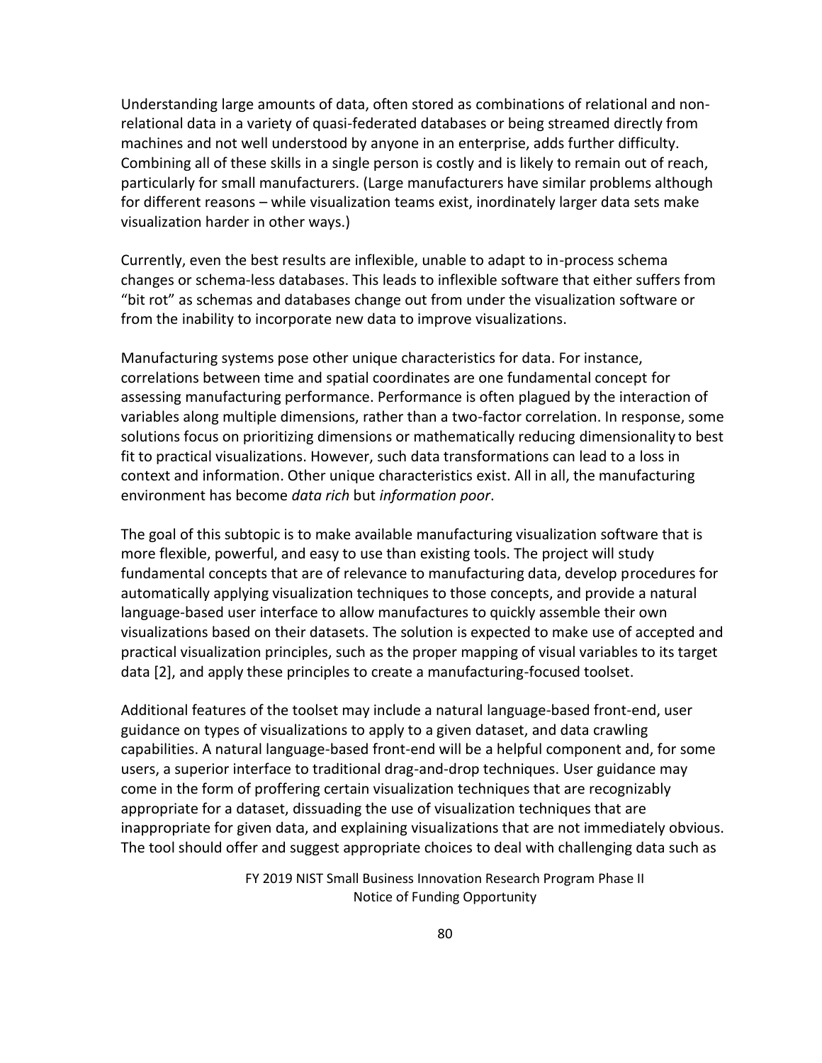Understanding large amounts of data, often stored as combinations of relational and non-relational data in a variety of quasi-federated databases or being streamed directly from machines and not well understood by anyone in an enterprise, adds further difficulty. Combining all of these skills in a single person is costly and is likely to remain out of reach, particularly for small manufacturers. (Large manufacturers have similar problems although for different reasons – while visualization teams exist, inordinately larger data sets make visualization harder in other ways.)

Currently, even the best results are inflexible, unable to adapt to in-process schema changes or schema-less databases. This leads to inflexible software that either suffers from "bit rot" as schemas and databases change out from under the visualization software or from the inability to incorporate new data to improve visualizations.

Manufacturing systems pose other unique characteristics for data. For instance, correlations between time and spatial coordinates are one fundamental concept for assessing manufacturing performance. Performance is often plagued by the interaction of variables along multiple dimensions, rather than a two-factor correlation. In response, some solutions focus on prioritizing dimensions or mathematically reducing dimensionality to best fit to practical visualizations. However, such data transformations can lead to a loss in context and information. Other unique characteristics exist. All in all, the manufacturing environment has become *data rich* but *information poor*.

The goal of this subtopic is to make available manufacturing visualization software that is more flexible, powerful, and easy to use than existing tools. The project will study fundamental concepts that are of relevance to manufacturing data, develop procedures for automatically applying visualization techniques to those concepts, and provide a natural language-based user interface to allow manufactures to quickly assemble their own visualizations based on their datasets. The solution is expected to make use of accepted and practical visualization principles, such as the proper mapping of visual variables to its target data [2], and apply these principles to create a manufacturing-focused toolset.

Additional features of the toolset may include a natural language-based front-end, user guidance on types of visualizations to apply to a given dataset, and data crawling capabilities. A natural language-based front-end will be a helpful component and, for some users, a superior interface to traditional drag-and-drop techniques. User guidance may come in the form of proffering certain visualization techniques that are recognizably appropriate for a dataset, dissuading the use of visualization techniques that are inappropriate for given data, and explaining visualizations that are not immediately obvious. The tool should offer and suggest appropriate choices to deal with challenging data such as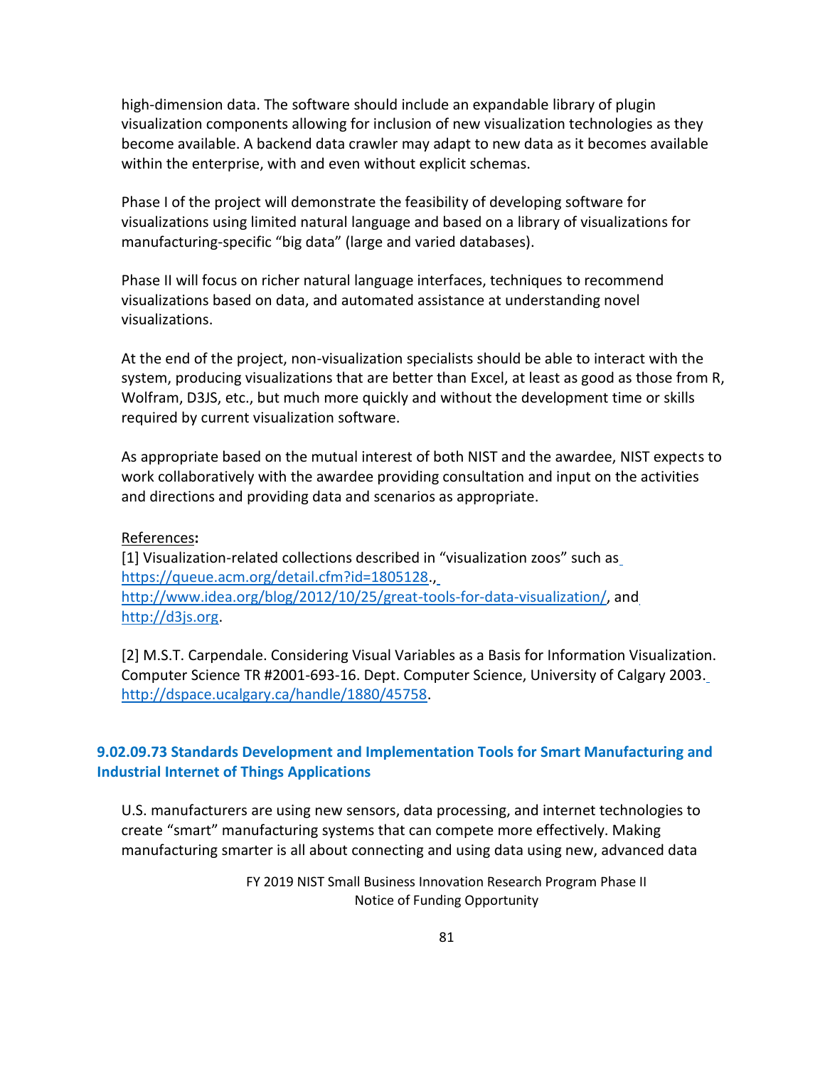high-dimension data. The software should include an expandable library of plugin visualization components allowing for inclusion of new visualization technologies as they become available. A backend data crawler may adapt to new data as it becomes available within the enterprise, with and even without explicit schemas.

Phase I of the project will demonstrate the feasibility of developing software for visualizations using limited natural language and based on a library of visualizations for manufacturing-specific “big data” (large and varied databases).

Phase II will focus on richer natural language interfaces, techniques to recommend visualizations based on data, and automated assistance at understanding novel visualizations.

At the end of the project, non-visualization specialists should be able to interact with the system, producing visualizations that are better than Excel, at least as good as those from R, Wolfram, D3JS, etc., but much more quickly and without the development time or skills required by current visualization software.

As appropriate based on the mutual interest of both NIST and the awardee, NIST expects to work collaboratively with the awardee providing consultation and input on the activities and directions and providing data and scenarios as appropriate.

References**:**

[1] Visualization-related collections described in “visualization zoos” such as https://queue.acm.org/detail.cfm?id=1805128., http://www.idea.org/blog/2012/10/25/great-tools-for-data-visualization/, and http://d3js.org.

[2] M.S.T. Carpendale. Considering Visual Variables as a Basis for Information Visualization. Computer Science TR #2001-693-16. Dept. Computer Science, University of Calgary 2003. http://dspace.ucalgary.ca/handle/1880/45758.

### 9.02.09.73 Standards Development and Implementation Tools for Smart Manufacturing and Industrial Internet of Things Applications

U.S. manufacturers are using new sensors, data processing, and internet technologies to create “smart” manufacturing systems that can compete more effectively. Making manufacturing smarter is all about connecting and using data using new, advanced data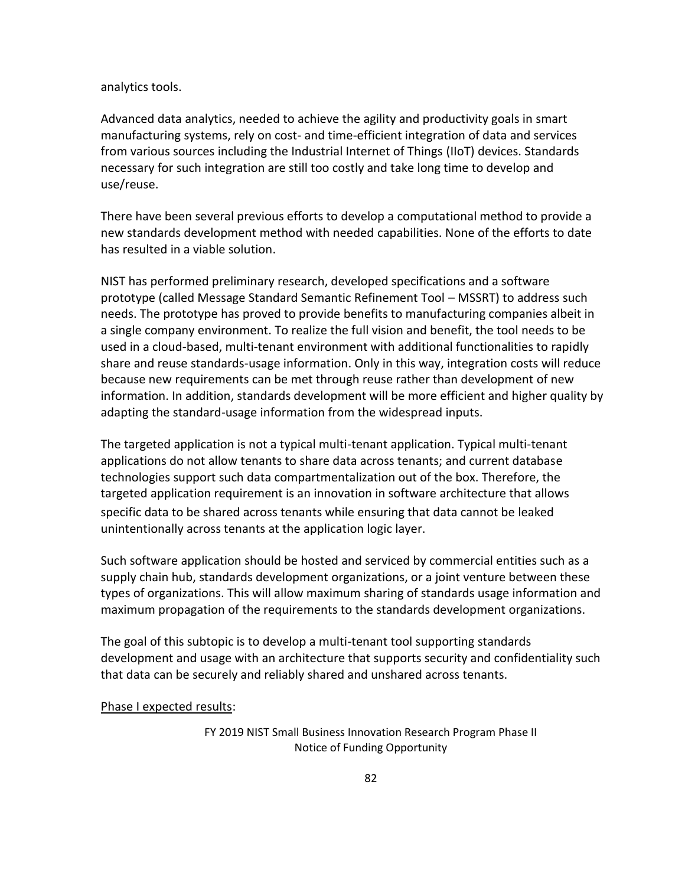analytics tools.

Advanced data analytics, needed to achieve the agility and productivity goals in smart manufacturing systems, rely on cost- and time-efficient integration of data and services from various sources including the Industrial Internet of Things (IIoT) devices. Standards necessary for such integration are still too costly and take long time to develop and use/reuse.

There have been several previous efforts to develop a computational method to provide a new standards development method with needed capabilities. None of the efforts to date has resulted in a viable solution.

NIST has performed preliminary research, developed specifications and a software prototype (called Message Standard Semantic Refinement Tool – MSSRT) to address such needs. The prototype has proved to provide benefits to manufacturing companies albeit in a single company environment. To realize the full vision and benefit, the tool needs to be used in a cloud-based, multi-tenant environment with additional functionalities to rapidly share and reuse standards-usage information. Only in this way, integration costs will reduce because new requirements can be met through reuse rather than development of new information. In addition, standards development will be more efficient and higher quality by adapting the standard-usage information from the widespread inputs.

The targeted application is not a typical multi-tenant application. Typical multi-tenant applications do not allow tenants to share data across tenants; and current database technologies support such data compartmentalization out of the box. Therefore, the targeted application requirement is an innovation in software architecture that allows specific data to be shared across tenants while ensuring that data cannot be leaked unintentionally across tenants at the application logic layer.

Such software application should be hosted and serviced by commercial entities such as a supply chain hub, standards development organizations, or a joint venture between these types of organizations. This will allow maximum sharing of standards usage information and maximum propagation of the requirements to the standards development organizations.

The goal of this subtopic is to develop a multi-tenant tool supporting standards development and usage with an architecture that supports security and confidentiality such that data can be securely and reliably shared and unshared across tenants.

Phase I expected results: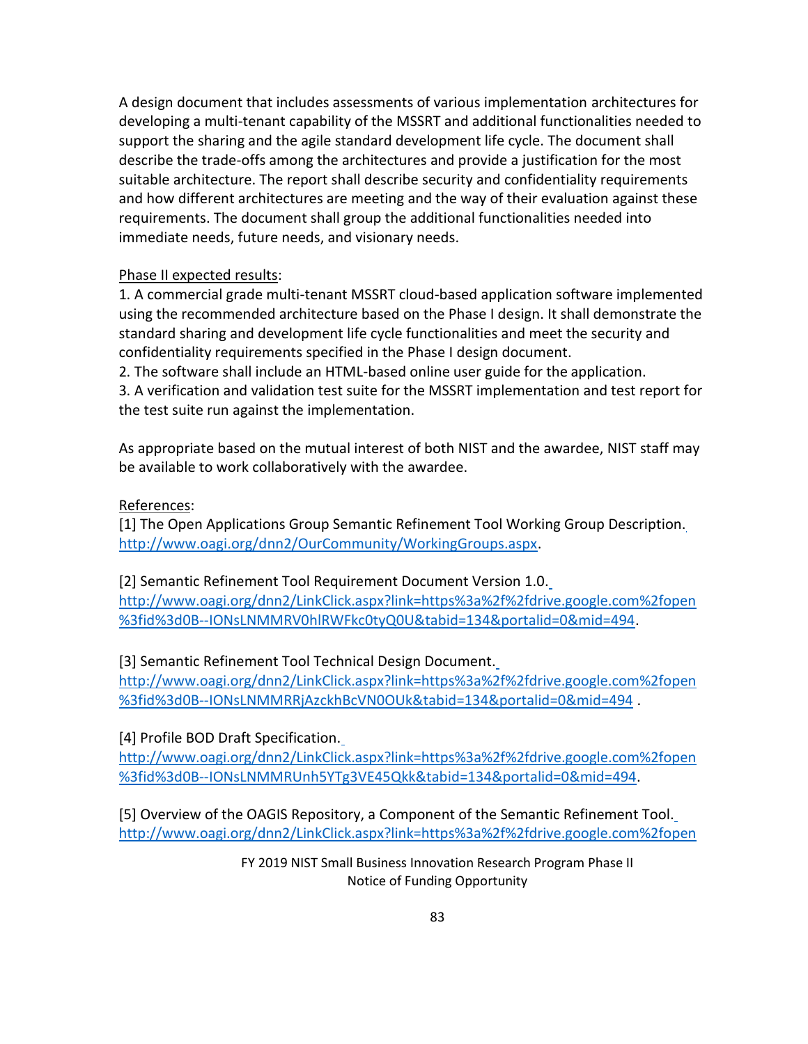A design document that includes assessments of various implementation architectures for developing a multi-tenant capability of the MSSRT and additional functionalities needed to support the sharing and the agile standard development life cycle. The document shall describe the trade-offs among the architectures and provide a justification for the most suitable architecture. The report shall describe security and confidentiality requirements and how different architectures are meeting and the way of their evaluation against these requirements. The document shall group the additional functionalities needed into immediate needs, future needs, and visionary needs.

Phase II expected results:
1. A commercial grade multi-tenant MSSRT cloud-based application software implemented using the recommended architecture based on the Phase I design. It shall demonstrate the standard sharing and development life cycle functionalities and meet the security and confidentiality requirements specified in the Phase I design document.
2. The software shall include an HTML-based online user guide for the application.
3. A verification and validation test suite for the MSSRT implementation and test report for the test suite run against the implementation.

As appropriate based on the mutual interest of both NIST and the awardee, NIST staff may be available to work collaboratively with the awardee.

References:
[1] The Open Applications Group Semantic Refinement Tool Working Group Description. http://www.oagi.org/dnn2/OurCommunity/WorkingGroups.aspx.

[2] Semantic Refinement Tool Requirement Document Version 1.0. http://www.oagi.org/dnn2/LinkClick.aspx?link=https%3a%2f%2fdrive.google.com%2fopen%3fid%3d0B--IONsLNMMRV0hlRWFkc0tyQ0U&tabid=134&portalid=0&mid=494.

[3] Semantic Refinement Tool Technical Design Document. http://www.oagi.org/dnn2/LinkClick.aspx?link=https%3a%2f%2fdrive.google.com%2fopen%3fid%3d0B--IONsLNMMRRjAzckhBcVN0OUk&tabid=134&portalid=0&mid=494 .

[4] Profile BOD Draft Specification. http://www.oagi.org/dnn2/LinkClick.aspx?link=https%3a%2f%2fdrive.google.com%2fopen%3fid%3d0B--IONsLNMMRUnh5YTg3VE45Qkk&tabid=134&portalid=0&mid=494.

[5] Overview of the OAGIS Repository, a Component of the Semantic Refinement Tool. http://www.oagi.org/dnn2/LinkClick.aspx?link=https%3a%2f%2fdrive.google.com%2fopen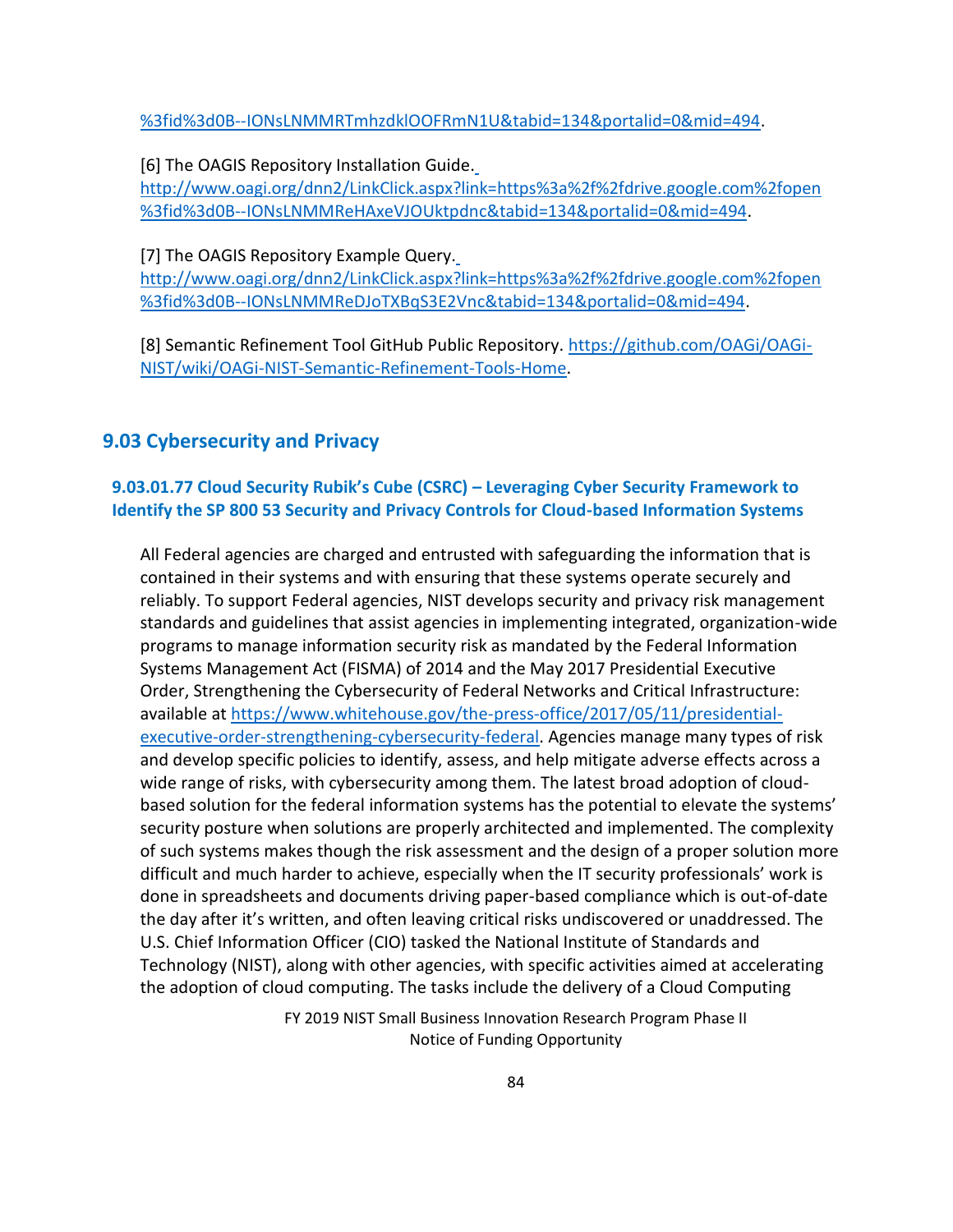%3fid%3d0B--IONsLNMMRTmhzdklOOFRmN1U&tabid=134&portalid=0&mid=494.

[6] The OAGIS Repository Installation Guide. http://www.oagi.org/dnn2/LinkClick.aspx?link=https%3a%2f%2fdrive.google.com%2fopen%3fid%3d0B--IONsLNMMReHAxeVJOUktpdnc&tabid=134&portalid=0&mid=494.

[7] The OAGIS Repository Example Query. http://www.oagi.org/dnn2/LinkClick.aspx?link=https%3a%2f%2fdrive.google.com%2fopen%3fid%3d0B--IONsLNMMReDJoTXBqS3E2Vnc&tabid=134&portalid=0&mid=494.

[8] Semantic Refinement Tool GitHub Public Repository. https://github.com/OAGi/OAGi-NIST/wiki/OAGi-NIST-Semantic-Refinement-Tools-Home.

## 9.03 Cybersecurity and Privacy

### 9.03.01.77 Cloud Security Rubik's Cube (CSRC) – Leveraging Cyber Security Framework to Identify the SP 800 53 Security and Privacy Controls for Cloud-based Information Systems

All Federal agencies are charged and entrusted with safeguarding the information that is contained in their systems and with ensuring that these systems operate securely and reliably. To support Federal agencies, NIST develops security and privacy risk management standards and guidelines that assist agencies in implementing integrated, organization-wide programs to manage information security risk as mandated by the Federal Information Systems Management Act (FISMA) of 2014 and the May 2017 Presidential Executive Order, Strengthening the Cybersecurity of Federal Networks and Critical Infrastructure: available at https://www.whitehouse.gov/the-press-office/2017/05/11/presidential-executive-order-strengthening-cybersecurity-federal. Agencies manage many types of risk and develop specific policies to identify, assess, and help mitigate adverse effects across a wide range of risks, with cybersecurity among them. The latest broad adoption of cloud-based solution for the federal information systems has the potential to elevate the systems' security posture when solutions are properly architected and implemented. The complexity of such systems makes though the risk assessment and the design of a proper solution more difficult and much harder to achieve, especially when the IT security professionals' work is done in spreadsheets and documents driving paper-based compliance which is out-of-date the day after it's written, and often leaving critical risks undiscovered or unaddressed. The U.S. Chief Information Officer (CIO) tasked the National Institute of Standards and Technology (NIST), along with other agencies, with specific activities aimed at accelerating the adoption of cloud computing. The tasks include the delivery of a Cloud Computing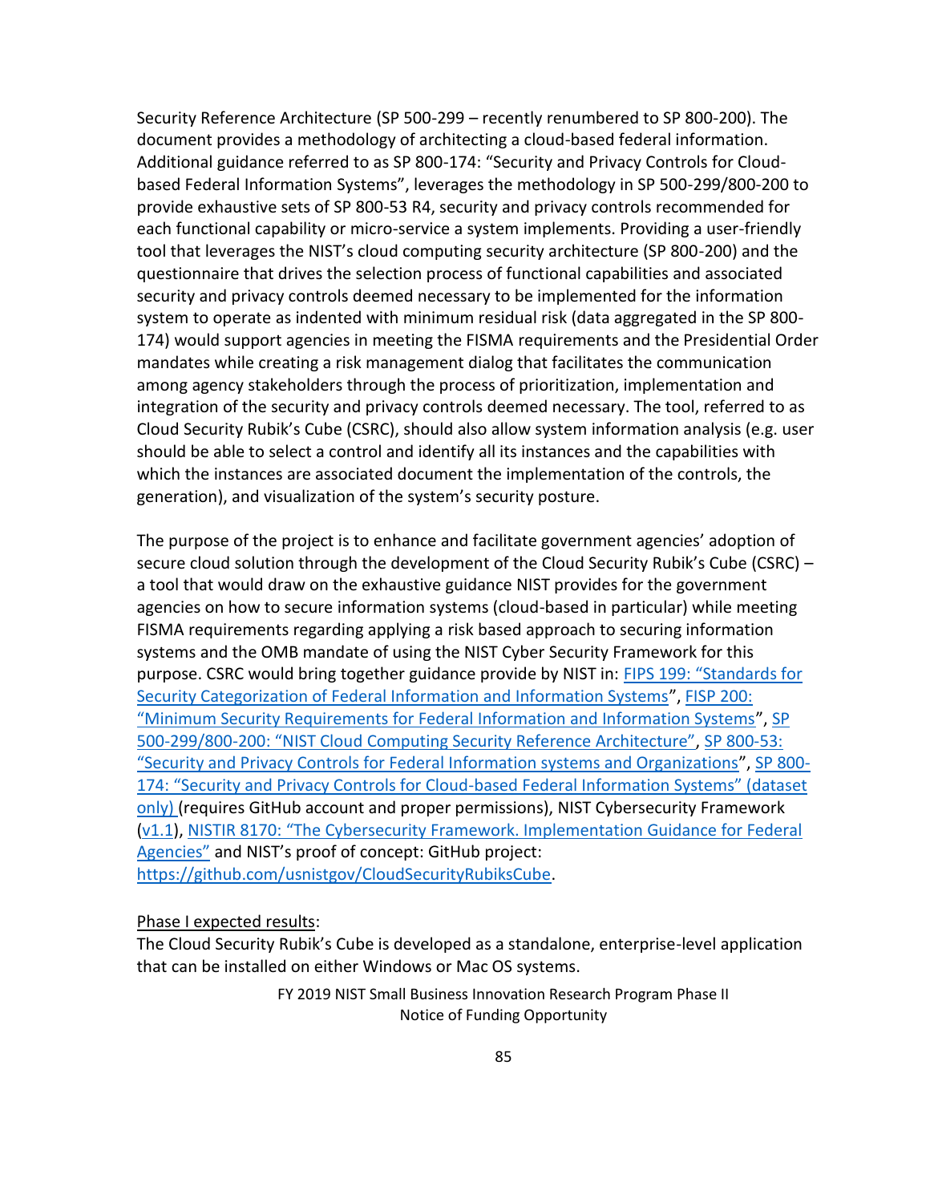Security Reference Architecture (SP 500-299 – recently renumbered to SP 800-200). The document provides a methodology of architecting a cloud-based federal information. Additional guidance referred to as SP 800-174: "Security and Privacy Controls for Cloud-based Federal Information Systems", leverages the methodology in SP 500-299/800-200 to provide exhaustive sets of SP 800-53 R4, security and privacy controls recommended for each functional capability or micro-service a system implements. Providing a user-friendly tool that leverages the NIST's cloud computing security architecture (SP 800-200) and the questionnaire that drives the selection process of functional capabilities and associated security and privacy controls deemed necessary to be implemented for the information system to operate as indented with minimum residual risk (data aggregated in the SP 800-174) would support agencies in meeting the FISMA requirements and the Presidential Order mandates while creating a risk management dialog that facilitates the communication among agency stakeholders through the process of prioritization, implementation and integration of the security and privacy controls deemed necessary. The tool, referred to as Cloud Security Rubik's Cube (CSRC), should also allow system information analysis (e.g. user should be able to select a control and identify all its instances and the capabilities with which the instances are associated document the implementation of the controls, the generation), and visualization of the system's security posture.

The purpose of the project is to enhance and facilitate government agencies' adoption of secure cloud solution through the development of the Cloud Security Rubik's Cube (CSRC) – a tool that would draw on the exhaustive guidance NIST provides for the government agencies on how to secure information systems (cloud-based in particular) while meeting FISMA requirements regarding applying a risk based approach to securing information systems and the OMB mandate of using the NIST Cyber Security Framework for this purpose. CSRC would bring together guidance provide by NIST in: FIPS 199: "Standards for Security Categorization of Federal Information and Information Systems", FISP 200: "Minimum Security Requirements for Federal Information and Information Systems", SP 500-299/800-200: "NIST Cloud Computing Security Reference Architecture", SP 800-53: "Security and Privacy Controls for Federal Information systems and Organizations", SP 800-174: "Security and Privacy Controls for Cloud-based Federal Information Systems" (dataset only) (requires GitHub account and proper permissions), NIST Cybersecurity Framework (v1.1), NISTIR 8170: "The Cybersecurity Framework. Implementation Guidance for Federal Agencies" and NIST's proof of concept: GitHub project: https://github.com/usnistgov/CloudSecurityRubiksCube.

Phase I expected results:
The Cloud Security Rubik's Cube is developed as a standalone, enterprise-level application that can be installed on either Windows or Mac OS systems.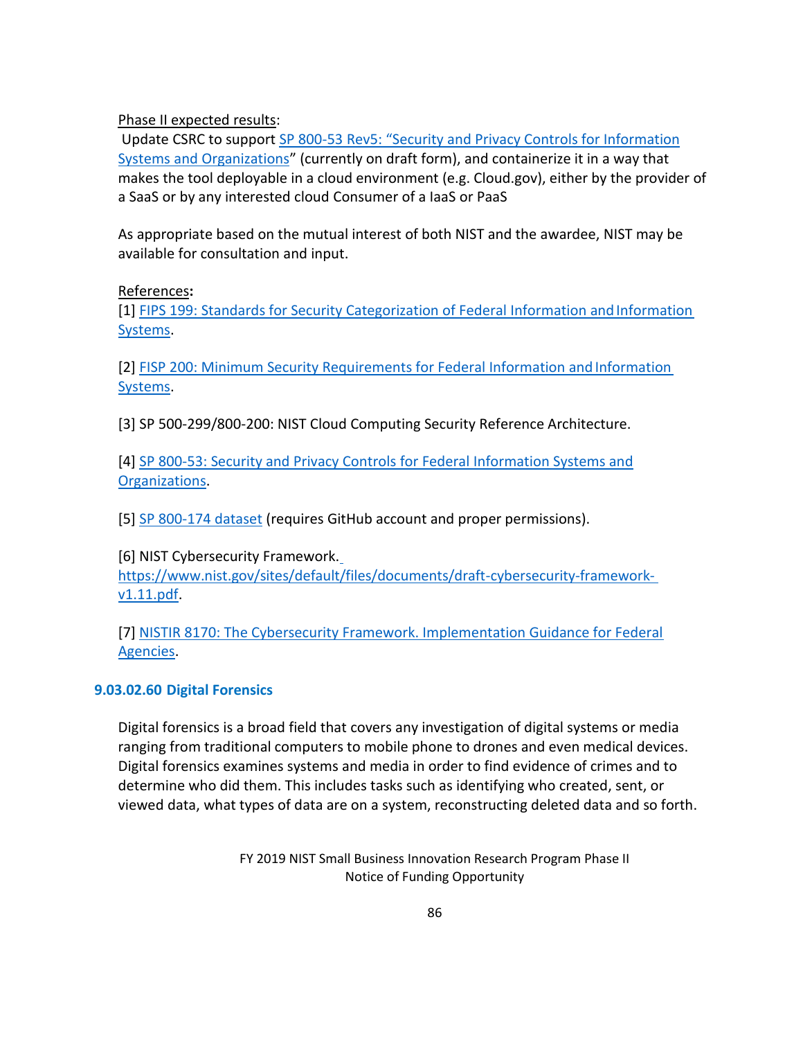Phase II expected results:

Update CSRC to support SP 800-53 Rev5: "Security and Privacy Controls for Information Systems and Organizations" (currently on draft form), and containerize it in a way that makes the tool deployable in a cloud environment (e.g. Cloud.gov), either by the provider of a SaaS or by any interested cloud Consumer of a IaaS or PaaS

As appropriate based on the mutual interest of both NIST and the awardee, NIST may be available for consultation and input.

References:

[1] FIPS 199: Standards for Security Categorization of Federal Information and Information Systems.

[2] FISP 200: Minimum Security Requirements for Federal Information and Information Systems.

[3] SP 500-299/800-200: NIST Cloud Computing Security Reference Architecture.

[4] SP 800-53: Security and Privacy Controls for Federal Information Systems and Organizations.

[5] SP 800-174 dataset (requires GitHub account and proper permissions).

[6] NIST Cybersecurity Framework. https://www.nist.gov/sites/default/files/documents/draft-cybersecurity-framework-v1.11.pdf.

[7] NISTIR 8170: The Cybersecurity Framework. Implementation Guidance for Federal Agencies.

### 9.03.02.60 Digital Forensics

Digital forensics is a broad field that covers any investigation of digital systems or media ranging from traditional computers to mobile phone to drones and even medical devices. Digital forensics examines systems and media in order to find evidence of crimes and to determine who did them. This includes tasks such as identifying who created, sent, or viewed data, what types of data are on a system, reconstructing deleted data and so forth.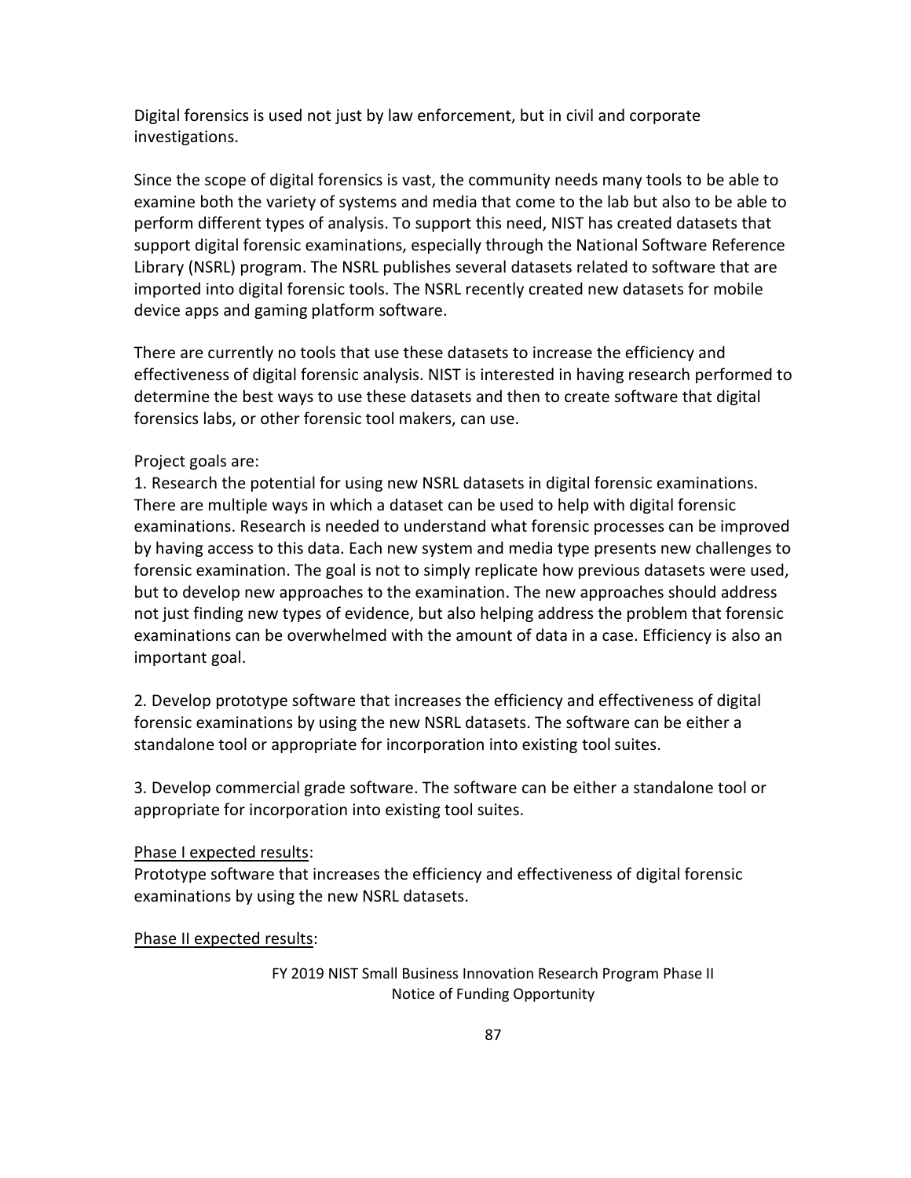Digital forensics is used not just by law enforcement, but in civil and corporate investigations.

Since the scope of digital forensics is vast, the community needs many tools to be able to examine both the variety of systems and media that come to the lab but also to be able to perform different types of analysis. To support this need, NIST has created datasets that support digital forensic examinations, especially through the National Software Reference Library (NSRL) program. The NSRL publishes several datasets related to software that are imported into digital forensic tools. The NSRL recently created new datasets for mobile device apps and gaming platform software.

There are currently no tools that use these datasets to increase the efficiency and effectiveness of digital forensic analysis. NIST is interested in having research performed to determine the best ways to use these datasets and then to create software that digital forensics labs, or other forensic tool makers, can use.

Project goals are:

1. Research the potential for using new NSRL datasets in digital forensic examinations. There are multiple ways in which a dataset can be used to help with digital forensic examinations. Research is needed to understand what forensic processes can be improved by having access to this data. Each new system and media type presents new challenges to forensic examination. The goal is not to simply replicate how previous datasets were used, but to develop new approaches to the examination. The new approaches should address not just finding new types of evidence, but also helping address the problem that forensic examinations can be overwhelmed with the amount of data in a case. Efficiency is also an important goal.

2. Develop prototype software that increases the efficiency and effectiveness of digital forensic examinations by using the new NSRL datasets. The software can be either a standalone tool or appropriate for incorporation into existing tool suites.

3. Develop commercial grade software. The software can be either a standalone tool or appropriate for incorporation into existing tool suites.

Phase I expected results:

Prototype software that increases the efficiency and effectiveness of digital forensic examinations by using the new NSRL datasets.

Phase II expected results: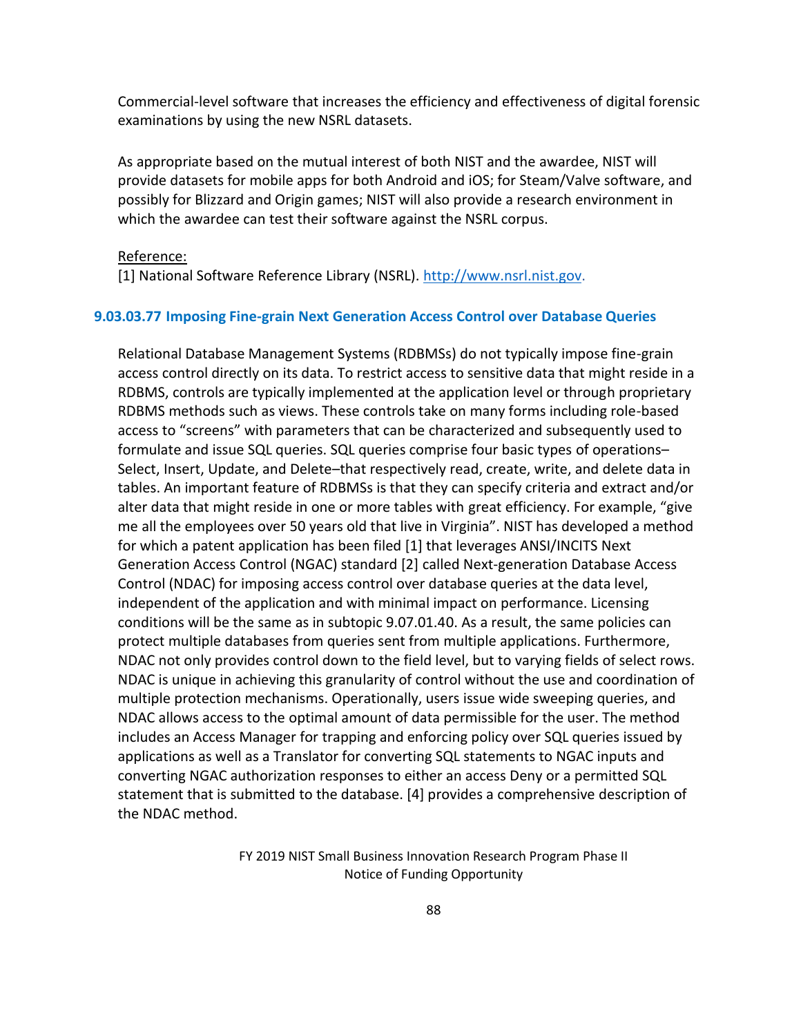Commercial-level software that increases the efficiency and effectiveness of digital forensic examinations by using the new NSRL datasets.

As appropriate based on the mutual interest of both NIST and the awardee, NIST will provide datasets for mobile apps for both Android and iOS; for Steam/Valve software, and possibly for Blizzard and Origin games; NIST will also provide a research environment in which the awardee can test their software against the NSRL corpus.

Reference:

[1] National Software Reference Library (NSRL). http://www.nsrl.nist.gov.

### 9.03.03.77 Imposing Fine-grain Next Generation Access Control over Database Queries

Relational Database Management Systems (RDBMSs) do not typically impose fine-grain access control directly on its data. To restrict access to sensitive data that might reside in a RDBMS, controls are typically implemented at the application level or through proprietary RDBMS methods such as views. These controls take on many forms including role-based access to "screens" with parameters that can be characterized and subsequently used to formulate and issue SQL queries. SQL queries comprise four basic types of operations–Select, Insert, Update, and Delete–that respectively read, create, write, and delete data in tables. An important feature of RDBMSs is that they can specify criteria and extract and/or alter data that might reside in one or more tables with great efficiency. For example, "give me all the employees over 50 years old that live in Virginia". NIST has developed a method for which a patent application has been filed [1] that leverages ANSI/INCITS Next Generation Access Control (NGAC) standard [2] called Next-generation Database Access Control (NDAC) for imposing access control over database queries at the data level, independent of the application and with minimal impact on performance. Licensing conditions will be the same as in subtopic 9.07.01.40. As a result, the same policies can protect multiple databases from queries sent from multiple applications. Furthermore, NDAC not only provides control down to the field level, but to varying fields of select rows. NDAC is unique in achieving this granularity of control without the use and coordination of multiple protection mechanisms. Operationally, users issue wide sweeping queries, and NDAC allows access to the optimal amount of data permissible for the user. The method includes an Access Manager for trapping and enforcing policy over SQL queries issued by applications as well as a Translator for converting SQL statements to NGAC inputs and converting NGAC authorization responses to either an access Deny or a permitted SQL statement that is submitted to the database. [4] provides a comprehensive description of the NDAC method.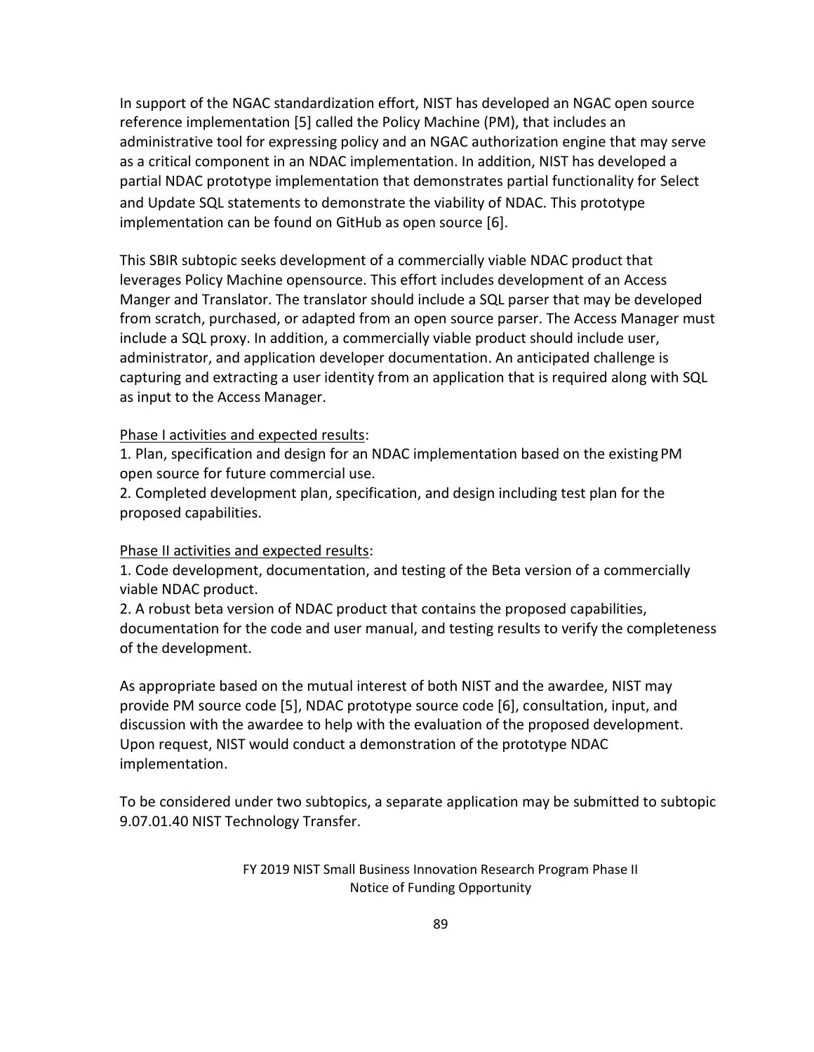In support of the NGAC standardization effort, NIST has developed an NGAC open source reference implementation [5] called the Policy Machine (PM), that includes an administrative tool for expressing policy and an NGAC authorization engine that may serve as a critical component in an NDAC implementation. In addition, NIST has developed a partial NDAC prototype implementation that demonstrates partial functionality for Select and Update SQL statements to demonstrate the viability of NDAC. This prototype implementation can be found on GitHub as open source [6].

This SBIR subtopic seeks development of a commercially viable NDAC product that leverages Policy Machine opensource. This effort includes development of an Access Manger and Translator. The translator should include a SQL parser that may be developed from scratch, purchased, or adapted from an open source parser. The Access Manager must include a SQL proxy. In addition, a commercially viable product should include user, administrator, and application developer documentation. An anticipated challenge is capturing and extracting a user identity from an application that is required along with SQL as input to the Access Manager.

Phase I activities and expected results:

1. Plan, specification and design for an NDAC implementation based on the existing PM open source for future commercial use.
2. Completed development plan, specification, and design including test plan for the proposed capabilities.

Phase II activities and expected results:

1. Code development, documentation, and testing of the Beta version of a commercially viable NDAC product.
2. A robust beta version of NDAC product that contains the proposed capabilities, documentation for the code and user manual, and testing results to verify the completeness of the development.

As appropriate based on the mutual interest of both NIST and the awardee, NIST may provide PM source code [5], NDAC prototype source code [6], consultation, input, and discussion with the awardee to help with the evaluation of the proposed development. Upon request, NIST would conduct a demonstration of the prototype NDAC implementation.

To be considered under two subtopics, a separate application may be submitted to subtopic 9.07.01.40 NIST Technology Transfer.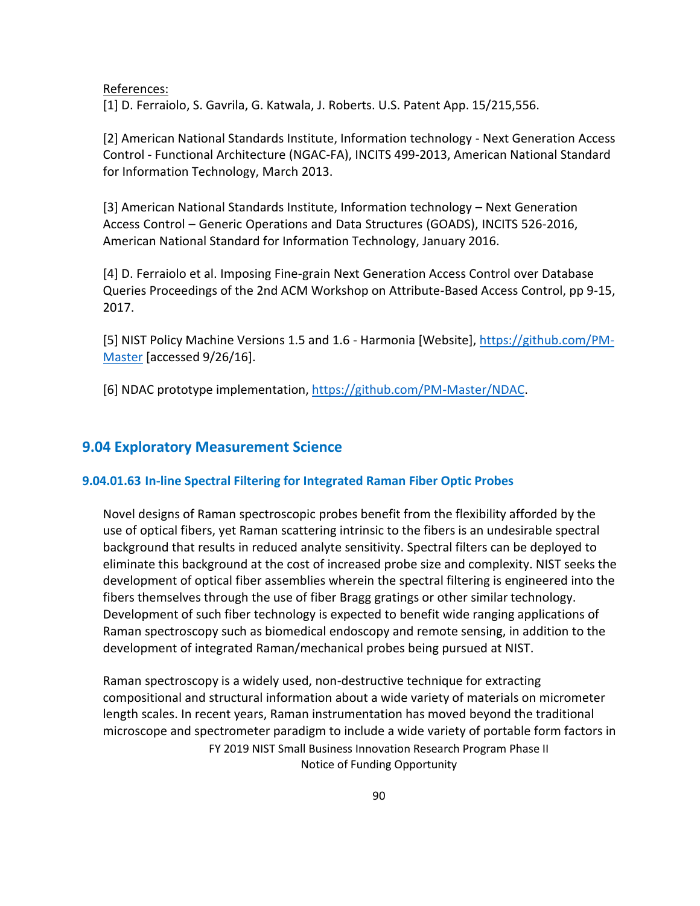References:

[1] D. Ferraiolo, S. Gavrila, G. Katwala, J. Roberts. U.S. Patent App. 15/215,556.

[2] American National Standards Institute, Information technology - Next Generation Access Control - Functional Architecture (NGAC-FA), INCITS 499-2013, American National Standard for Information Technology, March 2013.

[3] American National Standards Institute, Information technology – Next Generation Access Control – Generic Operations and Data Structures (GOADS), INCITS 526-2016, American National Standard for Information Technology, January 2016.

[4] D. Ferraiolo et al. Imposing Fine-grain Next Generation Access Control over Database Queries Proceedings of the 2nd ACM Workshop on Attribute-Based Access Control, pp 9-15, 2017.

[5] NIST Policy Machine Versions 1.5 and 1.6 - Harmonia [Website], https://github.com/PM-Master [accessed 9/26/16].

[6] NDAC prototype implementation, https://github.com/PM-Master/NDAC.

## 9.04 Exploratory Measurement Science

### 9.04.01.63 In-line Spectral Filtering for Integrated Raman Fiber Optic Probes

Novel designs of Raman spectroscopic probes benefit from the flexibility afforded by the use of optical fibers, yet Raman scattering intrinsic to the fibers is an undesirable spectral background that results in reduced analyte sensitivity. Spectral filters can be deployed to eliminate this background at the cost of increased probe size and complexity. NIST seeks the development of optical fiber assemblies wherein the spectral filtering is engineered into the fibers themselves through the use of fiber Bragg gratings or other similar technology. Development of such fiber technology is expected to benefit wide ranging applications of Raman spectroscopy such as biomedical endoscopy and remote sensing, in addition to the development of integrated Raman/mechanical probes being pursued at NIST.

Raman spectroscopy is a widely used, non-destructive technique for extracting compositional and structural information about a wide variety of materials on micrometer length scales. In recent years, Raman instrumentation has moved beyond the traditional microscope and spectrometer paradigm to include a wide variety of portable form factors in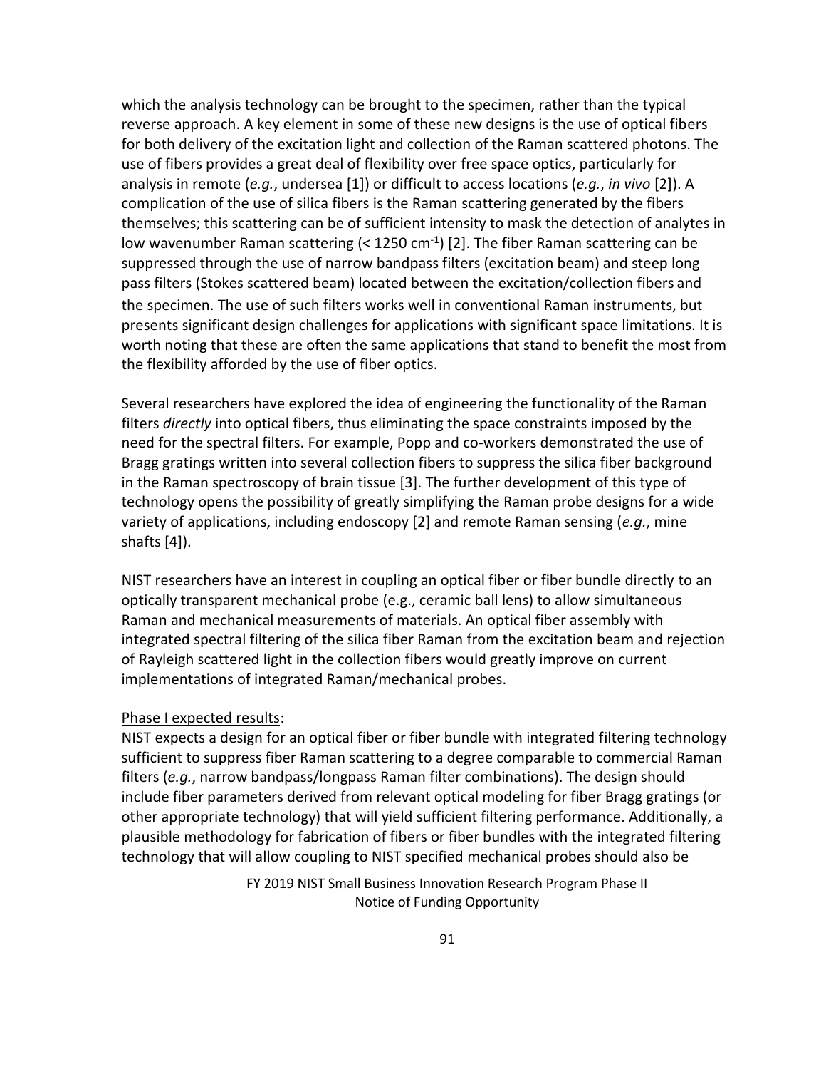which the analysis technology can be brought to the specimen, rather than the typical reverse approach. A key element in some of these new designs is the use of optical fibers for both delivery of the excitation light and collection of the Raman scattered photons. The use of fibers provides a great deal of flexibility over free space optics, particularly for analysis in remote (*e.g.*, undersea [1]) or difficult to access locations (*e.g.*, *in vivo* [2]). A complication of the use of silica fibers is the Raman scattering generated by the fibers themselves; this scattering can be of sufficient intensity to mask the detection of analytes in low wavenumber Raman scattering (< 1250 $cm^{-1}$) [2]. The fiber Raman scattering can be suppressed through the use of narrow bandpass filters (excitation beam) and steep long pass filters (Stokes scattered beam) located between the excitation/collection fibers and the specimen. The use of such filters works well in conventional Raman instruments, but presents significant design challenges for applications with significant space limitations. It is worth noting that these are often the same applications that stand to benefit the most from the flexibility afforded by the use of fiber optics.

Several researchers have explored the idea of engineering the functionality of the Raman filters *directly* into optical fibers, thus eliminating the space constraints imposed by the need for the spectral filters. For example, Popp and co-workers demonstrated the use of Bragg gratings written into several collection fibers to suppress the silica fiber background in the Raman spectroscopy of brain tissue [3]. The further development of this type of technology opens the possibility of greatly simplifying the Raman probe designs for a wide variety of applications, including endoscopy [2] and remote Raman sensing (*e.g.*, mine shafts [4]).

NIST researchers have an interest in coupling an optical fiber or fiber bundle directly to an optically transparent mechanical probe (e.g., ceramic ball lens) to allow simultaneous Raman and mechanical measurements of materials. An optical fiber assembly with integrated spectral filtering of the silica fiber Raman from the excitation beam and rejection of Rayleigh scattered light in the collection fibers would greatly improve on current implementations of integrated Raman/mechanical probes.

Phase I expected results:

NIST expects a design for an optical fiber or fiber bundle with integrated filtering technology sufficient to suppress fiber Raman scattering to a degree comparable to commercial Raman filters (*e.g.*, narrow bandpass/longpass Raman filter combinations). The design should include fiber parameters derived from relevant optical modeling for fiber Bragg gratings (or other appropriate technology) that will yield sufficient filtering performance. Additionally, a plausible methodology for fabrication of fibers or fiber bundles with the integrated filtering technology that will allow coupling to NIST specified mechanical probes should also be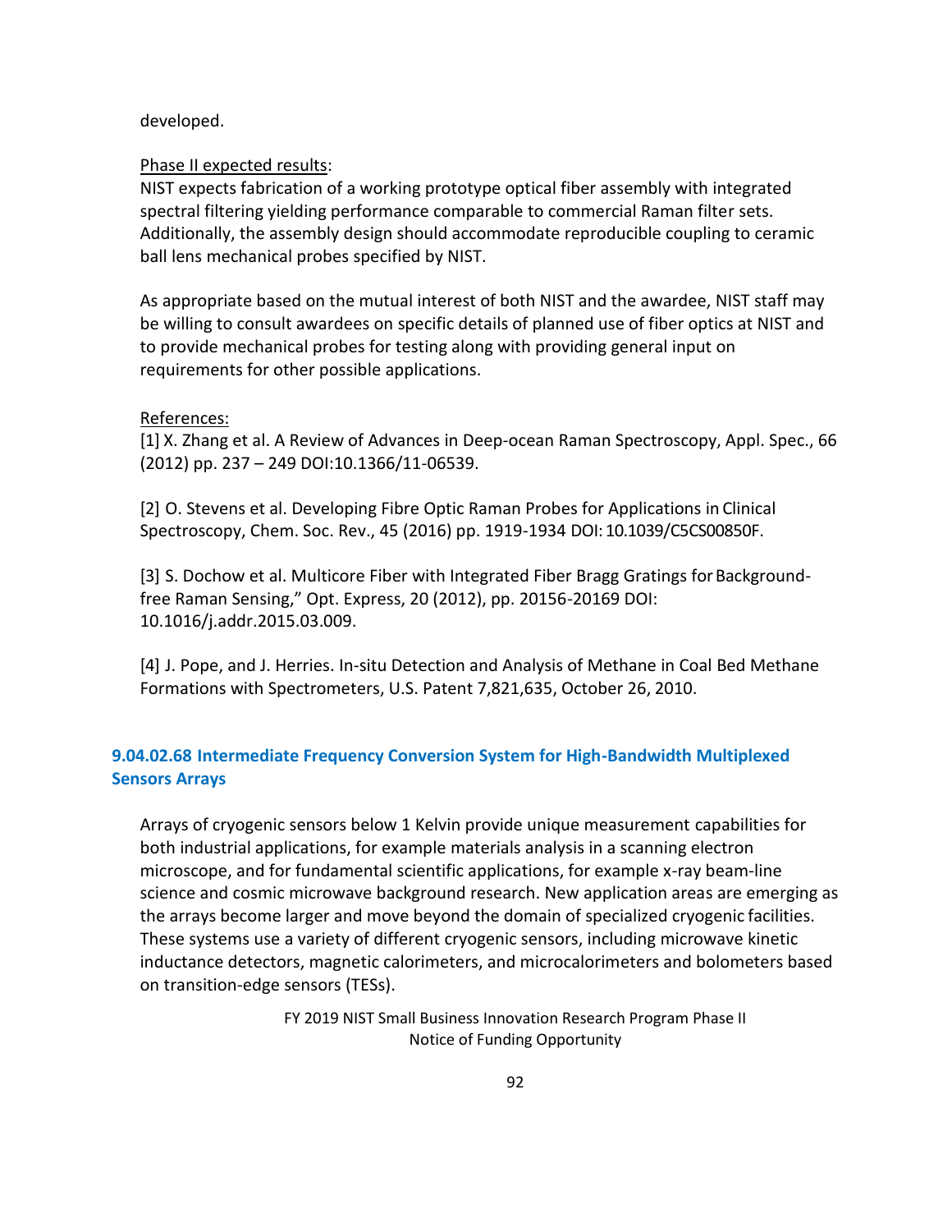developed.

Phase II expected results:

NIST expects fabrication of a working prototype optical fiber assembly with integrated spectral filtering yielding performance comparable to commercial Raman filter sets. Additionally, the assembly design should accommodate reproducible coupling to ceramic ball lens mechanical probes specified by NIST.

As appropriate based on the mutual interest of both NIST and the awardee, NIST staff may be willing to consult awardees on specific details of planned use of fiber optics at NIST and to provide mechanical probes for testing along with providing general input on requirements for other possible applications.

References:

[1] X. Zhang et al. A Review of Advances in Deep-ocean Raman Spectroscopy, Appl. Spec., 66 (2012) pp. 237 – 249 DOI:10.1366/11-06539.

[2] O. Stevens et al. Developing Fibre Optic Raman Probes for Applications in Clinical Spectroscopy, Chem. Soc. Rev., 45 (2016) pp. 1919-1934 DOI: 10.1039/C5CS00850F.

[3] S. Dochow et al. Multicore Fiber with Integrated Fiber Bragg Gratings for Background-free Raman Sensing," Opt. Express, 20 (2012), pp. 20156-20169 DOI: 10.1016/j.addr.2015.03.009.

[4] J. Pope, and J. Herries. In-situ Detection and Analysis of Methane in Coal Bed Methane Formations with Spectrometers, U.S. Patent 7,821,635, October 26, 2010.

### 9.04.02.68 Intermediate Frequency Conversion System for High-Bandwidth Multiplexed Sensors Arrays

Arrays of cryogenic sensors below 1 Kelvin provide unique measurement capabilities for both industrial applications, for example materials analysis in a scanning electron microscope, and for fundamental scientific applications, for example x-ray beam-line science and cosmic microwave background research. New application areas are emerging as the arrays become larger and move beyond the domain of specialized cryogenic facilities. These systems use a variety of different cryogenic sensors, including microwave kinetic inductance detectors, magnetic calorimeters, and microcalorimeters and bolometers based on transition-edge sensors (TESs).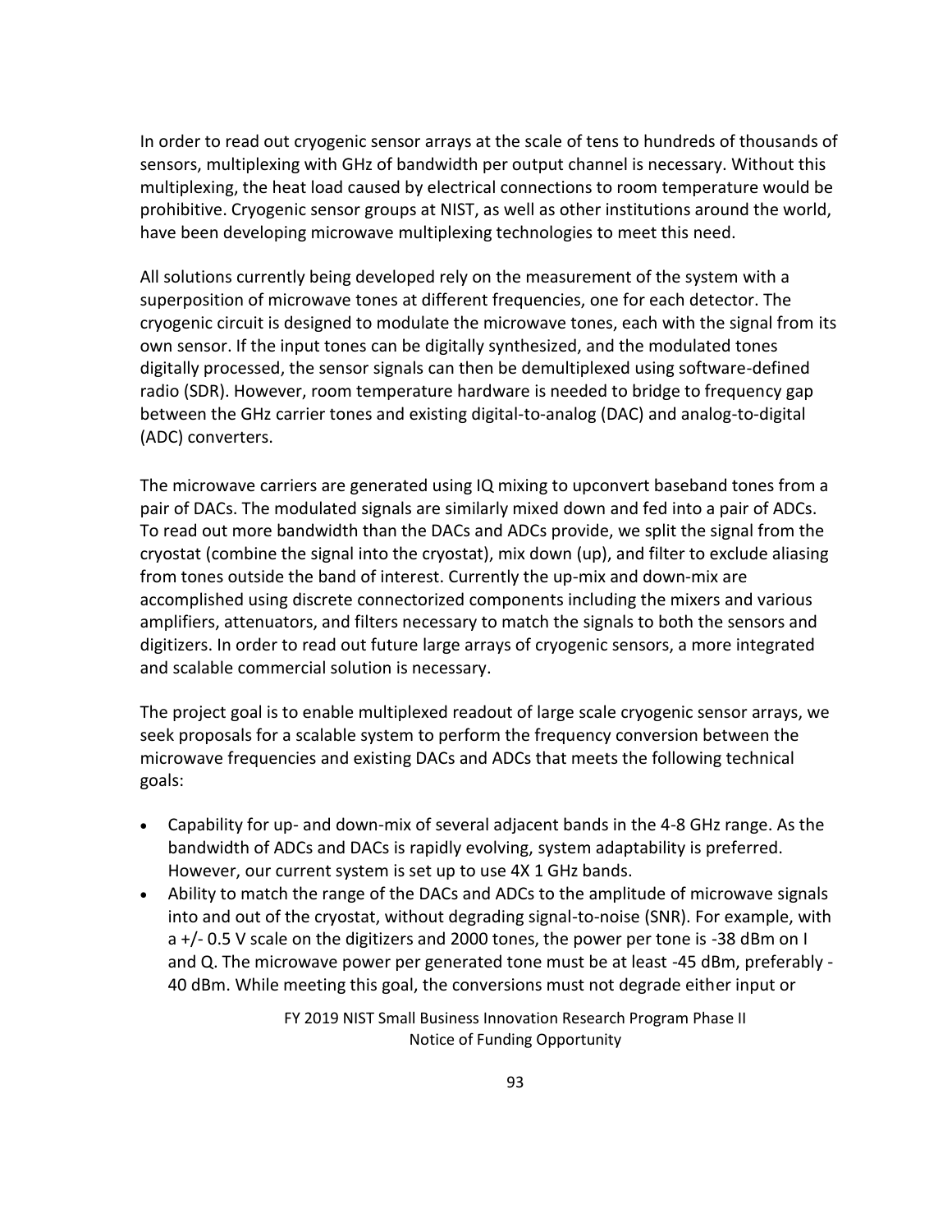In order to read out cryogenic sensor arrays at the scale of tens to hundreds of thousands of sensors, multiplexing with GHz of bandwidth per output channel is necessary. Without this multiplexing, the heat load caused by electrical connections to room temperature would be prohibitive. Cryogenic sensor groups at NIST, as well as other institutions around the world, have been developing microwave multiplexing technologies to meet this need.

All solutions currently being developed rely on the measurement of the system with a superposition of microwave tones at different frequencies, one for each detector. The cryogenic circuit is designed to modulate the microwave tones, each with the signal from its own sensor. If the input tones can be digitally synthesized, and the modulated tones digitally processed, the sensor signals can then be demultiplexed using software-defined radio (SDR). However, room temperature hardware is needed to bridge to frequency gap between the GHz carrier tones and existing digital-to-analog (DAC) and analog-to-digital (ADC) converters.

The microwave carriers are generated using IQ mixing to upconvert baseband tones from a pair of DACs. The modulated signals are similarly mixed down and fed into a pair of ADCs. To read out more bandwidth than the DACs and ADCs provide, we split the signal from the cryostat (combine the signal into the cryostat), mix down (up), and filter to exclude aliasing from tones outside the band of interest. Currently the up-mix and down-mix are accomplished using discrete connectorized components including the mixers and various amplifiers, attenuators, and filters necessary to match the signals to both the sensors and digitizers. In order to read out future large arrays of cryogenic sensors, a more integrated and scalable commercial solution is necessary.

The project goal is to enable multiplexed readout of large scale cryogenic sensor arrays, we seek proposals for a scalable system to perform the frequency conversion between the microwave frequencies and existing DACs and ADCs that meets the following technical goals:

- Capability for up- and down-mix of several adjacent bands in the 4-8 GHz range. As the bandwidth of ADCs and DACs is rapidly evolving, system adaptability is preferred. However, our current system is set up to use 4X 1 GHz bands.
- Ability to match the range of the DACs and ADCs to the amplitude of microwave signals into and out of the cryostat, without degrading signal-to-noise (SNR). For example, with a +/- 0.5 V scale on the digitizers and 2000 tones, the power per tone is -38 dBm on I and Q. The microwave power per generated tone must be at least -45 dBm, preferably -40 dBm. While meeting this goal, the conversions must not degrade either input or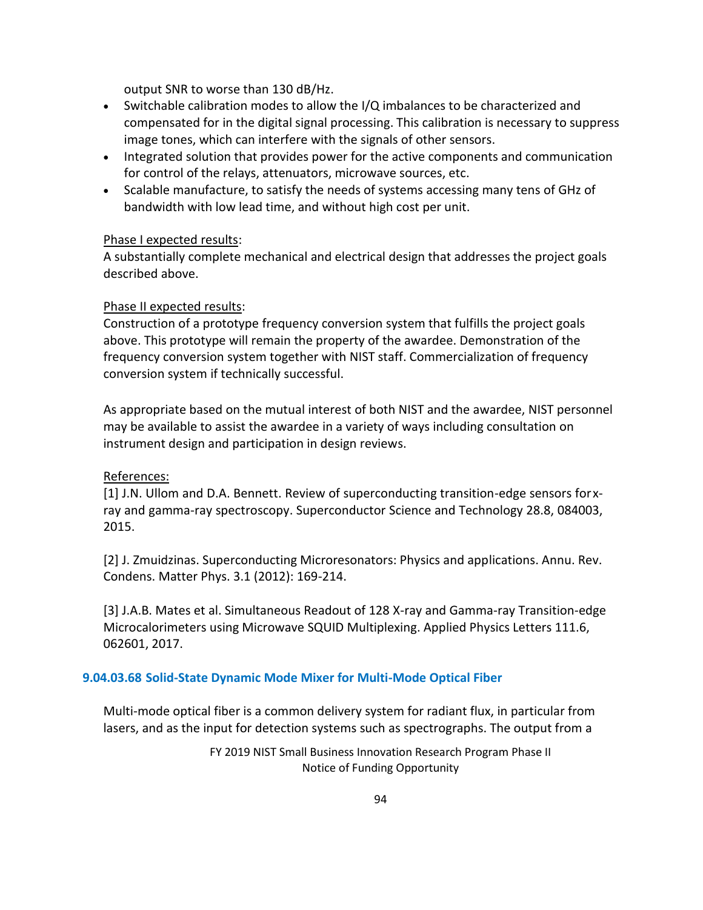output SNR to worse than 130 dB/Hz.

- Switchable calibration modes to allow the I/Q imbalances to be characterized and compensated for in the digital signal processing. This calibration is necessary to suppress image tones, which can interfere with the signals of other sensors.
- Integrated solution that provides power for the active components and communication for control of the relays, attenuators, microwave sources, etc.
- Scalable manufacture, to satisfy the needs of systems accessing many tens of GHz of bandwidth with low lead time, and without high cost per unit.

Phase I expected results:
A substantially complete mechanical and electrical design that addresses the project goals described above.

Phase II expected results:
Construction of a prototype frequency conversion system that fulfills the project goals above. This prototype will remain the property of the awardee. Demonstration of the frequency conversion system together with NIST staff. Commercialization of frequency conversion system if technically successful.

As appropriate based on the mutual interest of both NIST and the awardee, NIST personnel may be available to assist the awardee in a variety of ways including consultation on instrument design and participation in design reviews.

References:
[1] J.N. Ullom and D.A. Bennett. Review of superconducting transition-edge sensors for x-ray and gamma-ray spectroscopy. Superconductor Science and Technology 28.8, 084003, 2015.

[2] J. Zmuidzinas. Superconducting Microresonators: Physics and applications. Annu. Rev. Condens. Matter Phys. 3.1 (2012): 169-214.

[3] J.A.B. Mates et al. Simultaneous Readout of 128 X-ray and Gamma-ray Transition-edge Microcalorimeters using Microwave SQUID Multiplexing. Applied Physics Letters 111.6, 062601, 2017.

### 9.04.03.68 Solid-State Dynamic Mode Mixer for Multi-Mode Optical Fiber

Multi-mode optical fiber is a common delivery system for radiant flux, in particular from lasers, and as the input for detection systems such as spectrographs. The output from a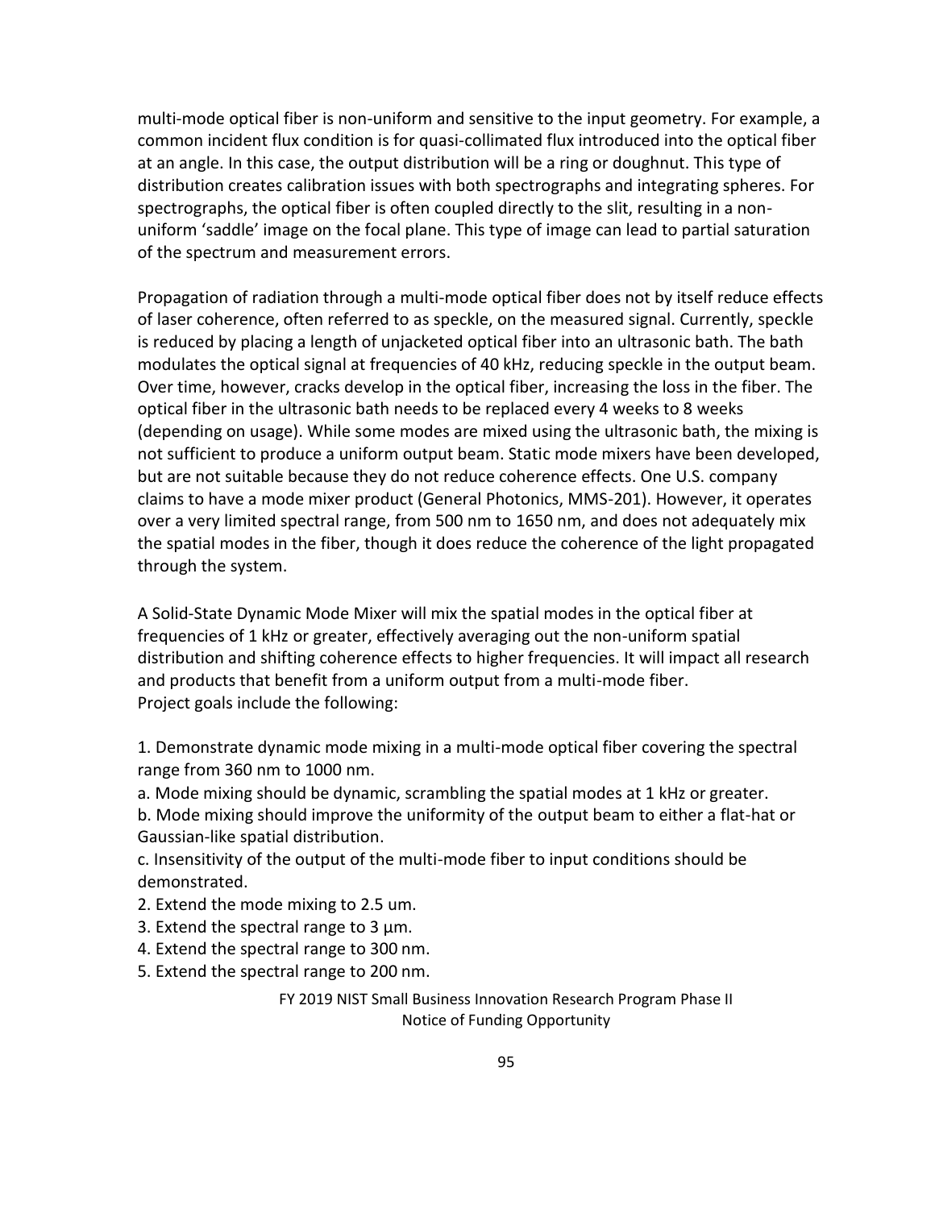multi-mode optical fiber is non-uniform and sensitive to the input geometry. For example, a common incident flux condition is for quasi-collimated flux introduced into the optical fiber at an angle. In this case, the output distribution will be a ring or doughnut. This type of distribution creates calibration issues with both spectrographs and integrating spheres. For spectrographs, the optical fiber is often coupled directly to the slit, resulting in a non-uniform 'saddle' image on the focal plane. This type of image can lead to partial saturation of the spectrum and measurement errors.

Propagation of radiation through a multi-mode optical fiber does not by itself reduce effects of laser coherence, often referred to as speckle, on the measured signal. Currently, speckle is reduced by placing a length of unjacketed optical fiber into an ultrasonic bath. The bath modulates the optical signal at frequencies of 40 kHz, reducing speckle in the output beam. Over time, however, cracks develop in the optical fiber, increasing the loss in the fiber. The optical fiber in the ultrasonic bath needs to be replaced every 4 weeks to 8 weeks (depending on usage). While some modes are mixed using the ultrasonic bath, the mixing is not sufficient to produce a uniform output beam. Static mode mixers have been developed, but are not suitable because they do not reduce coherence effects. One U.S. company claims to have a mode mixer product (General Photonics, MMS-201). However, it operates over a very limited spectral range, from 500 nm to 1650 nm, and does not adequately mix the spatial modes in the fiber, though it does reduce the coherence of the light propagated through the system.

A Solid-State Dynamic Mode Mixer will mix the spatial modes in the optical fiber at frequencies of 1 kHz or greater, effectively averaging out the non-uniform spatial distribution and shifting coherence effects to higher frequencies. It will impact all research and products that benefit from a uniform output from a multi-mode fiber.
Project goals include the following:

1. Demonstrate dynamic mode mixing in a multi-mode optical fiber covering the spectral range from 360 nm to 1000 nm.
a. Mode mixing should be dynamic, scrambling the spatial modes at 1 kHz or greater.
b. Mode mixing should improve the uniformity of the output beam to either a flat-hat or Gaussian-like spatial distribution.
c. Insensitivity of the output of the multi-mode fiber to input conditions should be demonstrated.
2. Extend the mode mixing to 2.5 um.
3. Extend the spectral range to 3 µm.
4. Extend the spectral range to 300 nm.
5. Extend the spectral range to 200 nm.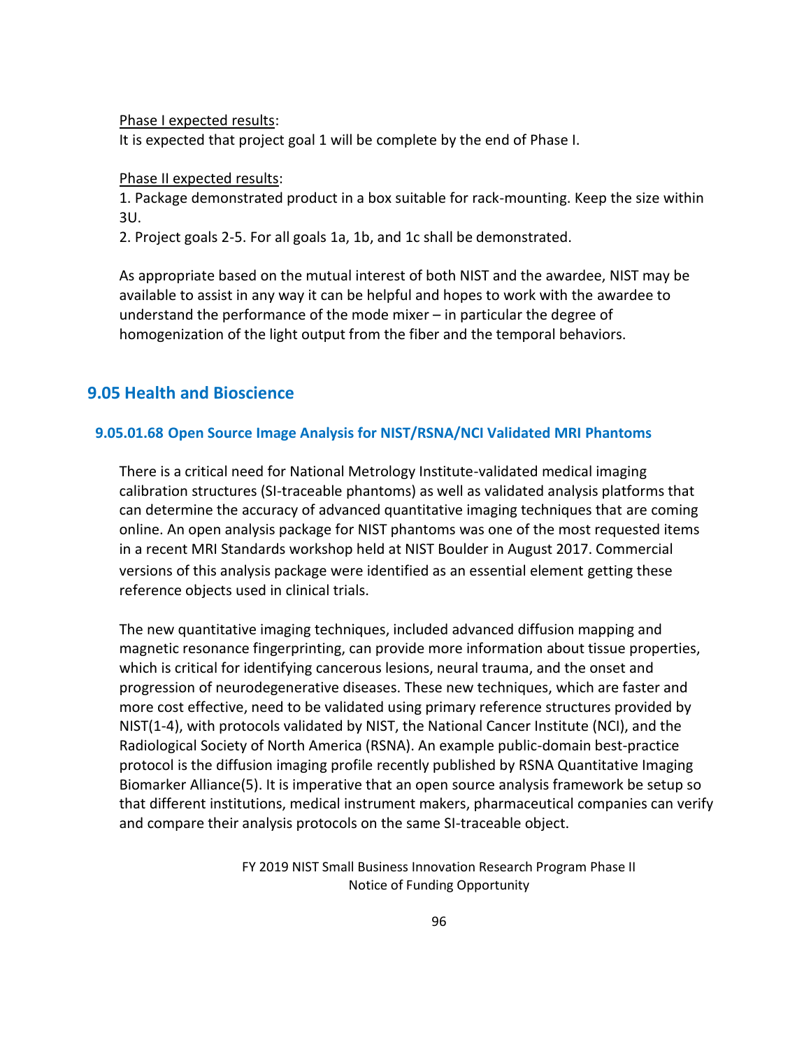Phase I expected results:

It is expected that project goal 1 will be complete by the end of Phase I.

Phase II expected results:

1. Package demonstrated product in a box suitable for rack-mounting. Keep the size within 3U.
2. Project goals 2-5. For all goals 1a, 1b, and 1c shall be demonstrated.

As appropriate based on the mutual interest of both NIST and the awardee, NIST may be available to assist in any way it can be helpful and hopes to work with the awardee to understand the performance of the mode mixer – in particular the degree of homogenization of the light output from the fiber and the temporal behaviors.

## 9.05 Health and Bioscience

### 9.05.01.68 Open Source Image Analysis for NIST/RSNA/NCI Validated MRI Phantoms

There is a critical need for National Metrology Institute-validated medical imaging calibration structures (SI-traceable phantoms) as well as validated analysis platforms that can determine the accuracy of advanced quantitative imaging techniques that are coming online. An open analysis package for NIST phantoms was one of the most requested items in a recent MRI Standards workshop held at NIST Boulder in August 2017. Commercial versions of this analysis package were identified as an essential element getting these reference objects used in clinical trials.

The new quantitative imaging techniques, included advanced diffusion mapping and magnetic resonance fingerprinting, can provide more information about tissue properties, which is critical for identifying cancerous lesions, neural trauma, and the onset and progression of neurodegenerative diseases. These new techniques, which are faster and more cost effective, need to be validated using primary reference structures provided by NIST(1-4), with protocols validated by NIST, the National Cancer Institute (NCI), and the Radiological Society of North America (RSNA). An example public-domain best-practice protocol is the diffusion imaging profile recently published by RSNA Quantitative Imaging Biomarker Alliance(5). It is imperative that an open source analysis framework be setup so that different institutions, medical instrument makers, pharmaceutical companies can verify and compare their analysis protocols on the same SI-traceable object.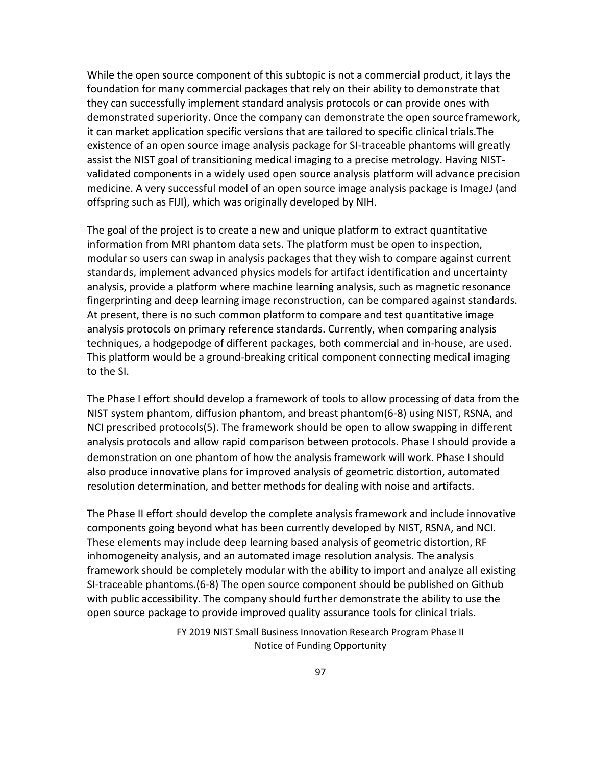While the open source component of this subtopic is not a commercial product, it lays the foundation for many commercial packages that rely on their ability to demonstrate that they can successfully implement standard analysis protocols or can provide ones with demonstrated superiority. Once the company can demonstrate the open source framework, it can market application specific versions that are tailored to specific clinical trials.The existence of an open source image analysis package for SI-traceable phantoms will greatly assist the NIST goal of transitioning medical imaging to a precise metrology. Having NIST-validated components in a widely used open source analysis platform will advance precision medicine. A very successful model of an open source image analysis package is ImageJ (and offspring such as FIJI), which was originally developed by NIH.

The goal of the project is to create a new and unique platform to extract quantitative information from MRI phantom data sets. The platform must be open to inspection, modular so users can swap in analysis packages that they wish to compare against current standards, implement advanced physics models for artifact identification and uncertainty analysis, provide a platform where machine learning analysis, such as magnetic resonance fingerprinting and deep learning image reconstruction, can be compared against standards. At present, there is no such common platform to compare and test quantitative image analysis protocols on primary reference standards. Currently, when comparing analysis techniques, a hodgepodge of different packages, both commercial and in-house, are used. This platform would be a ground-breaking critical component connecting medical imaging to the SI.

The Phase I effort should develop a framework of tools to allow processing of data from the NIST system phantom, diffusion phantom, and breast phantom(6-8) using NIST, RSNA, and NCI prescribed protocols(5). The framework should be open to allow swapping in different analysis protocols and allow rapid comparison between protocols. Phase I should provide a demonstration on one phantom of how the analysis framework will work. Phase I should also produce innovative plans for improved analysis of geometric distortion, automated resolution determination, and better methods for dealing with noise and artifacts.

The Phase II effort should develop the complete analysis framework and include innovative components going beyond what has been currently developed by NIST, RSNA, and NCI. These elements may include deep learning based analysis of geometric distortion, RF inhomogeneity analysis, and an automated image resolution analysis. The analysis framework should be completely modular with the ability to import and analyze all existing SI-traceable phantoms.(6-8) The open source component should be published on Github with public accessibility. The company should further demonstrate the ability to use the open source package to provide improved quality assurance tools for clinical trials.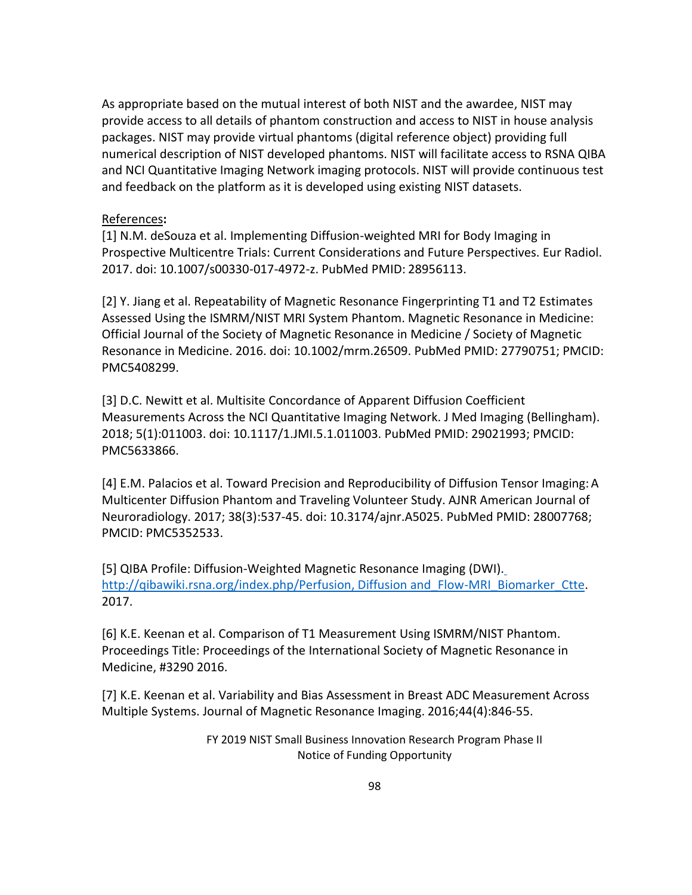As appropriate based on the mutual interest of both NIST and the awardee, NIST may provide access to all details of phantom construction and access to NIST in house analysis packages. NIST may provide virtual phantoms (digital reference object) providing full numerical description of NIST developed phantoms. NIST will facilitate access to RSNA QIBA and NCI Quantitative Imaging Network imaging protocols. NIST will provide continuous test and feedback on the platform as it is developed using existing NIST datasets.

References**:**

[1] N.M. deSouza et al. Implementing Diffusion-weighted MRI for Body Imaging in Prospective Multicentre Trials: Current Considerations and Future Perspectives. Eur Radiol. 2017. doi: 10.1007/s00330-017-4972-z. PubMed PMID: 28956113.

[2] Y. Jiang et al. Repeatability of Magnetic Resonance Fingerprinting T1 and T2 Estimates Assessed Using the ISMRM/NIST MRI System Phantom. Magnetic Resonance in Medicine: Official Journal of the Society of Magnetic Resonance in Medicine / Society of Magnetic Resonance in Medicine. 2016. doi: 10.1002/mrm.26509. PubMed PMID: 27790751; PMCID: PMC5408299.

[3] D.C. Newitt et al. Multisite Concordance of Apparent Diffusion Coefficient Measurements Across the NCI Quantitative Imaging Network. J Med Imaging (Bellingham). 2018; 5(1):011003. doi: 10.1117/1.JMI.5.1.011003. PubMed PMID: 29021993; PMCID: PMC5633866.

[4] E.M. Palacios et al. Toward Precision and Reproducibility of Diffusion Tensor Imaging: A Multicenter Diffusion Phantom and Traveling Volunteer Study. AJNR American Journal of Neuroradiology. 2017; 38(3):537-45. doi: 10.3174/ajnr.A5025. PubMed PMID: 28007768; PMCID: PMC5352533.

[5] QIBA Profile: Diffusion-Weighted Magnetic Resonance Imaging (DWI). http://qibawiki.rsna.org/index.php/Perfusion, Diffusion and_Flow-MRI_Biomarker_Ctte. 2017.

[6] K.E. Keenan et al. Comparison of T1 Measurement Using ISMRM/NIST Phantom. Proceedings Title: Proceedings of the International Society of Magnetic Resonance in Medicine, #3290 2016.

[7] K.E. Keenan et al. Variability and Bias Assessment in Breast ADC Measurement Across Multiple Systems. Journal of Magnetic Resonance Imaging. 2016;44(4):846-55.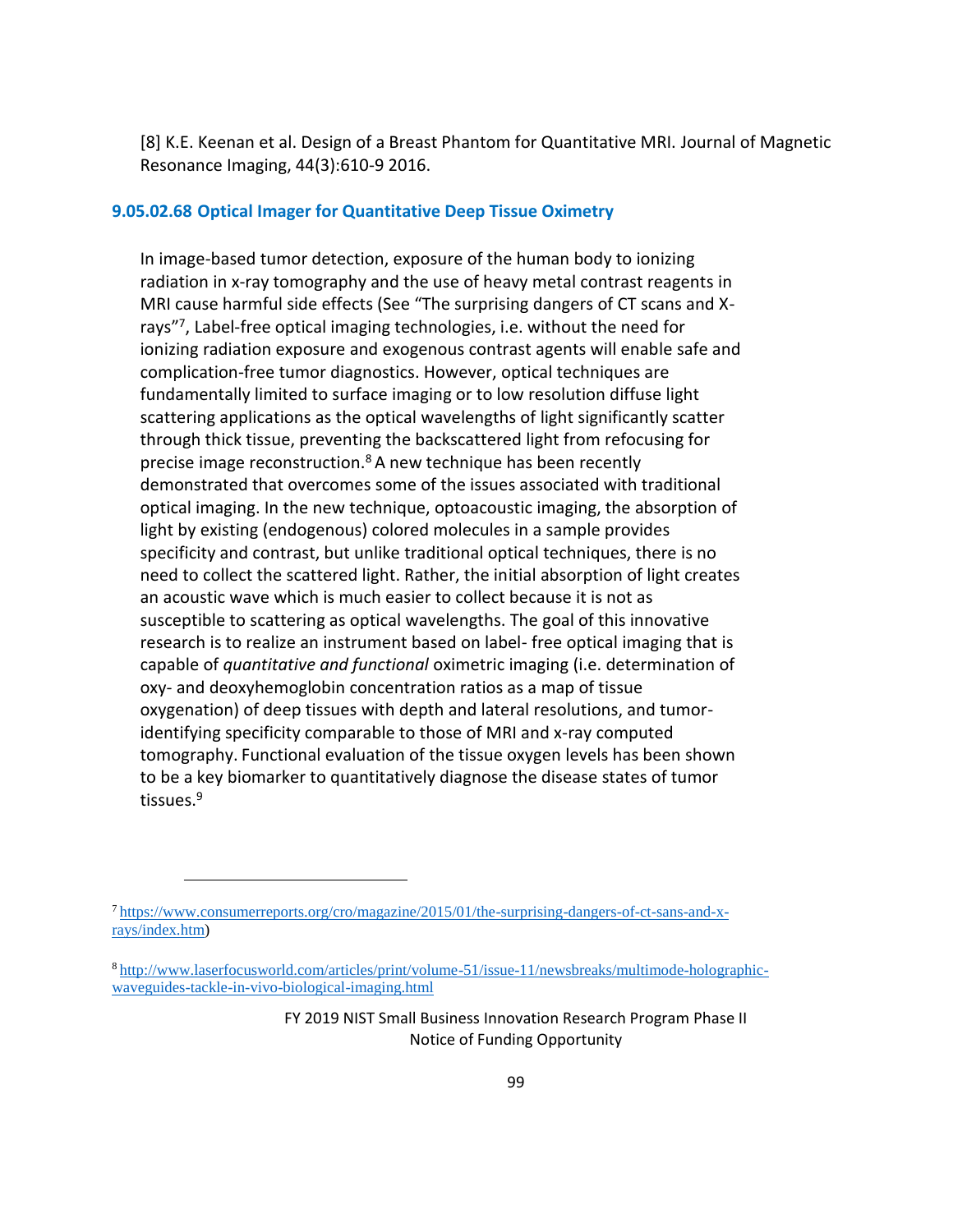[8] K.E. Keenan et al. Design of a Breast Phantom for Quantitative MRI. Journal of Magnetic Resonance Imaging, 44(3):610-9 2016.

### 9.05.02.68 Optical Imager for Quantitative Deep Tissue Oximetry

In image-based tumor detection, exposure of the human body to ionizing radiation in x-ray tomography and the use of heavy metal contrast reagents in MRI cause harmful side effects (See "The surprising dangers of CT scans and X-rays"[7], Label-free optical imaging technologies, i.e. without the need for ionizing radiation exposure and exogenous contrast agents will enable safe and complication-free tumor diagnostics. However, optical techniques are fundamentally limited to surface imaging or to low resolution diffuse light scattering applications as the optical wavelengths of light significantly scatter through thick tissue, preventing the backscattered light from refocusing for precise image reconstruction.[8] A new technique has been recently demonstrated that overcomes some of the issues associated with traditional optical imaging. In the new technique, optoacoustic imaging, the absorption of light by existing (endogenous) colored molecules in a sample provides specificity and contrast, but unlike traditional optical techniques, there is no need to collect the scattered light. Rather, the initial absorption of light creates an acoustic wave which is much easier to collect because it is not as susceptible to scattering as optical wavelengths. The goal of this innovative research is to realize an instrument based on label- free optical imaging that is capable of *quantitative and functional* oximetric imaging (i.e. determination of oxy- and deoxyhemoglobin concentration ratios as a map of tissue oxygenation) of deep tissues with depth and lateral resolutions, and tumor-identifying specificity comparable to those of MRI and x-ray computed tomography. Functional evaluation of the tissue oxygen levels has been shown to be a key biomarker to quantitatively diagnose the disease states of tumor tissues.[9]

---

[7] https://www.consumerreports.org/cro/magazine/2015/01/the-surprising-dangers-of-ct-sans-and-x-rays/index.htm)

[8] http://www.laserfocusworld.com/articles/print/volume-51/issue-11/newsbreaks/multimode-holographic-waveguides-tackle-in-vivo-biological-imaging.html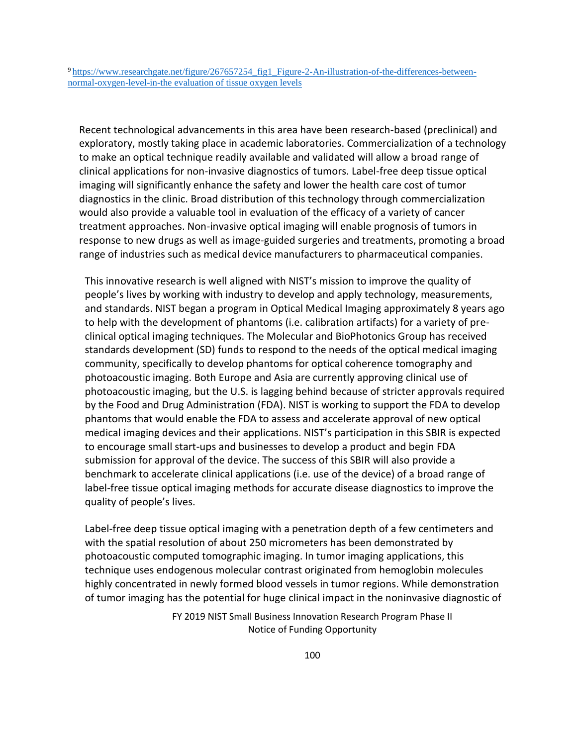[9] https://www.researchgate.net/figure/267657254_fig1_Figure-2-An-illustration-of-the-differences-between-normal-oxygen-level-in-the evaluation of tissue oxygen levels

Recent technological advancements in this area have been research-based (preclinical) and exploratory, mostly taking place in academic laboratories. Commercialization of a technology to make an optical technique readily available and validated will allow a broad range of clinical applications for non-invasive diagnostics of tumors. Label-free deep tissue optical imaging will significantly enhance the safety and lower the health care cost of tumor diagnostics in the clinic. Broad distribution of this technology through commercialization would also provide a valuable tool in evaluation of the efficacy of a variety of cancer treatment approaches. Non-invasive optical imaging will enable prognosis of tumors in response to new drugs as well as image-guided surgeries and treatments, promoting a broad range of industries such as medical device manufacturers to pharmaceutical companies.

This innovative research is well aligned with NIST's mission to improve the quality of people's lives by working with industry to develop and apply technology, measurements, and standards. NIST began a program in Optical Medical Imaging approximately 8 years ago to help with the development of phantoms (i.e. calibration artifacts) for a variety of pre-clinical optical imaging techniques. The Molecular and BioPhotonics Group has received standards development (SD) funds to respond to the needs of the optical medical imaging community, specifically to develop phantoms for optical coherence tomography and photoacoustic imaging. Both Europe and Asia are currently approving clinical use of photoacoustic imaging, but the U.S. is lagging behind because of stricter approvals required by the Food and Drug Administration (FDA). NIST is working to support the FDA to develop phantoms that would enable the FDA to assess and accelerate approval of new optical medical imaging devices and their applications. NIST's participation in this SBIR is expected to encourage small start-ups and businesses to develop a product and begin FDA submission for approval of the device. The success of this SBIR will also provide a benchmark to accelerate clinical applications (i.e. use of the device) of a broad range of label-free tissue optical imaging methods for accurate disease diagnostics to improve the quality of people's lives.

Label-free deep tissue optical imaging with a penetration depth of a few centimeters and with the spatial resolution of about 250 micrometers has been demonstrated by photoacoustic computed tomographic imaging. In tumor imaging applications, this technique uses endogenous molecular contrast originated from hemoglobin molecules highly concentrated in newly formed blood vessels in tumor regions. While demonstration of tumor imaging has the potential for huge clinical impact in the noninvasive diagnostic of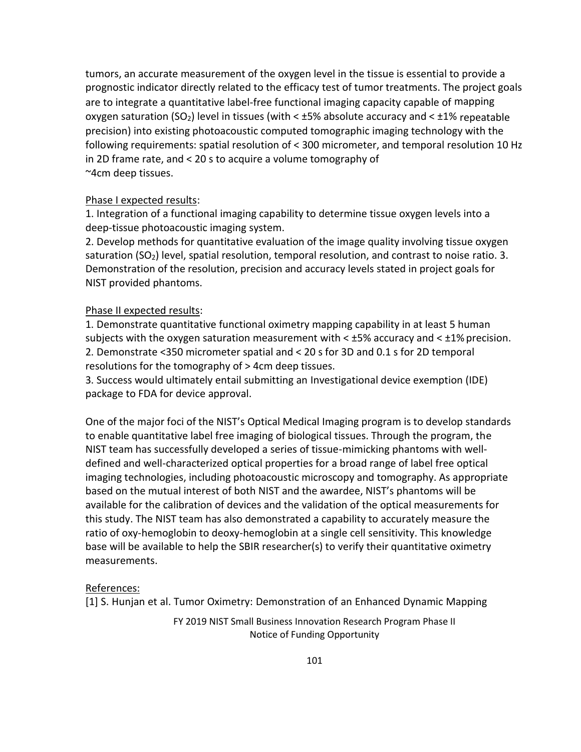tumors, an accurate measurement of the oxygen level in the tissue is essential to provide a prognostic indicator directly related to the efficacy test of tumor treatments. The project goals are to integrate a quantitative label-free functional imaging capacity capable of mapping oxygen saturation ($SO_2$) level in tissues (with < ±5% absolute accuracy and < ±1% repeatable precision) into existing photoacoustic computed tomographic imaging technology with the following requirements: spatial resolution of < 300 micrometer, and temporal resolution 10 Hz in 2D frame rate, and < 20 s to acquire a volume tomography of ~4cm deep tissues.

Phase I expected results:

1. Integration of a functional imaging capability to determine tissue oxygen levels into a deep-tissue photoacoustic imaging system.
2. Develop methods for quantitative evaluation of the image quality involving tissue oxygen saturation ($SO_2$) level, spatial resolution, temporal resolution, and contrast to noise ratio.
3. Demonstration of the resolution, precision and accuracy levels stated in project goals for NIST provided phantoms.

Phase II expected results:

1. Demonstrate quantitative functional oximetry mapping capability in at least 5 human subjects with the oxygen saturation measurement with < ±5% accuracy and < ±1% precision.
2. Demonstrate <350 micrometer spatial and < 20 s for 3D and 0.1 s for 2D temporal resolutions for the tomography of > 4cm deep tissues.
3. Success would ultimately entail submitting an Investigational device exemption (IDE) package to FDA for device approval.

One of the major foci of the NIST's Optical Medical Imaging program is to develop standards to enable quantitative label free imaging of biological tissues. Through the program, the NIST team has successfully developed a series of tissue-mimicking phantoms with well-defined and well-characterized optical properties for a broad range of label free optical imaging technologies, including photoacoustic microscopy and tomography. As appropriate based on the mutual interest of both NIST and the awardee, NIST's phantoms will be available for the calibration of devices and the validation of the optical measurements for this study. The NIST team has also demonstrated a capability to accurately measure the ratio of oxy-hemoglobin to deoxy-hemoglobin at a single cell sensitivity. This knowledge base will be available to help the SBIR researcher(s) to verify their quantitative oximetry measurements.

References:

[1] S. Hunjan et al. Tumor Oximetry: Demonstration of an Enhanced Dynamic Mapping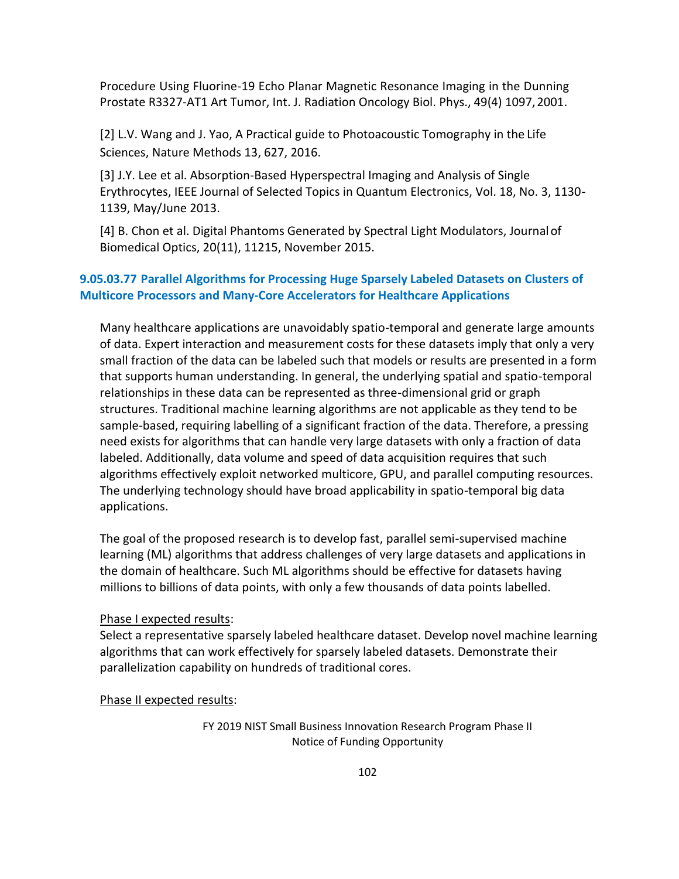Procedure Using Fluorine-19 Echo Planar Magnetic Resonance Imaging in the Dunning Prostate R3327-AT1 Art Tumor, Int. J. Radiation Oncology Biol. Phys., 49(4) 1097, 2001.

[2] L.V. Wang and J. Yao, A Practical guide to Photoacoustic Tomography in the Life Sciences, Nature Methods 13, 627, 2016.

[3] J.Y. Lee et al. Absorption-Based Hyperspectral Imaging and Analysis of Single Erythrocytes, IEEE Journal of Selected Topics in Quantum Electronics, Vol. 18, No. 3, 1130-1139, May/June 2013.

[4] B. Chon et al. Digital Phantoms Generated by Spectral Light Modulators, Journal of Biomedical Optics, 20(11), 11215, November 2015.

### 9.05.03.77 Parallel Algorithms for Processing Huge Sparsely Labeled Datasets on Clusters of Multicore Processors and Many-Core Accelerators for Healthcare Applications

Many healthcare applications are unavoidably spatio-temporal and generate large amounts of data. Expert interaction and measurement costs for these datasets imply that only a very small fraction of the data can be labeled such that models or results are presented in a form that supports human understanding. In general, the underlying spatial and spatio-temporal relationships in these data can be represented as three-dimensional grid or graph structures. Traditional machine learning algorithms are not applicable as they tend to be sample-based, requiring labelling of a significant fraction of the data. Therefore, a pressing need exists for algorithms that can handle very large datasets with only a fraction of data labeled. Additionally, data volume and speed of data acquisition requires that such algorithms effectively exploit networked multicore, GPU, and parallel computing resources. The underlying technology should have broad applicability in spatio-temporal big data applications.

The goal of the proposed research is to develop fast, parallel semi-supervised machine learning (ML) algorithms that address challenges of very large datasets and applications in the domain of healthcare. Such ML algorithms should be effective for datasets having millions to billions of data points, with only a few thousands of data points labelled.

Phase I expected results:
Select a representative sparsely labeled healthcare dataset. Develop novel machine learning algorithms that can work effectively for sparsely labeled datasets. Demonstrate their parallelization capability on hundreds of traditional cores.

Phase II expected results: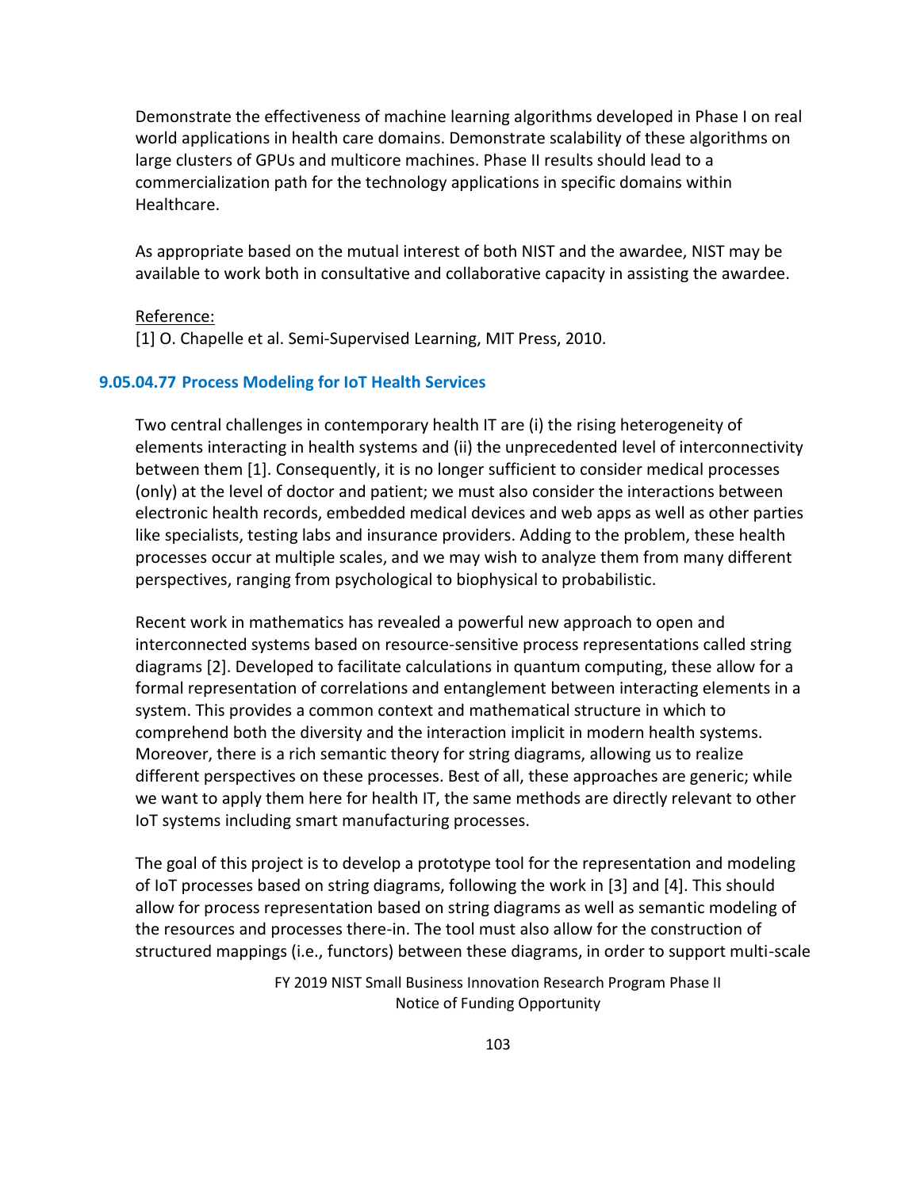Demonstrate the effectiveness of machine learning algorithms developed in Phase I on real world applications in health care domains. Demonstrate scalability of these algorithms on large clusters of GPUs and multicore machines. Phase II results should lead to a commercialization path for the technology applications in specific domains within Healthcare.

As appropriate based on the mutual interest of both NIST and the awardee, NIST may be available to work both in consultative and collaborative capacity in assisting the awardee.

Reference:

[1] O. Chapelle et al. Semi-Supervised Learning, MIT Press, 2010.

### 9.05.04.77 Process Modeling for IoT Health Services

Two central challenges in contemporary health IT are (i) the rising heterogeneity of elements interacting in health systems and (ii) the unprecedented level of interconnectivity between them [1]. Consequently, it is no longer sufficient to consider medical processes (only) at the level of doctor and patient; we must also consider the interactions between electronic health records, embedded medical devices and web apps as well as other parties like specialists, testing labs and insurance providers. Adding to the problem, these health processes occur at multiple scales, and we may wish to analyze them from many different perspectives, ranging from psychological to biophysical to probabilistic.

Recent work in mathematics has revealed a powerful new approach to open and interconnected systems based on resource-sensitive process representations called string diagrams [2]. Developed to facilitate calculations in quantum computing, these allow for a formal representation of correlations and entanglement between interacting elements in a system. This provides a common context and mathematical structure in which to comprehend both the diversity and the interaction implicit in modern health systems. Moreover, there is a rich semantic theory for string diagrams, allowing us to realize different perspectives on these processes. Best of all, these approaches are generic; while we want to apply them here for health IT, the same methods are directly relevant to other IoT systems including smart manufacturing processes.

The goal of this project is to develop a prototype tool for the representation and modeling of IoT processes based on string diagrams, following the work in [3] and [4]. This should allow for process representation based on string diagrams as well as semantic modeling of the resources and processes there-in. The tool must also allow for the construction of structured mappings (i.e., functors) between these diagrams, in order to support multi-scale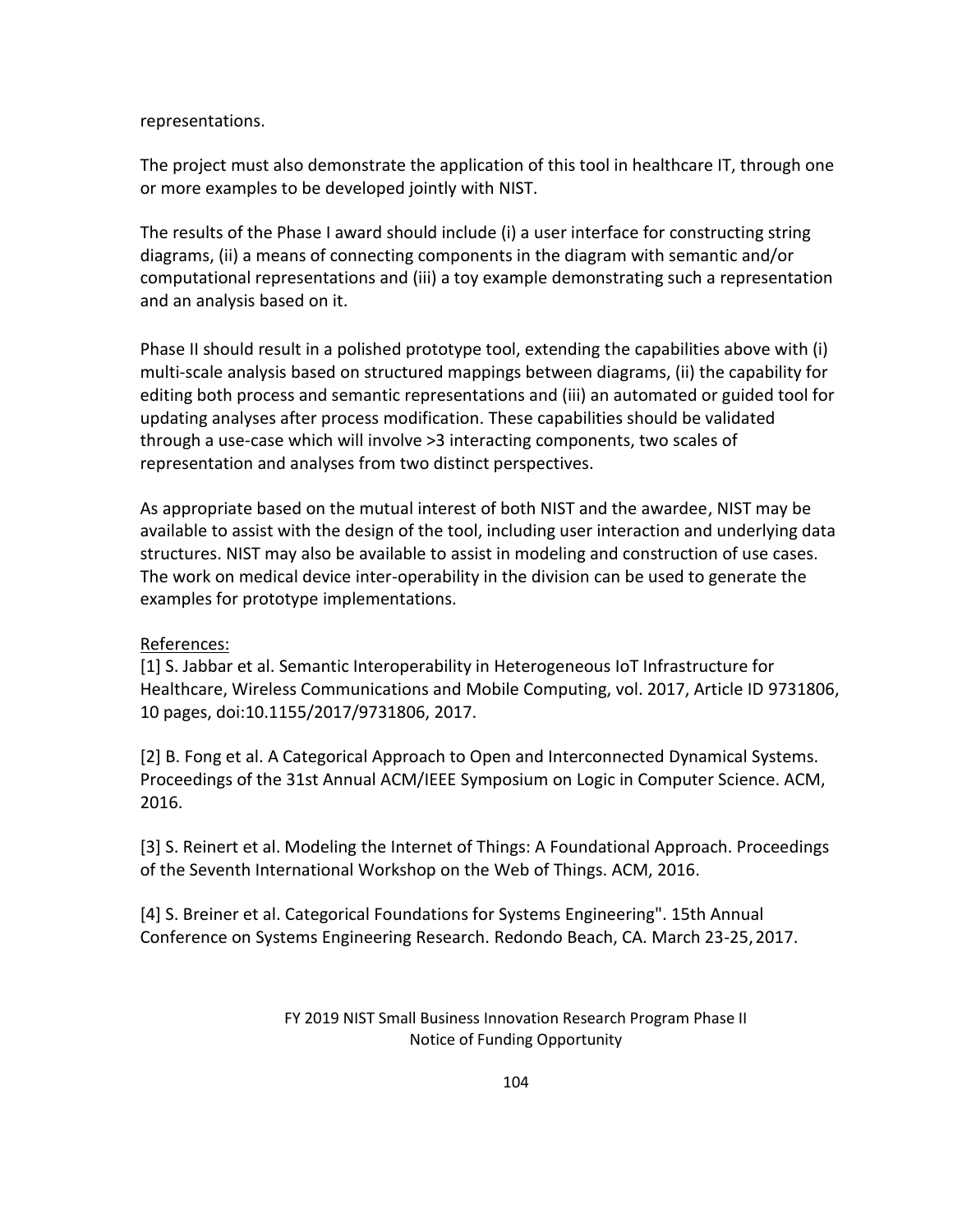representations.

The project must also demonstrate the application of this tool in healthcare IT, through one or more examples to be developed jointly with NIST.

The results of the Phase I award should include (i) a user interface for constructing string diagrams, (ii) a means of connecting components in the diagram with semantic and/or computational representations and (iii) a toy example demonstrating such a representation and an analysis based on it.

Phase II should result in a polished prototype tool, extending the capabilities above with (i) multi-scale analysis based on structured mappings between diagrams, (ii) the capability for editing both process and semantic representations and (iii) an automated or guided tool for updating analyses after process modification. These capabilities should be validated through a use-case which will involve >3 interacting components, two scales of representation and analyses from two distinct perspectives.

As appropriate based on the mutual interest of both NIST and the awardee, NIST may be available to assist with the design of the tool, including user interaction and underlying data structures. NIST may also be available to assist in modeling and construction of use cases. The work on medical device inter-operability in the division can be used to generate the examples for prototype implementations.

References:

[1] S. Jabbar et al. Semantic Interoperability in Heterogeneous IoT Infrastructure for Healthcare, Wireless Communications and Mobile Computing, vol. 2017, Article ID 9731806, 10 pages, doi:10.1155/2017/9731806, 2017.

[2] B. Fong et al. A Categorical Approach to Open and Interconnected Dynamical Systems. Proceedings of the 31st Annual ACM/IEEE Symposium on Logic in Computer Science. ACM, 2016.

[3] S. Reinert et al. Modeling the Internet of Things: A Foundational Approach. Proceedings of the Seventh International Workshop on the Web of Things. ACM, 2016.

[4] S. Breiner et al. Categorical Foundations for Systems Engineering". 15th Annual Conference on Systems Engineering Research. Redondo Beach, CA. March 23-25, 2017.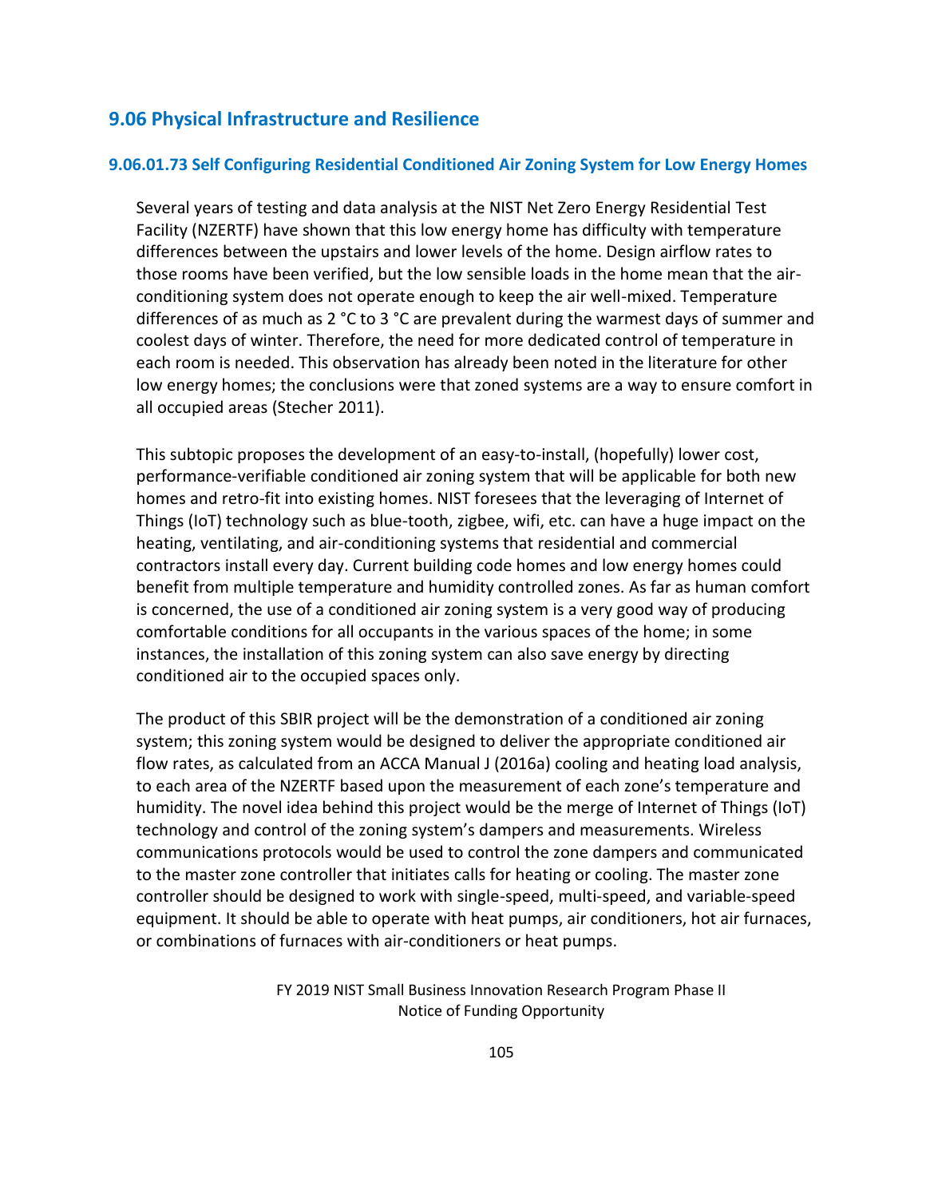## 9.06 Physical Infrastructure and Resilience

### 9.06.01.73 Self Configuring Residential Conditioned Air Zoning System for Low Energy Homes

Several years of testing and data analysis at the NIST Net Zero Energy Residential Test Facility (NZERTF) have shown that this low energy home has difficulty with temperature differences between the upstairs and lower levels of the home. Design airflow rates to those rooms have been verified, but the low sensible loads in the home mean that the air-conditioning system does not operate enough to keep the air well-mixed. Temperature differences of as much as 2 °C to 3 °C are prevalent during the warmest days of summer and coolest days of winter. Therefore, the need for more dedicated control of temperature in each room is needed. This observation has already been noted in the literature for other low energy homes; the conclusions were that zoned systems are a way to ensure comfort in all occupied areas (Stecher 2011).

This subtopic proposes the development of an easy-to-install, (hopefully) lower cost, performance-verifiable conditioned air zoning system that will be applicable for both new homes and retro-fit into existing homes. NIST foresees that the leveraging of Internet of Things (IoT) technology such as blue-tooth, zigbee, wifi, etc. can have a huge impact on the heating, ventilating, and air-conditioning systems that residential and commercial contractors install every day. Current building code homes and low energy homes could benefit from multiple temperature and humidity controlled zones. As far as human comfort is concerned, the use of a conditioned air zoning system is a very good way of producing comfortable conditions for all occupants in the various spaces of the home; in some instances, the installation of this zoning system can also save energy by directing conditioned air to the occupied spaces only.

The product of this SBIR project will be the demonstration of a conditioned air zoning system; this zoning system would be designed to deliver the appropriate conditioned air flow rates, as calculated from an ACCA Manual J (2016a) cooling and heating load analysis, to each area of the NZERTF based upon the measurement of each zone's temperature and humidity. The novel idea behind this project would be the merge of Internet of Things (IoT) technology and control of the zoning system's dampers and measurements. Wireless communications protocols would be used to control the zone dampers and communicated to the master zone controller that initiates calls for heating or cooling. The master zone controller should be designed to work with single-speed, multi-speed, and variable-speed equipment. It should be able to operate with heat pumps, air conditioners, hot air furnaces, or combinations of furnaces with air-conditioners or heat pumps.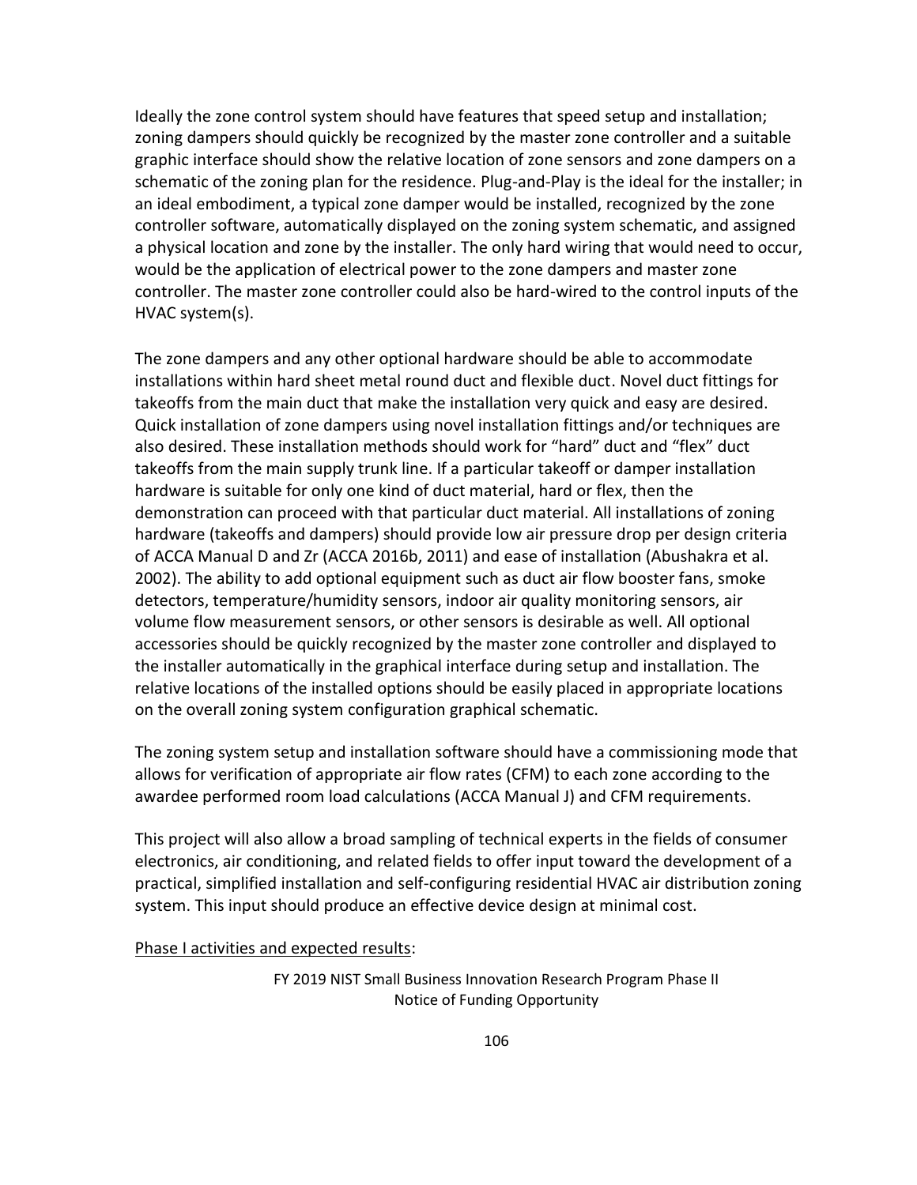Ideally the zone control system should have features that speed setup and installation; zoning dampers should quickly be recognized by the master zone controller and a suitable graphic interface should show the relative location of zone sensors and zone dampers on a schematic of the zoning plan for the residence. Plug-and-Play is the ideal for the installer; in an ideal embodiment, a typical zone damper would be installed, recognized by the zone controller software, automatically displayed on the zoning system schematic, and assigned a physical location and zone by the installer. The only hard wiring that would need to occur, would be the application of electrical power to the zone dampers and master zone controller. The master zone controller could also be hard-wired to the control inputs of the HVAC system(s).

The zone dampers and any other optional hardware should be able to accommodate installations within hard sheet metal round duct and flexible duct. Novel duct fittings for takeoffs from the main duct that make the installation very quick and easy are desired. Quick installation of zone dampers using novel installation fittings and/or techniques are also desired. These installation methods should work for "hard" duct and "flex" duct takeoffs from the main supply trunk line. If a particular takeoff or damper installation hardware is suitable for only one kind of duct material, hard or flex, then the demonstration can proceed with that particular duct material. All installations of zoning hardware (takeoffs and dampers) should provide low air pressure drop per design criteria of ACCA Manual D and Zr (ACCA 2016b, 2011) and ease of installation (Abushakra et al. 2002). The ability to add optional equipment such as duct air flow booster fans, smoke detectors, temperature/humidity sensors, indoor air quality monitoring sensors, air volume flow measurement sensors, or other sensors is desirable as well. All optional accessories should be quickly recognized by the master zone controller and displayed to the installer automatically in the graphical interface during setup and installation. The relative locations of the installed options should be easily placed in appropriate locations on the overall zoning system configuration graphical schematic.

The zoning system setup and installation software should have a commissioning mode that allows for verification of appropriate air flow rates (CFM) to each zone according to the awardee performed room load calculations (ACCA Manual J) and CFM requirements.

This project will also allow a broad sampling of technical experts in the fields of consumer electronics, air conditioning, and related fields to offer input toward the development of a practical, simplified installation and self-configuring residential HVAC air distribution zoning system. This input should produce an effective device design at minimal cost.

<u>Phase I activities and expected results</u>: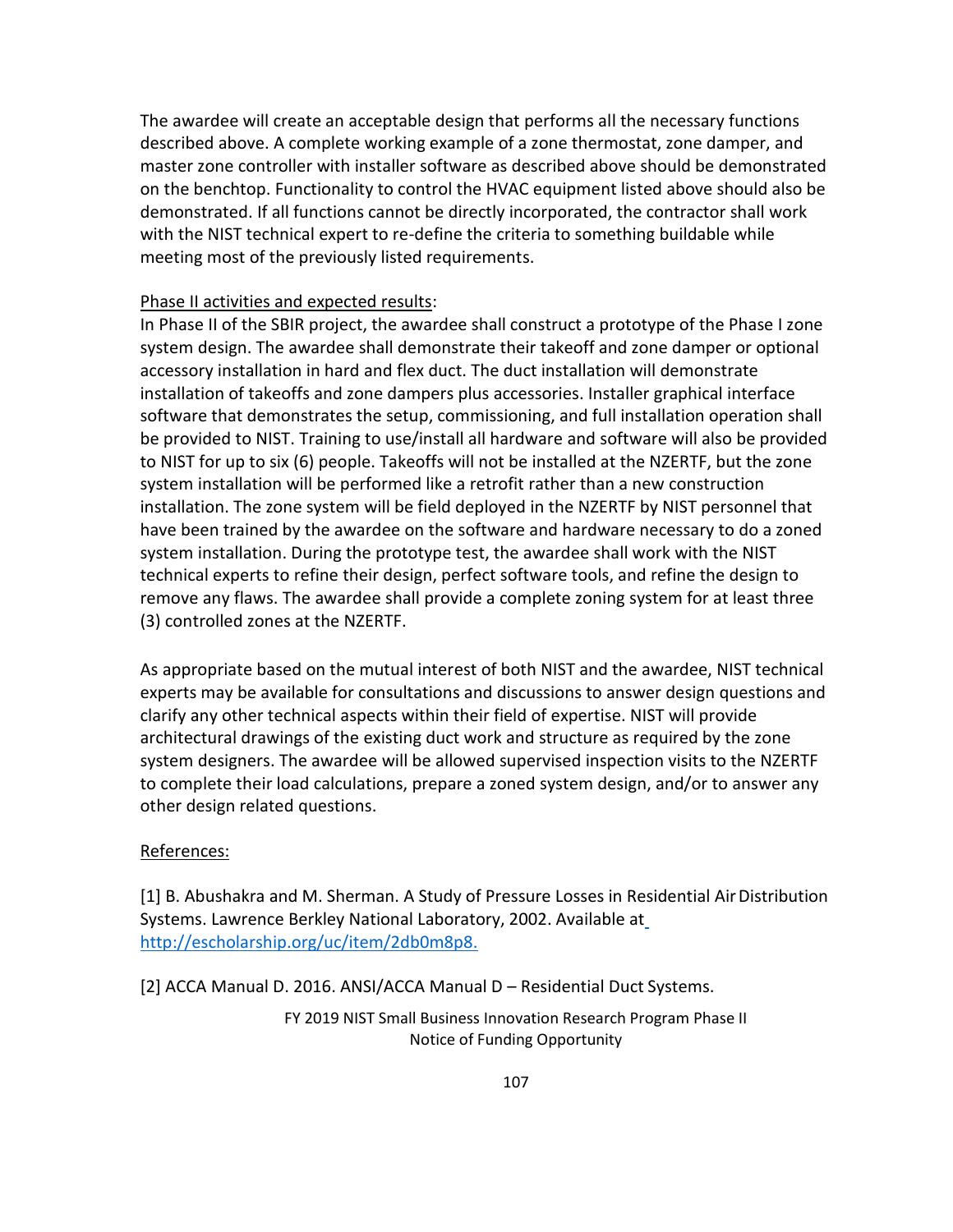The awardee will create an acceptable design that performs all the necessary functions described above. A complete working example of a zone thermostat, zone damper, and master zone controller with installer software as described above should be demonstrated on the benchtop. Functionality to control the HVAC equipment listed above should also be demonstrated. If all functions cannot be directly incorporated, the contractor shall work with the NIST technical expert to re-define the criteria to something buildable while meeting most of the previously listed requirements.

Phase II activities and expected results:

In Phase II of the SBIR project, the awardee shall construct a prototype of the Phase I zone system design. The awardee shall demonstrate their takeoff and zone damper or optional accessory installation in hard and flex duct. The duct installation will demonstrate installation of takeoffs and zone dampers plus accessories. Installer graphical interface software that demonstrates the setup, commissioning, and full installation operation shall be provided to NIST. Training to use/install all hardware and software will also be provided to NIST for up to six (6) people. Takeoffs will not be installed at the NZERTF, but the zone system installation will be performed like a retrofit rather than a new construction installation. The zone system will be field deployed in the NZERTF by NIST personnel that have been trained by the awardee on the software and hardware necessary to do a zoned system installation. During the prototype test, the awardee shall work with the NIST technical experts to refine their design, perfect software tools, and refine the design to remove any flaws. The awardee shall provide a complete zoning system for at least three (3) controlled zones at the NZERTF.

As appropriate based on the mutual interest of both NIST and the awardee, NIST technical experts may be available for consultations and discussions to answer design questions and clarify any other technical aspects within their field of expertise. NIST will provide architectural drawings of the existing duct work and structure as required by the zone system designers. The awardee will be allowed supervised inspection visits to the NZERTF to complete their load calculations, prepare a zoned system design, and/or to answer any other design related questions.

References:

[1] B. Abushakra and M. Sherman. A Study of Pressure Losses in Residential Air Distribution Systems. Lawrence Berkley National Laboratory, 2002. Available at http://escholarship.org/uc/item/2db0m8p8.

[2] ACCA Manual D. 2016. ANSI/ACCA Manual D – Residential Duct Systems.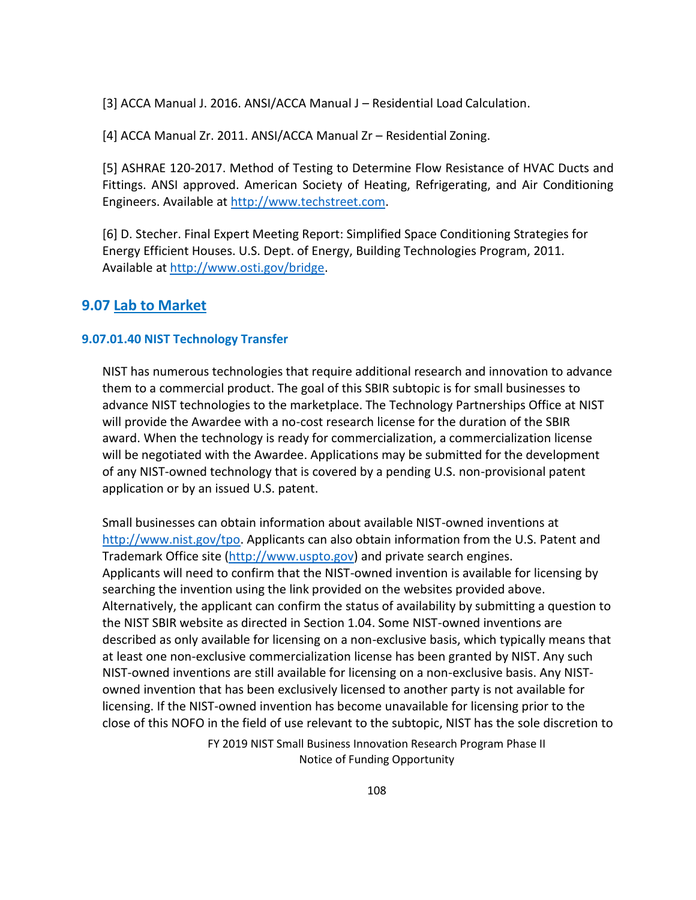[3] ACCA Manual J. 2016. ANSI/ACCA Manual J – Residential Load Calculation.

[4] ACCA Manual Zr. 2011. ANSI/ACCA Manual Zr – Residential Zoning.

[5] ASHRAE 120-2017. Method of Testing to Determine Flow Resistance of HVAC Ducts and Fittings. ANSI approved. American Society of Heating, Refrigerating, and Air Conditioning Engineers. Available at http://www.techstreet.com.

[6] D. Stecher. Final Expert Meeting Report: Simplified Space Conditioning Strategies for Energy Efficient Houses. U.S. Dept. of Energy, Building Technologies Program, 2011. Available at http://www.osti.gov/bridge.

## 9.07 Lab to Market

### 9.07.01.40 NIST Technology Transfer

NIST has numerous technologies that require additional research and innovation to advance them to a commercial product. The goal of this SBIR subtopic is for small businesses to advance NIST technologies to the marketplace. The Technology Partnerships Office at NIST will provide the Awardee with a no-cost research license for the duration of the SBIR award. When the technology is ready for commercialization, a commercialization license will be negotiated with the Awardee. Applications may be submitted for the development of any NIST-owned technology that is covered by a pending U.S. non-provisional patent application or by an issued U.S. patent.

Small businesses can obtain information about available NIST-owned inventions at http://www.nist.gov/tpo. Applicants can also obtain information from the U.S. Patent and Trademark Office site (http://www.uspto.gov) and private search engines. Applicants will need to confirm that the NIST-owned invention is available for licensing by searching the invention using the link provided on the websites provided above. Alternatively, the applicant can confirm the status of availability by submitting a question to the NIST SBIR website as directed in Section 1.04. Some NIST-owned inventions are described as only available for licensing on a non-exclusive basis, which typically means that at least one non-exclusive commercialization license has been granted by NIST. Any such NIST-owned inventions are still available for licensing on a non-exclusive basis. Any NIST-owned invention that has been exclusively licensed to another party is not available for licensing. If the NIST-owned invention has become unavailable for licensing prior to the close of this NOFO in the field of use relevant to the subtopic, NIST has the sole discretion to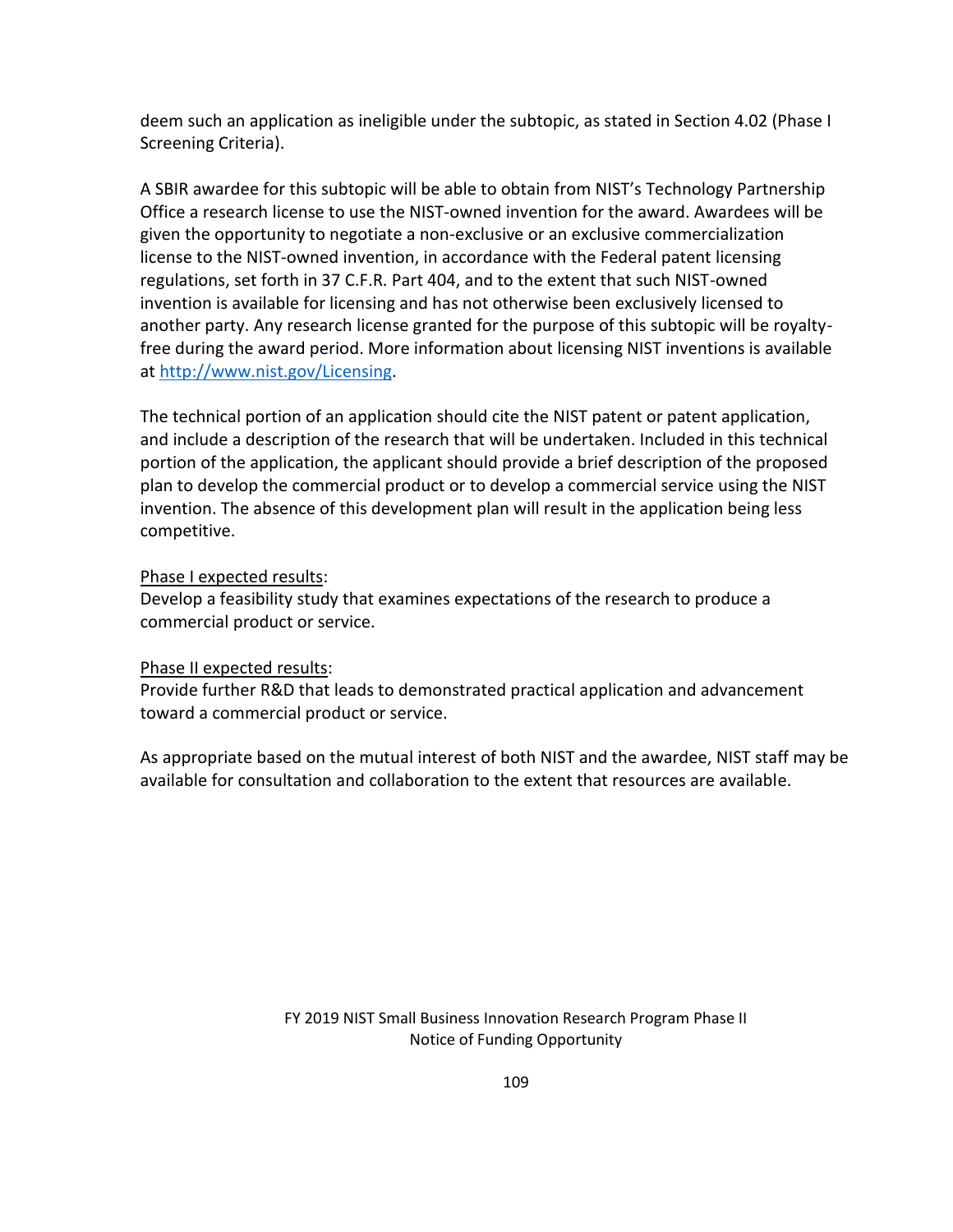deem such an application as ineligible under the subtopic, as stated in Section 4.02 (Phase I Screening Criteria).

A SBIR awardee for this subtopic will be able to obtain from NIST's Technology Partnership Office a research license to use the NIST-owned invention for the award. Awardees will be given the opportunity to negotiate a non-exclusive or an exclusive commercialization license to the NIST-owned invention, in accordance with the Federal patent licensing regulations, set forth in 37 C.F.R. Part 404, and to the extent that such NIST-owned invention is available for licensing and has not otherwise been exclusively licensed to another party. Any research license granted for the purpose of this subtopic will be royalty-free during the award period. More information about licensing NIST inventions is available at [http://www.nist.gov/Licensing](http://www.nist.gov/Licensing).

The technical portion of an application should cite the NIST patent or patent application, and include a description of the research that will be undertaken. Included in this technical portion of the application, the applicant should provide a brief description of the proposed plan to develop the commercial product or to develop a commercial service using the NIST invention. The absence of this development plan will result in the application being less competitive.

Phase I expected results:
Develop a feasibility study that examines expectations of the research to produce a commercial product or service.

Phase II expected results:
Provide further R&D that leads to demonstrated practical application and advancement toward a commercial product or service.

As appropriate based on the mutual interest of both NIST and the awardee, NIST staff may be available for consultation and collaboration to the extent that resources are available.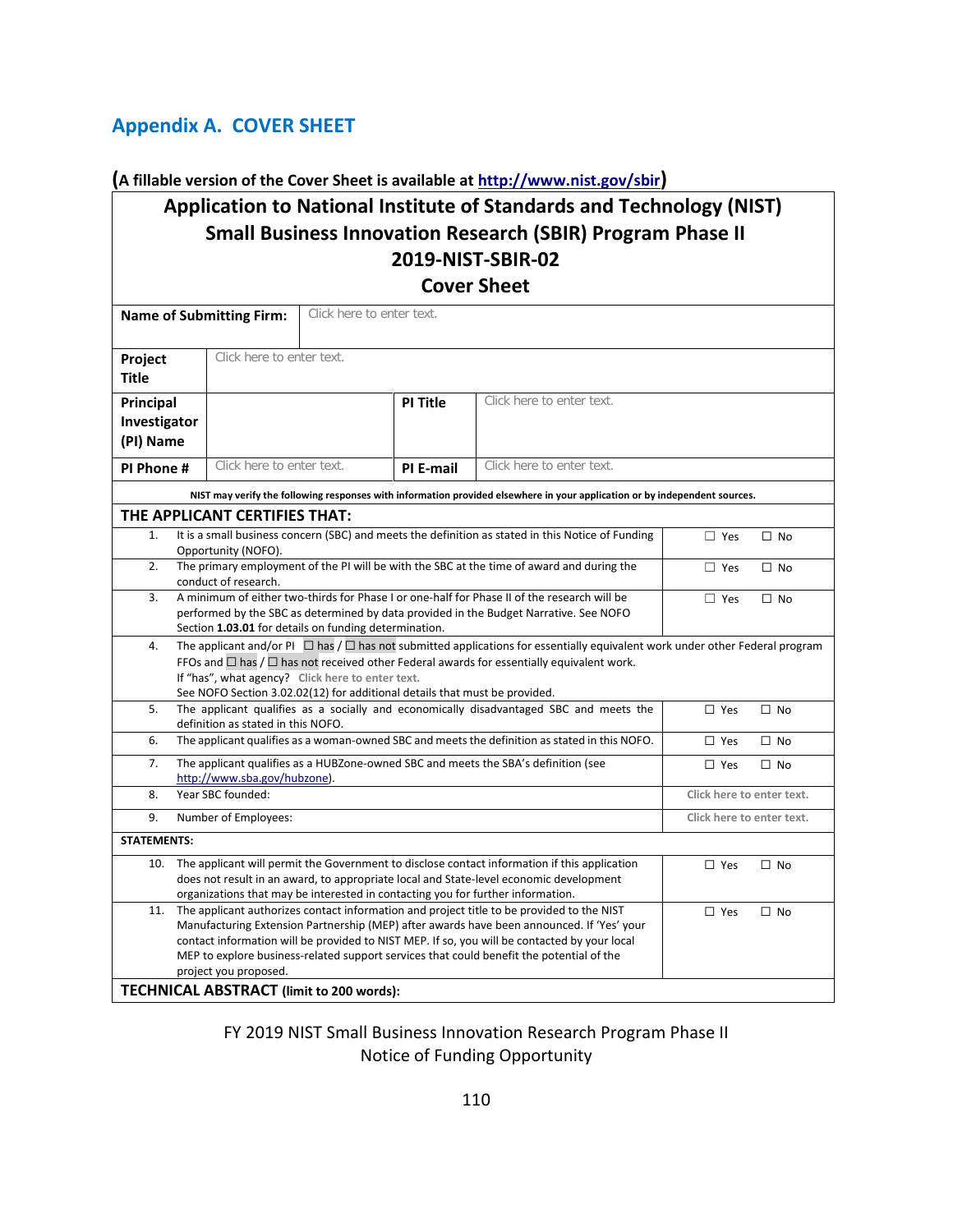## Appendix A. COVER SHEET

**(A fillable version of the Cover Sheet is available at [http://www.nist.gov/sbir](http://www.nist.gov/sbir))**

**Application to National Institute of Standards and Technology (NIST) Small Business Innovation Research (SBIR) Program Phase II 2019-NIST-SBIR-02 Cover Sheet**

| | | | |
|---|---|---|---|
| **Name of Submitting Firm:** | Click here to enter text. | | |
| **Project Title** | Click here to enter text. | | |
| **Principal Investigator (PI) Name** | | **PI Title** | Click here to enter text. |
| **PI Phone #** | Click here to enter text. | **PI E-mail** | Click here to enter text. |

**NIST may verify the following responses with information provided elsewhere in your application or by independent sources.**

**THE APPLICANT CERTIFIES THAT:**

| | | |
|---|---|---|
| 1. | It is a small business concern (SBC) and meets the definition as stated in this Notice of Funding Opportunity (NOFO). | ☐ Yes ☐ No |
| 2. | The primary employment of the PI will be with the SBC at the time of award and during the conduct of research. | ☐ Yes ☐ No |
| 3. | A minimum of either two-thirds for Phase I or one-half for Phase II of the research will be performed by the SBC as determined by data provided in the Budget Narrative. See NOFO Section **1.03.01** for details on funding determination. | ☐ Yes ☐ No |
| 4. | The applicant and/or PI ☐ has / ☐ has not submitted applications for essentially equivalent work under other Federal program FFOs and ☐ has / ☐ has not received other Federal awards for essentially equivalent work. If "has", what agency? **Click here to enter text.** See NOFO Section 3.02.02(12) for additional details that must be provided. | |
| 5. | The applicant qualifies as a socially and economically disadvantaged SBC and meets the definition as stated in this NOFO. | ☐ Yes ☐ No |
| 6. | The applicant qualifies as a woman-owned SBC and meets the definition as stated in this NOFO. | ☐ Yes ☐ No |
| 7. | The applicant qualifies as a HUBZone-owned SBC and meets the SBA's definition (see [http://www.sba.gov/hubzone](http://www.sba.gov/hubzone)). | ☐ Yes ☐ No |
| 8. | Year SBC founded: | **Click here to enter text.** |
| 9. | Number of Employees: | **Click here to enter text.** |

**STATEMENTS:**

| | | |
|---|---|---|
| 10. | The applicant will permit the Government to disclose contact information if this application does not result in an award, to appropriate local and State-level economic development organizations that may be interested in contacting you for further information. | ☐ Yes ☐ No |
| 11. | The applicant authorizes contact information and project title to be provided to the NIST Manufacturing Extension Partnership (MEP) after awards have been announced. If 'Yes' your contact information will be provided to NIST MEP. If so, you will be contacted by your local MEP to explore business-related support services that could benefit the potential of the project you proposed. | ☐ Yes ☐ No |

**TECHNICAL ABSTRACT (limit to 200 words):**

FY 2019 NIST Small Business Innovation Research Program Phase II
Notice of Funding Opportunity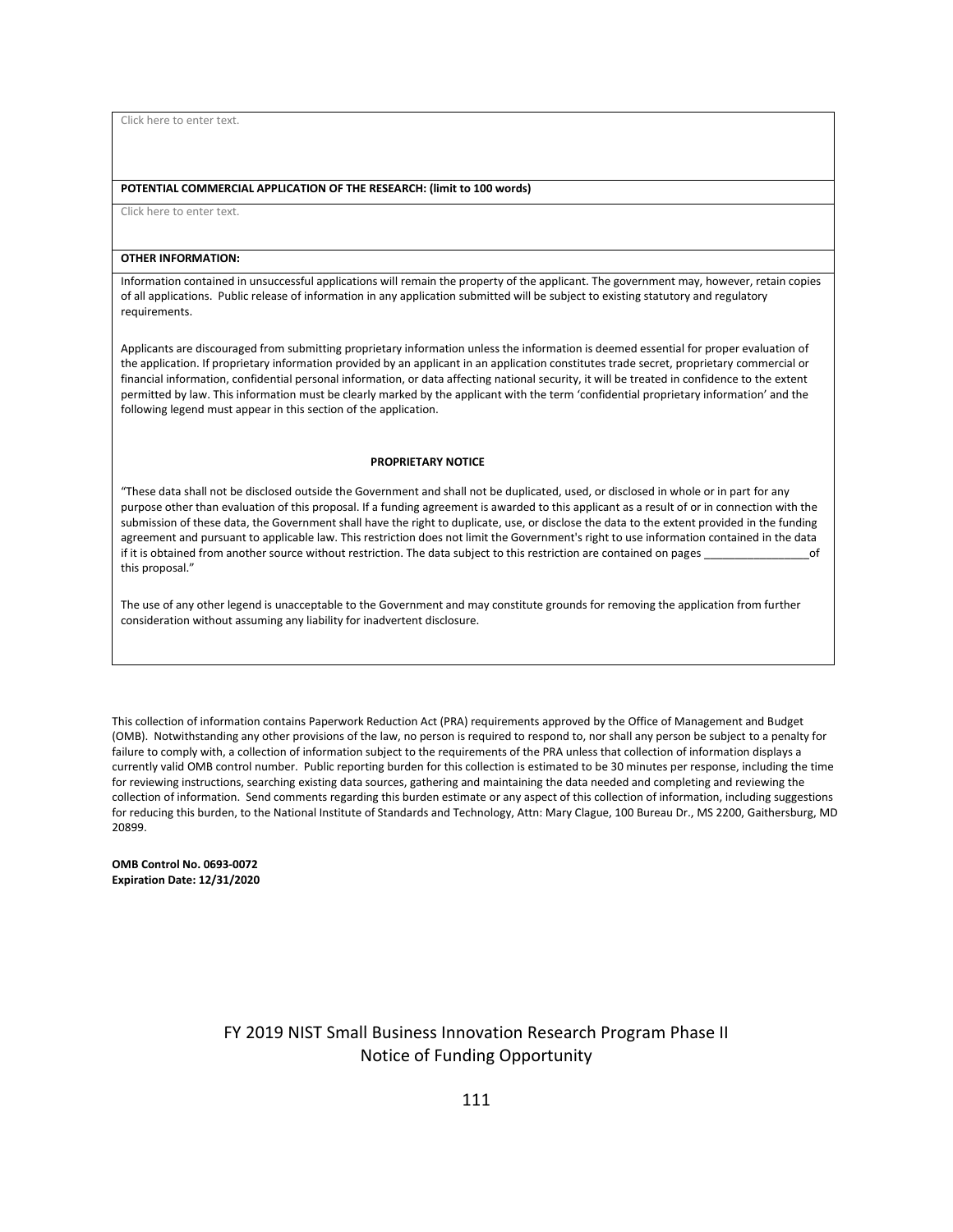Click here to enter text.

**POTENTIAL COMMERCIAL APPLICATION OF THE RESEARCH: (limit to 100 words)**

Click here to enter text.

**OTHER INFORMATION:**

Information contained in unsuccessful applications will remain the property of the applicant. The government may, however, retain copies of all applications. Public release of information in any application submitted will be subject to existing statutory and regulatory requirements.

Applicants are discouraged from submitting proprietary information unless the information is deemed essential for proper evaluation of the application. If proprietary information provided by an applicant in an application constitutes trade secret, proprietary commercial or financial information, confidential personal information, or data affecting national security, it will be treated in confidence to the extent permitted by law. This information must be clearly marked by the applicant with the term 'confidential proprietary information' and the following legend must appear in this section of the application.

**PROPRIETARY NOTICE**

"These data shall not be disclosed outside the Government and shall not be duplicated, used, or disclosed in whole or in part for any purpose other than evaluation of this proposal. If a funding agreement is awarded to this applicant as a result of or in connection with the submission of these data, the Government shall have the right to duplicate, use, or disclose the data to the extent provided in the funding agreement and pursuant to applicable law. This restriction does not limit the Government's right to use information contained in the data if it is obtained from another source without restriction. The data subject to this restriction are contained on pages _________________of this proposal."

The use of any other legend is unacceptable to the Government and may constitute grounds for removing the application from further consideration without assuming any liability for inadvertent disclosure.

This collection of information contains Paperwork Reduction Act (PRA) requirements approved by the Office of Management and Budget (OMB). Notwithstanding any other provisions of the law, no person is required to respond to, nor shall any person be subject to a penalty for failure to comply with, a collection of information subject to the requirements of the PRA unless that collection of information displays a currently valid OMB control number. Public reporting burden for this collection is estimated to be 30 minutes per response, including the time for reviewing instructions, searching existing data sources, gathering and maintaining the data needed and completing and reviewing the collection of information. Send comments regarding this burden estimate or any aspect of this collection of information, including suggestions for reducing this burden, to the National Institute of Standards and Technology, Attn: Mary Clague, 100 Bureau Dr., MS 2200, Gaithersburg, MD 20899.

**OMB Control No. 0693-0072**
**Expiration Date: 12/31/2020**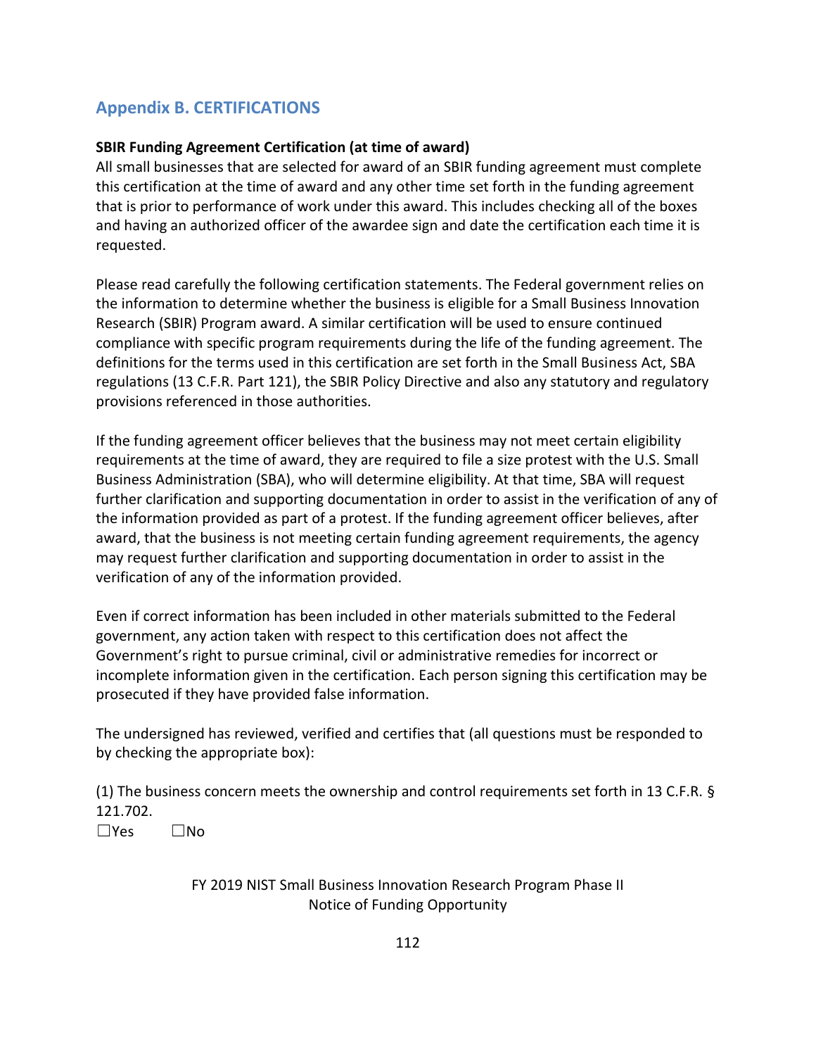## Appendix B. CERTIFICATIONS

**SBIR Funding Agreement Certification (at time of award)**

All small businesses that are selected for award of an SBIR funding agreement must complete this certification at the time of award and any other time set forth in the funding agreement that is prior to performance of work under this award. This includes checking all of the boxes and having an authorized officer of the awardee sign and date the certification each time it is requested.

Please read carefully the following certification statements. The Federal government relies on the information to determine whether the business is eligible for a Small Business Innovation Research (SBIR) Program award. A similar certification will be used to ensure continued compliance with specific program requirements during the life of the funding agreement. The definitions for the terms used in this certification are set forth in the Small Business Act, SBA regulations (13 C.F.R. Part 121), the SBIR Policy Directive and also any statutory and regulatory provisions referenced in those authorities.

If the funding agreement officer believes that the business may not meet certain eligibility requirements at the time of award, they are required to file a size protest with the U.S. Small Business Administration (SBA), who will determine eligibility. At that time, SBA will request further clarification and supporting documentation in order to assist in the verification of any of the information provided as part of a protest. If the funding agreement officer believes, after award, that the business is not meeting certain funding agreement requirements, the agency may request further clarification and supporting documentation in order to assist in the verification of any of the information provided.

Even if correct information has been included in other materials submitted to the Federal government, any action taken with respect to this certification does not affect the Government's right to pursue criminal, civil or administrative remedies for incorrect or incomplete information given in the certification. Each person signing this certification may be prosecuted if they have provided false information.

The undersigned has reviewed, verified and certifies that (all questions must be responded to by checking the appropriate box):

(1) The business concern meets the ownership and control requirements set forth in 13 C.F.R. § 121.702.

☐Yes ☐No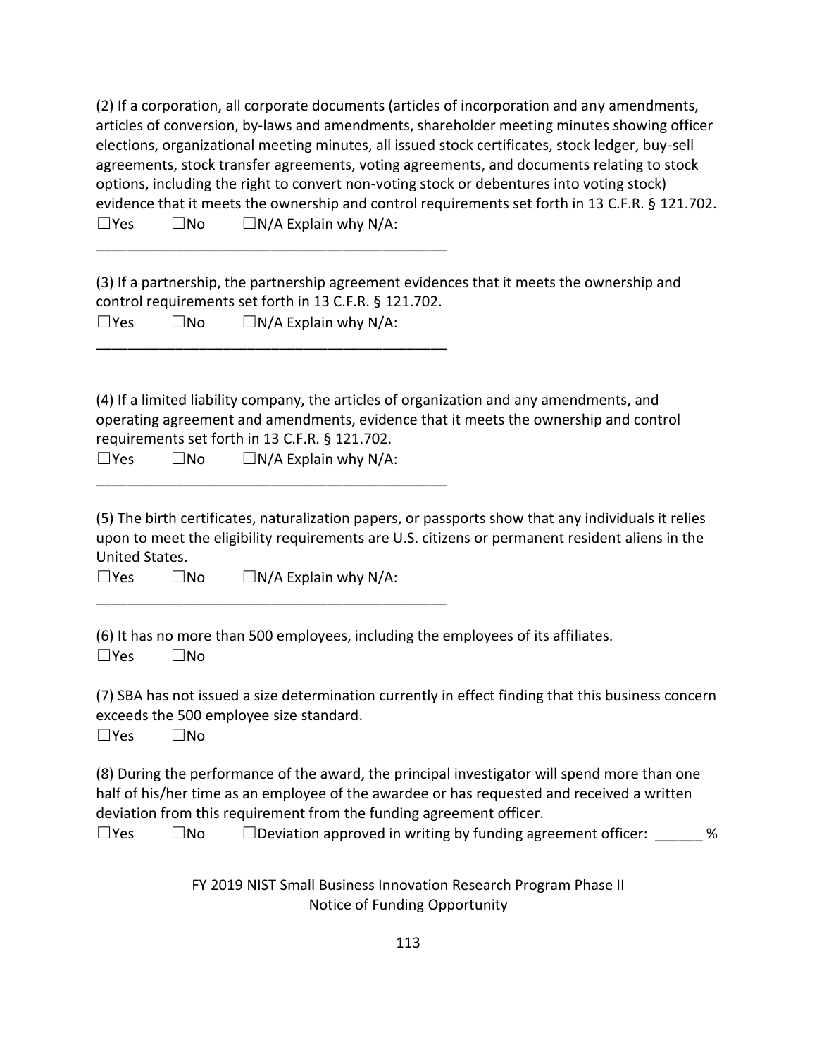(2) If a corporation, all corporate documents (articles of incorporation and any amendments, articles of conversion, by-laws and amendments, shareholder meeting minutes showing officer elections, organizational meeting minutes, all issued stock certificates, stock ledger, buy-sell agreements, stock transfer agreements, voting agreements, and documents relating to stock options, including the right to convert non-voting stock or debentures into voting stock) evidence that it meets the ownership and control requirements set forth in 13 C.F.R. § 121.702.

☐Yes ☐No ☐N/A Explain why N/A:

_____________________________________________

(3) If a partnership, the partnership agreement evidences that it meets the ownership and control requirements set forth in 13 C.F.R. § 121.702.

☐Yes ☐No ☐N/A Explain why N/A:

_____________________________________________

(4) If a limited liability company, the articles of organization and any amendments, and operating agreement and amendments, evidence that it meets the ownership and control requirements set forth in 13 C.F.R. § 121.702.

☐Yes ☐No ☐N/A Explain why N/A:

_____________________________________________

(5) The birth certificates, naturalization papers, or passports show that any individuals it relies upon to meet the eligibility requirements are U.S. citizens or permanent resident aliens in the United States.

☐Yes ☐No ☐N/A Explain why N/A:

_____________________________________________

(6) It has no more than 500 employees, including the employees of its affiliates.

☐Yes ☐No

(7) SBA has not issued a size determination currently in effect finding that this business concern exceeds the 500 employee size standard.

☐Yes ☐No

(8) During the performance of the award, the principal investigator will spend more than one half of his/her time as an employee of the awardee or has requested and received a written deviation from this requirement from the funding agreement officer.

☐Yes ☐No ☐Deviation approved in writing by funding agreement officer: ______ %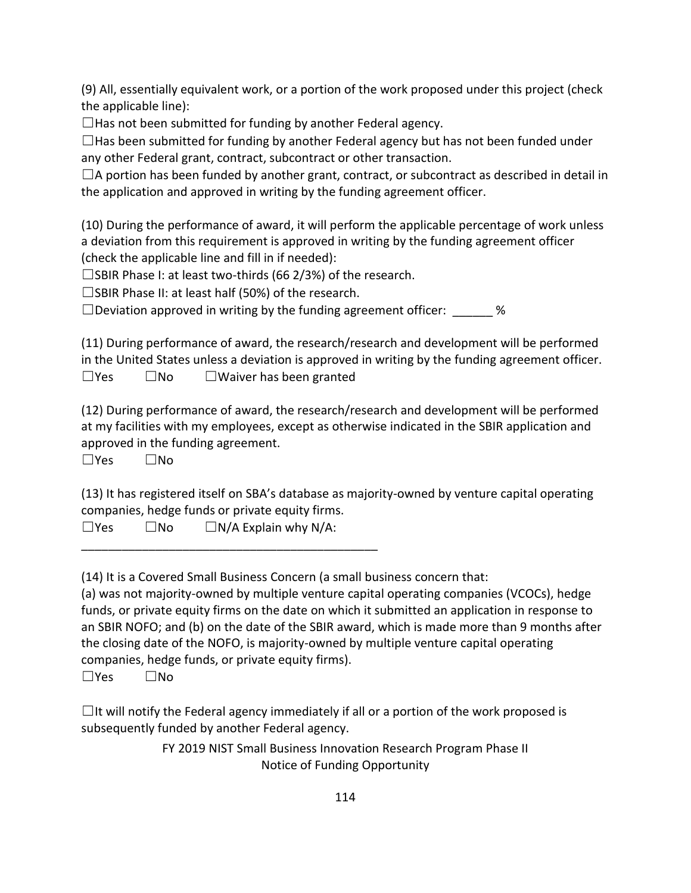(9) All, essentially equivalent work, or a portion of the work proposed under this project (check the applicable line):

☐Has not been submitted for funding by another Federal agency.

☐Has been submitted for funding by another Federal agency but has not been funded under any other Federal grant, contract, subcontract or other transaction.

☐A portion has been funded by another grant, contract, or subcontract as described in detail in the application and approved in writing by the funding agreement officer.

(10) During the performance of award, it will perform the applicable percentage of work unless a deviation from this requirement is approved in writing by the funding agreement officer (check the applicable line and fill in if needed):

☐SBIR Phase I: at least two-thirds (66 2/3%) of the research.

☐SBIR Phase II: at least half (50%) of the research.

☐Deviation approved in writing by the funding agreement officer: ______ %

(11) During performance of award, the research/research and development will be performed in the United States unless a deviation is approved in writing by the funding agreement officer.

☐Yes ☐No ☐Waiver has been granted

(12) During performance of award, the research/research and development will be performed at my facilities with my employees, except as otherwise indicated in the SBIR application and approved in the funding agreement.

☐Yes ☐No

(13) It has registered itself on SBA's database as majority-owned by venture capital operating companies, hedge funds or private equity firms.

☐Yes ☐No ☐N/A Explain why N/A:

_____________________________________________

(14) It is a Covered Small Business Concern (a small business concern that:
(a) was not majority-owned by multiple venture capital operating companies (VCOCs), hedge funds, or private equity firms on the date on which it submitted an application in response to an SBIR NOFO; and (b) on the date of the SBIR award, which is made more than 9 months after the closing date of the NOFO, is majority-owned by multiple venture capital operating companies, hedge funds, or private equity firms).

☐Yes ☐No

☐It will notify the Federal agency immediately if all or a portion of the work proposed is subsequently funded by another Federal agency.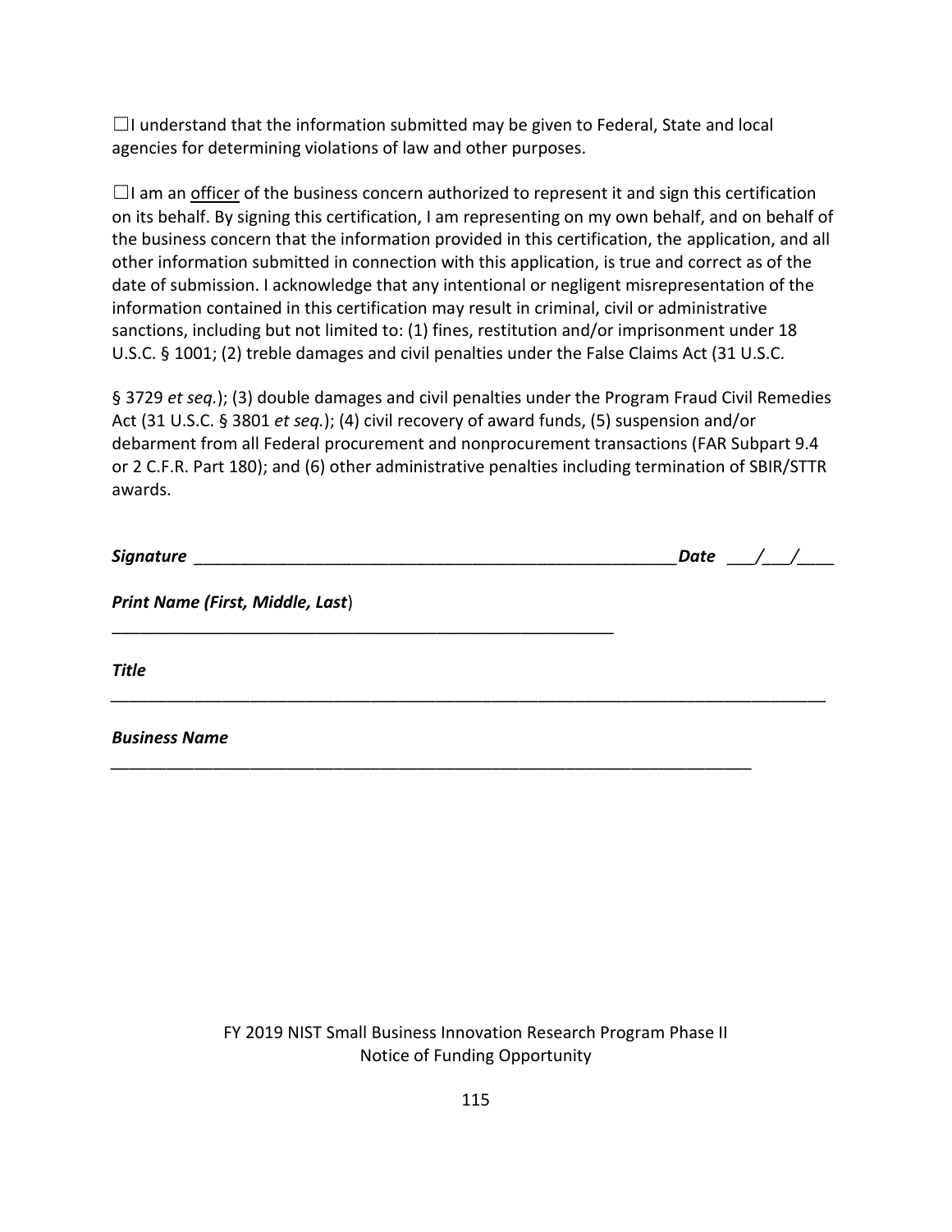☐I understand that the information submitted may be given to Federal, State and local agencies for determining violations of law and other purposes.

☐I am an officer of the business concern authorized to represent it and sign this certification on its behalf. By signing this certification, I am representing on my own behalf, and on behalf of the business concern that the information provided in this certification, the application, and all other information submitted in connection with this application, is true and correct as of the date of submission. I acknowledge that any intentional or negligent misrepresentation of the information contained in this certification may result in criminal, civil or administrative sanctions, including but not limited to: (1) fines, restitution and/or imprisonment under 18 U.S.C. § 1001; (2) treble damages and civil penalties under the False Claims Act (31 U.S.C.

§ 3729 *et seq.*); (3) double damages and civil penalties under the Program Fraud Civil Remedies Act (31 U.S.C. § 3801 *et seq.*); (4) civil recovery of award funds, (5) suspension and/or debarment from all Federal procurement and nonprocurement transactions (FAR Subpart 9.4 or 2 C.F.R. Part 180); and (6) other administrative penalties including termination of SBIR/STTR awards.

***Signature*** _______________________________________________________ ***Date*** ___/___/____

***Print Name (First, Middle, Last***)

_______________________________________________________

***Title***

_______________________________________________________________________________

***Business Name***

_______________________________________________________________________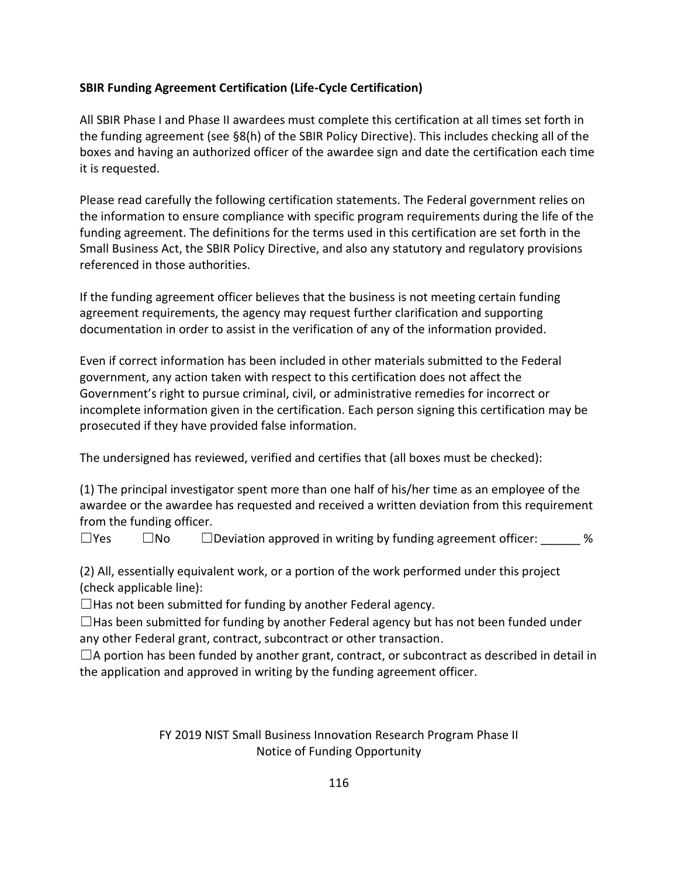**SBIR Funding Agreement Certification (Life-Cycle Certification)**

All SBIR Phase I and Phase II awardees must complete this certification at all times set forth in the funding agreement (see §8(h) of the SBIR Policy Directive). This includes checking all of the boxes and having an authorized officer of the awardee sign and date the certification each time it is requested.

Please read carefully the following certification statements. The Federal government relies on the information to ensure compliance with specific program requirements during the life of the funding agreement. The definitions for the terms used in this certification are set forth in the Small Business Act, the SBIR Policy Directive, and also any statutory and regulatory provisions referenced in those authorities.

If the funding agreement officer believes that the business is not meeting certain funding agreement requirements, the agency may request further clarification and supporting documentation in order to assist in the verification of any of the information provided.

Even if correct information has been included in other materials submitted to the Federal government, any action taken with respect to this certification does not affect the Government's right to pursue criminal, civil, or administrative remedies for incorrect or incomplete information given in the certification. Each person signing this certification may be prosecuted if they have provided false information.

The undersigned has reviewed, verified and certifies that (all boxes must be checked):

(1) The principal investigator spent more than one half of his/her time as an employee of the awardee or the awardee has requested and received a written deviation from this requirement from the funding officer.

☐Yes ☐No ☐Deviation approved in writing by funding agreement officer: ______ %

(2) All, essentially equivalent work, or a portion of the work performed under this project (check applicable line):

☐Has not been submitted for funding by another Federal agency.

☐Has been submitted for funding by another Federal agency but has not been funded under any other Federal grant, contract, subcontract or other transaction.

☐A portion has been funded by another grant, contract, or subcontract as described in detail in the application and approved in writing by the funding agreement officer.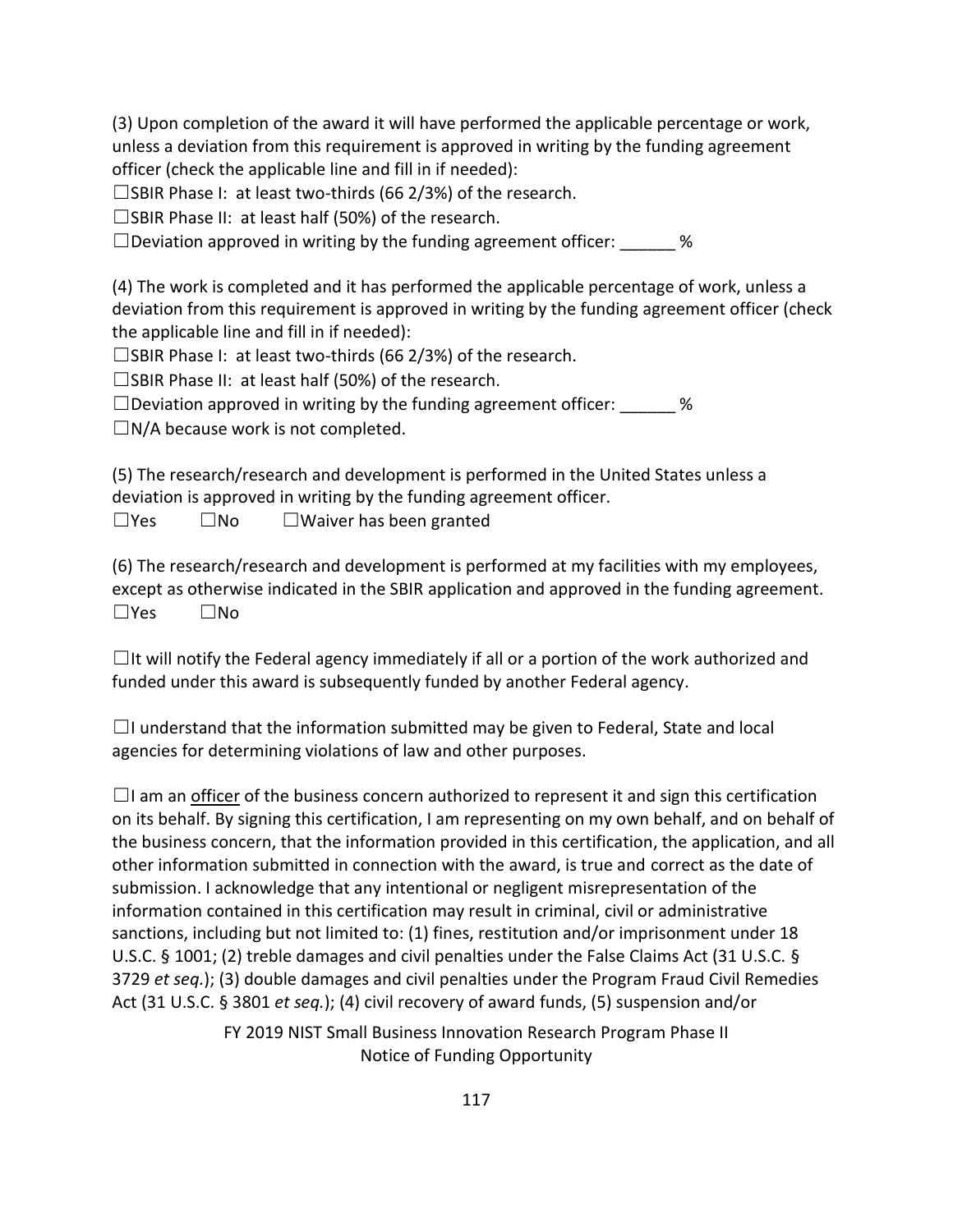(3) Upon completion of the award it will have performed the applicable percentage or work, unless a deviation from this requirement is approved in writing by the funding agreement officer (check the applicable line and fill in if needed):

☐SBIR Phase I: at least two-thirds (66 2/3%) of the research.

☐SBIR Phase II: at least half (50%) of the research.

☐Deviation approved in writing by the funding agreement officer: ______ %

(4) The work is completed and it has performed the applicable percentage of work, unless a deviation from this requirement is approved in writing by the funding agreement officer (check the applicable line and fill in if needed):

☐SBIR Phase I: at least two-thirds (66 2/3%) of the research.

☐SBIR Phase II: at least half (50%) of the research.

☐Deviation approved in writing by the funding agreement officer: ______ %

☐N/A because work is not completed.

(5) The research/research and development is performed in the United States unless a deviation is approved in writing by the funding agreement officer.

☐Yes ☐No ☐Waiver has been granted

(6) The research/research and development is performed at my facilities with my employees, except as otherwise indicated in the SBIR application and approved in the funding agreement.

☐Yes ☐No

☐It will notify the Federal agency immediately if all or a portion of the work authorized and funded under this award is subsequently funded by another Federal agency.

☐I understand that the information submitted may be given to Federal, State and local agencies for determining violations of law and other purposes.

☐I am an <u>officer</u> of the business concern authorized to represent it and sign this certification on its behalf. By signing this certification, I am representing on my own behalf, and on behalf of the business concern, that the information provided in this certification, the application, and all other information submitted in connection with the award, is true and correct as the date of submission. I acknowledge that any intentional or negligent misrepresentation of the information contained in this certification may result in criminal, civil or administrative sanctions, including but not limited to: (1) fines, restitution and/or imprisonment under 18 U.S.C. § 1001; (2) treble damages and civil penalties under the False Claims Act (31 U.S.C. § 3729 *et seq.*); (3) double damages and civil penalties under the Program Fraud Civil Remedies Act (31 U.S.C. § 3801 *et seq.*); (4) civil recovery of award funds, (5) suspension and/or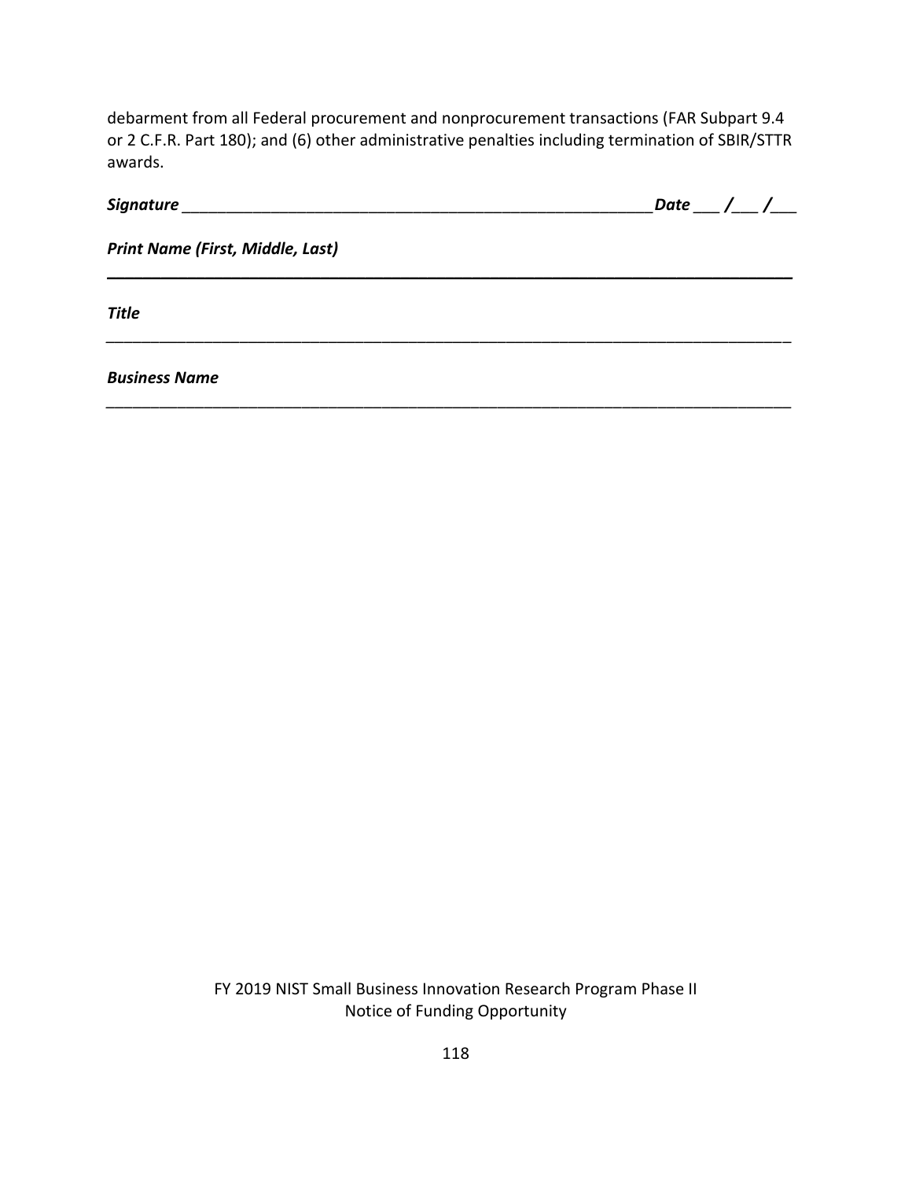debarment from all Federal procurement and nonprocurement transactions (FAR Subpart 9.4 or 2 C.F.R. Part 180); and (6) other administrative penalties including termination of SBIR/STTR awards.

***Signature*** ______________________________________________________ ***Date*** ___ /___ /___

***Print Name (First, Middle, Last)***

______________________________________________________________________________

***Title***

______________________________________________________________________________

***Business Name***

______________________________________________________________________________